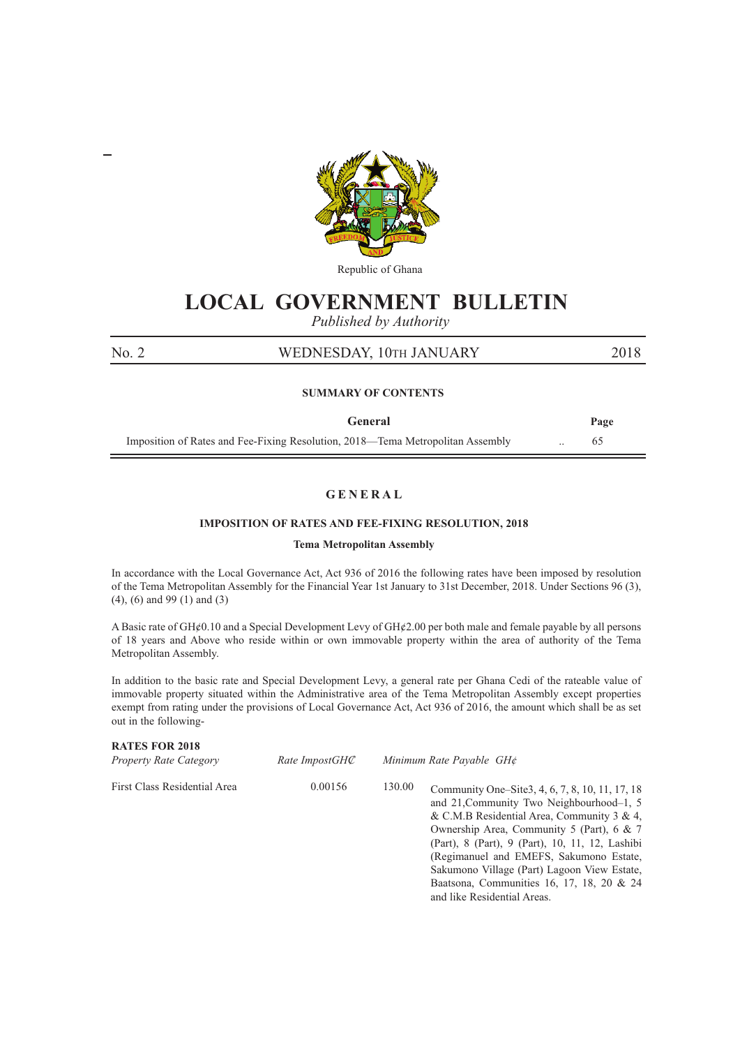Republic of Ghana

# LOCAL GOVERNMENT BULLETIN

*Published by Authority*

No. 2 WEDNESDAY, 10TH JANUARY 2018

**SUMMARY OF CONTENTS**

| General | | Page |
|---|---|---|
| Imposition of Rates and Fee-Fixing Resolution, 2018—Tema Metropolitan Assembly | .. | 65 |

## GENERAL

### IMPOSITION OF RATES AND FEE-FIXING RESOLUTION, 2018

**Tema Metropolitan Assembly**

In accordance with the Local Governance Act, Act 936 of 2016 the following rates have been imposed by resolution of the Tema Metropolitan Assembly for the Financial Year 1st January to 31st December, 2018. Under Sections 96 (3), (4), (6) and 99 (1) and (3)

A Basic rate of GH¢0.10 and a Special Development Levy of GH¢2.00 per both male and female payable by all persons of 18 years and Above who reside within or own immovable property within the area of authority of the Tema Metropolitan Assembly.

In addition to the basic rate and Special Development Levy, a general rate per Ghana Cedi of the rateable value of immovable property situated within the Administrative area of the Tema Metropolitan Assembly except properties exempt from rating under the provisions of Local Governance Act, Act 936 of 2016, the amount which shall be as set out in the following-

**RATES FOR 2018**

| *Property Rate Category* | *Rate ImpostGH₵* | *Minimum Rate Payable GH¢* | |
|---|---|---|---|
| First Class Residential Area | 0.00156 | 130.00 | Community One–Site3, 4, 6, 7, 8, 10, 11, 17, 18 and 21,Community Two Neighbourhood–1, 5 & C.M.B Residential Area, Community 3 & 4, Ownership Area, Community 5 (Part), 6 & 7 (Part), 8 (Part), 9 (Part), 10, 11, 12, Lashibi (Regimanuel and EMEFS, Sakumono Estate, Sakumono Village (Part) Lagoon View Estate, Baatsona, Communities 16, 17, 18, 20 & 24 and like Residential Areas. |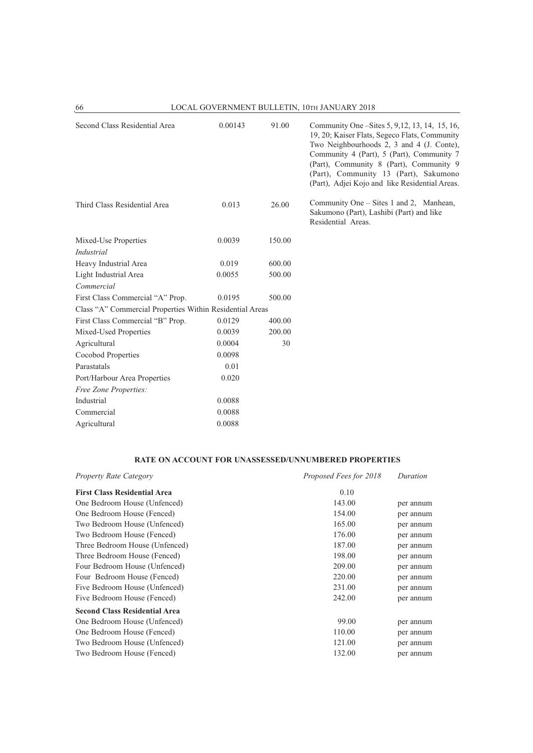| | | | |
|---|---|---|---|
| Second Class Residential Area | 0.00143 | 91.00 | Community One –Sites 5, 9,12, 13, 14, 15, 16, 19, 20; Kaiser Flats, Segeco Flats, Community Two Neighbourhoods 2, 3 and 4 (J. Conte), Community 4 (Part), 5 (Part), Community 7 (Part), Community 8 (Part), Community 9 (Part), Community 13 (Part), Sakumono (Part), Adjei Kojo and like Residential Areas. |
| Third Class Residential Area | 0.013 | 26.00 | Community One – Sites 1 and 2, Manhean, Sakumono (Part), Lashibi (Part) and like Residential Areas. |
| Mixed-Use Properties | 0.0039 | 150.00 | |
| *Industrial* | | | |
| Heavy Industrial Area | 0.019 | 600.00 | |
| Light Industrial Area | 0.0055 | 500.00 | |
| *Commercial* | | | |
| First Class Commercial "A" Prop. | 0.0195 | 500.00 | |
| Class "A" Commercial Properties Within Residential Areas | | | |
| First Class Commercial "B" Prop. | 0.0129 | 400.00 | |
| Mixed-Used Properties | 0.0039 | 200.00 | |
| Agricultural | 0.0004 | 30 | |
| Cocobod Properties | 0.0098 | | |
| Parastatals | 0.01 | | |
| Port/Harbour Area Properties | 0.020 | | |
| *Free Zone Properties:* | | | |
| Industrial | 0.0088 | | |
| Commercial | 0.0088 | | |
| Agricultural | 0.0088 | | |

## RATE ON ACCOUNT FOR UNASSESSED/UNNUMBERED PROPERTIES

| *Property Rate Category* | *Proposed Fees for 2018* | *Duration* |
|---|---|---|
| **First Class Residential Area** | 0.10 | |
| One Bedroom House (Unfenced) | 143.00 | per annum |
| One Bedroom House (Fenced) | 154.00 | per annum |
| Two Bedroom House (Unfenced) | 165.00 | per annum |
| Two Bedroom House (Fenced) | 176.00 | per annum |
| Three Bedroom House (Unfenced) | 187.00 | per annum |
| Three Bedroom House (Fenced) | 198.00 | per annum |
| Four Bedroom House (Unfenced) | 209.00 | per annum |
| Four Bedroom House (Fenced) | 220.00 | per annum |
| Five Bedroom House (Unfenced) | 231.00 | per annum |
| Five Bedroom House (Fenced) | 242.00 | per annum |
| **Second Class Residential Area** | | |
| One Bedroom House (Unfenced) | 99.00 | per annum |
| One Bedroom House (Fenced) | 110.00 | per annum |
| Two Bedroom House (Unfenced) | 121.00 | per annum |
| Two Bedroom House (Fenced) | 132.00 | per annum |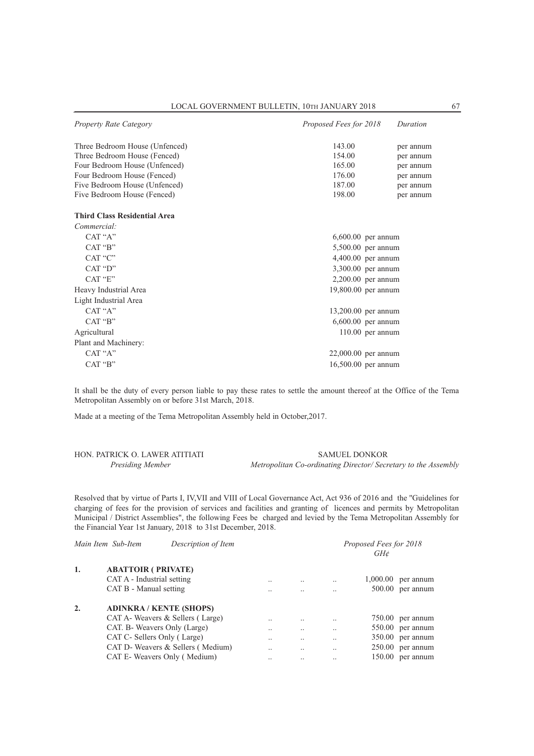| *Property Rate Category* | *Proposed Fees for 2018* | *Duration* |
|---|---|---|
| Three Bedroom House (Unfenced) | 143.00 | per annum |
| Three Bedroom House (Fenced) | 154.00 | per annum |
| Four Bedroom House (Unfenced) | 165.00 | per annum |
| Four Bedroom House (Fenced) | 176.00 | per annum |
| Five Bedroom House (Unfenced) | 187.00 | per annum |
| Five Bedroom House (Fenced) | 198.00 | per annum |
| **Third Class Residential Area** | | |
| *Commercial:* | | |
| CAT "A" | 6,600.00 | per annum |
| CAT "B" | 5,500.00 | per annum |
| CAT "C" | 4,400.00 | per annum |
| CAT "D" | 3,300.00 | per annum |
| CAT "E" | 2,200.00 | per annum |
| Heavy Industrial Area | 19,800.00 | per annum |
| Light Industrial Area | | |
| CAT "A" | 13,200.00 | per annum |
| CAT "B" | 6,600.00 | per annum |
| Agricultural | 110.00 | per annum |
| Plant and Machinery: | | |
| CAT "A" | 22,000.00 | per annum |
| CAT "B" | 16,500.00 | per annum |

It shall be the duty of every person liable to pay these rates to settle the amount thereof at the Office of the Tema Metropolitan Assembly on or before 31st March, 2018.

Made at a meeting of the Tema Metropolitan Assembly held in October,2017.

HON. PATRICK O. LAWER ATITIATI
*Presiding Member*

SAMUEL DONKOR
*Metropolitan Co-ordinating Director/ Secretary to the Assembly*

Resolved that by virtue of Parts I, IV,VII and VIII of Local Governance Act, Act 936 of 2016 and the "Guidelines for charging of fees for the provision of services and facilities and granting of licences and permits by Metropolitan Municipal / District Assemblies", the following Fees be charged and levied by the Tema Metropolitan Assembly for the Financial Year 1st January, 2018 to 31st December, 2018.

| *Main Item* | *Sub-Item Description of Item* | *Proposed Fees for 2018 GH¢* | |
|---|---|---|---|
| **1.** | **ABATTOIR ( PRIVATE)** | | |
| | CAT A - Industrial setting | 1,000.00 | per annum |
| | CAT B - Manual setting | 500.00 | per annum |
| **2.** | **ADINKRA / KENTE (SHOPS)** | | |
| | CAT A- Weavers & Sellers ( Large) | 750.00 | per annum |
| | CAT. B- Weavers Only (Large) | 550.00 | per annum |
| | CAT C- Sellers Only ( Large) | 350.00 | per annum |
| | CAT D- Weavers & Sellers ( Medium) | 250.00 | per annum |
| | CAT E- Weavers Only ( Medium) | 150.00 | per annum |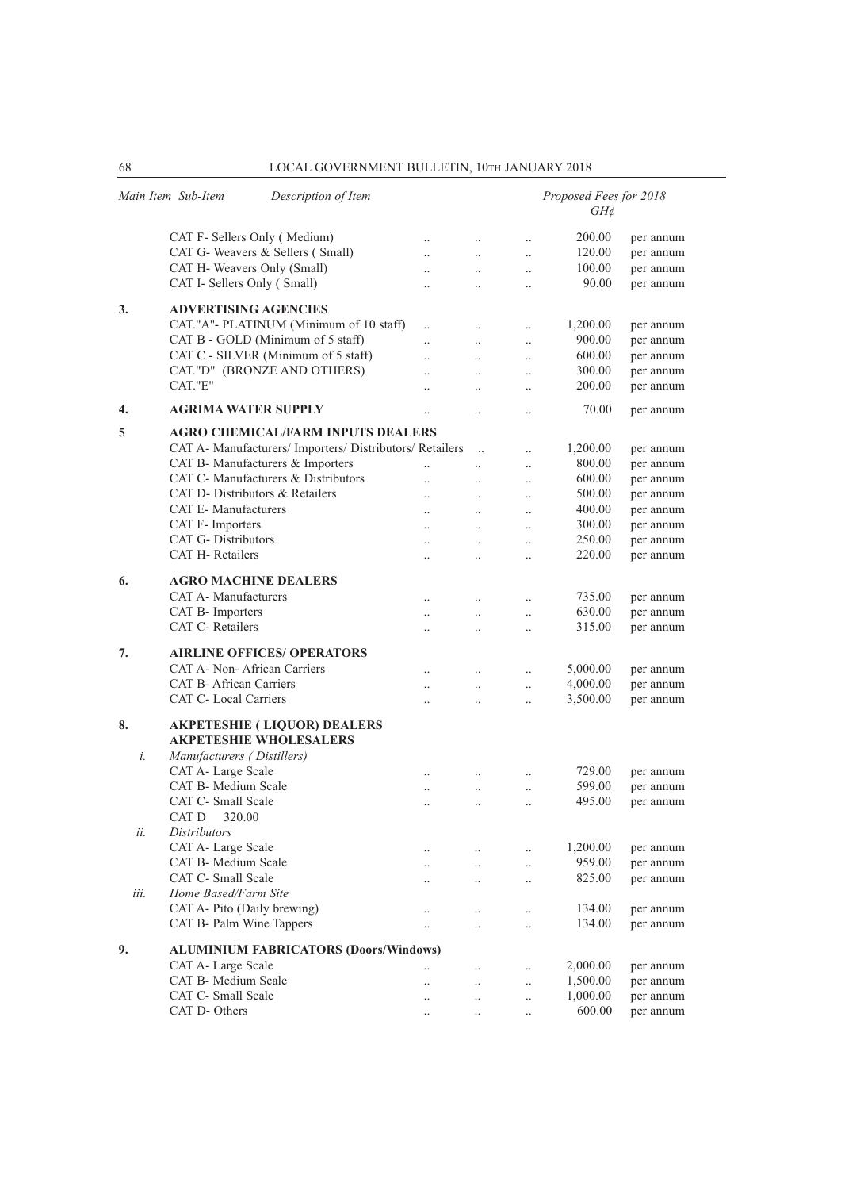| Main Item | Sub-Item | Description of Item | Proposed Fees for 2018 GH¢ | |
|---|---|---|---|---|
| | | CAT F- Sellers Only ( Medium) | 200.00 | per annum |
| | | CAT G- Weavers & Sellers ( Small) | 120.00 | per annum |
| | | CAT H- Weavers Only (Small) | 100.00 | per annum |
| | | CAT I- Sellers Only ( Small) | 90.00 | per annum |
| 3. | | **ADVERTISING AGENCIES** | | |
| | | CAT."A"- PLATINUM (Minimum of 10 staff) | 1,200.00 | per annum |
| | | CAT B - GOLD (Minimum of 5 staff) | 900.00 | per annum |
| | | CAT C - SILVER (Minimum of 5 staff) | 600.00 | per annum |
| | | CAT."D" (BRONZE AND OTHERS) | 300.00 | per annum |
| | | CAT."E" | 200.00 | per annum |
| 4. | | **AGRIMA WATER SUPPLY** | 70.00 | per annum |
| 5 | | **AGRO CHEMICAL/FARM INPUTS DEALERS** | | |
| | | CAT A- Manufacturers/ Importers/ Distributors/ Retailers | 1,200.00 | per annum |
| | | CAT B- Manufacturers & Importers | 800.00 | per annum |
| | | CAT C- Manufacturers & Distributors | 600.00 | per annum |
| | | CAT D- Distributors & Retailers | 500.00 | per annum |
| | | CAT E- Manufacturers | 400.00 | per annum |
| | | CAT F- Importers | 300.00 | per annum |
| | | CAT G- Distributors | 250.00 | per annum |
| | | CAT H- Retailers | 220.00 | per annum |
| 6. | | **AGRO MACHINE DEALERS** | | |
| | | CAT A- Manufacturers | 735.00 | per annum |
| | | CAT B- Importers | 630.00 | per annum |
| | | CAT C- Retailers | 315.00 | per annum |
| 7. | | **AIRLINE OFFICES/ OPERATORS** | | |
| | | CAT A- Non- African Carriers | 5,000.00 | per annum |
| | | CAT B- African Carriers | 4,000.00 | per annum |
| | | CAT C- Local Carriers | 3,500.00 | per annum |
| 8. | | **AKPETESHIE ( LIQUOR) DEALERS** | | |
| | | **AKPETESHIE WHOLESALERS** | | |
| | *i.* | *Manufacturers ( Distillers)* | | |
| | | CAT A- Large Scale | 729.00 | per annum |
| | | CAT B- Medium Scale | 599.00 | per annum |
| | | CAT C- Small Scale | 495.00 | per annum |
| | | CAT D 320.00 | | |
| | *ii.* | *Distributors* | | |
| | | CAT A- Large Scale | 1,200.00 | per annum |
| | | CAT B- Medium Scale | 959.00 | per annum |
| | | CAT C- Small Scale | 825.00 | per annum |
| | *iii.* | *Home Based/Farm Site* | | |
| | | CAT A- Pito (Daily brewing) | 134.00 | per annum |
| | | CAT B- Palm Wine Tappers | 134.00 | per annum |
| 9. | | **ALUMINIUM FABRICATORS (Doors/Windows)** | | |
| | | CAT A- Large Scale | 2,000.00 | per annum |
| | | CAT B- Medium Scale | 1,500.00 | per annum |
| | | CAT C- Small Scale | 1,000.00 | per annum |
| | | CAT D- Others | 600.00 | per annum |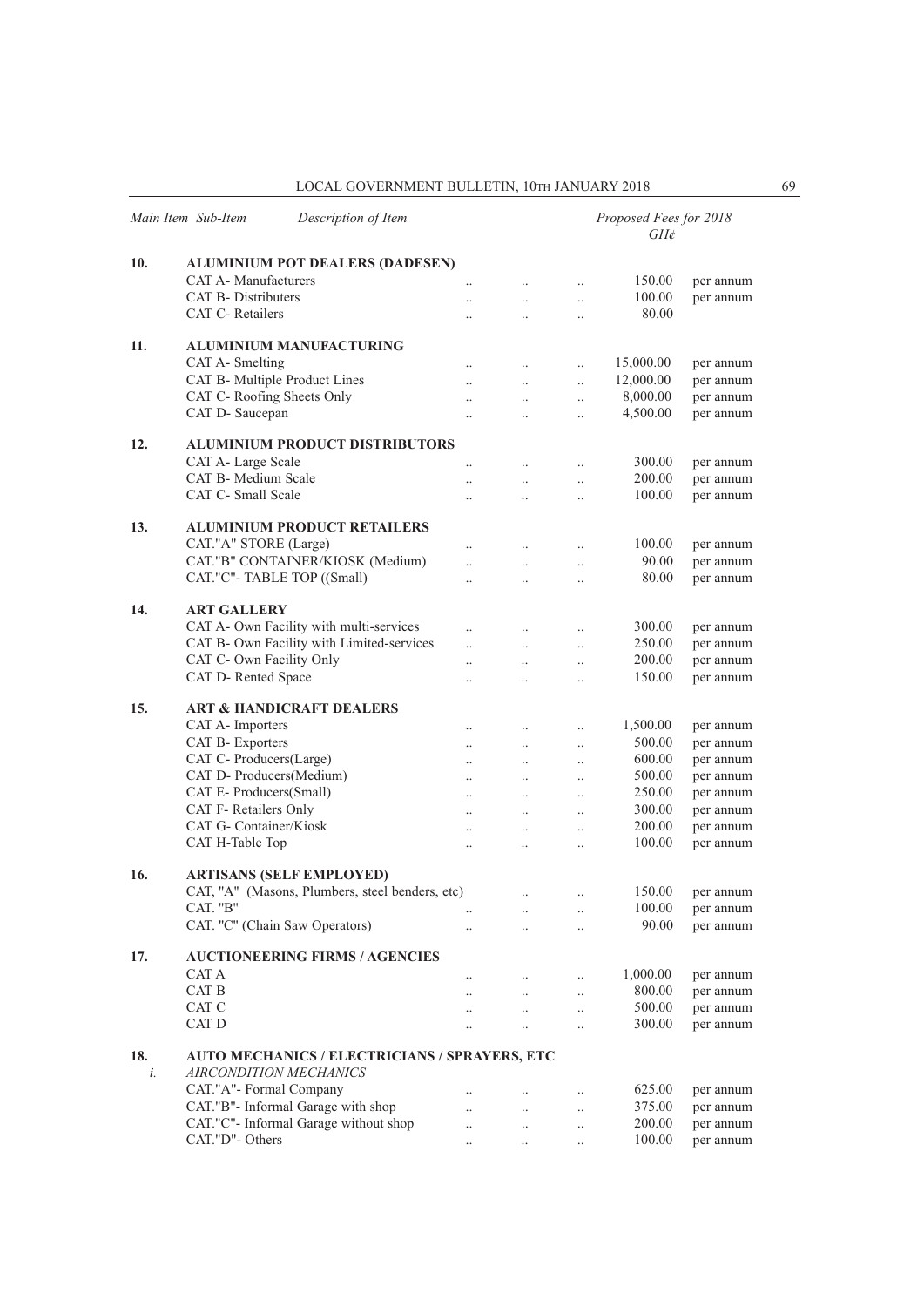| Main Item | Sub-Item | Description of Item | Proposed Fees for 2018 GH¢ | |
|---|---|---|---|---|
| **10.** | | **ALUMINIUM POT DEALERS (DADESEN)** | | |
| | | CAT A- Manufacturers | 150.00 | per annum |
| | | CAT B- Distributers | 100.00 | per annum |
| | | CAT C- Retailers | 80.00 | |
| **11.** | | **ALUMINIUM MANUFACTURING** | | |
| | | CAT A- Smelting | 15,000.00 | per annum |
| | | CAT B- Multiple Product Lines | 12,000.00 | per annum |
| | | CAT C- Roofing Sheets Only | 8,000.00 | per annum |
| | | CAT D- Saucepan | 4,500.00 | per annum |
| **12.** | | **ALUMINIUM PRODUCT DISTRIBUTORS** | | |
| | | CAT A- Large Scale | 300.00 | per annum |
| | | CAT B- Medium Scale | 200.00 | per annum |
| | | CAT C- Small Scale | 100.00 | per annum |
| **13.** | | **ALUMINIUM PRODUCT RETAILERS** | | |
| | | CAT."A" STORE (Large) | 100.00 | per annum |
| | | CAT."B" CONTAINER/KIOSK (Medium) | 90.00 | per annum |
| | | CAT."C"- TABLE TOP ((Small) | 80.00 | per annum |
| **14.** | | **ART GALLERY** | | |
| | | CAT A- Own Facility with multi-services | 300.00 | per annum |
| | | CAT B- Own Facility with Limited-services | 250.00 | per annum |
| | | CAT C- Own Facility Only | 200.00 | per annum |
| | | CAT D- Rented Space | 150.00 | per annum |
| **15.** | | **ART & HANDICRAFT DEALERS** | | |
| | | CAT A- Importers | 1,500.00 | per annum |
| | | CAT B- Exporters | 500.00 | per annum |
| | | CAT C- Producers(Large) | 600.00 | per annum |
| | | CAT D- Producers(Medium) | 500.00 | per annum |
| | | CAT E- Producers(Small) | 250.00 | per annum |
| | | CAT F- Retailers Only | 300.00 | per annum |
| | | CAT G- Container/Kiosk | 200.00 | per annum |
| | | CAT H-Table Top | 100.00 | per annum |
| **16.** | | **ARTISANS (SELF EMPLOYED)** | | |
| | | CAT, "A" (Masons, Plumbers, steel benders, etc) | 150.00 | per annum |
| | | CAT. "B" | 100.00 | per annum |
| | | CAT. "C" (Chain Saw Operators) | 90.00 | per annum |
| **17.** | | **AUCTIONEERING FIRMS / AGENCIES** | | |
| | | CAT A | 1,000.00 | per annum |
| | | CAT B | 800.00 | per annum |
| | | CAT C | 500.00 | per annum |
| | | CAT D | 300.00 | per annum |
| **18.** | | **AUTO MECHANICS / ELECTRICIANS / SPRAYERS, ETC** | | |
| | *i.* | *AIRCONDITION MECHANICS* | | |
| | | CAT."A"- Formal Company | 625.00 | per annum |
| | | CAT."B"- Informal Garage with shop | 375.00 | per annum |
| | | CAT."C"- Informal Garage without shop | 200.00 | per annum |
| | | CAT."D"- Others | 100.00 | per annum |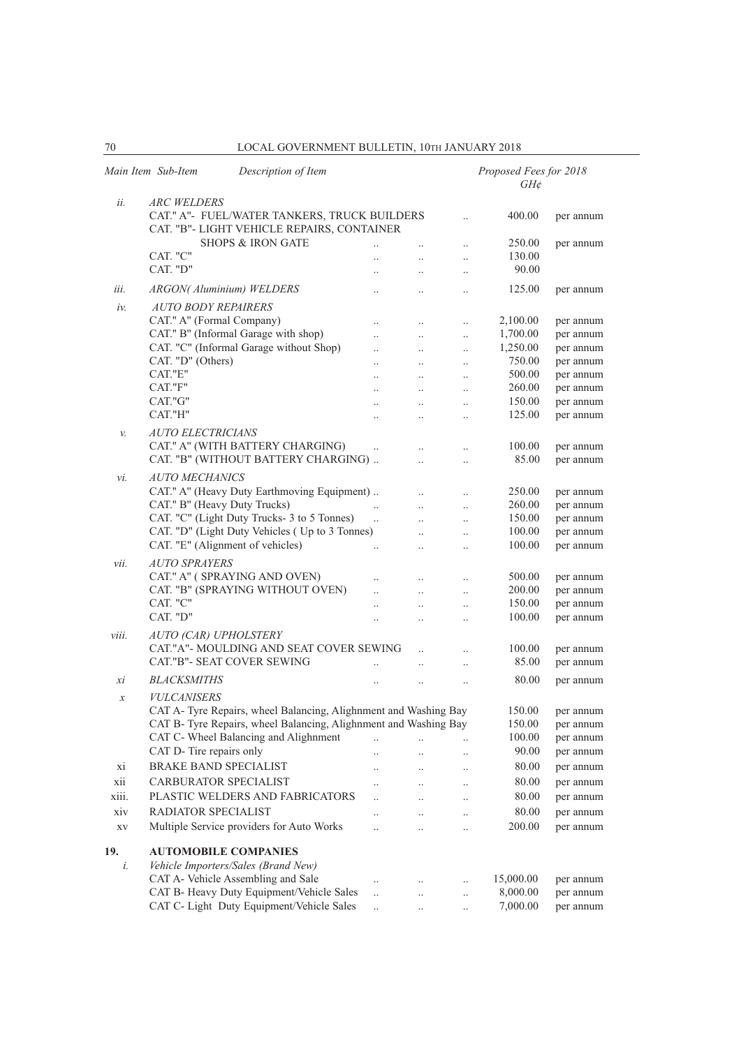| Main Item | Sub-Item | Description of Item | Proposed Fees for 2018 GH¢ | |
|---|---|---|---|---|
| | *ii.* | *ARC WELDERS* | | |
| | | CAT." A"- FUEL/WATER TANKERS, TRUCK BUILDERS .. | 400.00 | per annum |
| | | CAT. "B"- LIGHT VEHICLE REPAIRS, CONTAINER SHOPS & IRON GATE .. .. .. | 250.00 | per annum |
| | | CAT. "C" .. .. .. | 130.00 | |
| | | CAT. "D" .. .. .. | 90.00 | |
| | *iii.* | *ARGON( Aluminium) WELDERS* .. .. .. | 125.00 | per annum |
| | *iv.* | *AUTO BODY REPAIRERS* | | |
| | | CAT." A" (Formal Company) .. .. .. | 2,100.00 | per annum |
| | | CAT." B" (Informal Garage with shop) .. .. .. | 1,700.00 | per annum |
| | | CAT. "C" (Informal Garage without Shop) .. .. .. | 1,250.00 | per annum |
| | | CAT. "D" (Others) .. .. .. | 750.00 | per annum |
| | | CAT."E" .. .. .. | 500.00 | per annum |
| | | CAT."F" .. .. .. | 260.00 | per annum |
| | | CAT."G" .. .. .. | 150.00 | per annum |
| | | CAT."H" .. .. .. | 125.00 | per annum |
| | *v.* | *AUTO ELECTRICIANS* | | |
| | | CAT." A" (WITH BATTERY CHARGING) .. .. .. | 100.00 | per annum |
| | | CAT. "B" (WITHOUT BATTERY CHARGING) .. .. .. | 85.00 | per annum |
| | *vi.* | *AUTO MECHANICS* | | |
| | | CAT." A" (Heavy Duty Earthmoving Equipment) .. .. .. | 250.00 | per annum |
| | | CAT." B" (Heavy Duty Trucks) .. .. .. | 260.00 | per annum |
| | | CAT. "C" (Light Duty Trucks- 3 to 5 Tonnes) .. .. .. | 150.00 | per annum |
| | | CAT. "D" (Light Duty Vehicles ( Up to 3 Tonnes) .. .. | 100.00 | per annum |
| | | CAT. "E" (Alignment of vehicles) .. .. .. | 100.00 | per annum |
| | *vii.* | *AUTO SPRAYERS* | | |
| | | CAT." A" ( SPRAYING AND OVEN) .. .. .. | 500.00 | per annum |
| | | CAT. "B" (SPRAYING WITHOUT OVEN) .. .. .. | 200.00 | per annum |
| | | CAT. "C" .. .. .. | 150.00 | per annum |
| | | CAT. "D" .. .. .. | 100.00 | per annum |
| | *viii.* | *AUTO (CAR) UPHOLSTERY* | | |
| | | CAT."A"- MOULDING AND SEAT COVER SEWING .. .. | 100.00 | per annum |
| | | CAT."B"- SEAT COVER SEWING .. .. .. | 85.00 | per annum |
| | *xi* | *BLACKSMITHS* .. .. .. | 80.00 | per annum |
| | *x* | *VULCANISERS* | | |
| | | CAT A- Tyre Repairs, wheel Balancing, Alighnment and Washing Bay | 150.00 | per annum |
| | | CAT B- Tyre Repairs, wheel Balancing, Alighnment and Washing Bay | 150.00 | per annum |
| | | CAT C- Wheel Balancing and Alignment .. .. .. | 100.00 | per annum |
| | | CAT D- Tire repairs only .. .. .. | 90.00 | per annum |
| | xi | BRAKE BAND SPECIALIST .. .. .. | 80.00 | per annum |
| | xii | CARBURATOR SPECIALIST .. .. .. | 80.00 | per annum |
| | xiii. | PLASTIC WELDERS AND FABRICATORS .. .. .. | 80.00 | per annum |
| | xiv | RADIATOR SPECIALIST .. .. .. | 80.00 | per annum |
| | xv | Multiple Service providers for Auto Works .. .. .. | 200.00 | per annum |
| **19.** | | **AUTOMOBILE COMPANIES** | | |
| | *i.* | *Vehicle Importers/Sales (Brand New)* | | |
| | | CAT A- Vehicle Assembling and Sale .. .. .. | 15,000.00 | per annum |
| | | CAT B- Heavy Duty Equipment/Vehicle Sales .. .. .. | 8,000.00 | per annum |
| | | CAT C- Light Duty Equipment/Vehicle Sales .. .. .. | 7,000.00 | per annum |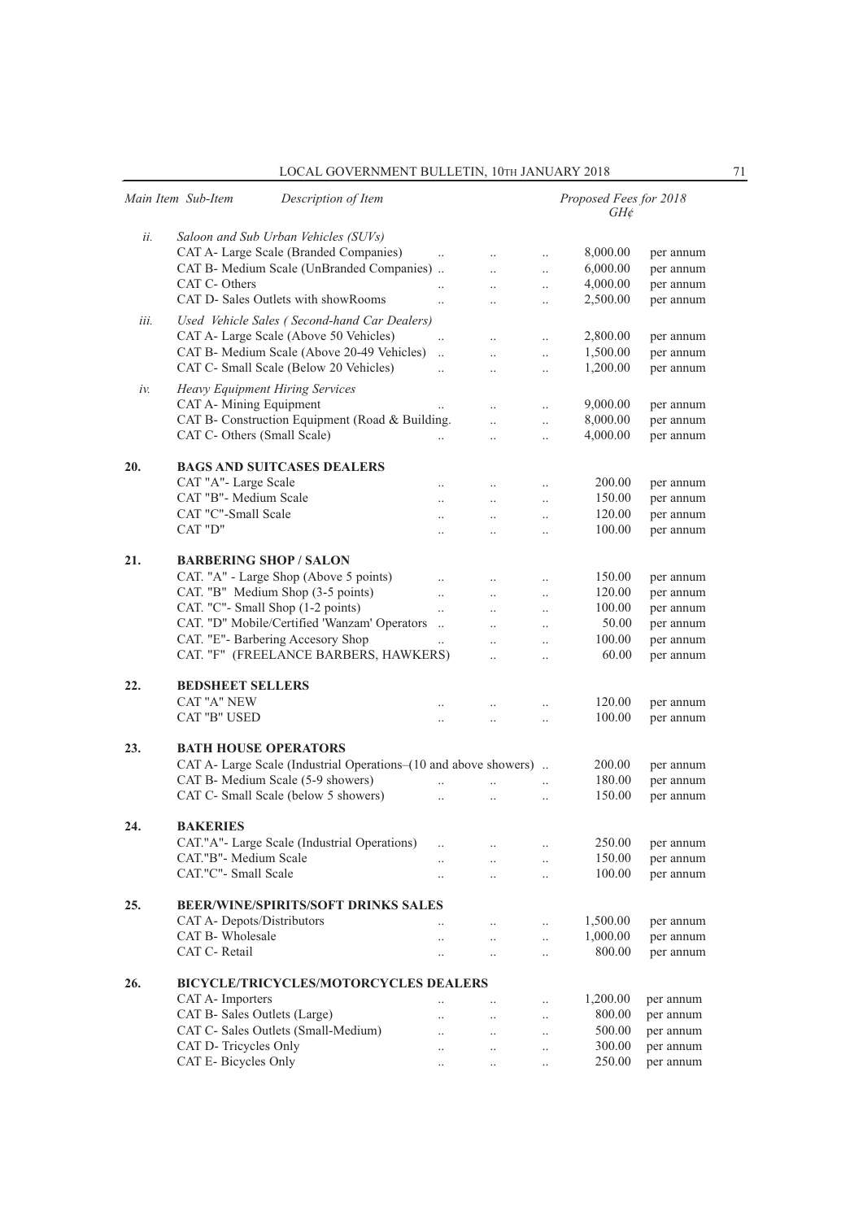| Main Item | Sub-Item | Description of Item | Proposed Fees for 2018 GH¢ | |
|---|---|---|---|---|
| | *ii.* | *Saloon and Sub Urban Vehicles (SUVs)* | | |
| | | CAT A- Large Scale (Branded Companies) | 8,000.00 | per annum |
| | | CAT B- Medium Scale (UnBranded Companies) | 6,000.00 | per annum |
| | | CAT C- Others | 4,000.00 | per annum |
| | | CAT D- Sales Outlets with showRooms | 2,500.00 | per annum |
| | *iii.* | *Used Vehicle Sales ( Second-hand Car Dealers)* | | |
| | | CAT A- Large Scale (Above 50 Vehicles) | 2,800.00 | per annum |
| | | CAT B- Medium Scale (Above 20-49 Vehicles) | 1,500.00 | per annum |
| | | CAT C- Small Scale (Below 20 Vehicles) | 1,200.00 | per annum |
| | *iv.* | *Heavy Equipment Hiring Services* | | |
| | | CAT A- Mining Equipment | 9,000.00 | per annum |
| | | CAT B- Construction Equipment (Road & Building. | 8,000.00 | per annum |
| | | CAT C- Others (Small Scale) | 4,000.00 | per annum |
| **20.** | | **BAGS AND SUITCASES DEALERS** | | |
| | | CAT "A"- Large Scale | 200.00 | per annum |
| | | CAT "B"- Medium Scale | 150.00 | per annum |
| | | CAT "C"-Small Scale | 120.00 | per annum |
| | | CAT "D" | 100.00 | per annum |
| **21.** | | **BARBERING SHOP / SALON** | | |
| | | CAT. "A" - Large Shop (Above 5 points) | 150.00 | per annum |
| | | CAT. "B" Medium Shop (3-5 points) | 120.00 | per annum |
| | | CAT. "C"- Small Shop (1-2 points) | 100.00 | per annum |
| | | CAT. "D" Mobile/Certified 'Wanzam' Operators | 50.00 | per annum |
| | | CAT. "E"- Barbering Accesory Shop | 100.00 | per annum |
| | | CAT. "F" (FREELANCE BARBERS, HAWKERS) | 60.00 | per annum |
| **22.** | | **BEDSHEET SELLERS** | | |
| | | CAT "A" NEW | 120.00 | per annum |
| | | CAT "B" USED | 100.00 | per annum |
| **23.** | | **BATH HOUSE OPERATORS** | | |
| | | CAT A- Large Scale (Industrial Operations–(10 and above showers) | 200.00 | per annum |
| | | CAT B- Medium Scale (5-9 showers) | 180.00 | per annum |
| | | CAT C- Small Scale (below 5 showers) | 150.00 | per annum |
| **24.** | | **BAKERIES** | | |
| | | CAT."A"- Large Scale (Industrial Operations) | 250.00 | per annum |
| | | CAT."B"- Medium Scale | 150.00 | per annum |
| | | CAT."C"- Small Scale | 100.00 | per annum |
| **25.** | | **BEER/WINE/SPIRITS/SOFT DRINKS SALES** | | |
| | | CAT A- Depots/Distributors | 1,500.00 | per annum |
| | | CAT B- Wholesale | 1,000.00 | per annum |
| | | CAT C- Retail | 800.00 | per annum |
| **26.** | | **BICYCLE/TRICYCLES/MOTORCYCLES DEALERS** | | |
| | | CAT A- Importers | 1,200.00 | per annum |
| | | CAT B- Sales Outlets (Large) | 800.00 | per annum |
| | | CAT C- Sales Outlets (Small-Medium) | 500.00 | per annum |
| | | CAT D- Tricycles Only | 300.00 | per annum |
| | | CAT E- Bicycles Only | 250.00 | per annum |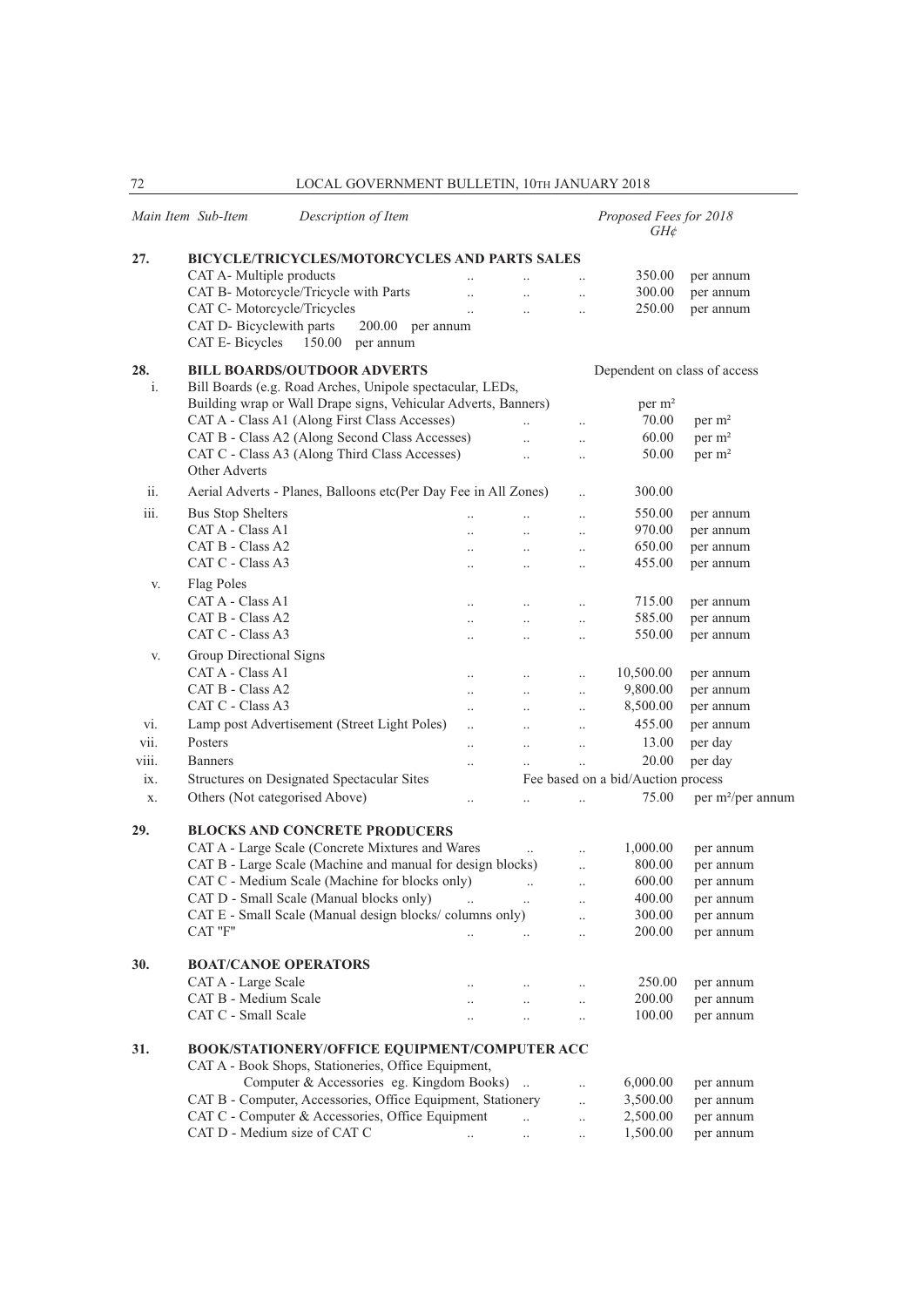| Main Item | Sub-Item | Description of Item | Proposed Fees for 2018 GH¢ | |
|---|---|---|---|---|
| **27.** | | **BICYCLE/TRICYCLES/MOTORCYCLES AND PARTS SALES** | | |
| | | CAT A- Multiple products | 350.00 | per annum |
| | | CAT B- Motorcycle/Tricycle with Parts | 300.00 | per annum |
| | | CAT C- Motorcycle/Tricycles | 250.00 | per annum |
| | | CAT D- Bicyclewith parts | 200.00 | per annum |
| | | CAT E- Bicycles | 150.00 | per annum |
| **28.** | | **BILL BOARDS/OUTDOOR ADVERTS** | Dependent on class of access | |
| | i. | Bill Boards (e.g. Road Arches, Unipole spectacular, LEDs, Building wrap or Wall Drape signs, Vehicular Adverts, Banners) | per m² | |
| | | CAT A - Class A1 (Along First Class Accesses) | 70.00 | per m² |
| | | CAT B - Class A2 (Along Second Class Accesses) | 60.00 | per m² |
| | | CAT C - Class A3 (Along Third Class Accesses) | 50.00 | per m² |
| | | Other Adverts | | |
| | ii. | Aerial Adverts - Planes, Balloons etc(Per Day Fee in All Zones) | 300.00 | |
| | iii. | Bus Stop Shelters | 550.00 | per annum |
| | | CAT A - Class A1 | 970.00 | per annum |
| | | CAT B - Class A2 | 650.00 | per annum |
| | | CAT C - Class A3 | 455.00 | per annum |
| | v. | Flag Poles | | |
| | | CAT A - Class A1 | 715.00 | per annum |
| | | CAT B - Class A2 | 585.00 | per annum |
| | | CAT C - Class A3 | 550.00 | per annum |
| | v. | Group Directional Signs | | |
| | | CAT A - Class A1 | 10,500.00 | per annum |
| | | CAT B - Class A2 | 9,800.00 | per annum |
| | | CAT C - Class A3 | 8,500.00 | per annum |
| | vi. | Lamp post Advertisement (Street Light Poles) | 455.00 | per annum |
| | vii. | Posters | 13.00 | per day |
| | viii. | Banners | 20.00 | per day |
| | ix. | Structures on Designated Spectacular Sites | Fee based on a bid/Auction process | |
| | x. | Others (Not categorised Above) | 75.00 | per m²/per annum |
| **29.** | | **BLOCKS AND CONCRETE PRODUCERS** | | |
| | | CAT A - Large Scale (Concrete Mixtures and Wares | 1,000.00 | per annum |
| | | CAT B - Large Scale (Machine and manual for design blocks) | 800.00 | per annum |
| | | CAT C - Medium Scale (Machine for blocks only) | 600.00 | per annum |
| | | CAT D - Small Scale (Manual blocks only) | 400.00 | per annum |
| | | CAT E - Small Scale (Manual design blocks/ columns only) | 300.00 | per annum |
| | | CAT "F" | 200.00 | per annum |
| **30.** | | **BOAT/CANOE OPERATORS** | | |
| | | CAT A - Large Scale | 250.00 | per annum |
| | | CAT B - Medium Scale | 200.00 | per annum |
| | | CAT C - Small Scale | 100.00 | per annum |
| **31.** | | **BOOK/STATIONERY/OFFICE EQUIPMENT/COMPUTER ACC** | | |
| | | CAT A - Book Shops, Stationeries, Office Equipment, Computer & Accessories eg. Kingdom Books) | 6,000.00 | per annum |
| | | CAT B - Computer, Accessories, Office Equipment, Stationery | 3,500.00 | per annum |
| | | CAT C - Computer & Accessories, Office Equipment | 2,500.00 | per annum |
| | | CAT D - Medium size of CAT C | 1,500.00 | per annum |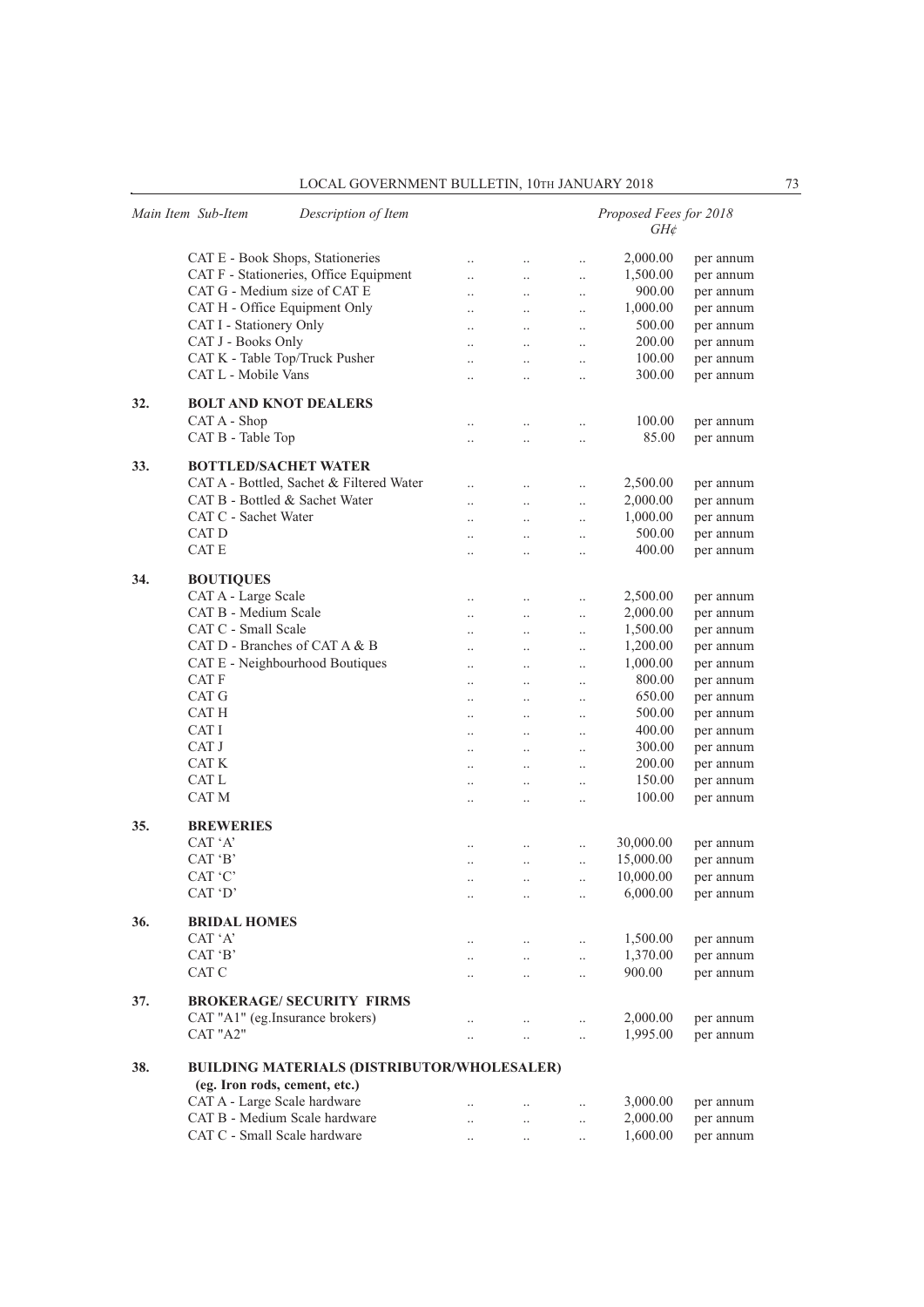| Main Item | Sub-Item Description of Item | Proposed Fees for 2018 GH¢ | |
|---|---|---|---|
| | CAT E - Book Shops, Stationeries | 2,000.00 | per annum |
| | CAT F - Stationeries, Office Equipment | 1,500.00 | per annum |
| | CAT G - Medium size of CAT E | 900.00 | per annum |
| | CAT H - Office Equipment Only | 1,000.00 | per annum |
| | CAT I - Stationery Only | 500.00 | per annum |
| | CAT J - Books Only | 200.00 | per annum |
| | CAT K - Table Top/Truck Pusher | 100.00 | per annum |
| | CAT L - Mobile Vans | 300.00 | per annum |
| **32.** | **BOLT AND KNOT DEALERS** | | |
| | CAT A - Shop | 100.00 | per annum |
| | CAT B - Table Top | 85.00 | per annum |
| **33.** | **BOTTLED/SACHET WATER** | | |
| | CAT A - Bottled, Sachet & Filtered Water | 2,500.00 | per annum |
| | CAT B - Bottled & Sachet Water | 2,000.00 | per annum |
| | CAT C - Sachet Water | 1,000.00 | per annum |
| | CAT D | 500.00 | per annum |
| | CAT E | 400.00 | per annum |
| **34.** | **BOUTIQUES** | | |
| | CAT A - Large Scale | 2,500.00 | per annum |
| | CAT B - Medium Scale | 2,000.00 | per annum |
| | CAT C - Small Scale | 1,500.00 | per annum |
| | CAT D - Branches of CAT A & B | 1,200.00 | per annum |
| | CAT E - Neighbourhood Boutiques | 1,000.00 | per annum |
| | CAT F | 800.00 | per annum |
| | CAT G | 650.00 | per annum |
| | CAT H | 500.00 | per annum |
| | CAT I | 400.00 | per annum |
| | CAT J | 300.00 | per annum |
| | CAT K | 200.00 | per annum |
| | CAT L | 150.00 | per annum |
| | CAT M | 100.00 | per annum |
| **35.** | **BREWERIES** | | |
| | CAT 'A' | 30,000.00 | per annum |
| | CAT 'B' | 15,000.00 | per annum |
| | CAT 'C' | 10,000.00 | per annum |
| | CAT 'D' | 6,000.00 | per annum |
| **36.** | **BRIDAL HOMES** | | |
| | CAT 'A' | 1,500.00 | per annum |
| | CAT 'B' | 1,370.00 | per annum |
| | CAT C | 900.00 | per annum |
| **37.** | **BROKERAGE/ SECURITY FIRMS** | | |
| | CAT "A1" (eg.Insurance brokers) | 2,000.00 | per annum |
| | CAT "A2" | 1,995.00 | per annum |
| **38.** | **BUILDING MATERIALS (DISTRIBUTOR/WHOLESALER) (eg. Iron rods, cement, etc.)** | | |
| | CAT A - Large Scale hardware | 3,000.00 | per annum |
| | CAT B - Medium Scale hardware | 2,000.00 | per annum |
| | CAT C - Small Scale hardware | 1,600.00 | per annum |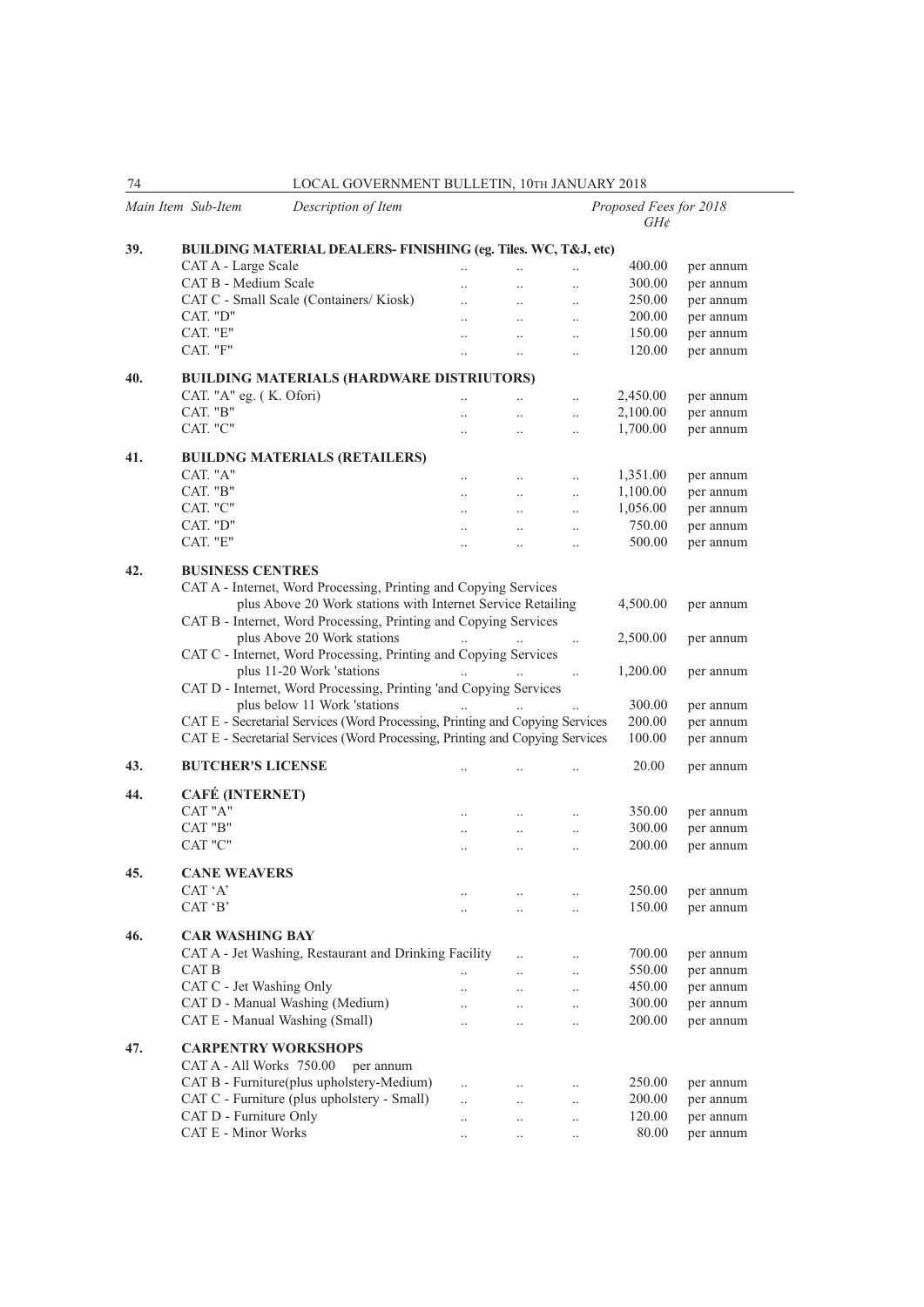| Main Item | Sub-Item | Description of Item | Proposed Fees for 2018 GH¢ | |
|---|---|---|---|---|
| 39. | | **BUILDING MATERIAL DEALERS- FINISHING (eg. Tiles. WC, T&J, etc)** | | |
| | CAT A - Large Scale | .. .. .. | 400.00 | per annum |
| | CAT B - Medium Scale | .. .. .. | 300.00 | per annum |
| | CAT C - Small Scale (Containers/ Kiosk) | .. .. .. | 250.00 | per annum |
| | CAT. "D" | .. .. .. | 200.00 | per annum |
| | CAT. "E" | .. .. .. | 150.00 | per annum |
| | CAT. "F" | .. .. .. | 120.00 | per annum |
| 40. | | **BUILDING MATERIALS (HARDWARE DISTRIUTORS)** | | |
| | CAT. "A" eg. ( K. Ofori) | .. .. .. | 2,450.00 | per annum |
| | CAT. "B" | .. .. .. | 2,100.00 | per annum |
| | CAT. "C" | .. .. .. | 1,700.00 | per annum |
| 41. | | **BUILDNG MATERIALS (RETAILERS)** | | |
| | CAT. "A" | .. .. .. | 1,351.00 | per annum |
| | CAT. "B" | .. .. .. | 1,100.00 | per annum |
| | CAT. "C" | .. .. .. | 1,056.00 | per annum |
| | CAT. "D" | .. .. .. | 750.00 | per annum |
| | CAT. "E" | .. .. .. | 500.00 | per annum |
| 42. | | **BUSINESS CENTRES** | | |
| | CAT A - Internet, Word Processing, Printing and Copying Services plus Above 20 Work stations with Internet Service Retailing | | 4,500.00 | per annum |
| | CAT B - Internet, Word Processing, Printing and Copying Services plus Above 20 Work stations | .. .. .. | 2,500.00 | per annum |
| | CAT C - Internet, Word Processing, Printing and Copying Services plus 11-20 Work 'stations | .. .. .. | 1,200.00 | per annum |
| | CAT D - Internet, Word Processing, Printing 'and Copying Services plus below 11 Work 'stations | .. .. .. | 300.00 | per annum |
| | CAT E - Secretarial Services (Word Processing, Printing and Copying Services | | 200.00 | per annum |
| | CAT E - Secretarial Services (Word Processing, Printing and Copying Services | | 100.00 | per annum |
| 43. | | **BUTCHER'S LICENSE** .. .. .. | 20.00 | per annum |
| 44. | | **CAFÉ (INTERNET)** | | |
| | CAT "A" | .. .. .. | 350.00 | per annum |
| | CAT "B" | .. .. .. | 300.00 | per annum |
| | CAT "C" | .. .. .. | 200.00 | per annum |
| 45. | | **CANE WEAVERS** | | |
| | CAT 'A' | .. .. .. | 250.00 | per annum |
| | CAT 'B' | .. .. .. | 150.00 | per annum |
| 46. | | **CAR WASHING BAY** | | |
| | CAT A - Jet Washing, Restaurant and Drinking Facility | .. .. | 700.00 | per annum |
| | CAT B | .. .. .. | 550.00 | per annum |
| | CAT C - Jet Washing Only | .. .. .. | 450.00 | per annum |
| | CAT D - Manual Washing (Medium) | .. .. .. | 300.00 | per annum |
| | CAT E - Manual Washing (Small) | .. .. .. | 200.00 | per annum |
| 47. | | **CARPENTRY WORKSHOPS** | | |
| | CAT A - All Works 750.00 per annum | | | |
| | CAT B - Furniture(plus upholstery-Medium) | .. .. .. | 250.00 | per annum |
| | CAT C - Furniture (plus upholstery - Small) | .. .. .. | 200.00 | per annum |
| | CAT D - Furniture Only | .. .. .. | 120.00 | per annum |
| | CAT E - Minor Works | .. .. .. | 80.00 | per annum |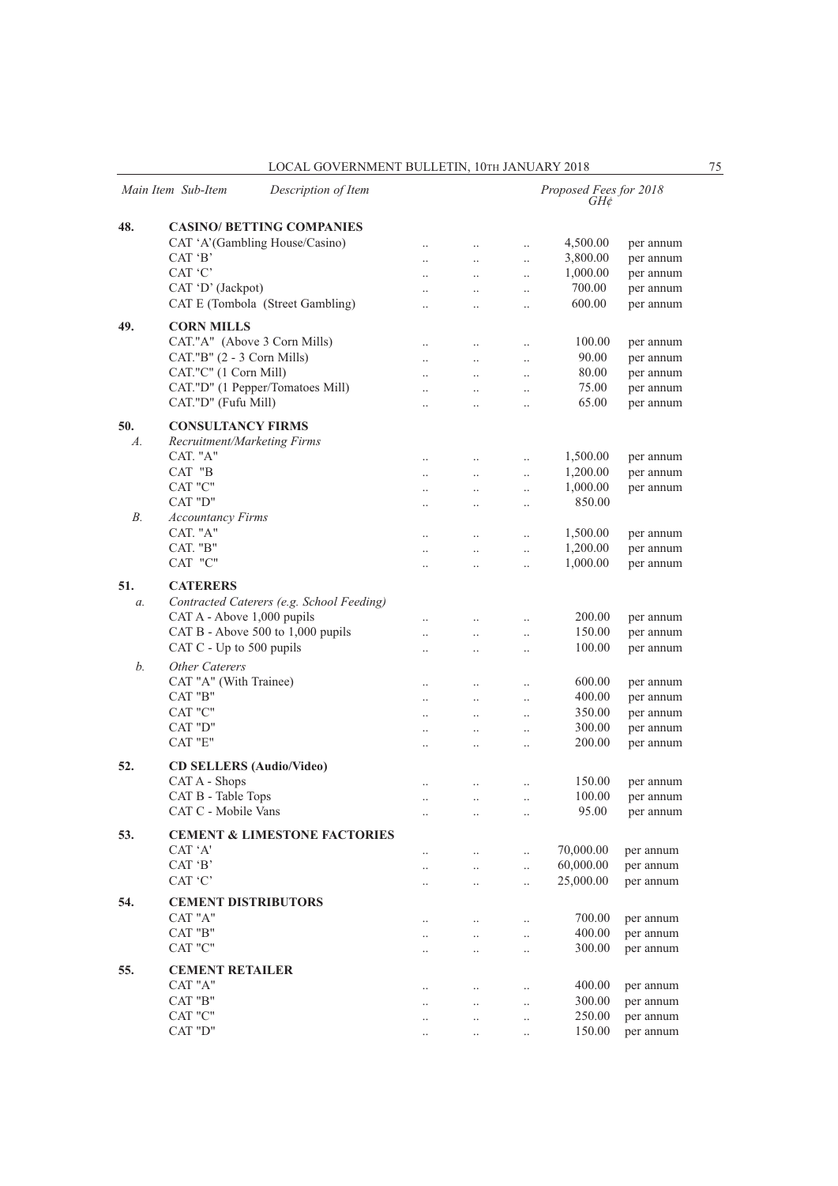| Main Item | Sub-Item | Description of Item | Proposed Fees for 2018 GH¢ | |
|---|---|---|---|---|
| **48.** | | **CASINO/ BETTING COMPANIES** | | |
| | | CAT 'A'(Gambling House/Casino) | 4,500.00 | per annum |
| | | CAT 'B' | 3,800.00 | per annum |
| | | CAT 'C' | 1,000.00 | per annum |
| | | CAT 'D' (Jackpot) | 700.00 | per annum |
| | | CAT E (Tombola (Street Gambling) | 600.00 | per annum |
| **49.** | | **CORN MILLS** | | |
| | | CAT."A" (Above 3 Corn Mills) | 100.00 | per annum |
| | | CAT."B" (2 - 3 Corn Mills) | 90.00 | per annum |
| | | CAT."C" (1 Corn Mill) | 80.00 | per annum |
| | | CAT."D" (1 Pepper/Tomatoes Mill) | 75.00 | per annum |
| | | CAT."D" (Fufu Mill) | 65.00 | per annum |
| **50.** | | **CONSULTANCY FIRMS** | | |
| | *A.* | *Recruitment/Marketing Firms* | | |
| | | CAT. "A" | 1,500.00 | per annum |
| | | CAT "B | 1,200.00 | per annum |
| | | CAT "C" | 1,000.00 | per annum |
| | | CAT "D" | 850.00 | |
| | *B.* | *Accountancy Firms* | | |
| | | CAT. "A" | 1,500.00 | per annum |
| | | CAT. "B" | 1,200.00 | per annum |
| | | CAT "C" | 1,000.00 | per annum |
| **51.** | | **CATERERS** | | |
| | *a.* | *Contracted Caterers (e.g. School Feeding)* | | |
| | | CAT A - Above 1,000 pupils | 200.00 | per annum |
| | | CAT B - Above 500 to 1,000 pupils | 150.00 | per annum |
| | | CAT C - Up to 500 pupils | 100.00 | per annum |
| | *b.* | *Other Caterers* | | |
| | | CAT "A" (With Trainee) | 600.00 | per annum |
| | | CAT "B" | 400.00 | per annum |
| | | CAT "C" | 350.00 | per annum |
| | | CAT "D" | 300.00 | per annum |
| | | CAT "E" | 200.00 | per annum |
| **52.** | | **CD SELLERS (Audio/Video)** | | |
| | | CAT A - Shops | 150.00 | per annum |
| | | CAT B - Table Tops | 100.00 | per annum |
| | | CAT C - Mobile Vans | 95.00 | per annum |
| **53.** | | **CEMENT & LIMESTONE FACTORIES** | | |
| | | CAT 'A' | 70,000.00 | per annum |
| | | CAT 'B' | 60,000.00 | per annum |
| | | CAT 'C' | 25,000.00 | per annum |
| **54.** | | **CEMENT DISTRIBUTORS** | | |
| | | CAT "A" | 700.00 | per annum |
| | | CAT "B" | 400.00 | per annum |
| | | CAT "C" | 300.00 | per annum |
| **55.** | | **CEMENT RETAILER** | | |
| | | CAT "A" | 400.00 | per annum |
| | | CAT "B" | 300.00 | per annum |
| | | CAT "C" | 250.00 | per annum |
| | | CAT "D" | 150.00 | per annum |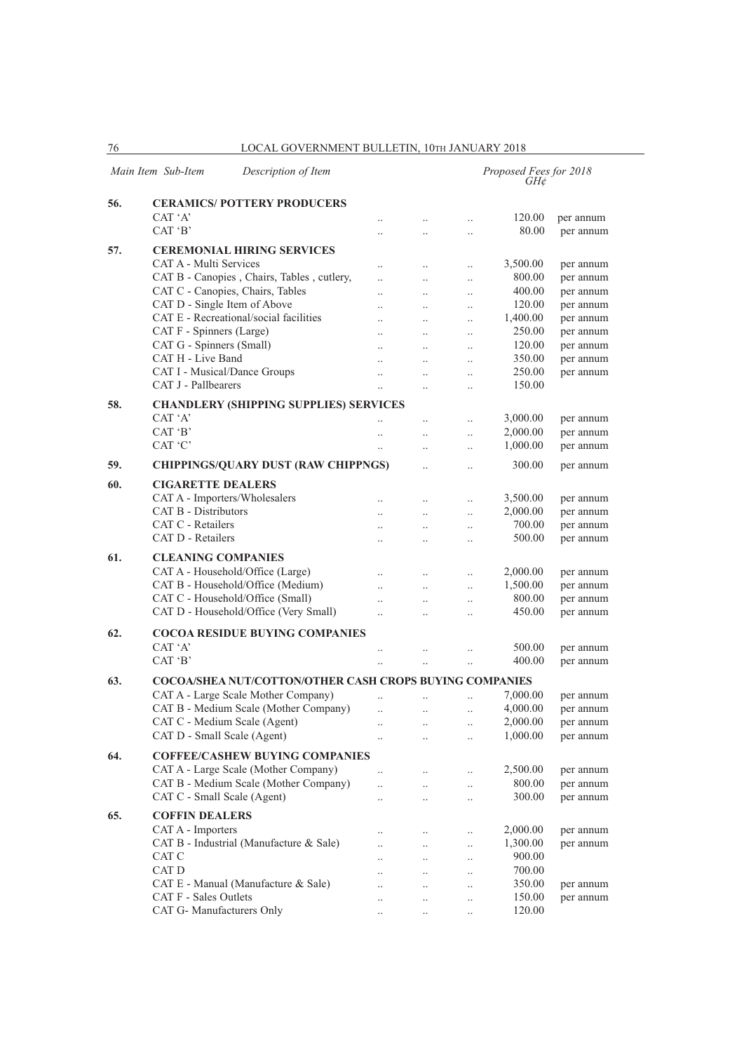| Main Item | Sub-Item Description of Item | Proposed Fees for 2018 GH¢ | |
|---|---|---|---|
| 56. | **CERAMICS/ POTTERY PRODUCERS** | | |
| | CAT 'A' | 120.00 | per annum |
| | CAT 'B' | 80.00 | per annum |
| 57. | **CEREMONIAL HIRING SERVICES** | | |
| | CAT A - Multi Services | 3,500.00 | per annum |
| | CAT B - Canopies , Chairs, Tables , cutlery, | 800.00 | per annum |
| | CAT C - Canopies, Chairs, Tables | 400.00 | per annum |
| | CAT D - Single Item of Above | 120.00 | per annum |
| | CAT E - Recreational/social facilities | 1,400.00 | per annum |
| | CAT F - Spinners (Large) | 250.00 | per annum |
| | CAT G - Spinners (Small) | 120.00 | per annum |
| | CAT H - Live Band | 350.00 | per annum |
| | CAT I - Musical/Dance Groups | 250.00 | per annum |
| | CAT J - Pallbearers | 150.00 | |
| 58. | **CHANDLERY (SHIPPING SUPPLIES) SERVICES** | | |
| | CAT 'A' | 3,000.00 | per annum |
| | CAT 'B' | 2,000.00 | per annum |
| | CAT 'C' | 1,000.00 | per annum |
| 59. | **CHIPPINGS/QUARY DUST (RAW CHIPPNGS)** | 300.00 | per annum |
| 60. | **CIGARETTE DEALERS** | | |
| | CAT A - Importers/Wholesalers | 3,500.00 | per annum |
| | CAT B - Distributors | 2,000.00 | per annum |
| | CAT C - Retailers | 700.00 | per annum |
| | CAT D - Retailers | 500.00 | per annum |
| 61. | **CLEANING COMPANIES** | | |
| | CAT A - Household/Office (Large) | 2,000.00 | per annum |
| | CAT B - Household/Office (Medium) | 1,500.00 | per annum |
| | CAT C - Household/Office (Small) | 800.00 | per annum |
| | CAT D - Household/Office (Very Small) | 450.00 | per annum |
| 62. | **COCOA RESIDUE BUYING COMPANIES** | | |
| | CAT 'A' | 500.00 | per annum |
| | CAT 'B' | 400.00 | per annum |
| 63. | **COCOA/SHEA NUT/COTTON/OTHER CASH CROPS BUYING COMPANIES** | | |
| | CAT A - Large Scale Mother Company) | 7,000.00 | per annum |
| | CAT B - Medium Scale (Mother Company) | 4,000.00 | per annum |
| | CAT C - Medium Scale (Agent) | 2,000.00 | per annum |
| | CAT D - Small Scale (Agent) | 1,000.00 | per annum |
| 64. | **COFFEE/CASHEW BUYING COMPANIES** | | |
| | CAT A - Large Scale (Mother Company) | 2,500.00 | per annum |
| | CAT B - Medium Scale (Mother Company) | 800.00 | per annum |
| | CAT C - Small Scale (Agent) | 300.00 | per annum |
| 65. | **COFFIN DEALERS** | | |
| | CAT A - Importers | 2,000.00 | per annum |
| | CAT B - Industrial (Manufacture & Sale) | 1,300.00 | per annum |
| | CAT C | 900.00 | |
| | CAT D | 700.00 | |
| | CAT E - Manual (Manufacture & Sale) | 350.00 | per annum |
| | CAT F - Sales Outlets | 150.00 | per annum |
| | CAT G- Manufacturers Only | 120.00 | |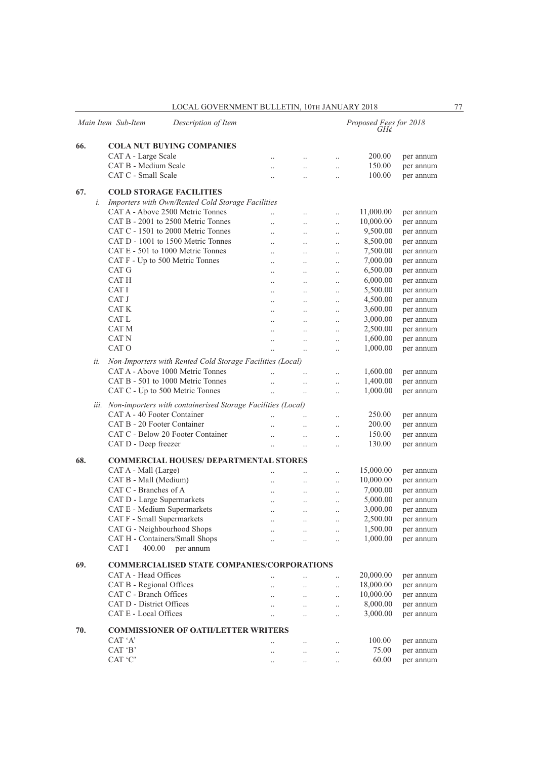| Main Item | Sub-Item | Description of Item | Proposed Fees for 2018 GH¢ | |
|---|---|---|---|---|
| **66.** | | **COLA NUT BUYING COMPANIES** | | |
| | | CAT A - Large Scale | 200.00 | per annum |
| | | CAT B - Medium Scale | 150.00 | per annum |
| | | CAT C - Small Scale | 100.00 | per annum |
| **67.** | | **COLD STORAGE FACILITIES** | | |
| | *i.* | *Importers with Own/Rented Cold Storage Facilities* | | |
| | | CAT A - Above 2500 Metric Tonnes | 11,000.00 | per annum |
| | | CAT B - 2001 to 2500 Metric Tonnes | 10,000.00 | per annum |
| | | CAT C - 1501 to 2000 Metric Tonnes | 9,500.00 | per annum |
| | | CAT D - 1001 to 1500 Metric Tonnes | 8,500.00 | per annum |
| | | CAT E - 501 to 1000 Metric Tonnes | 7,500.00 | per annum |
| | | CAT F - Up to 500 Metric Tonnes | 7,000.00 | per annum |
| | | CAT G | 6,500.00 | per annum |
| | | CAT H | 6,000.00 | per annum |
| | | CAT I | 5,500.00 | per annum |
| | | CAT J | 4,500.00 | per annum |
| | | CAT K | 3,600.00 | per annum |
| | | CAT L | 3,000.00 | per annum |
| | | CAT M | 2,500.00 | per annum |
| | | CAT N | 1,600.00 | per annum |
| | | CAT O | 1,000.00 | per annum |
| | *ii.* | *Non-Importers with Rented Cold Storage Facilities (Local)* | | |
| | | CAT A - Above 1000 Metric Tonnes | 1,600.00 | per annum |
| | | CAT B - 501 to 1000 Metric Tonnes | 1,400.00 | per annum |
| | | CAT C - Up to 500 Metric Tonnes | 1,000.00 | per annum |
| | *iii.* | *Non-importers with containerised Storage Facilities (Local)* | | |
| | | CAT A - 40 Footer Container | 250.00 | per annum |
| | | CAT B - 20 Footer Container | 200.00 | per annum |
| | | CAT C - Below 20 Footer Container | 150.00 | per annum |
| | | CAT D - Deep freezer | 130.00 | per annum |
| **68.** | | **COMMERCIAL HOUSES/ DEPARTMENTAL STORES** | | |
| | | CAT A - Mall (Large) | 15,000.00 | per annum |
| | | CAT B - Mall (Medium) | 10,000.00 | per annum |
| | | CAT C - Branches of A | 7,000.00 | per annum |
| | | CAT D - Large Supermarkets | 5,000.00 | per annum |
| | | CAT E - Medium Supermarkets | 3,000.00 | per annum |
| | | CAT F - Small Supermarkets | 2,500.00 | per annum |
| | | CAT G - Neighbourhood Shops | 1,500.00 | per annum |
| | | CAT H - Containers/Small Shops | 1,000.00 | per annum |
| | | CAT I 400.00 per annum | | |
| **69.** | | **COMMERCIALISED STATE COMPANIES/CORPORATIONS** | | |
| | | CAT A - Head Offices | 20,000.00 | per annum |
| | | CAT B - Regional Offices | 18,000.00 | per annum |
| | | CAT C - Branch Offices | 10,000.00 | per annum |
| | | CAT D - District Offices | 8,000.00 | per annum |
| | | CAT E - Local Offices | 3,000.00 | per annum |
| **70.** | | **COMMISSIONER OF OATH/LETTER WRITERS** | | |
| | | CAT 'A' | 100.00 | per annum |
| | | CAT 'B' | 75.00 | per annum |
| | | CAT 'C' | 60.00 | per annum |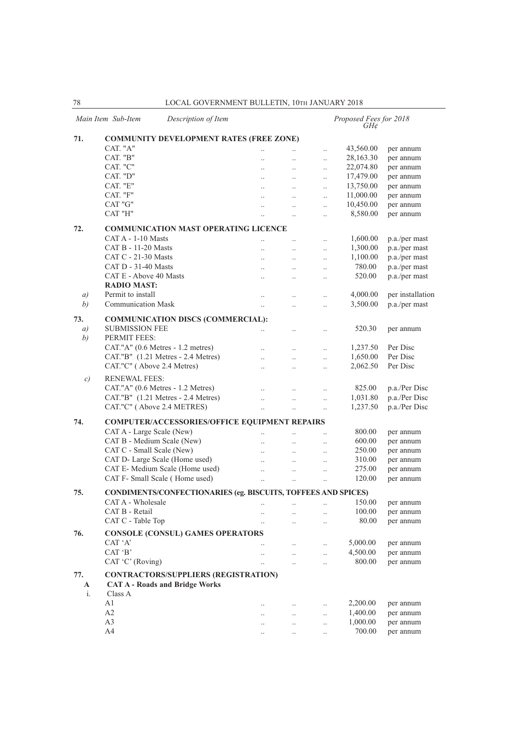| Main Item | Sub-Item | Description of Item | Proposed Fees for 2018 GH¢ | |
|---|---|---|---|---|
| 71. | | **COMMUNITY DEVELOPMENT RATES (FREE ZONE)** | | |
| | | CAT. "A" | 43,560.00 | per annum |
| | | CAT. "B" | 28,163.30 | per annum |
| | | CAT. "C" | 22,074.80 | per annum |
| | | CAT. "D" | 17,479.00 | per annum |
| | | CAT. "E" | 13,750.00 | per annum |
| | | CAT. "F" | 11,000.00 | per annum |
| | | CAT "G" | 10,450.00 | per annum |
| | | CAT "H" | 8,580.00 | per annum |
| 72. | | **COMMUNICATION MAST OPERATING LICENCE** | | |
| | | CAT A - 1-10 Masts | 1,600.00 | p.a./per mast |
| | | CAT B - 11-20 Masts | 1,300.00 | p.a./per mast |
| | | CAT C - 21-30 Masts | 1,100.00 | p.a./per mast |
| | | CAT D - 31-40 Masts | 780.00 | p.a./per mast |
| | | CAT E - Above 40 Masts | 520.00 | p.a./per mast |
| | | **RADIO MAST:** | | |
| | *a)* | Permit to install | 4,000.00 | per installation |
| | *b)* | Communication Mask | 3,500.00 | p.a./per mast |
| 73. | | **COMMUNICATION DISCS (COMMERCIAL):** | | |
| | *a)* | SUBMISSION FEE | 520.30 | per annum |
| | *b)* | PERMIT FEES: | | |
| | | CAT."A" (0.6 Metres - 1.2 metres) | 1,237.50 | Per Disc |
| | | CAT."B" (1.21 Metres - 2.4 Metres) | 1,650.00 | Per Disc |
| | | CAT."C" ( Above 2.4 Metres) | 2,062.50 | Per Disc |
| | *c)* | RENEWAL FEES: | | |
| | | CAT."A" (0.6 Metres - 1.2 Metres) | 825.00 | p.a./Per Disc |
| | | CAT."B" (1.21 Metres - 2.4 Metres) | 1,031.80 | p.a./Per Disc |
| | | CAT."C" ( Above 2.4 METRES) | 1,237.50 | p.a./Per Disc |
| 74. | | **COMPUTER/ACCESSORIES/OFFICE EQUIPMENT REPAIRS** | | |
| | | CAT A - Large Scale (New) | 800.00 | per annum |
| | | CAT B - Medium Scale (New) | 600.00 | per annum |
| | | CAT C - Small Scale (New) | 250.00 | per annum |
| | | CAT D- Large Scale (Home used) | 310.00 | per annum |
| | | CAT E- Medium Scale (Home used) | 275.00 | per annum |
| | | CAT F- Small Scale ( Home used) | 120.00 | per annum |
| 75. | | **CONDIMENTS/CONFECTIONARIES (eg. BISCUITS, TOFFEES AND SPICES)** | | |
| | | CAT A - Wholesale | 150.00 | per annum |
| | | CAT B - Retail | 100.00 | per annum |
| | | CAT C - Table Top | 80.00 | per annum |
| 76. | | **CONSOLE (CONSUL) GAMES OPERATORS** | | |
| | | CAT 'A' | 5,000.00 | per annum |
| | | CAT 'B' | 4,500.00 | per annum |
| | | CAT 'C' (Roving) | 800.00 | per annum |
| 77. | | **CONTRACTORS/SUPPLIERS (REGISTRATION)** | | |
| **A** | | **CAT A - Roads and Bridge Works** | | |
| i. | | Class A | | |
| | | A1 | 2,200.00 | per annum |
| | | A2 | 1,400.00 | per annum |
| | | A3 | 1,000.00 | per annum |
| | | A4 | 700.00 | per annum |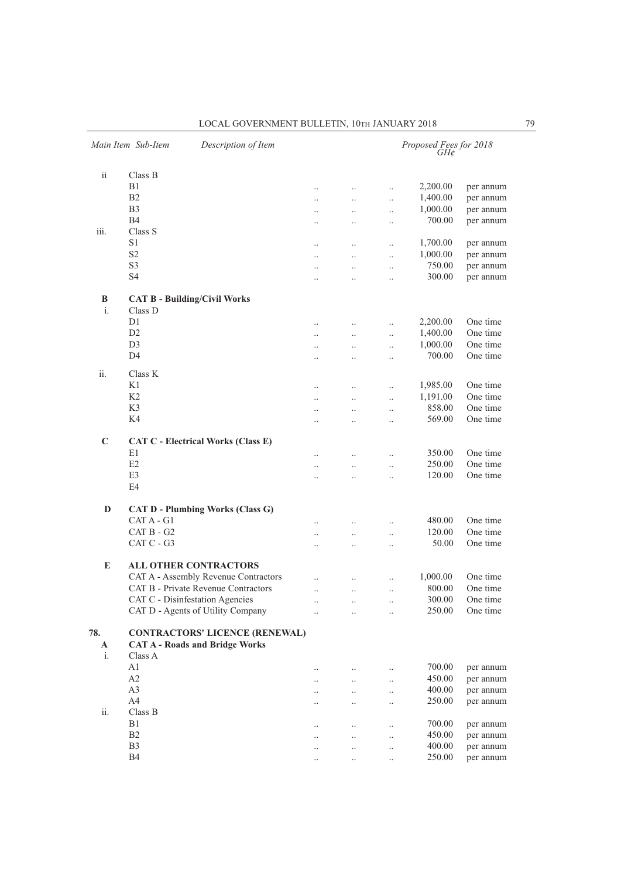| Main Item | Sub-Item | Description of Item | Proposed Fees for 2018 GH¢ | |
|---|---|---|---|---|
| ii | | Class B | | |
| | | B1 | 2,200.00 | per annum |
| | | B2 | 1,400.00 | per annum |
| | | B3 | 1,000.00 | per annum |
| | | B4 | 700.00 | per annum |
| iii. | | Class S | | |
| | | S1 | 1,700.00 | per annum |
| | | S2 | 1,000.00 | per annum |
| | | S3 | 750.00 | per annum |
| | | S4 | 300.00 | per annum |
| **B** | | **CAT B - Building/Civil Works** | | |
| i. | | Class D | | |
| | | D1 | 2,200.00 | One time |
| | | D2 | 1,400.00 | One time |
| | | D3 | 1,000.00 | One time |
| | | D4 | 700.00 | One time |
| ii. | | Class K | | |
| | | K1 | 1,985.00 | One time |
| | | K2 | 1,191.00 | One time |
| | | K3 | 858.00 | One time |
| | | K4 | 569.00 | One time |
| **C** | | **CAT C - Electrical Works (Class E)** | | |
| | | E1 | 350.00 | One time |
| | | E2 | 250.00 | One time |
| | | E3 | 120.00 | One time |
| | | E4 | | |
| **D** | | **CAT D - Plumbing Works (Class G)** | | |
| | | CAT A - G1 | 480.00 | One time |
| | | CAT B - G2 | 120.00 | One time |
| | | CAT C - G3 | 50.00 | One time |
| **E** | | **ALL OTHER CONTRACTORS** | | |
| | | CAT A - Assembly Revenue Contractors | 1,000.00 | One time |
| | | CAT B - Private Revenue Contractors | 800.00 | One time |
| | | CAT C - Disinfestation Agencies | 300.00 | One time |
| | | CAT D - Agents of Utility Company | 250.00 | One time |
| **78.** | | **CONTRACTORS' LICENCE (RENEWAL)** | | |
| **A** | | **CAT A - Roads and Bridge Works** | | |
| i. | | Class A | | |
| | | A1 | 700.00 | per annum |
| | | A2 | 450.00 | per annum |
| | | A3 | 400.00 | per annum |
| | | A4 | 250.00 | per annum |
| ii. | | Class B | | |
| | | B1 | 700.00 | per annum |
| | | B2 | 450.00 | per annum |
| | | B3 | 400.00 | per annum |
| | | B4 | 250.00 | per annum |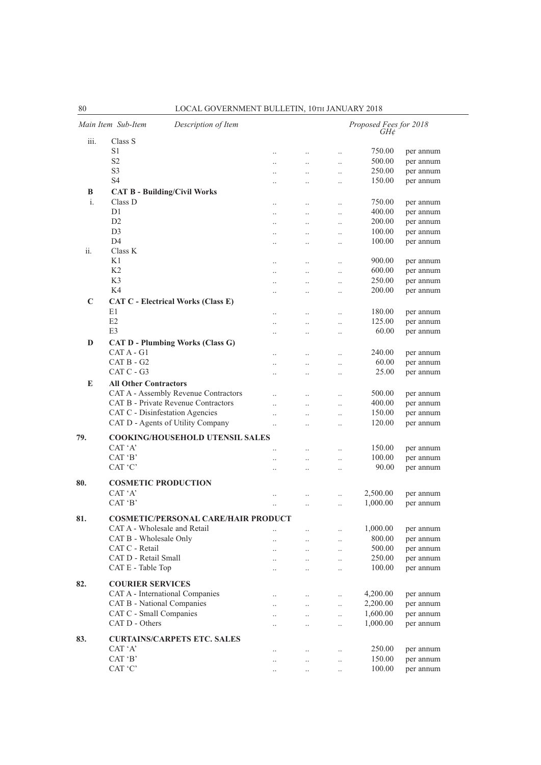| Main Item | Sub-Item | Description of Item | Proposed Fees for 2018 GH¢ | |
|---|---|---|---|---|
| iii. | | Class S | | |
| | | S1 | 750.00 | per annum |
| | | S2 | 500.00 | per annum |
| | | S3 | 250.00 | per annum |
| | | S4 | 150.00 | per annum |
| **B** | | **CAT B - Building/Civil Works** | | |
| i. | | Class D | 750.00 | per annum |
| | | D1 | 400.00 | per annum |
| | | D2 | 200.00 | per annum |
| | | D3 | 100.00 | per annum |
| | | D4 | 100.00 | per annum |
| ii. | | Class K | | |
| | | K1 | 900.00 | per annum |
| | | K2 | 600.00 | per annum |
| | | K3 | 250.00 | per annum |
| | | K4 | 200.00 | per annum |
| **C** | | **CAT C - Electrical Works (Class E)** | | |
| | | E1 | 180.00 | per annum |
| | | E2 | 125.00 | per annum |
| | | E3 | 60.00 | per annum |
| **D** | | **CAT D - Plumbing Works (Class G)** | | |
| | | CAT A - G1 | 240.00 | per annum |
| | | CAT B - G2 | 60.00 | per annum |
| | | CAT C - G3 | 25.00 | per annum |
| **E** | | **All Other Contractors** | | |
| | | CAT A - Assembly Revenue Contractors | 500.00 | per annum |
| | | CAT B - Private Revenue Contractors | 400.00 | per annum |
| | | CAT C - Disinfestation Agencies | 150.00 | per annum |
| | | CAT D - Agents of Utility Company | 120.00 | per annum |
| **79.** | | **COOKING/HOUSEHOLD UTENSIL SALES** | | |
| | | CAT 'A' | 150.00 | per annum |
| | | CAT 'B' | 100.00 | per annum |
| | | CAT 'C' | 90.00 | per annum |
| **80.** | | **COSMETIC PRODUCTION** | | |
| | | CAT 'A' | 2,500.00 | per annum |
| | | CAT 'B' | 1,000.00 | per annum |
| **81.** | | **COSMETIC/PERSONAL CARE/HAIR PRODUCT** | | |
| | | CAT A - Wholesale and Retail | 1,000.00 | per annum |
| | | CAT B - Wholesale Only | 800.00 | per annum |
| | | CAT C - Retail | 500.00 | per annum |
| | | CAT D - Retail Small | 250.00 | per annum |
| | | CAT E - Table Top | 100.00 | per annum |
| **82.** | | **COURIER SERVICES** | | |
| | | CAT A - International Companies | 4,200.00 | per annum |
| | | CAT B - National Companies | 2,200.00 | per annum |
| | | CAT C - Small Companies | 1,600.00 | per annum |
| | | CAT D - Others | 1,000.00 | per annum |
| **83.** | | **CURTAINS/CARPETS ETC. SALES** | | |
| | | CAT 'A' | 250.00 | per annum |
| | | CAT 'B' | 150.00 | per annum |
| | | CAT 'C' | 100.00 | per annum |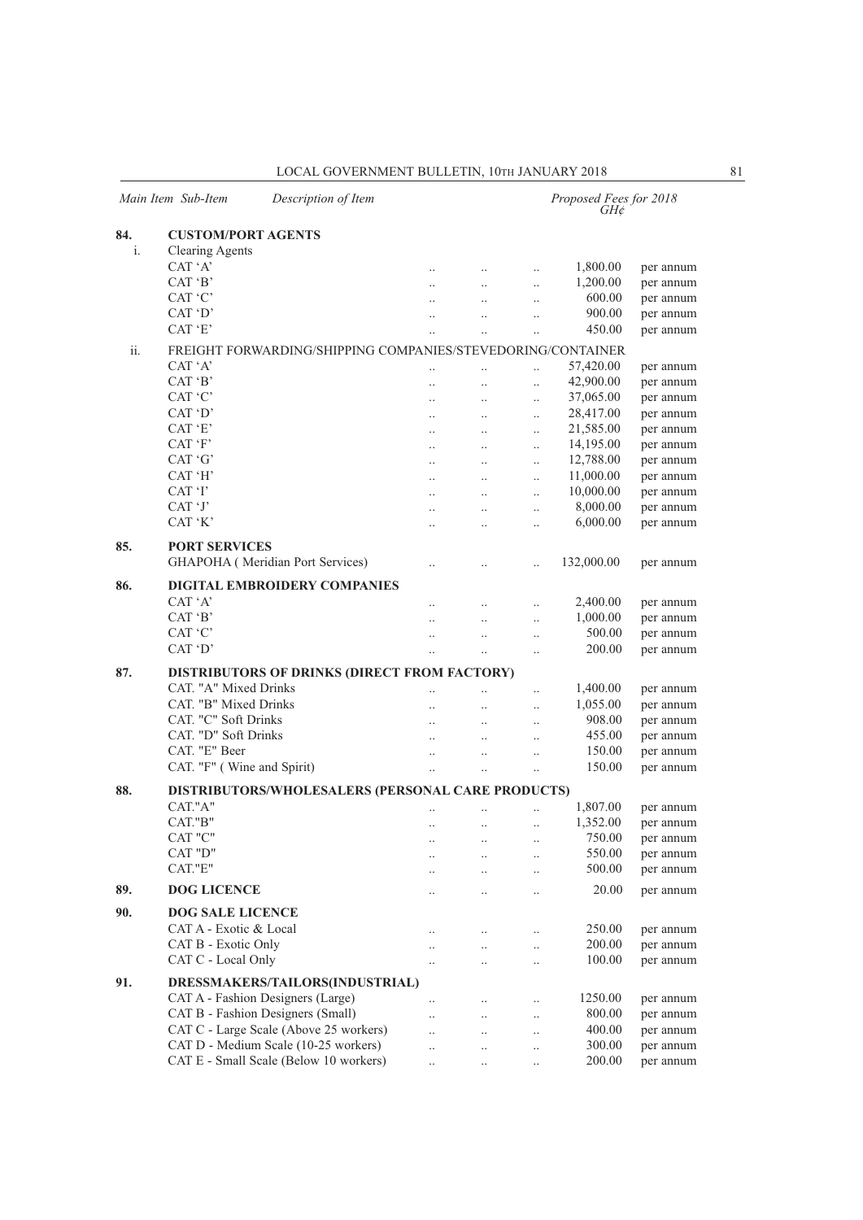| Main Item | Sub-Item | Description of Item | Proposed Fees for 2018 GH¢ | |
|---|---|---|---|---|
| **84.** | | **CUSTOM/PORT AGENTS** | | |
| | i. | Clearing Agents | | |
| | | CAT 'A' | 1,800.00 | per annum |
| | | CAT 'B' | 1,200.00 | per annum |
| | | CAT 'C' | 600.00 | per annum |
| | | CAT 'D' | 900.00 | per annum |
| | | CAT 'E' | 450.00 | per annum |
| | ii. | FREIGHT FORWARDING/SHIPPING COMPANIES/STEVEDORING/CONTAINER | | |
| | | CAT 'A' | 57,420.00 | per annum |
| | | CAT 'B' | 42,900.00 | per annum |
| | | CAT 'C' | 37,065.00 | per annum |
| | | CAT 'D' | 28,417.00 | per annum |
| | | CAT 'E' | 21,585.00 | per annum |
| | | CAT 'F' | 14,195.00 | per annum |
| | | CAT 'G' | 12,788.00 | per annum |
| | | CAT 'H' | 11,000.00 | per annum |
| | | CAT 'I' | 10,000.00 | per annum |
| | | CAT 'J' | 8,000.00 | per annum |
| | | CAT 'K' | 6,000.00 | per annum |
| **85.** | | **PORT SERVICES** | | |
| | | GHAPOHA ( Meridian Port Services) | 132,000.00 | per annum |
| **86.** | | **DIGITAL EMBROIDERY COMPANIES** | | |
| | | CAT 'A' | 2,400.00 | per annum |
| | | CAT 'B' | 1,000.00 | per annum |
| | | CAT 'C' | 500.00 | per annum |
| | | CAT 'D' | 200.00 | per annum |
| **87.** | | **DISTRIBUTORS OF DRINKS (DIRECT FROM FACTORY)** | | |
| | | CAT. "A" Mixed Drinks | 1,400.00 | per annum |
| | | CAT. "B" Mixed Drinks | 1,055.00 | per annum |
| | | CAT. "C" Soft Drinks | 908.00 | per annum |
| | | CAT. "D" Soft Drinks | 455.00 | per annum |
| | | CAT. "E" Beer | 150.00 | per annum |
| | | CAT. "F" ( Wine and Spirit) | 150.00 | per annum |
| **88.** | | **DISTRIBUTORS/WHOLESALERS (PERSONAL CARE PRODUCTS)** | | |
| | | CAT."A" | 1,807.00 | per annum |
| | | CAT."B" | 1,352.00 | per annum |
| | | CAT "C" | 750.00 | per annum |
| | | CAT "D" | 550.00 | per annum |
| | | CAT."E" | 500.00 | per annum |
| **89.** | | **DOG LICENCE** | 20.00 | per annum |
| **90.** | | **DOG SALE LICENCE** | | |
| | | CAT A - Exotic & Local | 250.00 | per annum |
| | | CAT B - Exotic Only | 200.00 | per annum |
| | | CAT C - Local Only | 100.00 | per annum |
| **91.** | | **DRESSMAKERS/TAILORS(INDUSTRIAL)** | | |
| | | CAT A - Fashion Designers (Large) | 1250.00 | per annum |
| | | CAT B - Fashion Designers (Small) | 800.00 | per annum |
| | | CAT C - Large Scale (Above 25 workers) | 400.00 | per annum |
| | | CAT D - Medium Scale (10-25 workers) | 300.00 | per annum |
| | | CAT E - Small Scale (Below 10 workers) | 200.00 | per annum |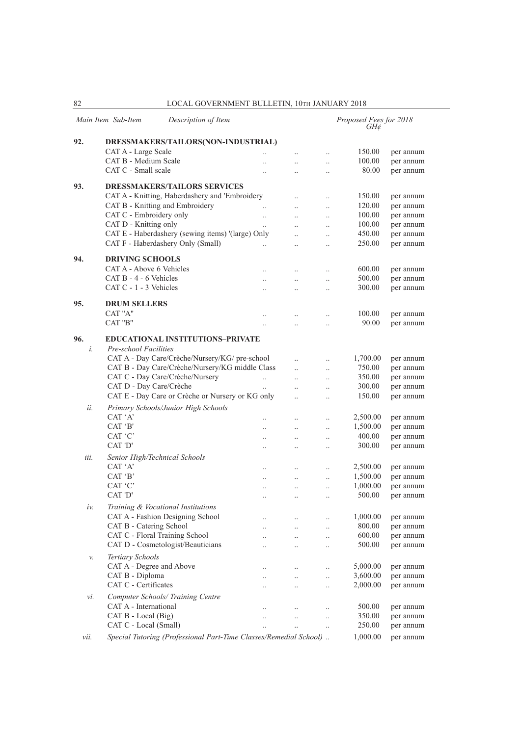| Main Item | Sub-Item | Description of Item | Proposed Fees for 2018 GH¢ | |
|---|---|---|---|---|
| **92.** | | **DRESSMAKERS/TAILORS(NON-INDUSTRIAL)** | | |
| | | CAT A - Large Scale .. .. .. | 150.00 | per annum |
| | | CAT B - Medium Scale .. .. .. | 100.00 | per annum |
| | | CAT C - Small scale .. .. .. | 80.00 | per annum |
| **93.** | | **DRESSMAKERS/TAILORS SERVICES** | | |
| | | CAT A - Knitting, Haberdashery and 'Embroidery .. .. | 150.00 | per annum |
| | | CAT B - Knitting and Embroidery .. .. .. | 120.00 | per annum |
| | | CAT C - Embroidery only .. .. .. | 100.00 | per annum |
| | | CAT D - Knitting only .. .. .. | 100.00 | per annum |
| | | CAT E - Haberdashery (sewing items) '(large) Only .. .. | 450.00 | per annum |
| | | CAT F - Haberdashery Only (Small) .. .. .. | 250.00 | per annum |
| **94.** | | **DRIVING SCHOOLS** | | |
| | | CAT A - Above 6 Vehicles .. .. .. | 600.00 | per annum |
| | | CAT B - 4 - 6 Vehicles .. .. .. | 500.00 | per annum |
| | | CAT C - 1 - 3 Vehicles .. .. .. | 300.00 | per annum |
| **95.** | | **DRUM SELLERS** | | |
| | | CAT "A" .. .. .. | 100.00 | per annum |
| | | CAT "B" .. .. .. | 90.00 | per annum |
| **96.** | | **EDUCATIONAL INSTITUTIONS–PRIVATE** | | |
| | *i.* | *Pre-school Facilities* | | |
| | | CAT A - Day Care/Crèche/Nursery/KG/ pre-school .. .. | 1,700.00 | per annum |
| | | CAT B - Day Care/Crèche/Nursery/KG middle Class .. .. | 750.00 | per annum |
| | | CAT C - Day Care/Crèche/Nursery .. .. .. | 350.00 | per annum |
| | | CAT D - Day Care/Crèche .. .. .. | 300.00 | per annum |
| | | CAT E - Day Care or Crèche or Nursery or KG only .. .. | 150.00 | per annum |
| | *ii.* | *Primary Schools/Junior High Schools* | | |
| | | CAT 'A' .. .. .. | 2,500.00 | per annum |
| | | CAT 'B' .. .. .. | 1,500.00 | per annum |
| | | CAT 'C' .. .. .. | 400.00 | per annum |
| | | CAT 'D' .. .. .. | 300.00 | per annum |
| | *iii.* | *Senior High/Technical Schools* | | |
| | | CAT 'A' .. .. .. | 2,500.00 | per annum |
| | | CAT 'B' .. .. .. | 1,500.00 | per annum |
| | | CAT 'C' .. .. .. | 1,000.00 | per annum |
| | | CAT 'D' .. .. .. | 500.00 | per annum |
| | *iv.* | *Training & Vocational Institutions* | | |
| | | CAT A - Fashion Designing School .. .. .. | 1,000.00 | per annum |
| | | CAT B - Catering School .. .. .. | 800.00 | per annum |
| | | CAT C - Floral Training School .. .. .. | 600.00 | per annum |
| | | CAT D - Cosmetologist/Beauticians .. .. .. | 500.00 | per annum |
| | *v.* | *Tertiary Schools* | | |
| | | CAT A - Degree and Above .. .. .. | 5,000.00 | per annum |
| | | CAT B - Diploma .. .. .. | 3,600.00 | per annum |
| | | CAT C - Certificates .. .. .. | 2,000.00 | per annum |
| | *vi.* | *Computer Schools/ Training Centre* | | |
| | | CAT A - International .. .. .. | 500.00 | per annum |
| | | CAT B - Local (Big) .. .. .. | 350.00 | per annum |
| | | CAT C - Local (Small) .. .. .. | 250.00 | per annum |
| | *vii.* | *Special Tutoring (Professional Part-Time Classes/Remedial School)* .. | 1,000.00 | per annum |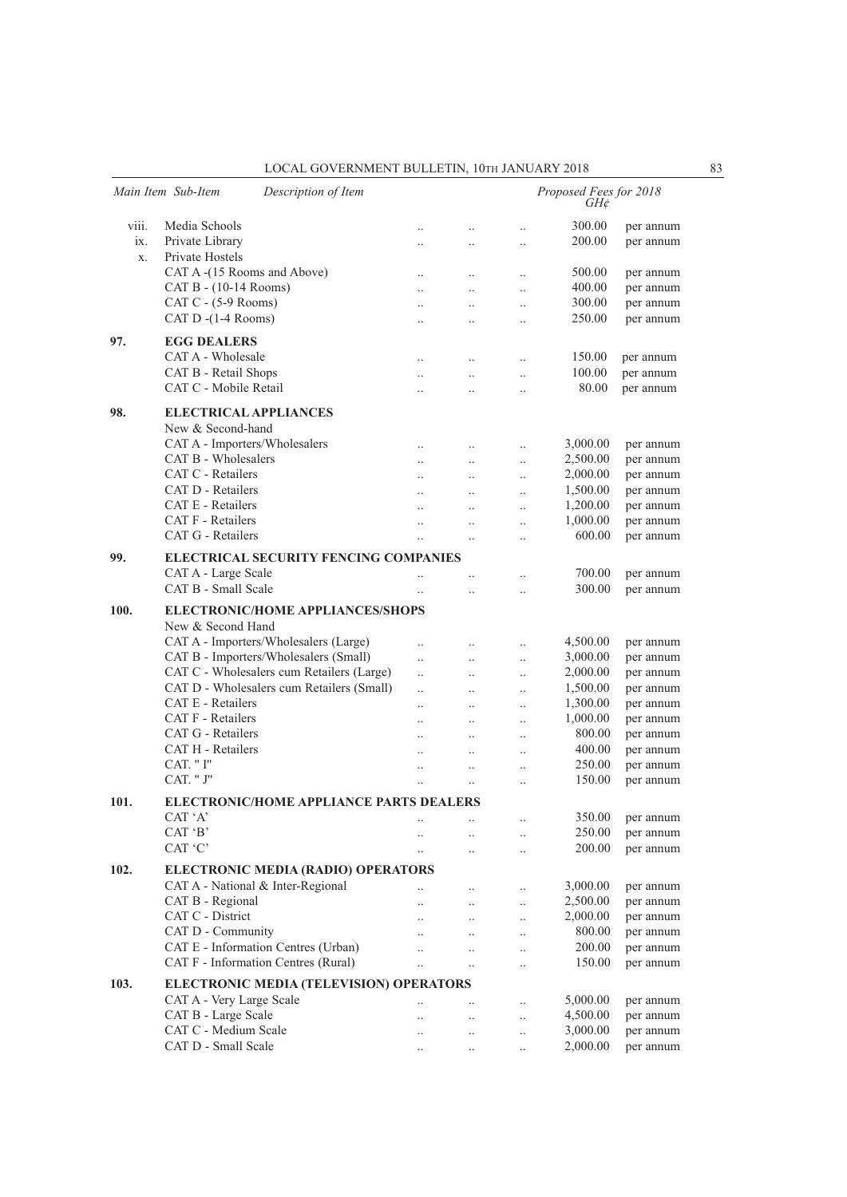| Main Item | Sub-Item | Description of Item | Proposed Fees for 2018 GH¢ | |
|---|---|---|---|---|
| | viii. | Media Schools | 300.00 | per annum |
| | ix. | Private Library | 200.00 | per annum |
| | x. | Private Hostels | | |
| | | CAT A -(15 Rooms and Above) | 500.00 | per annum |
| | | CAT B - (10-14 Rooms) | 400.00 | per annum |
| | | CAT C - (5-9 Rooms) | 300.00 | per annum |
| | | CAT D -(1-4 Rooms) | 250.00 | per annum |
| 97. | | **EGG DEALERS** | | |
| | | CAT A - Wholesale | 150.00 | per annum |
| | | CAT B - Retail Shops | 100.00 | per annum |
| | | CAT C - Mobile Retail | 80.00 | per annum |
| 98. | | **ELECTRICAL APPLIANCES** | | |
| | | New & Second-hand | | |
| | | CAT A - Importers/Wholesalers | 3,000.00 | per annum |
| | | CAT B - Wholesalers | 2,500.00 | per annum |
| | | CAT C - Retailers | 2,000.00 | per annum |
| | | CAT D - Retailers | 1,500.00 | per annum |
| | | CAT E - Retailers | 1,200.00 | per annum |
| | | CAT F - Retailers | 1,000.00 | per annum |
| | | CAT G - Retailers | 600.00 | per annum |
| 99. | | **ELECTRICAL SECURITY FENCING COMPANIES** | | |
| | | CAT A - Large Scale | 700.00 | per annum |
| | | CAT B - Small Scale | 300.00 | per annum |
| 100. | | **ELECTRONIC/HOME APPLIANCES/SHOPS** | | |
| | | New & Second Hand | | |
| | | CAT A - Importers/Wholesalers (Large) | 4,500.00 | per annum |
| | | CAT B - Importers/Wholesalers (Small) | 3,000.00 | per annum |
| | | CAT C - Wholesalers cum Retailers (Large) | 2,000.00 | per annum |
| | | CAT D - Wholesalers cum Retailers (Small) | 1,500.00 | per annum |
| | | CAT E - Retailers | 1,300.00 | per annum |
| | | CAT F - Retailers | 1,000.00 | per annum |
| | | CAT G - Retailers | 800.00 | per annum |
| | | CAT H - Retailers | 400.00 | per annum |
| | | CAT. " I" | 250.00 | per annum |
| | | CAT. " J" | 150.00 | per annum |
| 101. | | **ELECTRONIC/HOME APPLIANCE PARTS DEALERS** | | |
| | | CAT 'A' | 350.00 | per annum |
| | | CAT 'B' | 250.00 | per annum |
| | | CAT 'C' | 200.00 | per annum |
| 102. | | **ELECTRONIC MEDIA (RADIO) OPERATORS** | | |
| | | CAT A - National & Inter-Regional | 3,000.00 | per annum |
| | | CAT B - Regional | 2,500.00 | per annum |
| | | CAT C - District | 2,000.00 | per annum |
| | | CAT D - Community | 800.00 | per annum |
| | | CAT E - Information Centres (Urban) | 200.00 | per annum |
| | | CAT F - Information Centres (Rural) | 150.00 | per annum |
| 103. | | **ELECTRONIC MEDIA (TELEVISION) OPERATORS** | | |
| | | CAT A - Very Large Scale | 5,000.00 | per annum |
| | | CAT B - Large Scale | 4,500.00 | per annum |
| | | CAT C - Medium Scale | 3,000.00 | per annum |
| | | CAT D - Small Scale | 2,000.00 | per annum |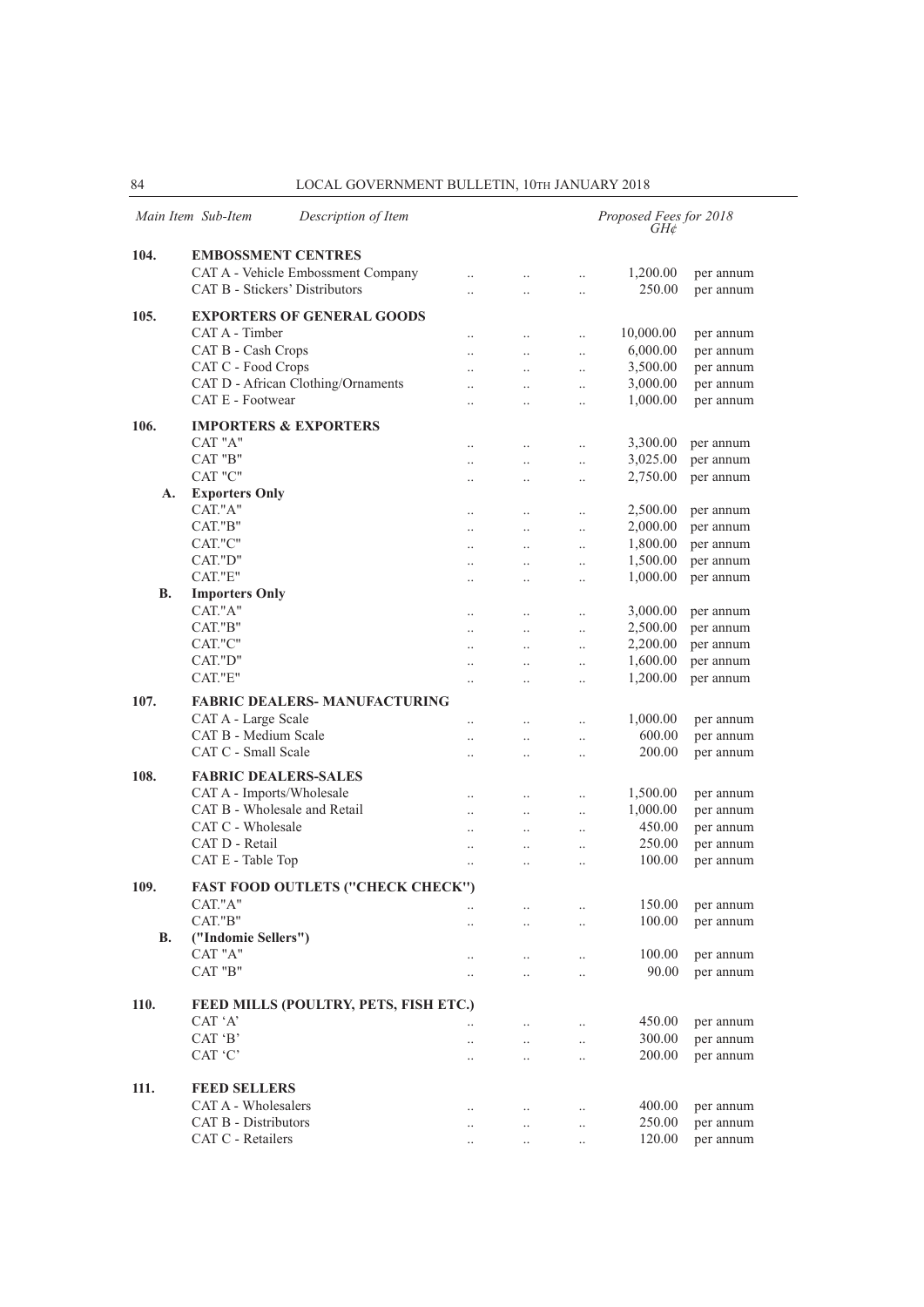| Main Item | Sub-Item | Description of Item | Proposed Fees for 2018 GH¢ | |
|---|---|---|---|---|
| **104.** | | **EMBOSSMENT CENTRES** | | |
| | | CAT A - Vehicle Embossment Company | 1,200.00 | per annum |
| | | CAT B - Stickers' Distributors | 250.00 | per annum |
| **105.** | | **EXPORTERS OF GENERAL GOODS** | | |
| | | CAT A - Timber | 10,000.00 | per annum |
| | | CAT B - Cash Crops | 6,000.00 | per annum |
| | | CAT C - Food Crops | 3,500.00 | per annum |
| | | CAT D - African Clothing/Ornaments | 3,000.00 | per annum |
| | | CAT E - Footwear | 1,000.00 | per annum |
| **106.** | | **IMPORTERS & EXPORTERS** | | |
| | | CAT "A" | 3,300.00 | per annum |
| | | CAT "B" | 3,025.00 | per annum |
| | | CAT "C" | 2,750.00 | per annum |
| | **A.** | **Exporters Only** | | |
| | | CAT."A" | 2,500.00 | per annum |
| | | CAT."B" | 2,000.00 | per annum |
| | | CAT."C" | 1,800.00 | per annum |
| | | CAT."D" | 1,500.00 | per annum |
| | | CAT."E" | 1,000.00 | per annum |
| | **B.** | **Importers Only** | | |
| | | CAT."A" | 3,000.00 | per annum |
| | | CAT."B" | 2,500.00 | per annum |
| | | CAT."C" | 2,200.00 | per annum |
| | | CAT."D" | 1,600.00 | per annum |
| | | CAT."E" | 1,200.00 | per annum |
| **107.** | | **FABRIC DEALERS- MANUFACTURING** | | |
| | | CAT A - Large Scale | 1,000.00 | per annum |
| | | CAT B - Medium Scale | 600.00 | per annum |
| | | CAT C - Small Scale | 200.00 | per annum |
| **108.** | | **FABRIC DEALERS-SALES** | | |
| | | CAT A - Imports/Wholesale | 1,500.00 | per annum |
| | | CAT B - Wholesale and Retail | 1,000.00 | per annum |
| | | CAT C - Wholesale | 450.00 | per annum |
| | | CAT D - Retail | 250.00 | per annum |
| | | CAT E - Table Top | 100.00 | per annum |
| **109.** | | **FAST FOOD OUTLETS ("CHECK CHECK")** | | |
| | | CAT."A" | 150.00 | per annum |
| | | CAT."B" | 100.00 | per annum |
| | **B.** | **("Indomie Sellers")** | | |
| | | CAT "A" | 100.00 | per annum |
| | | CAT "B" | 90.00 | per annum |
| **110.** | | **FEED MILLS (POULTRY, PETS, FISH ETC.)** | | |
| | | CAT 'A' | 450.00 | per annum |
| | | CAT 'B' | 300.00 | per annum |
| | | CAT 'C' | 200.00 | per annum |
| **111.** | | **FEED SELLERS** | | |
| | | CAT A - Wholesalers | 400.00 | per annum |
| | | CAT B - Distributors | 250.00 | per annum |
| | | CAT C - Retailers | 120.00 | per annum |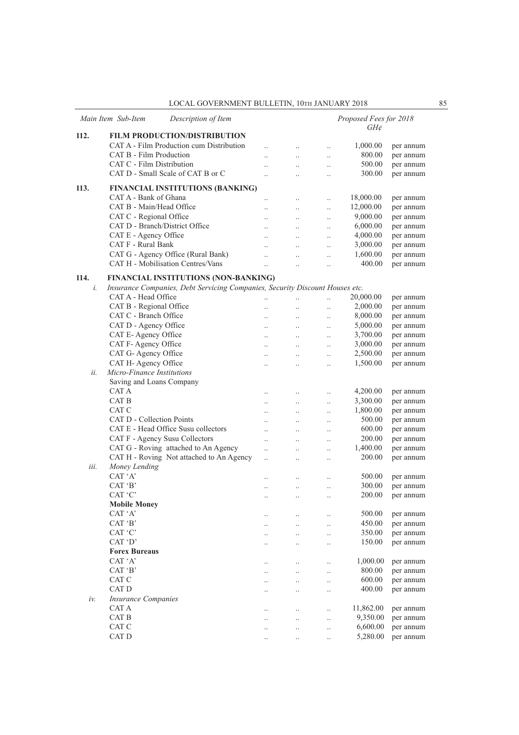| Main Item | Sub-Item | Description of Item | Proposed Fees for 2018 GH¢ | |
|---|---|---|---|---|
| **112.** | | **FILM PRODUCTION/DISTRIBUTION** | | |
| | | CAT A - Film Production cum Distribution | 1,000.00 | per annum |
| | | CAT B - Film Production | 800.00 | per annum |
| | | CAT C - Film Distribution | 500.00 | per annum |
| | | CAT D - Small Scale of CAT B or C | 300.00 | per annum |
| **113.** | | **FINANCIAL INSTITUTIONS (BANKING)** | | |
| | | CAT A - Bank of Ghana | 18,000.00 | per annum |
| | | CAT B - Main/Head Office | 12,000.00 | per annum |
| | | CAT C - Regional Office | 9,000.00 | per annum |
| | | CAT D - Branch/District Office | 6,000.00 | per annum |
| | | CAT E - Agency Office | 4,000.00 | per annum |
| | | CAT F - Rural Bank | 3,000.00 | per annum |
| | | CAT G - Agency Office (Rural Bank) | 1,600.00 | per annum |
| | | CAT H - Mobilisation Centres/Vans | 400.00 | per annum |
| **114.** | | **FINANCIAL INSTITUTIONS (NON-BANKING)** | | |
| | *i.* | *Insurance Companies, Debt Servicing Companies, Security Discount Houses etc.* | | |
| | | CAT A - Head Office | 20,000.00 | per annum |
| | | CAT B - Regional Office | 2,000.00 | per annum |
| | | CAT C - Branch Office | 8,000.00 | per annum |
| | | CAT D - Agency Office | 5,000.00 | per annum |
| | | CAT E- Agency Office | 3,700.00 | per annum |
| | | CAT F- Agency Office | 3,000.00 | per annum |
| | | CAT G- Agency Office | 2,500.00 | per annum |
| | | CAT H- Agency Office | 1,500.00 | per annum |
| | *ii.* | *Micro-Finance Institutions* | | |
| | | Saving and Loans Company | | |
| | | CAT A | 4,200.00 | per annum |
| | | CAT B | 3,300.00 | per annum |
| | | CAT C | 1,800.00 | per annum |
| | | CAT D - Collection Points | 500.00 | per annum |
| | | CAT E - Head Office Susu collectors | 600.00 | per annum |
| | | CAT F - Agency Susu Collectors | 200.00 | per annum |
| | | CAT G - Roving attached to An Agency | 1,400.00 | per annum |
| | | CAT H - Roving Not attached to An Agency | 200.00 | per annum |
| | *iii.* | *Money Lending* | | |
| | | CAT 'A' | 500.00 | per annum |
| | | CAT 'B' | 300.00 | per annum |
| | | CAT 'C' | 200.00 | per annum |
| | | **Mobile Money** | | |
| | | CAT 'A' | 500.00 | per annum |
| | | CAT 'B' | 450.00 | per annum |
| | | CAT 'C' | 350.00 | per annum |
| | | CAT 'D' | 150.00 | per annum |
| | | **Forex Bureaus** | | |
| | | CAT 'A' | 1,000.00 | per annum |
| | | CAT 'B' | 800.00 | per annum |
| | | CAT C | 600.00 | per annum |
| | | CAT D | 400.00 | per annum |
| | *iv.* | *Insurance Companies* | | |
| | | CAT A | 11,862.00 | per annum |
| | | CAT B | 9,350.00 | per annum |
| | | CAT C | 6,600.00 | per annum |
| | | CAT D | 5,280.00 | per annum |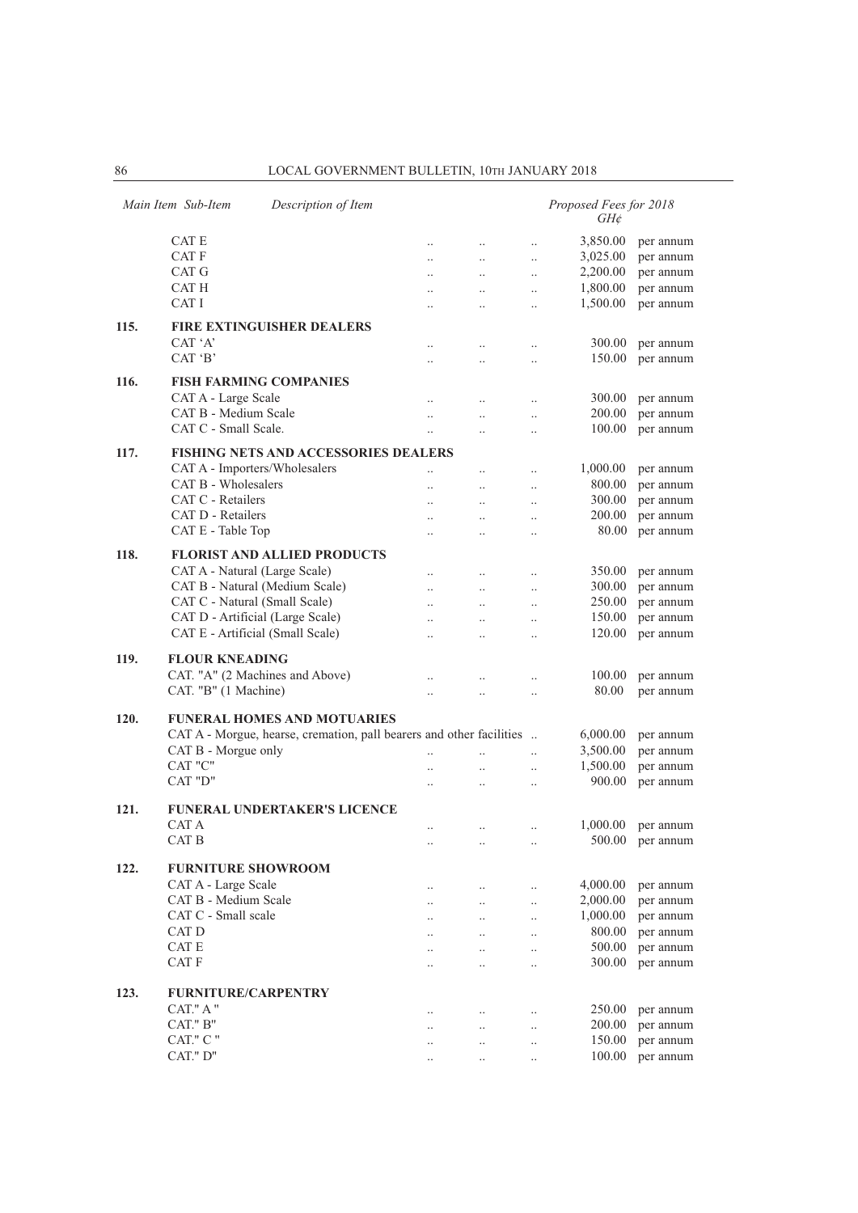| Main Item | Sub-Item | Description of Item | Proposed Fees for 2018 GH¢ | |
|---|---|---|---|---|
| | CAT E | | 3,850.00 | per annum |
| | CAT F | | 3,025.00 | per annum |
| | CAT G | | 2,200.00 | per annum |
| | CAT H | | 1,800.00 | per annum |
| | CAT I | | 1,500.00 | per annum |
| **115.** | | **FIRE EXTINGUISHER DEALERS** | | |
| | CAT 'A' | | 300.00 | per annum |
| | CAT 'B' | | 150.00 | per annum |
| **116.** | | **FISH FARMING COMPANIES** | | |
| | CAT A - Large Scale | | 300.00 | per annum |
| | CAT B - Medium Scale | | 200.00 | per annum |
| | CAT C - Small Scale. | | 100.00 | per annum |
| **117.** | | **FISHING NETS AND ACCESSORIES DEALERS** | | |
| | CAT A - Importers/Wholesalers | | 1,000.00 | per annum |
| | CAT B - Wholesalers | | 800.00 | per annum |
| | CAT C - Retailers | | 300.00 | per annum |
| | CAT D - Retailers | | 200.00 | per annum |
| | CAT E - Table Top | | 80.00 | per annum |
| **118.** | | **FLORIST AND ALLIED PRODUCTS** | | |
| | CAT A - Natural (Large Scale) | | 350.00 | per annum |
| | CAT B - Natural (Medium Scale) | | 300.00 | per annum |
| | CAT C - Natural (Small Scale) | | 250.00 | per annum |
| | CAT D - Artificial (Large Scale) | | 150.00 | per annum |
| | CAT E - Artificial (Small Scale) | | 120.00 | per annum |
| **119.** | | **FLOUR KNEADING** | | |
| | CAT. "A" (2 Machines and Above) | | 100.00 | per annum |
| | CAT. "B" (1 Machine) | | 80.00 | per annum |
| **120.** | | **FUNERAL HOMES AND MOTUARIES** | | |
| | CAT A - Morgue, hearse, cremation, pall bearers and other facilities | | 6,000.00 | per annum |
| | CAT B - Morgue only | | 3,500.00 | per annum |
| | CAT "C" | | 1,500.00 | per annum |
| | CAT "D" | | 900.00 | per annum |
| **121.** | | **FUNERAL UNDERTAKER'S LICENCE** | | |
| | CAT A | | 1,000.00 | per annum |
| | CAT B | | 500.00 | per annum |
| **122.** | | **FURNITURE SHOWROOM** | | |
| | CAT A - Large Scale | | 4,000.00 | per annum |
| | CAT B - Medium Scale | | 2,000.00 | per annum |
| | CAT C - Small scale | | 1,000.00 | per annum |
| | CAT D | | 800.00 | per annum |
| | CAT E | | 500.00 | per annum |
| | CAT F | | 300.00 | per annum |
| **123.** | | **FURNITURE/CARPENTRY** | | |
| | CAT." A " | | 250.00 | per annum |
| | CAT." B" | | 200.00 | per annum |
| | CAT." C " | | 150.00 | per annum |
| | CAT." D" | | 100.00 | per annum |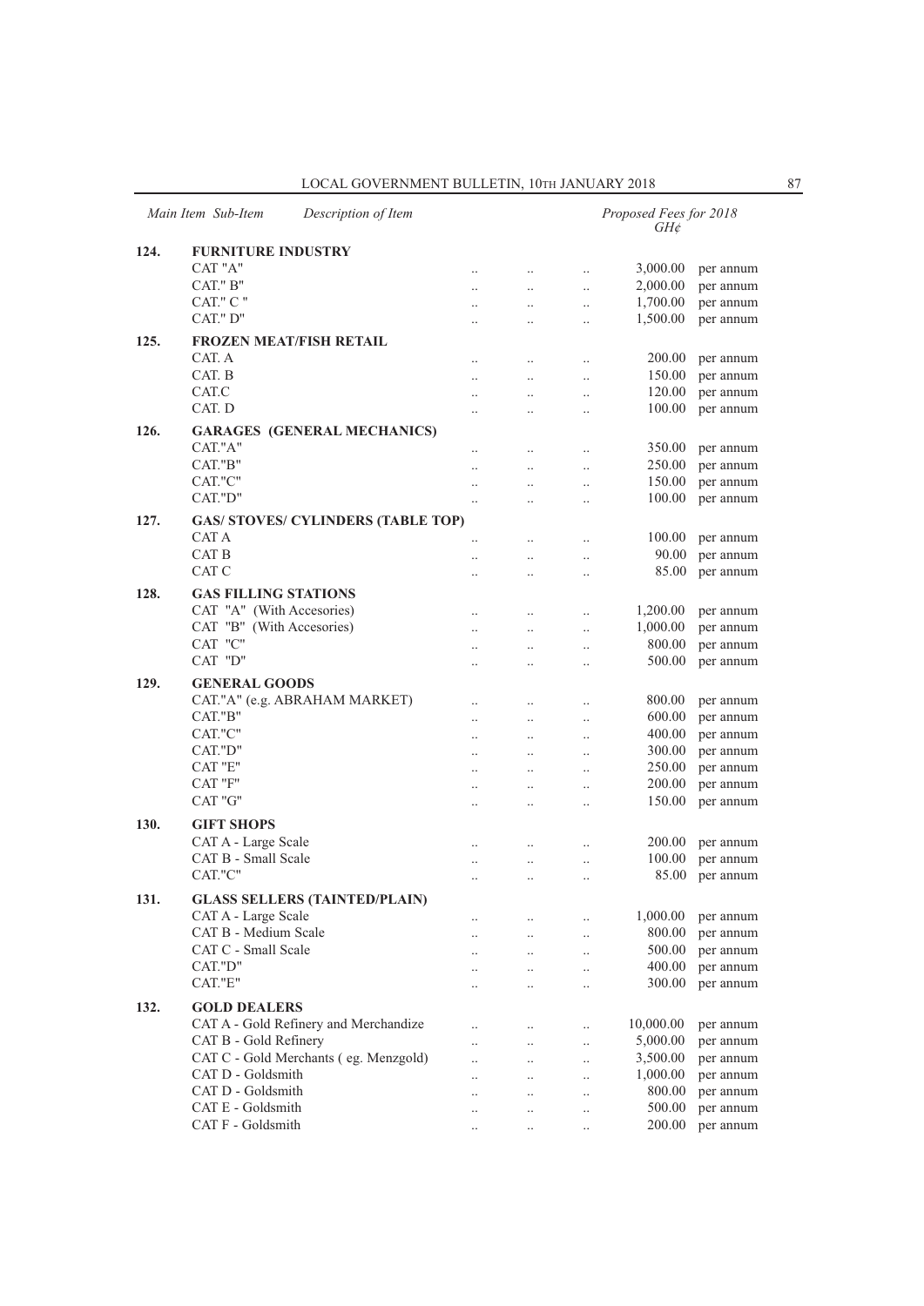| Main Item | Sub-Item | Description of Item | Proposed Fees for 2018 GH¢ | |
|---|---|---|---|---|
| **124.** | | **FURNITURE INDUSTRY** | | |
| | | CAT "A" | 3,000.00 | per annum |
| | | CAT." B" | 2,000.00 | per annum |
| | | CAT." C " | 1,700.00 | per annum |
| | | CAT." D" | 1,500.00 | per annum |
| **125.** | | **FROZEN MEAT/FISH RETAIL** | | |
| | | CAT. A | 200.00 | per annum |
| | | CAT. B | 150.00 | per annum |
| | | CAT.C | 120.00 | per annum |
| | | CAT. D | 100.00 | per annum |
| **126.** | | **GARAGES (GENERAL MECHANICS)** | | |
| | | CAT."A" | 350.00 | per annum |
| | | CAT."B" | 250.00 | per annum |
| | | CAT."C" | 150.00 | per annum |
| | | CAT."D" | 100.00 | per annum |
| **127.** | | **GAS/ STOVES/ CYLINDERS (TABLE TOP)** | | |
| | | CAT A | 100.00 | per annum |
| | | CAT B | 90.00 | per annum |
| | | CAT C | 85.00 | per annum |
| **128.** | | **GAS FILLING STATIONS** | | |
| | | CAT "A" (With Accesories) | 1,200.00 | per annum |
| | | CAT "B" (With Accesories) | 1,000.00 | per annum |
| | | CAT "C" | 800.00 | per annum |
| | | CAT "D" | 500.00 | per annum |
| **129.** | | **GENERAL GOODS** | | |
| | | CAT."A" (e.g. ABRAHAM MARKET) | 800.00 | per annum |
| | | CAT."B" | 600.00 | per annum |
| | | CAT."C" | 400.00 | per annum |
| | | CAT."D" | 300.00 | per annum |
| | | CAT "E" | 250.00 | per annum |
| | | CAT "F" | 200.00 | per annum |
| | | CAT "G" | 150.00 | per annum |
| **130.** | | **GIFT SHOPS** | | |
| | | CAT A - Large Scale | 200.00 | per annum |
| | | CAT B - Small Scale | 100.00 | per annum |
| | | CAT."C" | 85.00 | per annum |
| **131.** | | **GLASS SELLERS (TAINTED/PLAIN)** | | |
| | | CAT A - Large Scale | 1,000.00 | per annum |
| | | CAT B - Medium Scale | 800.00 | per annum |
| | | CAT C - Small Scale | 500.00 | per annum |
| | | CAT."D" | 400.00 | per annum |
| | | CAT."E" | 300.00 | per annum |
| **132.** | | **GOLD DEALERS** | | |
| | | CAT A - Gold Refinery and Merchandize | 10,000.00 | per annum |
| | | CAT B - Gold Refinery | 5,000.00 | per annum |
| | | CAT C - Gold Merchants ( eg. Menzgold) | 3,500.00 | per annum |
| | | CAT D - Goldsmith | 1,000.00 | per annum |
| | | CAT D - Goldsmith | 800.00 | per annum |
| | | CAT E - Goldsmith | 500.00 | per annum |
| | | CAT F - Goldsmith | 200.00 | per annum |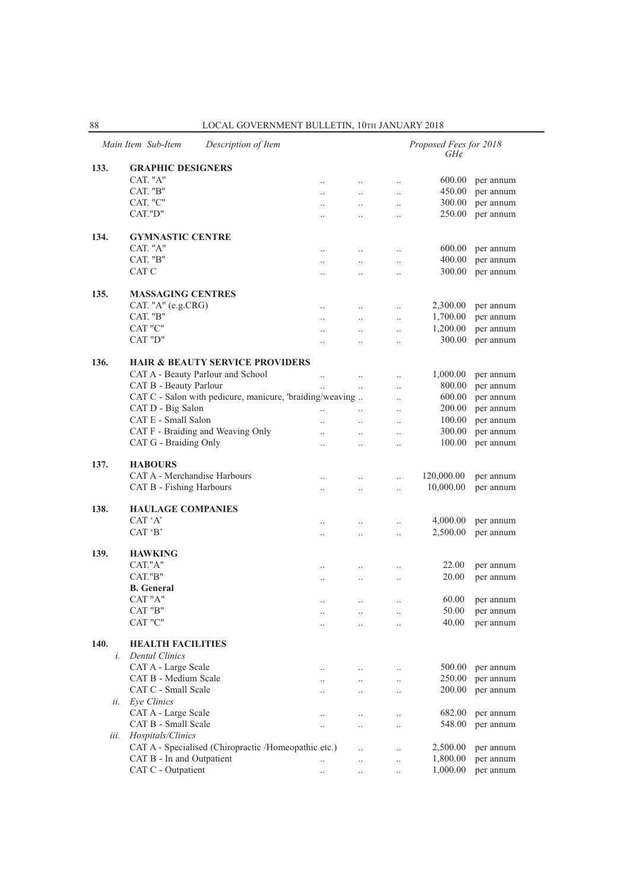| Main Item | Sub-Item | Description of Item | Proposed Fees for 2018 GH¢ | |
|---|---|---|---|---|
| **133.** | | **GRAPHIC DESIGNERS** | | |
| | | CAT. "A" | 600.00 | per annum |
| | | CAT. "B" | 450.00 | per annum |
| | | CAT. "C" | 300.00 | per annum |
| | | CAT."D" | 250.00 | per annum |
| **134.** | | **GYMNASTIC CENTRE** | | |
| | | CAT. "A" | 600.00 | per annum |
| | | CAT. "B" | 400.00 | per annum |
| | | CAT C | 300.00 | per annum |
| **135.** | | **MASSAGING CENTRES** | | |
| | | CAT. "A" (e.g.CRG) | 2,300.00 | per annum |
| | | CAT. "B" | 1,700.00 | per annum |
| | | CAT "C" | 1,200.00 | per annum |
| | | CAT "D" | 300.00 | per annum |
| **136.** | | **HAIR & BEAUTY SERVICE PROVIDERS** | | |
| | | CAT A - Beauty Parlour and School | 1,000.00 | per annum |
| | | CAT B - Beauty Parlour | 800.00 | per annum |
| | | CAT C - Salon with pedicure, manicure, 'braiding/weaving | 600.00 | per annum |
| | | CAT D - Big Salon | 200.00 | per annum |
| | | CAT E - Small Salon | 100.00 | per annum |
| | | CAT F - Braiding and Weaving Only | 300.00 | per annum |
| | | CAT G - Braiding Only | 100.00 | per annum |
| **137.** | | **HABOURS** | | |
| | | CAT A - Merchandise Harbours | 120,000.00 | per annum |
| | | CAT B - Fishing Harbours | 10,000.00 | per annum |
| **138.** | | **HAULAGE COMPANIES** | | |
| | | CAT 'A' | 4,000.00 | per annum |
| | | CAT 'B' | 2,500.00 | per annum |
| **139.** | | **HAWKING** | | |
| | | CAT."A" | 22.00 | per annum |
| | | CAT."B" | 20.00 | per annum |
| | | **B. General** | | |
| | | CAT "A" | 60.00 | per annum |
| | | CAT "B" | 50.00 | per annum |
| | | CAT "C" | 40.00 | per annum |
| **140.** | | **HEALTH FACILITIES** | | |
| | *i.* | *Dental Clinics* | | |
| | | CAT A - Large Scale | 500.00 | per annum |
| | | CAT B - Medium Scale | 250.00 | per annum |
| | | CAT C - Small Scale | 200.00 | per annum |
| | *ii.* | *Eye Clinics* | | |
| | | CAT A - Large Scale | 682.00 | per annum |
| | | CAT B - Small Scale | 548.00 | per annum |
| | *iii.* | *Hospitals/Clinics* | | |
| | | CAT A - Specialised (Chiropractic /Homeopathic etc.) | 2,500.00 | per annum |
| | | CAT B - In and Outpatient | 1,800.00 | per annum |
| | | CAT C - Outpatient | 1,000.00 | per annum |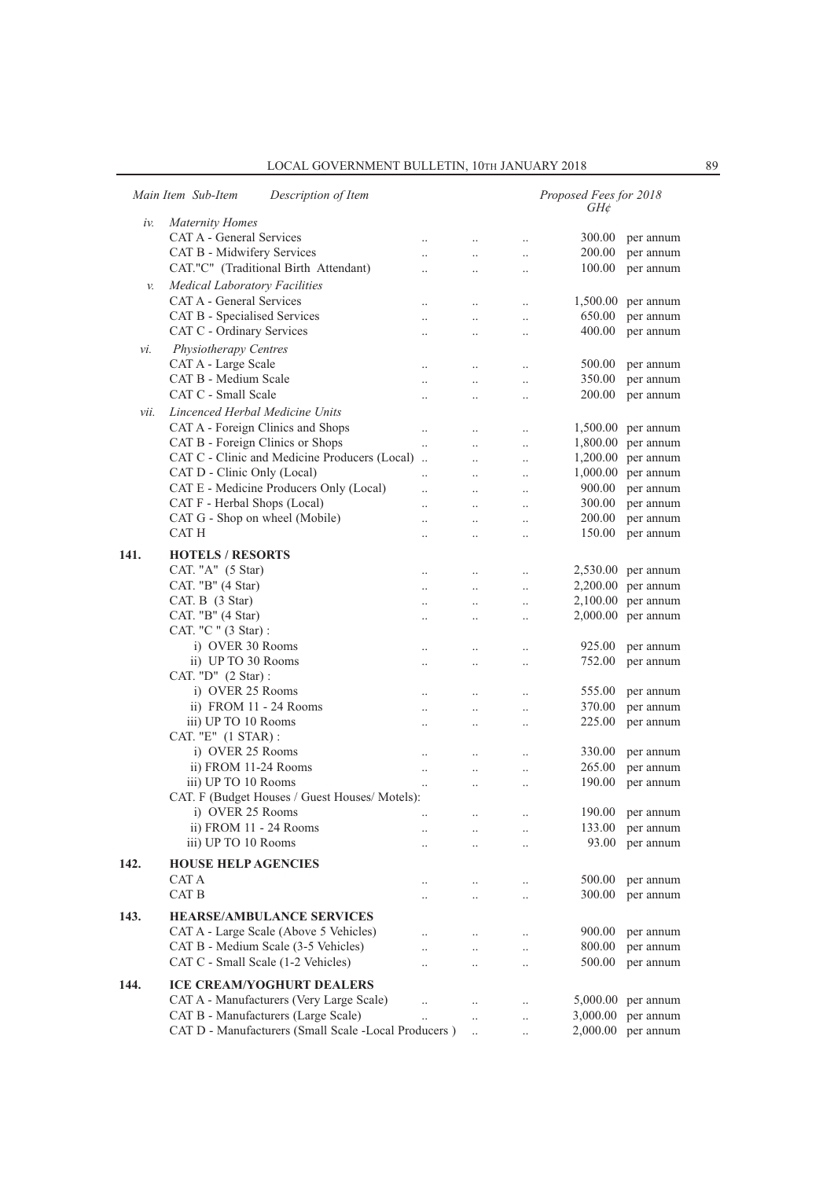| Main Item | Sub-Item | Description of Item | Proposed Fees for 2018 GH¢ | |
|---|---|---|---|---|
| | *iv.* | *Maternity Homes* | | |
| | | CAT A - General Services | 300.00 | per annum |
| | | CAT B - Midwifery Services | 200.00 | per annum |
| | | CAT."C" (Traditional Birth Attendant) | 100.00 | per annum |
| | *v.* | *Medical Laboratory Facilities* | | |
| | | CAT A - General Services | 1,500.00 | per annum |
| | | CAT B - Specialised Services | 650.00 | per annum |
| | | CAT C - Ordinary Services | 400.00 | per annum |
| | *vi.* | *Physiotherapy Centres* | | |
| | | CAT A - Large Scale | 500.00 | per annum |
| | | CAT B - Medium Scale | 350.00 | per annum |
| | | CAT C - Small Scale | 200.00 | per annum |
| | *vii.* | *Lincenced Herbal Medicine Units* | | |
| | | CAT A - Foreign Clinics and Shops | 1,500.00 | per annum |
| | | CAT B - Foreign Clinics or Shops | 1,800.00 | per annum |
| | | CAT C - Clinic and Medicine Producers (Local) | 1,200.00 | per annum |
| | | CAT D - Clinic Only (Local) | 1,000.00 | per annum |
| | | CAT E - Medicine Producers Only (Local) | 900.00 | per annum |
| | | CAT F - Herbal Shops (Local) | 300.00 | per annum |
| | | CAT G - Shop on wheel (Mobile) | 200.00 | per annum |
| | | CAT H | 150.00 | per annum |
| **141.** | | **HOTELS / RESORTS** | | |
| | | CAT. "A" (5 Star) | 2,530.00 | per annum |
| | | CAT. "B" (4 Star) | 2,200.00 | per annum |
| | | CAT. B (3 Star) | 2,100.00 | per annum |
| | | CAT. "B" (4 Star) | 2,000.00 | per annum |
| | | CAT. "C " (3 Star) : | | |
| | | i) OVER 30 Rooms | 925.00 | per annum |
| | | ii) UP TO 30 Rooms | 752.00 | per annum |
| | | CAT. "D" (2 Star) : | | |
| | | i) OVER 25 Rooms | 555.00 | per annum |
| | | ii) FROM 11 - 24 Rooms | 370.00 | per annum |
| | | iii) UP TO 10 Rooms | 225.00 | per annum |
| | | CAT. "E" (1 STAR) : | | |
| | | i) OVER 25 Rooms | 330.00 | per annum |
| | | ii) FROM 11-24 Rooms | 265.00 | per annum |
| | | iii) UP TO 10 Rooms | 190.00 | per annum |
| | | CAT. F (Budget Houses / Guest Houses/ Motels): | | |
| | | i) OVER 25 Rooms | 190.00 | per annum |
| | | ii) FROM 11 - 24 Rooms | 133.00 | per annum |
| | | iii) UP TO 10 Rooms | 93.00 | per annum |
| **142.** | | **HOUSE HELP AGENCIES** | | |
| | | CAT A | 500.00 | per annum |
| | | CAT B | 300.00 | per annum |
| **143.** | | **HEARSE/AMBULANCE SERVICES** | | |
| | | CAT A - Large Scale (Above 5 Vehicles) | 900.00 | per annum |
| | | CAT B - Medium Scale (3-5 Vehicles) | 800.00 | per annum |
| | | CAT C - Small Scale (1-2 Vehicles) | 500.00 | per annum |
| **144.** | | **ICE CREAM/YOGHURT DEALERS** | | |
| | | CAT A - Manufacturers (Very Large Scale) | 5,000.00 | per annum |
| | | CAT B - Manufacturers (Large Scale) | 3,000.00 | per annum |
| | | CAT D - Manufacturers (Small Scale -Local Producers ) | 2,000.00 | per annum |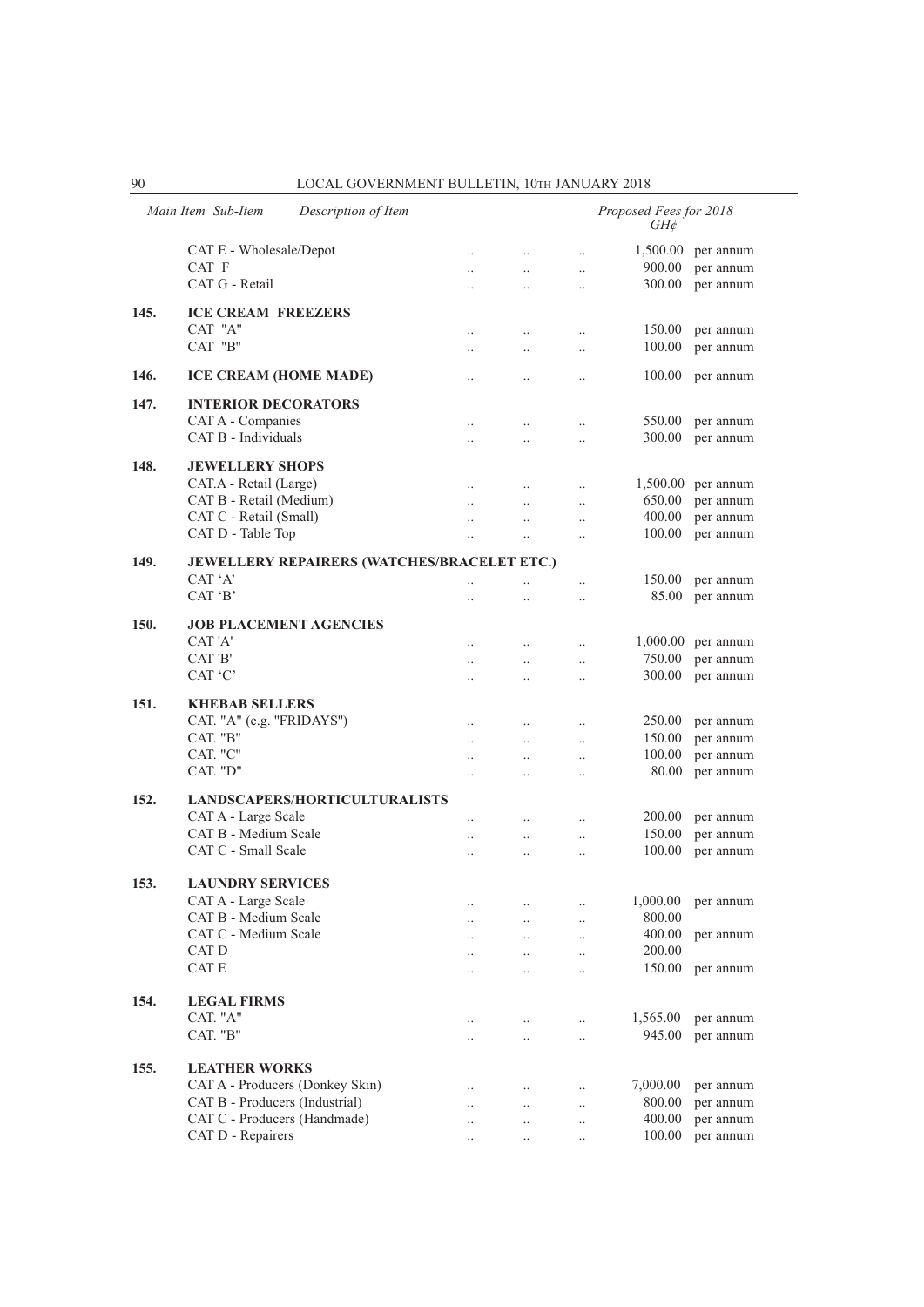| Main Item | Sub-Item | Description of Item | Proposed Fees for 2018 GH¢ | |
|---|---|---|---|---|
| | | CAT E - Wholesale/Depot | 1,500.00 | per annum |
| | | CAT F | 900.00 | per annum |
| | | CAT G - Retail | 300.00 | per annum |
| **145.** | | **ICE CREAM FREEZERS** | | |
| | | CAT "A" | 150.00 | per annum |
| | | CAT "B" | 100.00 | per annum |
| **146.** | | **ICE CREAM (HOME MADE)** | 100.00 | per annum |
| **147.** | | **INTERIOR DECORATORS** | | |
| | | CAT A - Companies | 550.00 | per annum |
| | | CAT B - Individuals | 300.00 | per annum |
| **148.** | | **JEWELLERY SHOPS** | | |
| | | CAT.A - Retail (Large) | 1,500.00 | per annum |
| | | CAT B - Retail (Medium) | 650.00 | per annum |
| | | CAT C - Retail (Small) | 400.00 | per annum |
| | | CAT D - Table Top | 100.00 | per annum |
| **149.** | | **JEWELLERY REPAIRERS (WATCHES/BRACELET ETC.)** | | |
| | | CAT 'A' | 150.00 | per annum |
| | | CAT 'B' | 85.00 | per annum |
| **150.** | | **JOB PLACEMENT AGENCIES** | | |
| | | CAT 'A' | 1,000.00 | per annum |
| | | CAT 'B' | 750.00 | per annum |
| | | CAT 'C' | 300.00 | per annum |
| **151.** | | **KHEBAB SELLERS** | | |
| | | CAT. "A" (e.g. "FRIDAYS") | 250.00 | per annum |
| | | CAT. "B" | 150.00 | per annum |
| | | CAT. "C" | 100.00 | per annum |
| | | CAT. "D" | 80.00 | per annum |
| **152.** | | **LANDSCAPERS/HORTICULTURALISTS** | | |
| | | CAT A - Large Scale | 200.00 | per annum |
| | | CAT B - Medium Scale | 150.00 | per annum |
| | | CAT C - Small Scale | 100.00 | per annum |
| **153.** | | **LAUNDRY SERVICES** | | |
| | | CAT A - Large Scale | 1,000.00 | per annum |
| | | CAT B - Medium Scale | 800.00 | |
| | | CAT C - Medium Scale | 400.00 | per annum |
| | | CAT D | 200.00 | |
| | | CAT E | 150.00 | per annum |
| **154.** | | **LEGAL FIRMS** | | |
| | | CAT. "A" | 1,565.00 | per annum |
| | | CAT. "B" | 945.00 | per annum |
| **155.** | | **LEATHER WORKS** | | |
| | | CAT A - Producers (Donkey Skin) | 7,000.00 | per annum |
| | | CAT B - Producers (Industrial) | 800.00 | per annum |
| | | CAT C - Producers (Handmade) | 400.00 | per annum |
| | | CAT D - Repairers | 100.00 | per annum |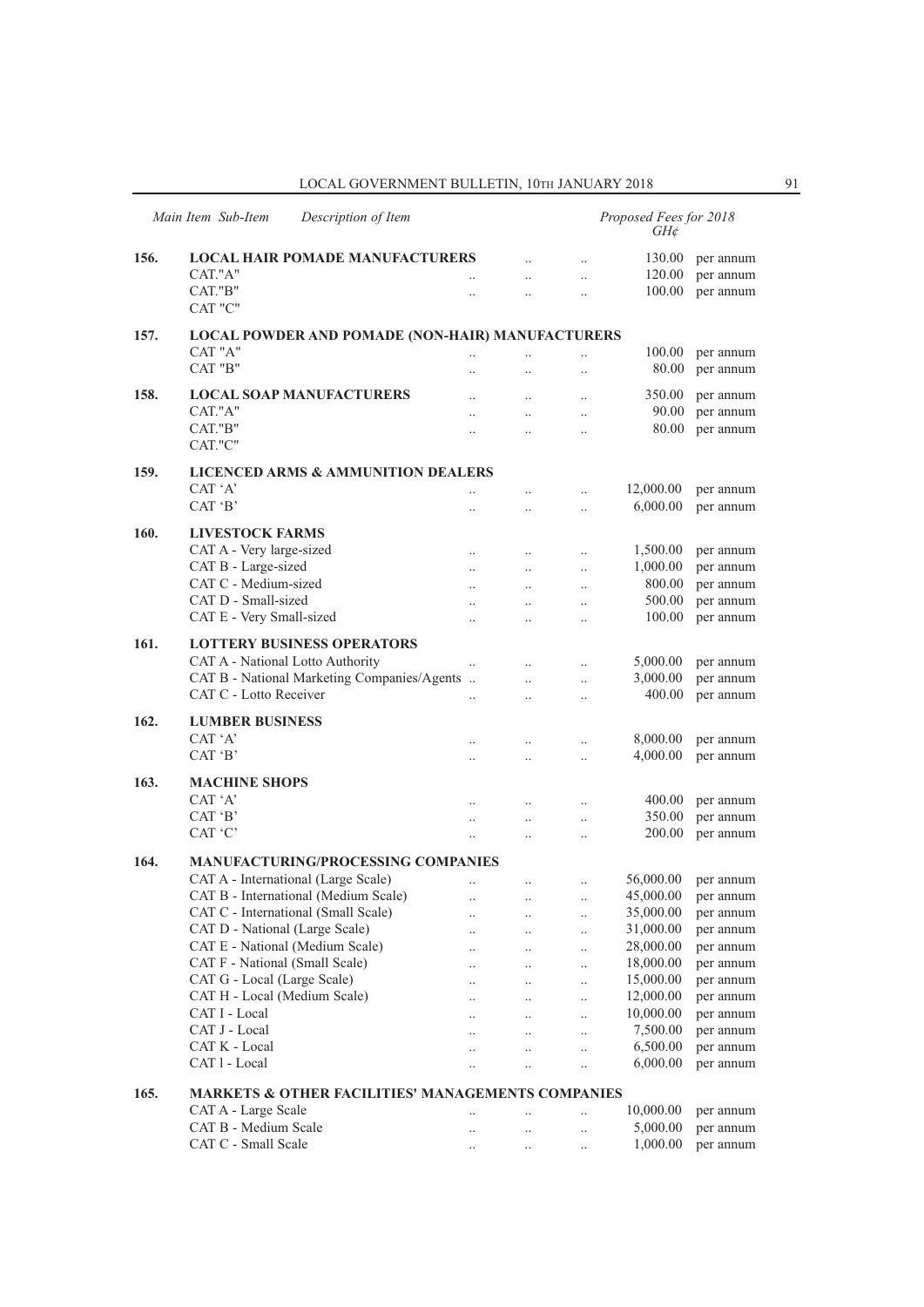| Main Item | Sub-Item | Description of Item | Proposed Fees for 2018 GH¢ | |
|---|---|---|---|---|
| 156. | | **LOCAL HAIR POMADE MANUFACTURERS** | 130.00 | per annum |
| | | CAT."A" | 120.00 | per annum |
| | | CAT."B" | 100.00 | per annum |
| | | CAT "C" | | |
| 157. | | **LOCAL POWDER AND POMADE (NON-HAIR) MANUFACTURERS** | | |
| | | CAT "A" | 100.00 | per annum |
| | | CAT "B" | 80.00 | per annum |
| 158. | | **LOCAL SOAP MANUFACTURERS** | 350.00 | per annum |
| | | CAT."A" | 90.00 | per annum |
| | | CAT."B" | 80.00 | per annum |
| | | CAT."C" | | |
| 159. | | **LICENCED ARMS & AMMUNITION DEALERS** | | |
| | | CAT 'A' | 12,000.00 | per annum |
| | | CAT 'B' | 6,000.00 | per annum |
| 160. | | **LIVESTOCK FARMS** | | |
| | | CAT A - Very large-sized | 1,500.00 | per annum |
| | | CAT B - Large-sized | 1,000.00 | per annum |
| | | CAT C - Medium-sized | 800.00 | per annum |
| | | CAT D - Small-sized | 500.00 | per annum |
| | | CAT E - Very Small-sized | 100.00 | per annum |
| 161. | | **LOTTERY BUSINESS OPERATORS** | | |
| | | CAT A - National Lotto Authority | 5,000.00 | per annum |
| | | CAT B - National Marketing Companies/Agents | 3,000.00 | per annum |
| | | CAT C - Lotto Receiver | 400.00 | per annum |
| 162. | | **LUMBER BUSINESS** | | |
| | | CAT 'A' | 8,000.00 | per annum |
| | | CAT 'B' | 4,000.00 | per annum |
| 163. | | **MACHINE SHOPS** | | |
| | | CAT 'A' | 400.00 | per annum |
| | | CAT 'B' | 350.00 | per annum |
| | | CAT 'C' | 200.00 | per annum |
| 164. | | **MANUFACTURING/PROCESSING COMPANIES** | | |
| | | CAT A - International (Large Scale) | 56,000.00 | per annum |
| | | CAT B - International (Medium Scale) | 45,000.00 | per annum |
| | | CAT C - International (Small Scale) | 35,000.00 | per annum |
| | | CAT D - National (Large Scale) | 31,000.00 | per annum |
| | | CAT E - National (Medium Scale) | 28,000.00 | per annum |
| | | CAT F - National (Small Scale) | 18,000.00 | per annum |
| | | CAT G - Local (Large Scale) | 15,000.00 | per annum |
| | | CAT H - Local (Medium Scale) | 12,000.00 | per annum |
| | | CAT I - Local | 10,000.00 | per annum |
| | | CAT J - Local | 7,500.00 | per annum |
| | | CAT K - Local | 6,500.00 | per annum |
| | | CAT l - Local | 6,000.00 | per annum |
| 165. | | **MARKETS & OTHER FACILITIES' MANAGEMENTS COMPANIES** | | |
| | | CAT A - Large Scale | 10,000.00 | per annum |
| | | CAT B - Medium Scale | 5,000.00 | per annum |
| | | CAT C - Small Scale | 1,000.00 | per annum |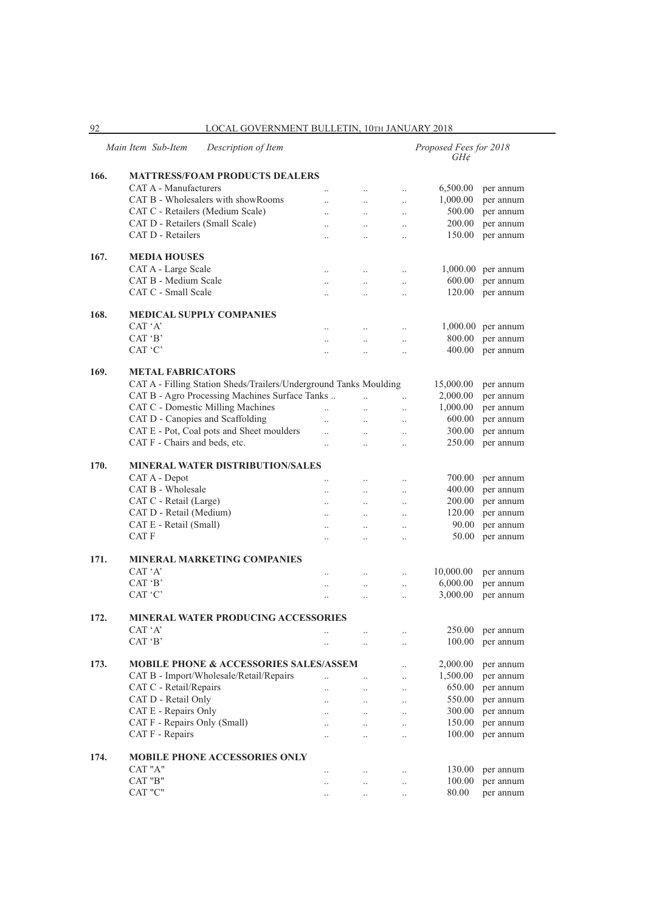| Main Item | Sub-Item Description of Item | Proposed Fees for 2018 GH¢ | |
|---|---|---|---|
| **166.** | **MATTRESS/FOAM PRODUCTS DEALERS** | | |
| | CAT A - Manufacturers | 6,500.00 | per annum |
| | CAT B - Wholesalers with showRooms | 1,000.00 | per annum |
| | CAT C - Retailers (Medium Scale) | 500.00 | per annum |
| | CAT D - Retailers (Small Scale) | 200.00 | per annum |
| | CAT D - Retailers | 150.00 | per annum |
| **167.** | **MEDIA HOUSES** | | |
| | CAT A - Large Scale | 1,000.00 | per annum |
| | CAT B - Medium Scale | 600.00 | per annum |
| | CAT C - Small Scale | 120.00 | per annum |
| **168.** | **MEDICAL SUPPLY COMPANIES** | | |
| | CAT 'A' | 1,000.00 | per annum |
| | CAT 'B' | 800.00 | per annum |
| | CAT 'C' | 400.00 | per annum |
| **169.** | **METAL FABRICATORS** | | |
| | CAT A - Filling Station Sheds/Trailers/Underground Tanks Moulding | 15,000.00 | per annum |
| | CAT B - Agro Processing Machines Surface Tanks .. | 2,000.00 | per annum |
| | CAT C - Domestic Milling Machines | 1,000.00 | per annum |
| | CAT D - Canopies and Scaffolding | 600.00 | per annum |
| | CAT E - Pot, Coal pots and Sheet moulders | 300.00 | per annum |
| | CAT F - Chairs and beds, etc. | 250.00 | per annum |
| **170.** | **MINERAL WATER DISTRIBUTION/SALES** | | |
| | CAT A - Depot | 700.00 | per annum |
| | CAT B - Wholesale | 400.00 | per annum |
| | CAT C - Retail (Large) | 200.00 | per annum |
| | CAT D - Retail (Medium) | 120.00 | per annum |
| | CAT E - Retail (Small) | 90.00 | per annum |
| | CAT F | 50.00 | per annum |
| **171.** | **MINERAL MARKETING COMPANIES** | | |
| | CAT 'A' | 10,000.00 | per annum |
| | CAT 'B' | 6,000.00 | per annum |
| | CAT 'C' | 3,000.00 | per annum |
| **172.** | **MINERAL WATER PRODUCING ACCESSORIES** | | |
| | CAT 'A' | 250.00 | per annum |
| | CAT 'B' | 100.00 | per annum |
| **173.** | **MOBILE PHONE & ACCESSORIES SALES/ASSEM** | 2,000.00 | per annum |
| | CAT B - Import/Wholesale/Retail/Repairs | 1,500.00 | per annum |
| | CAT C - Retail/Repairs | 650.00 | per annum |
| | CAT D - Retail Only | 550.00 | per annum |
| | CAT E - Repairs Only | 300.00 | per annum |
| | CAT F - Repairs Only (Small) | 150.00 | per annum |
| | CAT F - Repairs | 100.00 | per annum |
| **174.** | **MOBILE PHONE ACCESSORIES ONLY** | | |
| | CAT "A" | 130.00 | per annum |
| | CAT "B" | 100.00 | per annum |
| | CAT "C" | 80.00 | per annum |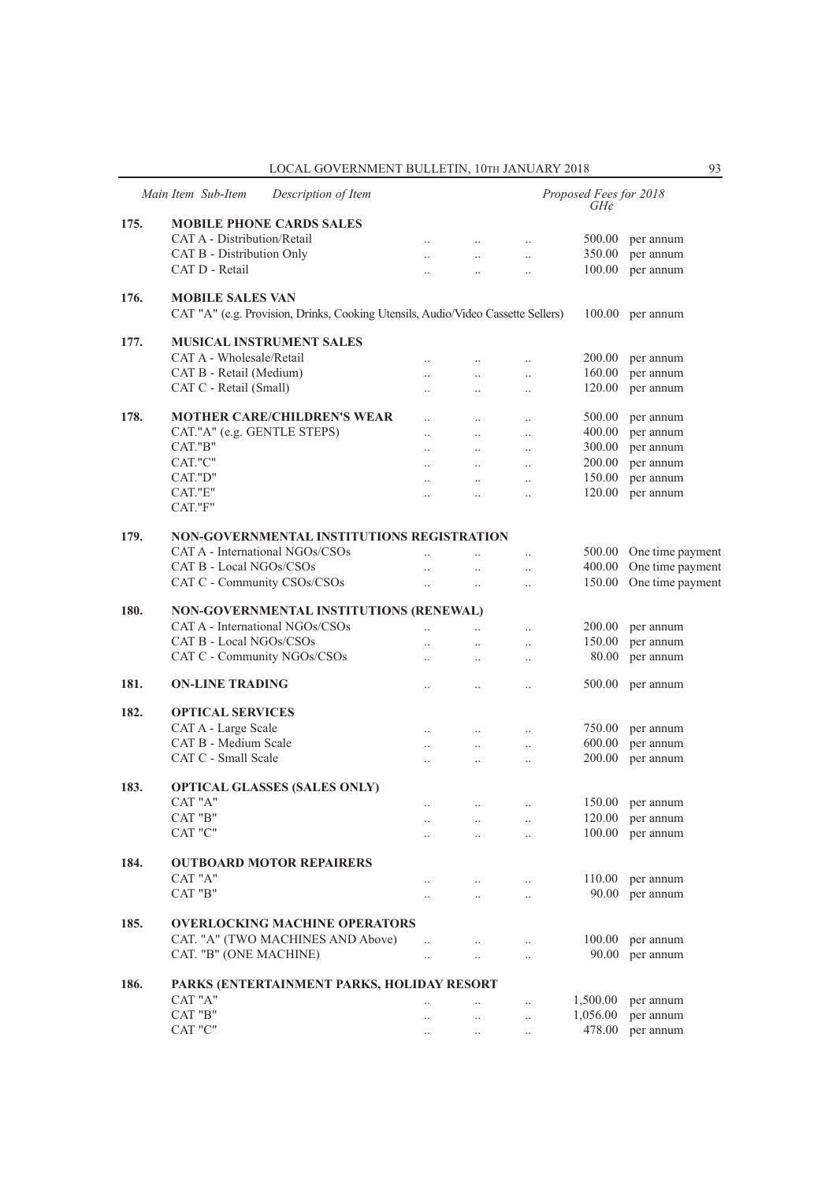| Main Item | Sub-Item Description of Item | Proposed Fees for 2018 GH¢ | |
|---|---|---|---|
| **175.** | **MOBILE PHONE CARDS SALES** | | |
| | CAT A - Distribution/Retail | 500.00 | per annum |
| | CAT B - Distribution Only | 350.00 | per annum |
| | CAT D - Retail | 100.00 | per annum |
| **176.** | **MOBILE SALES VAN** | | |
| | CAT "A" (e.g. Provision, Drinks, Cooking Utensils, Audio/Video Cassette Sellers) | 100.00 | per annum |
| **177.** | **MUSICAL INSTRUMENT SALES** | | |
| | CAT A - Wholesale/Retail | 200.00 | per annum |
| | CAT B - Retail (Medium) | 160.00 | per annum |
| | CAT C - Retail (Small) | 120.00 | per annum |
| **178.** | **MOTHER CARE/CHILDREN'S WEAR** | 500.00 | per annum |
| | CAT."A" (e.g. GENTLE STEPS) | 400.00 | per annum |
| | CAT."B" | 300.00 | per annum |
| | CAT."C" | 200.00 | per annum |
| | CAT."D" | 150.00 | per annum |
| | CAT."E" | 120.00 | per annum |
| | CAT."F" | | |
| **179.** | **NON-GOVERNMENTAL INSTITUTIONS REGISTRATION** | | |
| | CAT A - International NGOs/CSOs | 500.00 | One time payment |
| | CAT B - Local NGOs/CSOs | 400.00 | One time payment |
| | CAT C - Community CSOs/CSOs | 150.00 | One time payment |
| **180.** | **NON-GOVERNMENTAL INSTITUTIONS (RENEWAL)** | | |
| | CAT A - International NGOs/CSOs | 200.00 | per annum |
| | CAT B - Local NGOs/CSOs | 150.00 | per annum |
| | CAT C - Community NGOs/CSOs | 80.00 | per annum |
| **181.** | **ON-LINE TRADING** | 500.00 | per annum |
| **182.** | **OPTICAL SERVICES** | | |
| | CAT A - Large Scale | 750.00 | per annum |
| | CAT B - Medium Scale | 600.00 | per annum |
| | CAT C - Small Scale | 200.00 | per annum |
| **183.** | **OPTICAL GLASSES (SALES ONLY)** | | |
| | CAT "A" | 150.00 | per annum |
| | CAT "B" | 120.00 | per annum |
| | CAT "C" | 100.00 | per annum |
| **184.** | **OUTBOARD MOTOR REPAIRERS** | | |
| | CAT "A" | 110.00 | per annum |
| | CAT "B" | 90.00 | per annum |
| **185.** | **OVERLOCKING MACHINE OPERATORS** | | |
| | CAT. "A" (TWO MACHINES AND Above) | 100.00 | per annum |
| | CAT. "B" (ONE MACHINE) | 90.00 | per annum |
| **186.** | **PARKS (ENTERTAINMENT PARKS, HOLIDAY RESORT** | | |
| | CAT "A" | 1,500.00 | per annum |
| | CAT "B" | 1,056.00 | per annum |
| | CAT "C" | 478.00 | per annum |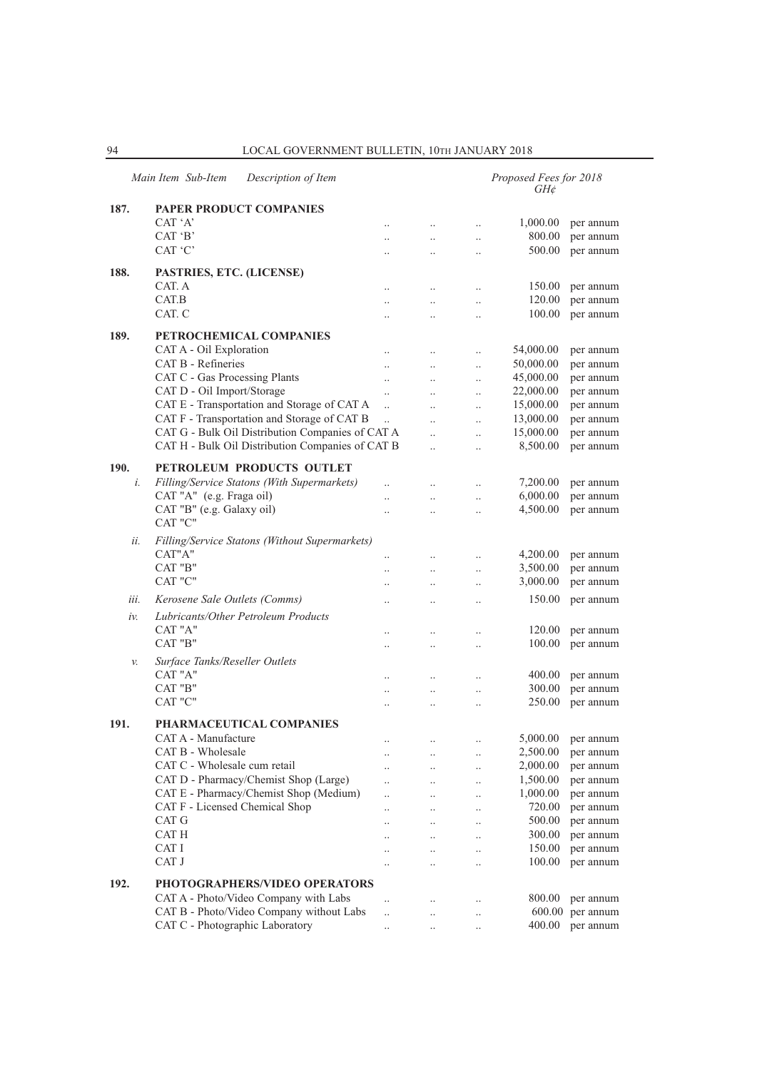| Main Item | Sub-Item | Description of Item | Proposed Fees for 2018 GH¢ | |
|---|---|---|---|---|
| **187.** | | **PAPER PRODUCT COMPANIES** | | |
| | | CAT 'A' | 1,000.00 | per annum |
| | | CAT 'B' | 800.00 | per annum |
| | | CAT 'C' | 500.00 | per annum |
| **188.** | | **PASTRIES, ETC. (LICENSE)** | | |
| | | CAT. A | 150.00 | per annum |
| | | CAT.B | 120.00 | per annum |
| | | CAT. C | 100.00 | per annum |
| **189.** | | **PETROCHEMICAL COMPANIES** | | |
| | | CAT A - Oil Exploration | 54,000.00 | per annum |
| | | CAT B - Refineries | 50,000.00 | per annum |
| | | CAT C - Gas Processing Plants | 45,000.00 | per annum |
| | | CAT D - Oil Import/Storage | 22,000.00 | per annum |
| | | CAT E - Transportation and Storage of CAT A | 15,000.00 | per annum |
| | | CAT F - Transportation and Storage of CAT B | 13,000.00 | per annum |
| | | CAT G - Bulk Oil Distribution Companies of CAT A | 15,000.00 | per annum |
| | | CAT H - Bulk Oil Distribution Companies of CAT B | 8,500.00 | per annum |
| **190.** | | **PETROLEUM PRODUCTS OUTLET** | | |
| | *i.* | *Filling/Service Statons (With Supermarkets)* | 7,200.00 | per annum |
| | | CAT "A" (e.g. Fraga oil) | 6,000.00 | per annum |
| | | CAT "B" (e.g. Galaxy oil) | 4,500.00 | per annum |
| | | CAT "C" | | |
| | *ii.* | *Filling/Service Statons (Without Supermarkets)* | | |
| | | CAT"A" | 4,200.00 | per annum |
| | | CAT "B" | 3,500.00 | per annum |
| | | CAT "C" | 3,000.00 | per annum |
| | *iii.* | *Kerosene Sale Outlets (Comms)* | 150.00 | per annum |
| | *iv.* | *Lubricants/Other Petroleum Products* | | |
| | | CAT "A" | 120.00 | per annum |
| | | CAT "B" | 100.00 | per annum |
| | *v.* | *Surface Tanks/Reseller Outlets* | | |
| | | CAT "A" | 400.00 | per annum |
| | | CAT "B" | 300.00 | per annum |
| | | CAT "C" | 250.00 | per annum |
| **191.** | | **PHARMACEUTICAL COMPANIES** | | |
| | | CAT A - Manufacture | 5,000.00 | per annum |
| | | CAT B - Wholesale | 2,500.00 | per annum |
| | | CAT C - Wholesale cum retail | 2,000.00 | per annum |
| | | CAT D - Pharmacy/Chemist Shop (Large) | 1,500.00 | per annum |
| | | CAT E - Pharmacy/Chemist Shop (Medium) | 1,000.00 | per annum |
| | | CAT F - Licensed Chemical Shop | 720.00 | per annum |
| | | CAT G | 500.00 | per annum |
| | | CAT H | 300.00 | per annum |
| | | CAT I | 150.00 | per annum |
| | | CAT J | 100.00 | per annum |
| **192.** | | **PHOTOGRAPHERS/VIDEO OPERATORS** | | |
| | | CAT A - Photo/Video Company with Labs | 800.00 | per annum |
| | | CAT B - Photo/Video Company without Labs | 600.00 | per annum |
| | | CAT C - Photographic Laboratory | 400.00 | per annum |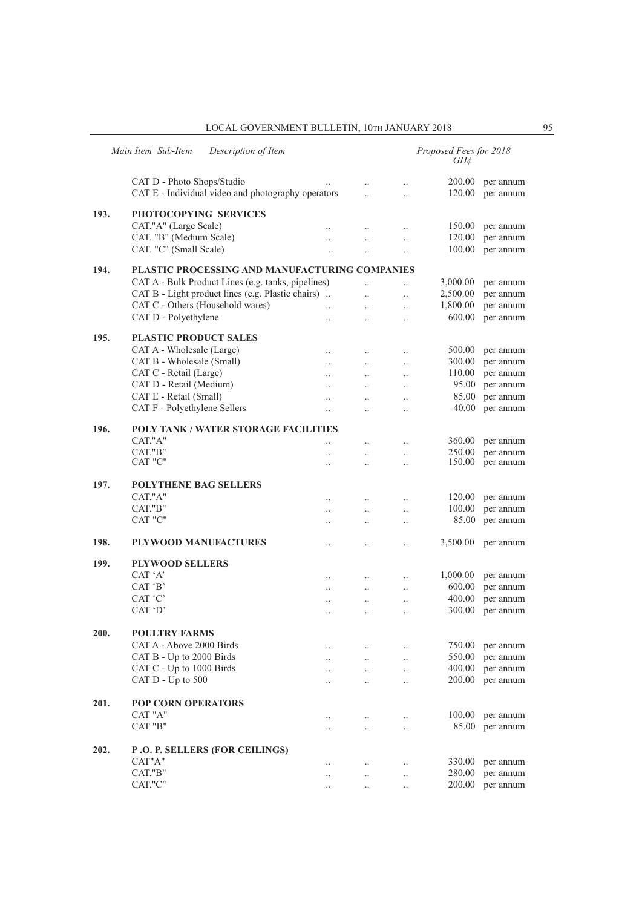| Main Item | Sub-Item Description of Item | Proposed Fees for 2018 GH¢ | |
|---|---|---|---|
| | CAT D - Photo Shops/Studio | 200.00 | per annum |
| | CAT E - Individual video and photography operators | 120.00 | per annum |
| 193. | **PHOTOCOPYING SERVICES** | | |
| | CAT."A" (Large Scale) | 150.00 | per annum |
| | CAT. "B" (Medium Scale) | 120.00 | per annum |
| | CAT. "C" (Small Scale) | 100.00 | per annum |
| 194. | **PLASTIC PROCESSING AND MANUFACTURING COMPANIES** | | |
| | CAT A - Bulk Product Lines (e.g. tanks, pipelines) | 3,000.00 | per annum |
| | CAT B - Light product lines (e.g. Plastic chairs) | 2,500.00 | per annum |
| | CAT C - Others (Household wares) | 1,800.00 | per annum |
| | CAT D - Polyethylene | 600.00 | per annum |
| 195. | **PLASTIC PRODUCT SALES** | | |
| | CAT A - Wholesale (Large) | 500.00 | per annum |
| | CAT B - Wholesale (Small) | 300.00 | per annum |
| | CAT C - Retail (Large) | 110.00 | per annum |
| | CAT D - Retail (Medium) | 95.00 | per annum |
| | CAT E - Retail (Small) | 85.00 | per annum |
| | CAT F - Polyethylene Sellers | 40.00 | per annum |
| 196. | **POLY TANK / WATER STORAGE FACILITIES** | | |
| | CAT."A" | 360.00 | per annum |
| | CAT."B" | 250.00 | per annum |
| | CAT "C" | 150.00 | per annum |
| 197. | **POLYTHENE BAG SELLERS** | | |
| | CAT."A" | 120.00 | per annum |
| | CAT."B" | 100.00 | per annum |
| | CAT "C" | 85.00 | per annum |
| 198. | **PLYWOOD MANUFACTURES** | 3,500.00 | per annum |
| 199. | **PLYWOOD SELLERS** | | |
| | CAT 'A' | 1,000.00 | per annum |
| | CAT 'B' | 600.00 | per annum |
| | CAT 'C' | 400.00 | per annum |
| | CAT 'D' | 300.00 | per annum |
| 200. | **POULTRY FARMS** | | |
| | CAT A - Above 2000 Birds | 750.00 | per annum |
| | CAT B - Up to 2000 Birds | 550.00 | per annum |
| | CAT C - Up to 1000 Birds | 400.00 | per annum |
| | CAT D - Up to 500 | 200.00 | per annum |
| 201. | **POP CORN OPERATORS** | | |
| | CAT "A" | 100.00 | per annum |
| | CAT "B" | 85.00 | per annum |
| 202. | **P .O. P. SELLERS (FOR CEILINGS)** | | |
| | CAT"A" | 330.00 | per annum |
| | CAT."B" | 280.00 | per annum |
| | CAT."C" | 200.00 | per annum |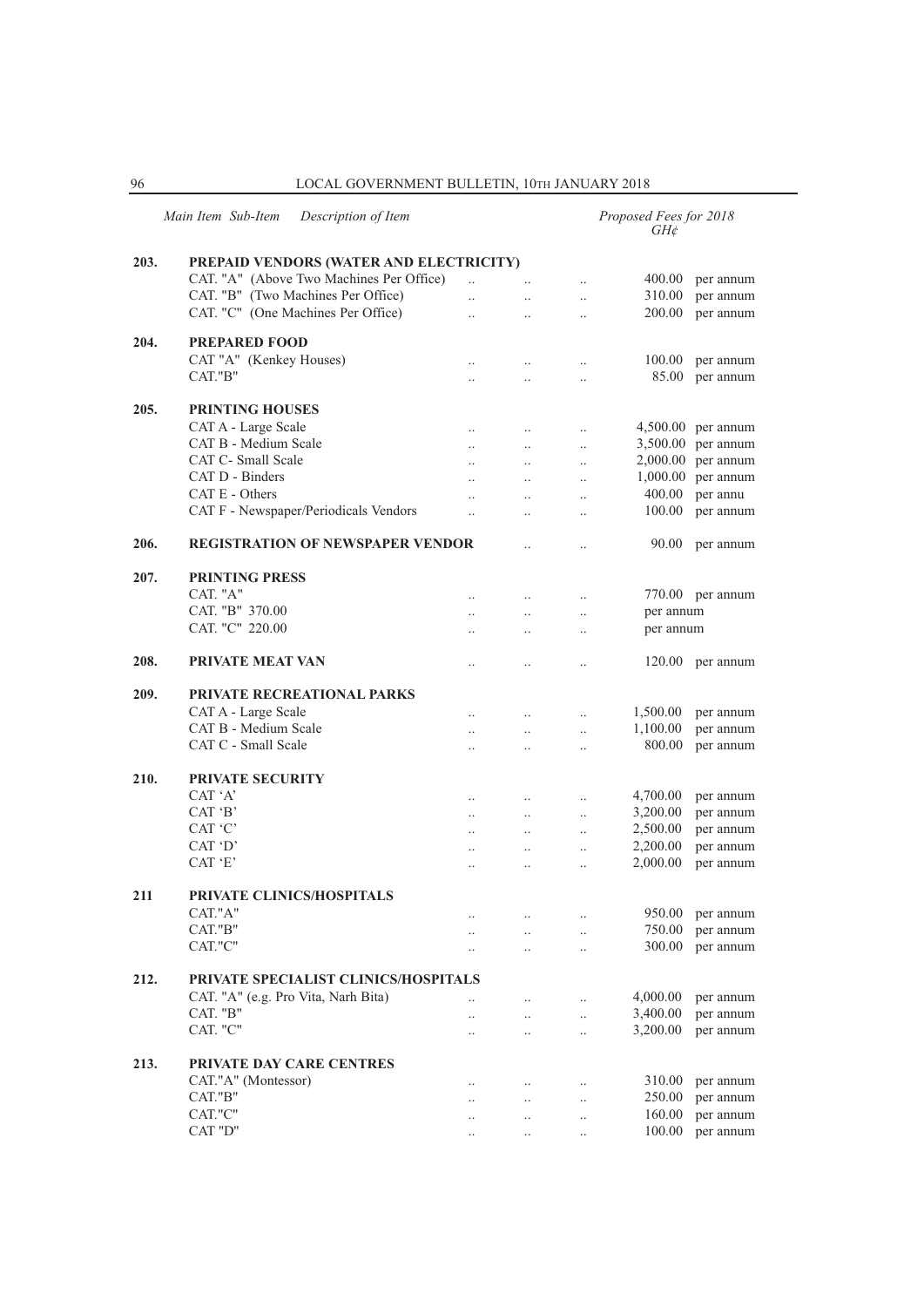| Main Item | Sub-Item | Description of Item | Proposed Fees for 2018 GH¢ | |
|---|---|---|---|---|
| **203.** | | **PREPAID VENDORS (WATER AND ELECTRICITY)** | | |
| | | CAT. "A" (Above Two Machines Per Office) .. .. .. | 400.00 | per annum |
| | | CAT. "B" (Two Machines Per Office) .. .. .. | 310.00 | per annum |
| | | CAT. "C" (One Machines Per Office) .. .. .. | 200.00 | per annum |
| **204.** | | **PREPARED FOOD** | | |
| | | CAT "A" (Kenkey Houses) .. .. .. | 100.00 | per annum |
| | | CAT."B" .. .. .. | 85.00 | per annum |
| **205.** | | **PRINTING HOUSES** | | |
| | | CAT A - Large Scale .. .. .. | 4,500.00 | per annum |
| | | CAT B - Medium Scale .. .. .. | 3,500.00 | per annum |
| | | CAT C- Small Scale .. .. .. | 2,000.00 | per annum |
| | | CAT D - Binders .. .. .. | 1,000.00 | per annum |
| | | CAT E - Others .. .. .. | 400.00 | per annu |
| | | CAT F - Newspaper/Periodicals Vendors .. .. .. | 100.00 | per annum |
| **206.** | | **REGISTRATION OF NEWSPAPER VENDOR** .. .. | 90.00 | per annum |
| **207.** | | **PRINTING PRESS** | | |
| | | CAT. "A" .. .. .. | 770.00 | per annum |
| | | CAT. "B" 370.00 .. .. .. | per annum | |
| | | CAT. "C" 220.00 .. .. .. | per annum | |
| **208.** | | **PRIVATE MEAT VAN** .. .. .. | 120.00 | per annum |
| **209.** | | **PRIVATE RECREATIONAL PARKS** | | |
| | | CAT A - Large Scale .. .. .. | 1,500.00 | per annum |
| | | CAT B - Medium Scale .. .. .. | 1,100.00 | per annum |
| | | CAT C - Small Scale .. .. .. | 800.00 | per annum |
| **210.** | | **PRIVATE SECURITY** | | |
| | | CAT 'A' .. .. .. | 4,700.00 | per annum |
| | | CAT 'B' .. .. .. | 3,200.00 | per annum |
| | | CAT 'C' .. .. .. | 2,500.00 | per annum |
| | | CAT 'D' .. .. .. | 2,200.00 | per annum |
| | | CAT 'E' .. .. .. | 2,000.00 | per annum |
| **211** | | **PRIVATE CLINICS/HOSPITALS** | | |
| | | CAT."A" .. .. .. | 950.00 | per annum |
| | | CAT."B" .. .. .. | 750.00 | per annum |
| | | CAT."C" .. .. .. | 300.00 | per annum |
| **212.** | | **PRIVATE SPECIALIST CLINICS/HOSPITALS** | | |
| | | CAT. "A" (e.g. Pro Vita, Narh Bita) .. .. .. | 4,000.00 | per annum |
| | | CAT. "B" .. .. .. | 3,400.00 | per annum |
| | | CAT. "C" .. .. .. | 3,200.00 | per annum |
| **213.** | | **PRIVATE DAY CARE CENTRES** | | |
| | | CAT."A" (Montessor) .. .. .. | 310.00 | per annum |
| | | CAT."B" .. .. .. | 250.00 | per annum |
| | | CAT."C" .. .. .. | 160.00 | per annum |
| | | CAT "D" .. .. .. | 100.00 | per annum |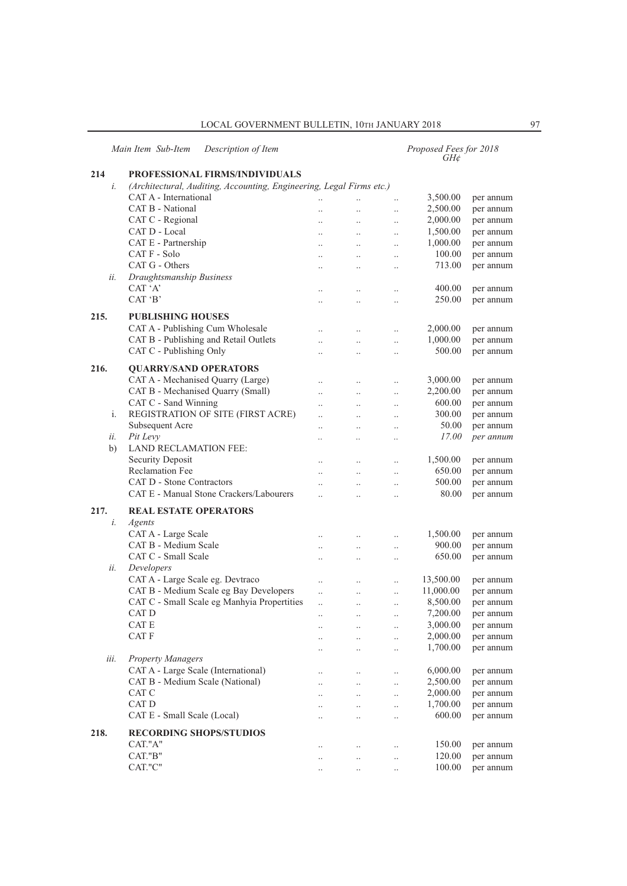| Main Item | Sub-Item | Description of Item | Proposed Fees for 2018 GH¢ | |
|---|---|---|---|---|
| **214** | | **PROFESSIONAL FIRMS/INDIVIDUALS** | | |
| | *i.* | *(Architectural, Auditing, Accounting, Engineering, Legal Firms etc.)* | | |
| | | CAT A - International | 3,500.00 | per annum |
| | | CAT B - National | 2,500.00 | per annum |
| | | CAT C - Regional | 2,000.00 | per annum |
| | | CAT D - Local | 1,500.00 | per annum |
| | | CAT E - Partnership | 1,000.00 | per annum |
| | | CAT F - Solo | 100.00 | per annum |
| | | CAT G - Others | 713.00 | per annum |
| | *ii.* | *Draughtsmanship Business* | | |
| | | CAT 'A' | 400.00 | per annum |
| | | CAT 'B' | 250.00 | per annum |
| **215.** | | **PUBLISHING HOUSES** | | |
| | | CAT A - Publishing Cum Wholesale | 2,000.00 | per annum |
| | | CAT B - Publishing and Retail Outlets | 1,000.00 | per annum |
| | | CAT C - Publishing Only | 500.00 | per annum |
| **216.** | | **QUARRY/SAND OPERATORS** | | |
| | | CAT A - Mechanised Quarry (Large) | 3,000.00 | per annum |
| | | CAT B - Mechanised Quarry (Small) | 2,200.00 | per annum |
| | | CAT C - Sand Winning | 600.00 | per annum |
| | i. | REGISTRATION OF SITE (FIRST ACRE) | 300.00 | per annum |
| | | Subsequent Acre | 50.00 | per annum |
| | *ii.* | *Pit Levy* | *17.00* | *per annum* |
| | b) | LAND RECLAMATION FEE: | | |
| | | Security Deposit | 1,500.00 | per annum |
| | | Reclamation Fee | 650.00 | per annum |
| | | CAT D - Stone Contractors | 500.00 | per annum |
| | | CAT E - Manual Stone Crackers/Labourers | 80.00 | per annum |
| **217.** | | **REAL ESTATE OPERATORS** | | |
| | *i.* | *Agents* | | |
| | | CAT A - Large Scale | 1,500.00 | per annum |
| | | CAT B - Medium Scale | 900.00 | per annum |
| | | CAT C - Small Scale | 650.00 | per annum |
| | *ii.* | *Developers* | | |
| | | CAT A - Large Scale eg. Devtraco | 13,500.00 | per annum |
| | | CAT B - Medium Scale eg Bay Developers | 11,000.00 | per annum |
| | | CAT C - Small Scale eg Manhyia Propertities | 8,500.00 | per annum |
| | | CAT D | 7,200.00 | per annum |
| | | CAT E | 3,000.00 | per annum |
| | | CAT F | 2,000.00 | per annum |
| | | | 1,700.00 | per annum |
| | *iii.* | *Property Managers* | | |
| | | CAT A - Large Scale (International) | 6,000.00 | per annum |
| | | CAT B - Medium Scale (National) | 2,500.00 | per annum |
| | | CAT C | 2,000.00 | per annum |
| | | CAT D | 1,700.00 | per annum |
| | | CAT E - Small Scale (Local) | 600.00 | per annum |
| **218.** | | **RECORDING SHOPS/STUDIOS** | | |
| | | CAT."A" | 150.00 | per annum |
| | | CAT."B" | 120.00 | per annum |
| | | CAT."C" | 100.00 | per annum |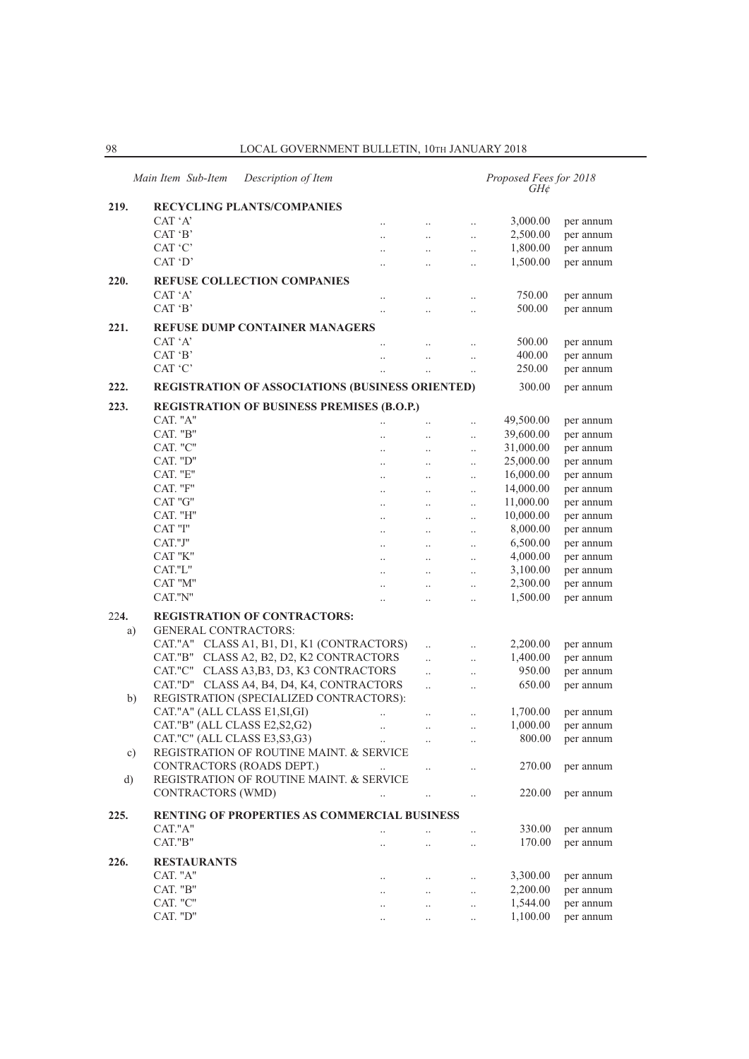| Main Item | Sub-Item Description of Item | Proposed Fees for 2018 GH¢ | |
|---|---|---|---|
| **219.** | **RECYCLING PLANTS/COMPANIES** | | |
| | CAT 'A' | 3,000.00 | per annum |
| | CAT 'B' | 2,500.00 | per annum |
| | CAT 'C' | 1,800.00 | per annum |
| | CAT 'D' | 1,500.00 | per annum |
| **220.** | **REFUSE COLLECTION COMPANIES** | | |
| | CAT 'A' | 750.00 | per annum |
| | CAT 'B' | 500.00 | per annum |
| **221.** | **REFUSE DUMP CONTAINER MANAGERS** | | |
| | CAT 'A' | 500.00 | per annum |
| | CAT 'B' | 400.00 | per annum |
| | CAT 'C' | 250.00 | per annum |
| **222.** | **REGISTRATION OF ASSOCIATIONS (BUSINESS ORIENTED)** | 300.00 | per annum |
| **223.** | **REGISTRATION OF BUSINESS PREMISES (B.O.P.)** | | |
| | CAT. "A" | 49,500.00 | per annum |
| | CAT. "B" | 39,600.00 | per annum |
| | CAT. "C" | 31,000.00 | per annum |
| | CAT. "D" | 25,000.00 | per annum |
| | CAT. "E" | 16,000.00 | per annum |
| | CAT. "F" | 14,000.00 | per annum |
| | CAT "G" | 11,000.00 | per annum |
| | CAT. "H" | 10,000.00 | per annum |
| | CAT "I" | 8,000.00 | per annum |
| | CAT."J" | 6,500.00 | per annum |
| | CAT "K" | 4,000.00 | per annum |
| | CAT."L" | 3,100.00 | per annum |
| | CAT "M" | 2,300.00 | per annum |
| | CAT."N" | 1,500.00 | per annum |
| **224.** | **REGISTRATION OF CONTRACTORS:** | | |
| a) | GENERAL CONTRACTORS: | | |
| | CAT."A" CLASS A1, B1, D1, K1 (CONTRACTORS) | 2,200.00 | per annum |
| | CAT."B" CLASS A2, B2, D2, K2 CONTRACTORS | 1,400.00 | per annum |
| | CAT."C" CLASS A3,B3, D3, K3 CONTRACTORS | 950.00 | per annum |
| | CAT."D" CLASS A4, B4, D4, K4, CONTRACTORS | 650.00 | per annum |
| b) | REGISTRATION (SPECIALIZED CONTRACTORS): | | |
| | CAT."A" (ALL CLASS E1,SI,GI) | 1,700.00 | per annum |
| | CAT."B" (ALL CLASS E2,S2,G2) | 1,000.00 | per annum |
| | CAT."C" (ALL CLASS E3,S3,G3) | 800.00 | per annum |
| c) | REGISTRATION OF ROUTINE MAINT. & SERVICE CONTRACTORS (ROADS DEPT.) | 270.00 | per annum |
| d) | REGISTRATION OF ROUTINE MAINT. & SERVICE CONTRACTORS (WMD) | 220.00 | per annum |
| **225.** | **RENTING OF PROPERTIES AS COMMERCIAL BUSINESS** | | |
| | CAT."A" | 330.00 | per annum |
| | CAT."B" | 170.00 | per annum |
| **226.** | **RESTAURANTS** | | |
| | CAT. "A" | 3,300.00 | per annum |
| | CAT. "B" | 2,200.00 | per annum |
| | CAT. "C" | 1,544.00 | per annum |
| | CAT. "D" | 1,100.00 | per annum |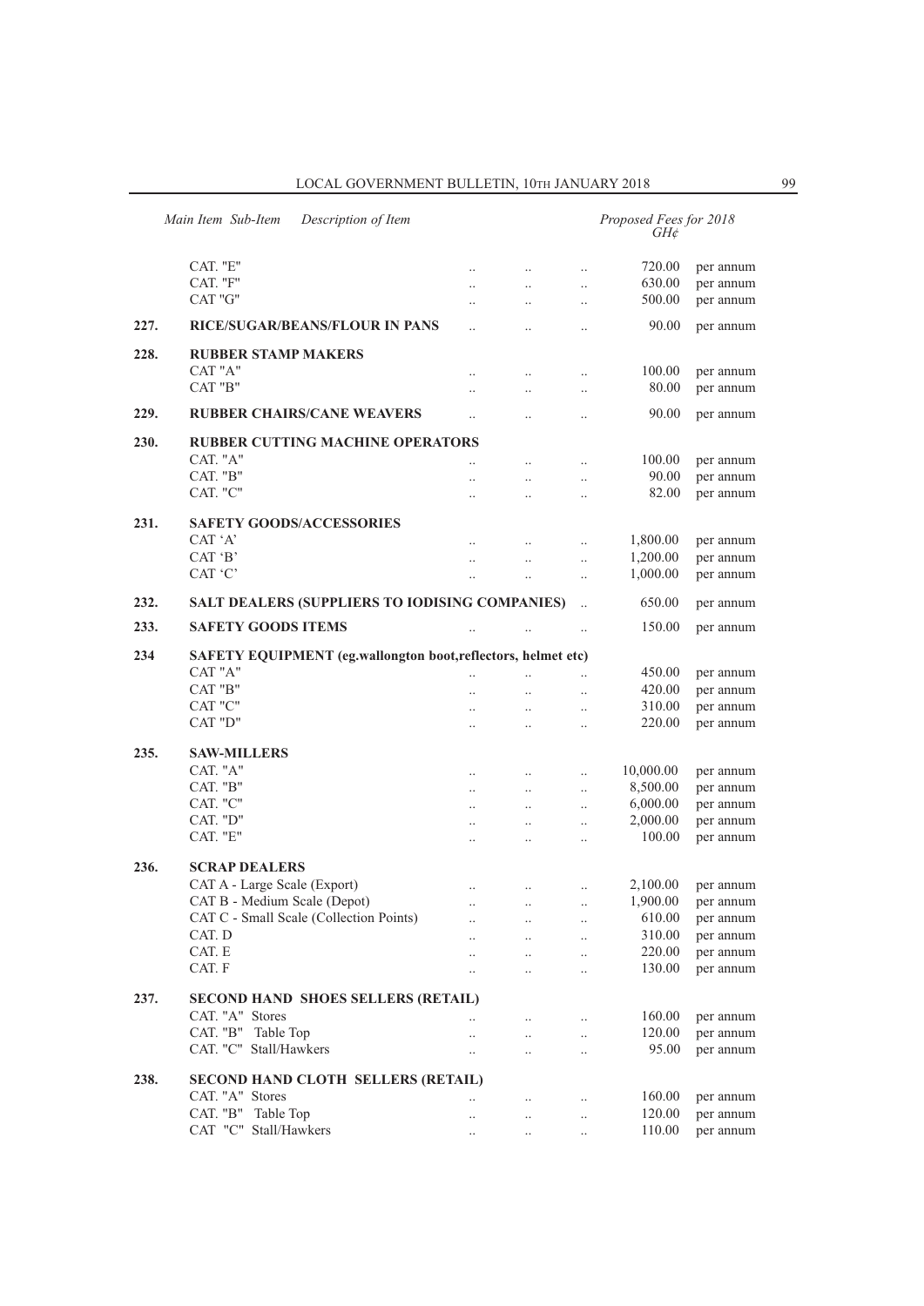| Main Item | Sub-Item | Description of Item | Proposed Fees for 2018 GH¢ | |
|---|---|---|---|---|
| | | CAT. "E" | 720.00 | per annum |
| | | CAT. "F" | 630.00 | per annum |
| | | CAT "G" | 500.00 | per annum |
| 227. | | **RICE/SUGAR/BEANS/FLOUR IN PANS** | 90.00 | per annum |
| 228. | | **RUBBER STAMP MAKERS** | | |
| | | CAT "A" | 100.00 | per annum |
| | | CAT "B" | 80.00 | per annum |
| 229. | | **RUBBER CHAIRS/CANE WEAVERS** | 90.00 | per annum |
| 230. | | **RUBBER CUTTING MACHINE OPERATORS** | | |
| | | CAT. "A" | 100.00 | per annum |
| | | CAT. "B" | 90.00 | per annum |
| | | CAT. "C" | 82.00 | per annum |
| 231. | | **SAFETY GOODS/ACCESSORIES** | | |
| | | CAT 'A' | 1,800.00 | per annum |
| | | CAT 'B' | 1,200.00 | per annum |
| | | CAT 'C' | 1,000.00 | per annum |
| 232. | | **SALT DEALERS (SUPPLIERS TO IODISING COMPANIES)** | 650.00 | per annum |
| 233. | | **SAFETY GOODS ITEMS** | 150.00 | per annum |
| 234 | | **SAFETY EQUIPMENT (eg.wallongton boot,reflectors, helmet etc)** | | |
| | | CAT "A" | 450.00 | per annum |
| | | CAT "B" | 420.00 | per annum |
| | | CAT "C" | 310.00 | per annum |
| | | CAT "D" | 220.00 | per annum |
| 235. | | **SAW-MILLERS** | | |
| | | CAT. "A" | 10,000.00 | per annum |
| | | CAT. "B" | 8,500.00 | per annum |
| | | CAT. "C" | 6,000.00 | per annum |
| | | CAT. "D" | 2,000.00 | per annum |
| | | CAT. "E" | 100.00 | per annum |
| 236. | | **SCRAP DEALERS** | | |
| | | CAT A - Large Scale (Export) | 2,100.00 | per annum |
| | | CAT B - Medium Scale (Depot) | 1,900.00 | per annum |
| | | CAT C - Small Scale (Collection Points) | 610.00 | per annum |
| | | CAT. D | 310.00 | per annum |
| | | CAT. E | 220.00 | per annum |
| | | CAT. F | 130.00 | per annum |
| 237. | | **SECOND HAND SHOES SELLERS (RETAIL)** | | |
| | | CAT. "A" Stores | 160.00 | per annum |
| | | CAT. "B" Table Top | 120.00 | per annum |
| | | CAT. "C" Stall/Hawkers | 95.00 | per annum |
| 238. | | **SECOND HAND CLOTH SELLERS (RETAIL)** | | |
| | | CAT. "A" Stores | 160.00 | per annum |
| | | CAT. "B" Table Top | 120.00 | per annum |
| | | CAT "C" Stall/Hawkers | 110.00 | per annum |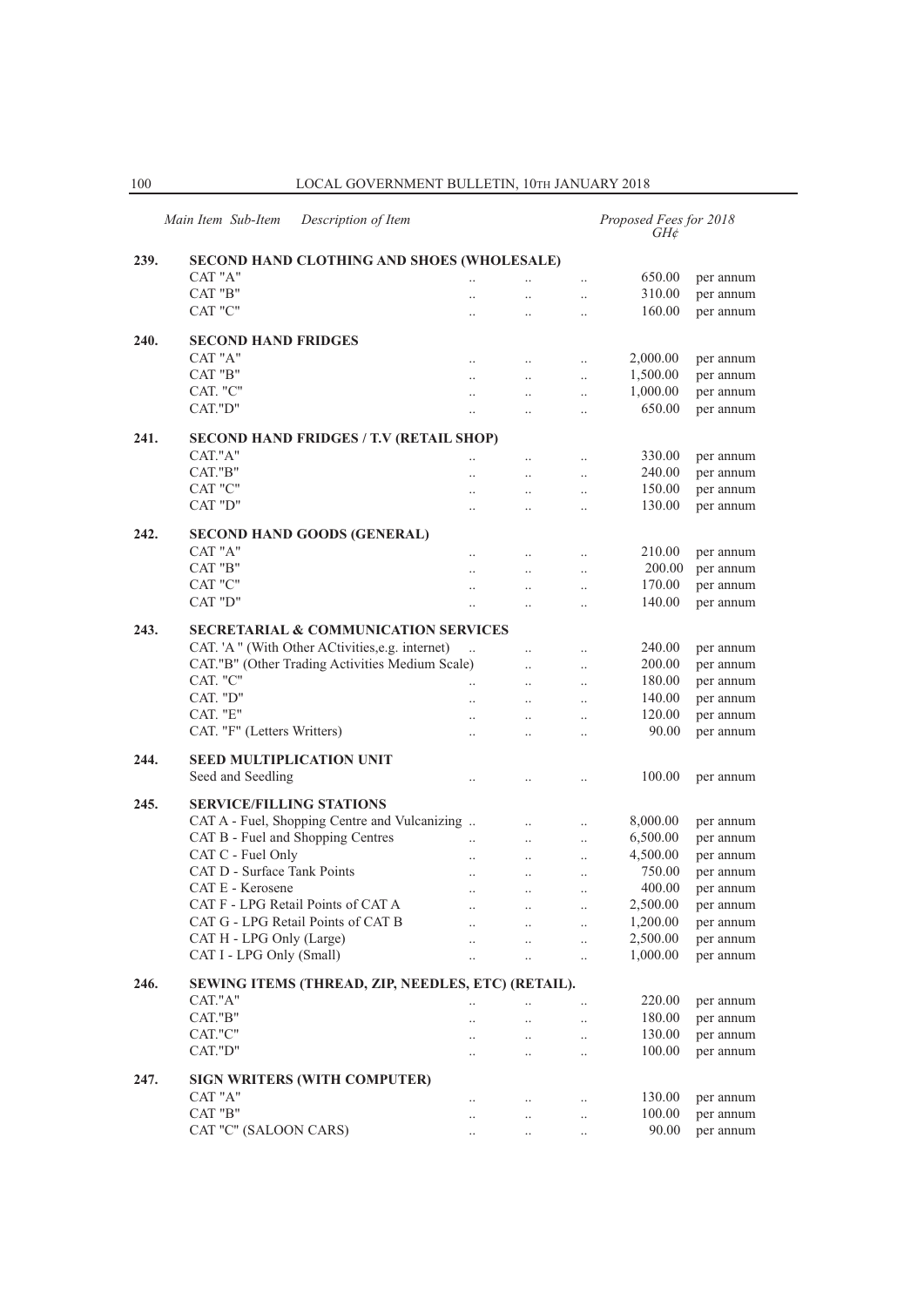| Main Item | Sub-Item Description of Item | Proposed Fees for 2018 GH¢ | |
|---|---|---|---|
| **239.** | **SECOND HAND CLOTHING AND SHOES (WHOLESALE)** | | |
| | CAT "A" | 650.00 | per annum |
| | CAT "B" | 310.00 | per annum |
| | CAT "C" | 160.00 | per annum |
| **240.** | **SECOND HAND FRIDGES** | | |
| | CAT "A" | 2,000.00 | per annum |
| | CAT "B" | 1,500.00 | per annum |
| | CAT. "C" | 1,000.00 | per annum |
| | CAT."D" | 650.00 | per annum |
| **241.** | **SECOND HAND FRIDGES / T.V (RETAIL SHOP)** | | |
| | CAT."A" | 330.00 | per annum |
| | CAT."B" | 240.00 | per annum |
| | CAT "C" | 150.00 | per annum |
| | CAT "D" | 130.00 | per annum |
| **242.** | **SECOND HAND GOODS (GENERAL)** | | |
| | CAT "A" | 210.00 | per annum |
| | CAT "B" | 200.00 | per annum |
| | CAT "C" | 170.00 | per annum |
| | CAT "D" | 140.00 | per annum |
| **243.** | **SECRETARIAL & COMMUNICATION SERVICES** | | |
| | CAT. 'A " (With Other ACtivities,e.g. internet) | 240.00 | per annum |
| | CAT."B" (Other Trading Activities Medium Scale) | 200.00 | per annum |
| | CAT. "C" | 180.00 | per annum |
| | CAT. "D" | 140.00 | per annum |
| | CAT. "E" | 120.00 | per annum |
| | CAT. "F" (Letters Writters) | 90.00 | per annum |
| **244.** | **SEED MULTIPLICATION UNIT** | | |
| | Seed and Seedling | 100.00 | per annum |
| **245.** | **SERVICE/FILLING STATIONS** | | |
| | CAT A - Fuel, Shopping Centre and Vulcanizing | 8,000.00 | per annum |
| | CAT B - Fuel and Shopping Centres | 6,500.00 | per annum |
| | CAT C - Fuel Only | 4,500.00 | per annum |
| | CAT D - Surface Tank Points | 750.00 | per annum |
| | CAT E - Kerosene | 400.00 | per annum |
| | CAT F - LPG Retail Points of CAT A | 2,500.00 | per annum |
| | CAT G - LPG Retail Points of CAT B | 1,200.00 | per annum |
| | CAT H - LPG Only (Large) | 2,500.00 | per annum |
| | CAT I - LPG Only (Small) | 1,000.00 | per annum |
| **246.** | **SEWING ITEMS (THREAD, ZIP, NEEDLES, ETC) (RETAIL).** | | |
| | CAT."A" | 220.00 | per annum |
| | CAT."B" | 180.00 | per annum |
| | CAT."C" | 130.00 | per annum |
| | CAT."D" | 100.00 | per annum |
| **247.** | **SIGN WRITERS (WITH COMPUTER)** | | |
| | CAT "A" | 130.00 | per annum |
| | CAT "B" | 100.00 | per annum |
| | CAT "C" (SALOON CARS) | 90.00 | per annum |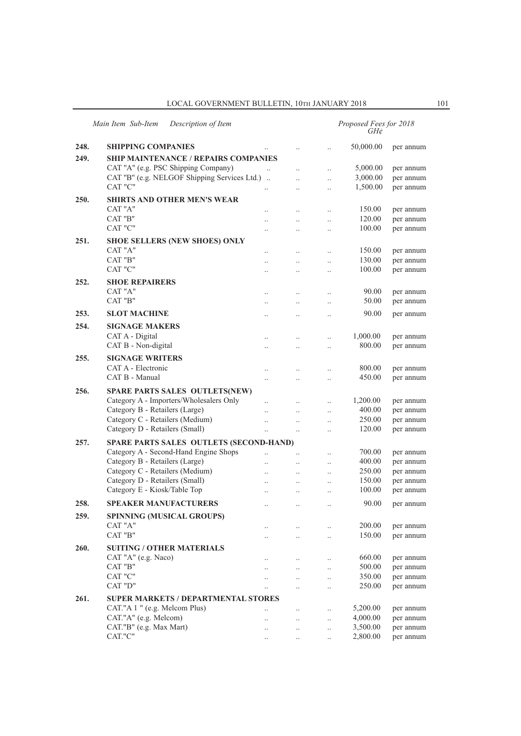| Main Item | Sub-Item | Description of Item | Proposed Fees for 2018 GH¢ | |
|---|---|---|---|---|
| 248. | | **SHIPPING COMPANIES** | 50,000.00 | per annum |
| 249. | | **SHIP MAINTENANCE / REPAIRS COMPANIES** | | |
| | | CAT "A" (e.g. PSC Shipping Company) | 5,000.00 | per annum |
| | | CAT "B" (e.g. NELGOF Shipping Services Ltd.) | 3,000.00 | per annum |
| | | CAT "C" | 1,500.00 | per annum |
| 250. | | **SHIRTS AND OTHER MEN'S WEAR** | | |
| | | CAT "A" | 150.00 | per annum |
| | | CAT "B" | 120.00 | per annum |
| | | CAT "C" | 100.00 | per annum |
| 251. | | **SHOE SELLERS (NEW SHOES) ONLY** | | |
| | | CAT "A" | 150.00 | per annum |
| | | CAT "B" | 130.00 | per annum |
| | | CAT "C" | 100.00 | per annum |
| 252. | | **SHOE REPAIRERS** | | |
| | | CAT "A" | 90.00 | per annum |
| | | CAT "B" | 50.00 | per annum |
| 253. | | **SLOT MACHINE** | 90.00 | per annum |
| 254. | | **SIGNAGE MAKERS** | | |
| | | CAT A - Digital | 1,000.00 | per annum |
| | | CAT B - Non-digital | 800.00 | per annum |
| 255. | | **SIGNAGE WRITERS** | | |
| | | CAT A - Electronic | 800.00 | per annum |
| | | CAT B - Manual | 450.00 | per annum |
| 256. | | **SPARE PARTS SALES OUTLETS(NEW)** | | |
| | | Category A - Importers/Wholesalers Only | 1,200.00 | per annum |
| | | Category B - Retailers (Large) | 400.00 | per annum |
| | | Category C - Retailers (Medium) | 250.00 | per annum |
| | | Category D - Retailers (Small) | 120.00 | per annum |
| 257. | | **SPARE PARTS SALES OUTLETS (SECOND-HAND)** | | |
| | | Category A - Second-Hand Engine Shops | 700.00 | per annum |
| | | Category B - Retailers (Large) | 400.00 | per annum |
| | | Category C - Retailers (Medium) | 250.00 | per annum |
| | | Category D - Retailers (Small) | 150.00 | per annum |
| | | Category E - Kiosk/Table Top | 100.00 | per annum |
| 258. | | **SPEAKER MANUFACTURERS** | 90.00 | per annum |
| 259. | | **SPINNING (MUSICAL GROUPS)** | | |
| | | CAT "A" | 200.00 | per annum |
| | | CAT "B" | 150.00 | per annum |
| 260. | | **SUITING / OTHER MATERIALS** | | |
| | | CAT "A" (e.g. Naco) | 660.00 | per annum |
| | | CAT "B" | 500.00 | per annum |
| | | CAT "C" | 350.00 | per annum |
| | | CAT "D" | 250.00 | per annum |
| 261. | | **SUPER MARKETS / DEPARTMENTAL STORES** | | |
| | | CAT."A 1 " (e.g. Melcom Plus) | 5,200.00 | per annum |
| | | CAT."A" (e.g. Melcom) | 4,000.00 | per annum |
| | | CAT."B" (e.g. Max Mart) | 3,500.00 | per annum |
| | | CAT."C" | 2,800.00 | per annum |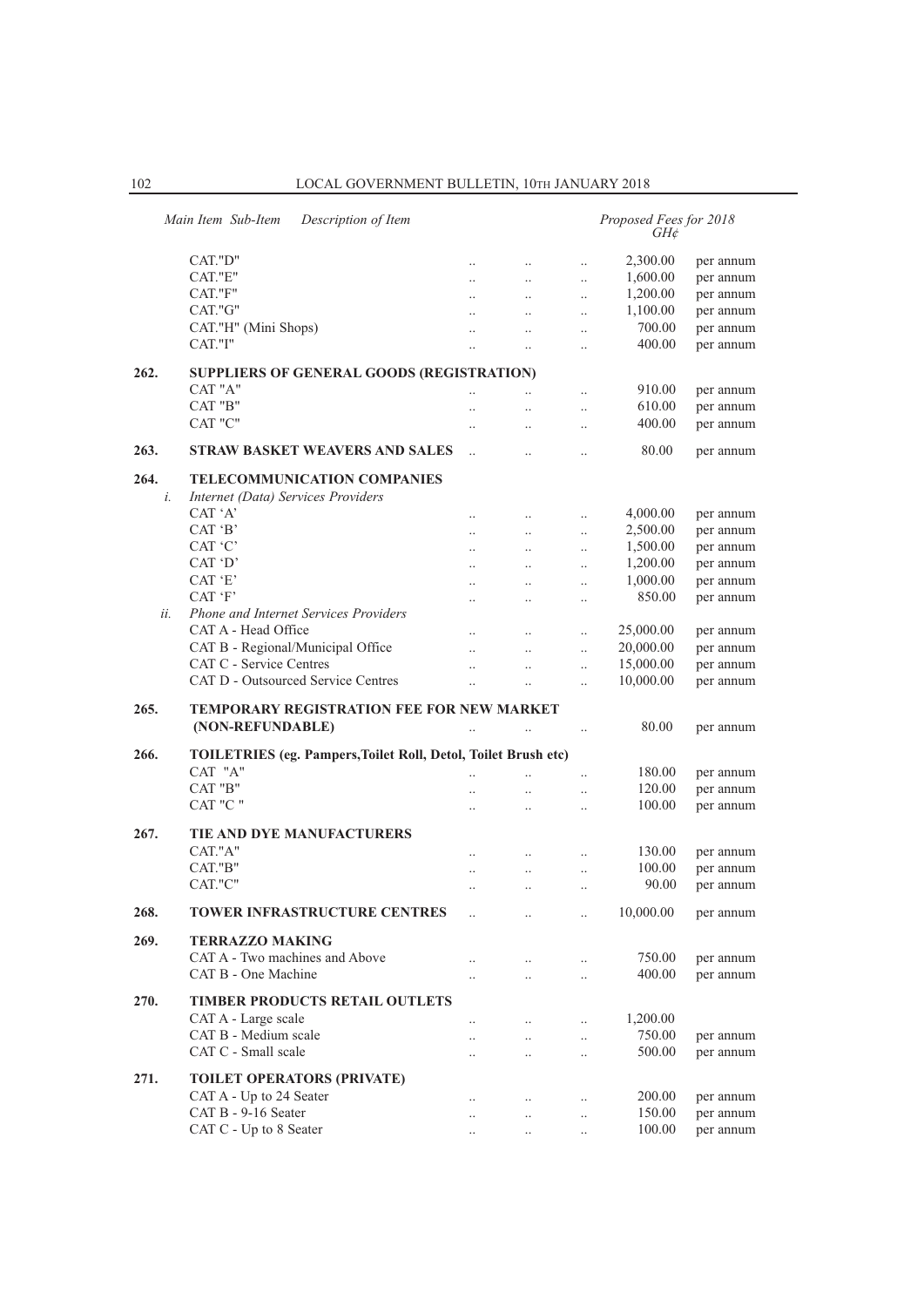| Main Item | Sub-Item | Description of Item | Proposed Fees for 2018 GH¢ | |
|---|---|---|---|---|
| | | CAT."D" | 2,300.00 | per annum |
| | | CAT."E" | 1,600.00 | per annum |
| | | CAT."F" | 1,200.00 | per annum |
| | | CAT."G" | 1,100.00 | per annum |
| | | CAT."H" (Mini Shops) | 700.00 | per annum |
| | | CAT."I" | 400.00 | per annum |
| **262.** | | **SUPPLIERS OF GENERAL GOODS (REGISTRATION)** | | |
| | | CAT "A" | 910.00 | per annum |
| | | CAT "B" | 610.00 | per annum |
| | | CAT "C" | 400.00 | per annum |
| **263.** | | **STRAW BASKET WEAVERS AND SALES** | 80.00 | per annum |
| **264.** | | **TELECOMMUNICATION COMPANIES** | | |
| | *i.* | *Internet (Data) Services Providers* | | |
| | | CAT 'A' | 4,000.00 | per annum |
| | | CAT 'B' | 2,500.00 | per annum |
| | | CAT 'C' | 1,500.00 | per annum |
| | | CAT 'D' | 1,200.00 | per annum |
| | | CAT 'E' | 1,000.00 | per annum |
| | | CAT 'F' | 850.00 | per annum |
| | *ii.* | *Phone and Internet Services Providers* | | |
| | | CAT A - Head Office | 25,000.00 | per annum |
| | | CAT B - Regional/Municipal Office | 20,000.00 | per annum |
| | | CAT C - Service Centres | 15,000.00 | per annum |
| | | CAT D - Outsourced Service Centres | 10,000.00 | per annum |
| **265.** | | **TEMPORARY REGISTRATION FEE FOR NEW MARKET (NON-REFUNDABLE)** | 80.00 | per annum |
| **266.** | | **TOILETRIES (eg. Pampers,Toilet Roll, Detol, Toilet Brush etc)** | | |
| | | CAT "A" | 180.00 | per annum |
| | | CAT "B" | 120.00 | per annum |
| | | CAT "C " | 100.00 | per annum |
| **267.** | | **TIE AND DYE MANUFACTURERS** | | |
| | | CAT."A" | 130.00 | per annum |
| | | CAT."B" | 100.00 | per annum |
| | | CAT."C" | 90.00 | per annum |
| **268.** | | **TOWER INFRASTRUCTURE CENTRES** | 10,000.00 | per annum |
| **269.** | | **TERRAZZO MAKING** | | |
| | | CAT A - Two machines and Above | 750.00 | per annum |
| | | CAT B - One Machine | 400.00 | per annum |
| **270.** | | **TIMBER PRODUCTS RETAIL OUTLETS** | | |
| | | CAT A - Large scale | 1,200.00 | |
| | | CAT B - Medium scale | 750.00 | per annum |
| | | CAT C - Small scale | 500.00 | per annum |
| **271.** | | **TOILET OPERATORS (PRIVATE)** | | |
| | | CAT A - Up to 24 Seater | 200.00 | per annum |
| | | CAT B - 9-16 Seater | 150.00 | per annum |
| | | CAT C - Up to 8 Seater | 100.00 | per annum |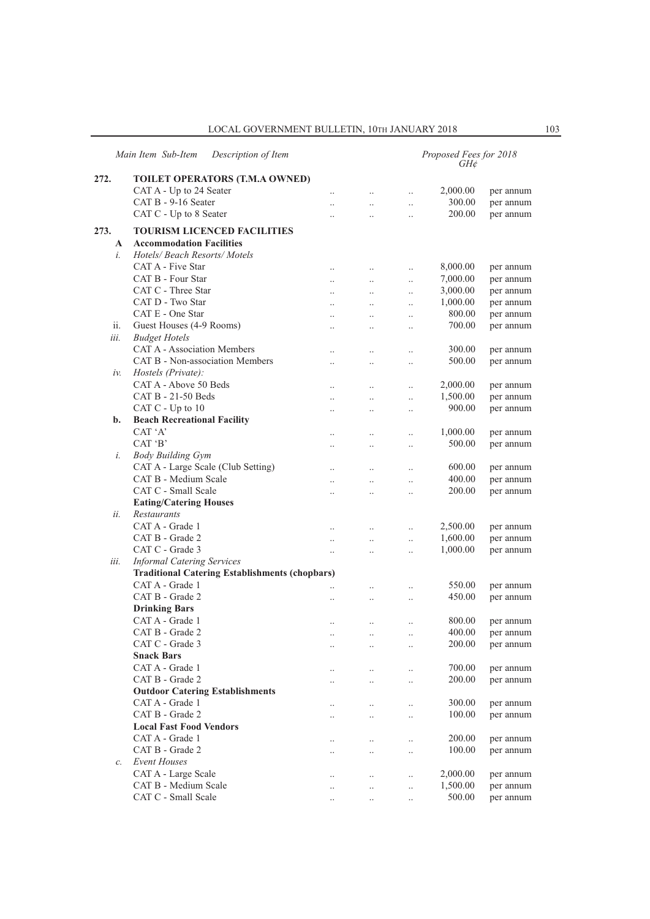| Main Item | Sub-Item | Description of Item | Proposed Fees for 2018 GH¢ | |
|---|---|---|---|---|
| **272.** | | **TOILET OPERATORS (T.M.A OWNED)** | | |
| | | CAT A - Up to 24 Seater | 2,000.00 | per annum |
| | | CAT B - 9-16 Seater | 300.00 | per annum |
| | | CAT C - Up to 8 Seater | 200.00 | per annum |
| **273.** | | **TOURISM LICENCED FACILITIES** | | |
| | **A** | **Accommodation Facilities** | | |
| | *i.* | *Hotels/ Beach Resorts/ Motels* | | |
| | | CAT A - Five Star | 8,000.00 | per annum |
| | | CAT B - Four Star | 7,000.00 | per annum |
| | | CAT C - Three Star | 3,000.00 | per annum |
| | | CAT D - Two Star | 1,000.00 | per annum |
| | | CAT E - One Star | 800.00 | per annum |
| | ii. | Guest Houses (4-9 Rooms) | 700.00 | per annum |
| | *iii.* | *Budget Hotels* | | |
| | | CAT A - Association Members | 300.00 | per annum |
| | | CAT B - Non-association Members | 500.00 | per annum |
| | *iv.* | *Hostels (Private):* | | |
| | | CAT A - Above 50 Beds | 2,000.00 | per annum |
| | | CAT B - 21-50 Beds | 1,500.00 | per annum |
| | | CAT C - Up to 10 | 900.00 | per annum |
| | **b.** | **Beach Recreational Facility** | | |
| | | CAT 'A' | 1,000.00 | per annum |
| | | CAT 'B' | 500.00 | per annum |
| | *i.* | *Body Building Gym* | | |
| | | CAT A - Large Scale (Club Setting) | 600.00 | per annum |
| | | CAT B - Medium Scale | 400.00 | per annum |
| | | CAT C - Small Scale | 200.00 | per annum |
| | | **Eating/Catering Houses** | | |
| | *ii.* | *Restaurants* | | |
| | | CAT A - Grade 1 | 2,500.00 | per annum |
| | | CAT B - Grade 2 | 1,600.00 | per annum |
| | | CAT C - Grade 3 | 1,000.00 | per annum |
| | *iii.* | *Informal Catering Services* | | |
| | | **Traditional Catering Establishments (chopbars)** | | |
| | | CAT A - Grade 1 | 550.00 | per annum |
| | | CAT B - Grade 2 | 450.00 | per annum |
| | | **Drinking Bars** | | |
| | | CAT A - Grade 1 | 800.00 | per annum |
| | | CAT B - Grade 2 | 400.00 | per annum |
| | | CAT C - Grade 3 | 200.00 | per annum |
| | | **Snack Bars** | | |
| | | CAT A - Grade 1 | 700.00 | per annum |
| | | CAT B - Grade 2 | 200.00 | per annum |
| | | **Outdoor Catering Establishments** | | |
| | | CAT A - Grade 1 | 300.00 | per annum |
| | | CAT B - Grade 2 | 100.00 | per annum |
| | | **Local Fast Food Vendors** | | |
| | | CAT A - Grade 1 | 200.00 | per annum |
| | | CAT B - Grade 2 | 100.00 | per annum |
| | *c.* | *Event Houses* | | |
| | | CAT A - Large Scale | 2,000.00 | per annum |
| | | CAT B - Medium Scale | 1,500.00 | per annum |
| | | CAT C - Small Scale | 500.00 | per annum |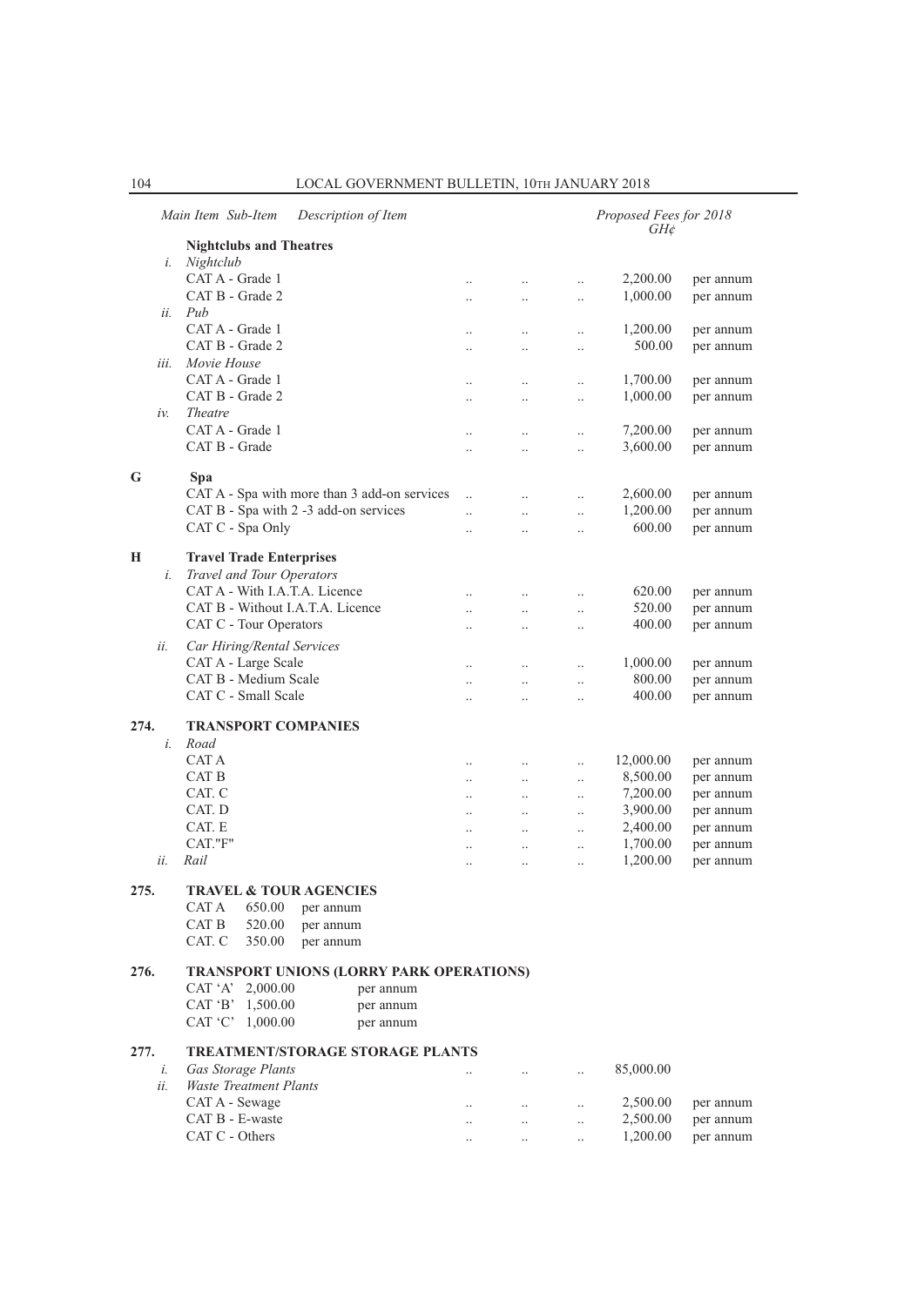| Main Item | Sub-Item | Description of Item | Proposed Fees for 2018 GH¢ | |
|---|---|---|---|---|
| | | **Nightclubs and Theatres** | | |
| | *i.* | *Nightclub* | | |
| | | CAT A - Grade 1 | 2,200.00 | per annum |
| | | CAT B - Grade 2 | 1,000.00 | per annum |
| | *ii.* | *Pub* | | |
| | | CAT A - Grade 1 | 1,200.00 | per annum |
| | | CAT B - Grade 2 | 500.00 | per annum |
| | *iii.* | *Movie House* | | |
| | | CAT A - Grade 1 | 1,700.00 | per annum |
| | | CAT B - Grade 2 | 1,000.00 | per annum |
| | *iv.* | *Theatre* | | |
| | | CAT A - Grade 1 | 7,200.00 | per annum |
| | | CAT B - Grade | 3,600.00 | per annum |
| **G** | | **Spa** | | |
| | | CAT A - Spa with more than 3 add-on services | 2,600.00 | per annum |
| | | CAT B - Spa with 2 -3 add-on services | 1,200.00 | per annum |
| | | CAT C - Spa Only | 600.00 | per annum |
| **H** | | **Travel Trade Enterprises** | | |
| | *i.* | *Travel and Tour Operators* | | |
| | | CAT A - With I.A.T.A. Licence | 620.00 | per annum |
| | | CAT B - Without I.A.T.A. Licence | 520.00 | per annum |
| | | CAT C - Tour Operators | 400.00 | per annum |
| | *ii.* | *Car Hiring/Rental Services* | | |
| | | CAT A - Large Scale | 1,000.00 | per annum |
| | | CAT B - Medium Scale | 800.00 | per annum |
| | | CAT C - Small Scale | 400.00 | per annum |
| **274.** | | **TRANSPORT COMPANIES** | | |
| | *i.* | *Road* | | |
| | | CAT A | 12,000.00 | per annum |
| | | CAT B | 8,500.00 | per annum |
| | | CAT. C | 7,200.00 | per annum |
| | | CAT. D | 3,900.00 | per annum |
| | | CAT. E | 2,400.00 | per annum |
| | | CAT."F" | 1,700.00 | per annum |
| | *ii.* | *Rail* | 1,200.00 | per annum |
| **275.** | | **TRAVEL & TOUR AGENCIES** | | |
| | | CAT A 650.00 per annum | | |
| | | CAT B 520.00 per annum | | |
| | | CAT. C 350.00 per annum | | |
| **276.** | | **TRANSPORT UNIONS (LORRY PARK OPERATIONS)** | | |
| | | CAT 'A' 2,000.00 per annum | | |
| | | CAT 'B' 1,500.00 per annum | | |
| | | CAT 'C' 1,000.00 per annum | | |
| **277.** | | **TREATMENT/STORAGE STORAGE PLANTS** | | |
| | *i.* | *Gas Storage Plants* | 85,000.00 | |
| | *ii.* | *Waste Treatment Plants* | | |
| | | CAT A - Sewage | 2,500.00 | per annum |
| | | CAT B - E-waste | 2,500.00 | per annum |
| | | CAT C - Others | 1,200.00 | per annum |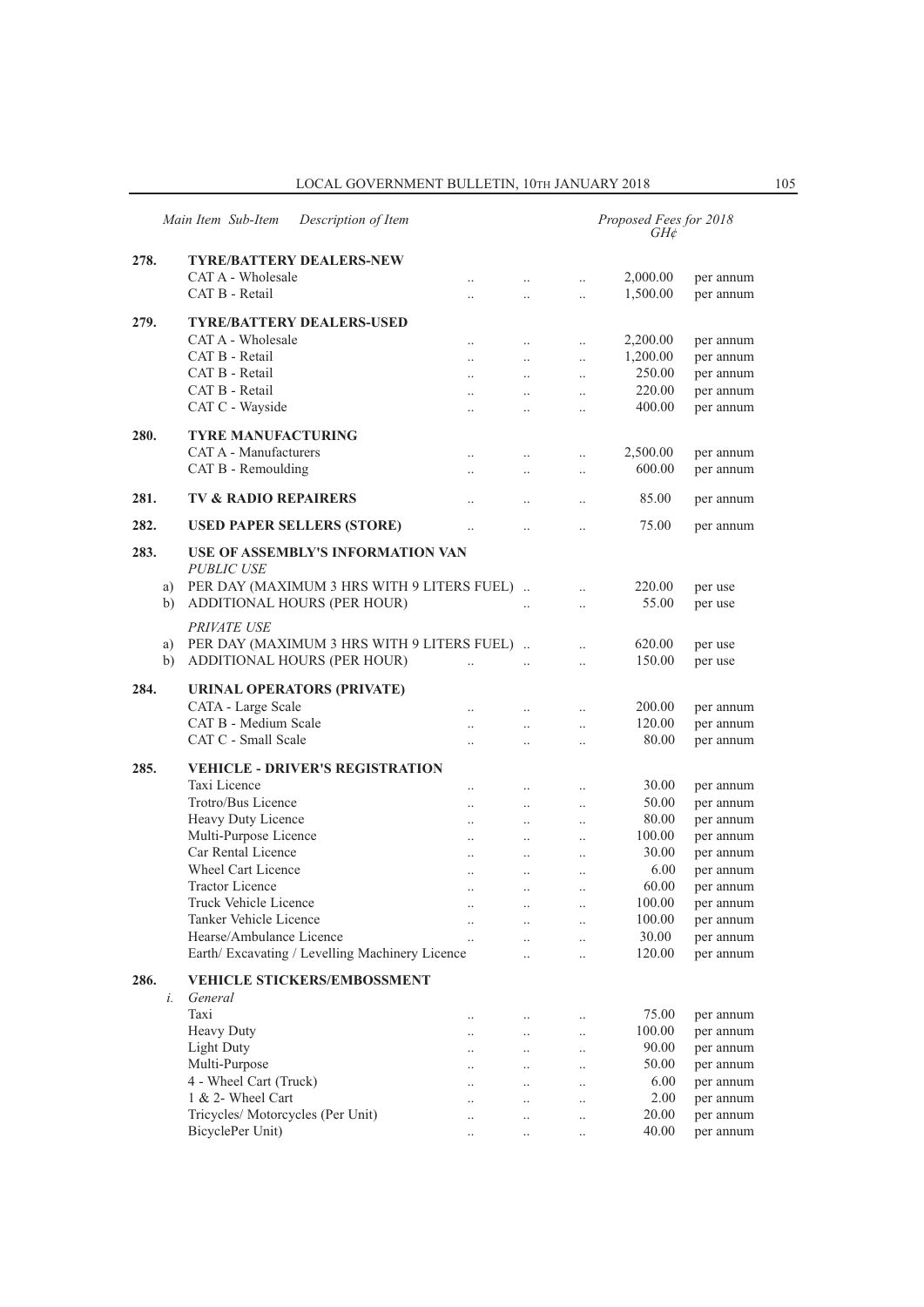| Main Item | Sub-Item | Description of Item | Proposed Fees for 2018 GH¢ | |
|---|---|---|---|---|
| **278.** | | **TYRE/BATTERY DEALERS-NEW** | | |
| | | CAT A - Wholesale | 2,000.00 | per annum |
| | | CAT B - Retail | 1,500.00 | per annum |
| **279.** | | **TYRE/BATTERY DEALERS-USED** | | |
| | | CAT A - Wholesale | 2,200.00 | per annum |
| | | CAT B - Retail | 1,200.00 | per annum |
| | | CAT B - Retail | 250.00 | per annum |
| | | CAT B - Retail | 220.00 | per annum |
| | | CAT C - Wayside | 400.00 | per annum |
| **280.** | | **TYRE MANUFACTURING** | | |
| | | CAT A - Manufacturers | 2,500.00 | per annum |
| | | CAT B - Remoulding | 600.00 | per annum |
| **281.** | | **TV & RADIO REPAIRERS** | 85.00 | per annum |
| **282.** | | **USED PAPER SELLERS (STORE)** | 75.00 | per annum |
| **283.** | | **USE OF ASSEMBLY'S INFORMATION VAN** | | |
| | | *PUBLIC USE* | | |
| | a) | PER DAY (MAXIMUM 3 HRS WITH 9 LITERS FUEL) | 220.00 | per use |
| | b) | ADDITIONAL HOURS (PER HOUR) | 55.00 | per use |
| | | *PRIVATE USE* | | |
| | a) | PER DAY (MAXIMUM 3 HRS WITH 9 LITERS FUEL) | 620.00 | per use |
| | b) | ADDITIONAL HOURS (PER HOUR) | 150.00 | per use |
| **284.** | | **URINAL OPERATORS (PRIVATE)** | | |
| | | CATA - Large Scale | 200.00 | per annum |
| | | CAT B - Medium Scale | 120.00 | per annum |
| | | CAT C - Small Scale | 80.00 | per annum |
| **285.** | | **VEHICLE - DRIVER'S REGISTRATION** | | |
| | | Taxi Licence | 30.00 | per annum |
| | | Trotro/Bus Licence | 50.00 | per annum |
| | | Heavy Duty Licence | 80.00 | per annum |
| | | Multi-Purpose Licence | 100.00 | per annum |
| | | Car Rental Licence | 30.00 | per annum |
| | | Wheel Cart Licence | 6.00 | per annum |
| | | Tractor Licence | 60.00 | per annum |
| | | Truck Vehicle Licence | 100.00 | per annum |
| | | Tanker Vehicle Licence | 100.00 | per annum |
| | | Hearse/Ambulance Licence | 30.00 | per annum |
| | | Earth/ Excavating / Levelling Machinery Licence | 120.00 | per annum |
| **286.** | | **VEHICLE STICKERS/EMBOSSMENT** | | |
| | *i.* | *General* | | |
| | | Taxi | 75.00 | per annum |
| | | Heavy Duty | 100.00 | per annum |
| | | Light Duty | 90.00 | per annum |
| | | Multi-Purpose | 50.00 | per annum |
| | | 4 - Wheel Cart (Truck) | 6.00 | per annum |
| | | 1 & 2- Wheel Cart | 2.00 | per annum |
| | | Tricycles/ Motorcycles (Per Unit) | 20.00 | per annum |
| | | BicyclePer Unit) | 40.00 | per annum |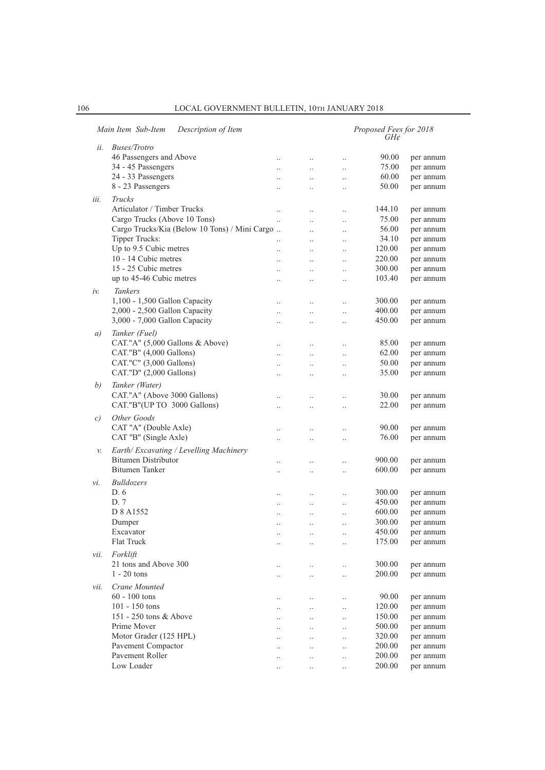| Main Item | Sub-Item | Description of Item | Proposed Fees for 2018 GH¢ | |
|---|---|---|---|---|
| *ii.* | | *Buses/Trotro* | | |
| | | 46 Passengers and Above | 90.00 | per annum |
| | | 34 - 45 Passengers | 75.00 | per annum |
| | | 24 - 33 Passengers | 60.00 | per annum |
| | | 8 - 23 Passengers | 50.00 | per annum |
| *iii.* | | *Trucks* | | |
| | | Articulator / Timber Trucks | 144.10 | per annum |
| | | Cargo Trucks (Above 10 Tons) | 75.00 | per annum |
| | | Cargo Trucks/Kia (Below 10 Tons) / Mini Cargo | 56.00 | per annum |
| | | Tipper Trucks: | 34.10 | per annum |
| | | Up to 9.5 Cubic metres | 120.00 | per annum |
| | | 10 - 14 Cubic metres | 220.00 | per annum |
| | | 15 - 25 Cubic metres | 300.00 | per annum |
| | | up to 45-46 Cubic metres | 103.40 | per annum |
| *iv.* | | *Tankers* | | |
| | | 1,100 - 1,500 Gallon Capacity | 300.00 | per annum |
| | | 2,000 - 2,500 Gallon Capacity | 400.00 | per annum |
| | | 3,000 - 7,000 Gallon Capacity | 450.00 | per annum |
| *a)* | | *Tanker (Fuel)* | | |
| | | CAT."A" (5,000 Gallons & Above) | 85.00 | per annum |
| | | CAT."B" (4,000 Gallons) | 62.00 | per annum |
| | | CAT."C" (3,000 Gallons) | 50.00 | per annum |
| | | CAT."D" (2,000 Gallons) | 35.00 | per annum |
| *b)* | | *Tanker (Water)* | | |
| | | CAT."A" (Above 3000 Gallons) | 30.00 | per annum |
| | | CAT."B"(UP TO 3000 Gallons) | 22.00 | per annum |
| *c)* | | *Other Goods* | | |
| | | CAT "A" (Double Axle) | 90.00 | per annum |
| | | CAT "B" (Single Axle) | 76.00 | per annum |
| *v.* | | *Earth/ Excavating / Levelling Machinery* | | |
| | | Bitumen Distributor | 900.00 | per annum |
| | | Bitumen Tanker | 600.00 | per annum |
| *vi.* | | *Bulldozers* | | |
| | | D. 6 | 300.00 | per annum |
| | | D. 7 | 450.00 | per annum |
| | | D 8 A1552 | 600.00 | per annum |
| | | Dumper | 300.00 | per annum |
| | | Excavator | 450.00 | per annum |
| | | Flat Truck | 175.00 | per annum |
| *vii.* | | *Forklift* | | |
| | | 21 tons and Above 300 | 300.00 | per annum |
| | | 1 - 20 tons | 200.00 | per annum |
| *vii.* | | *Crane Mounted* | | |
| | | 60 - 100 tons | 90.00 | per annum |
| | | 101 - 150 tons | 120.00 | per annum |
| | | 151 - 250 tons & Above | 150.00 | per annum |
| | | Prime Mover | 500.00 | per annum |
| | | Motor Grader (125 HPL) | 320.00 | per annum |
| | | Pavement Compactor | 200.00 | per annum |
| | | Pavement Roller | 200.00 | per annum |
| | | Low Loader | 200.00 | per annum |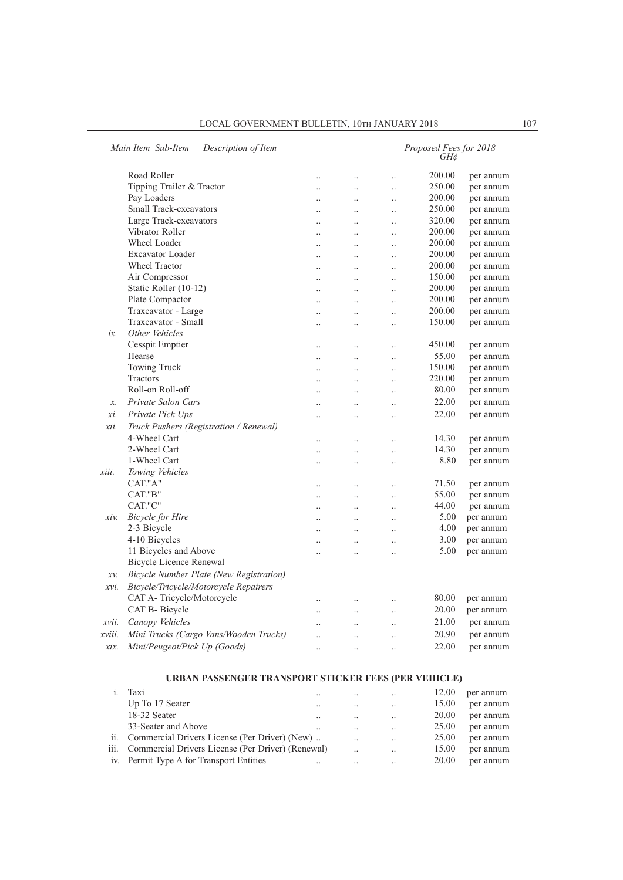| Main Item | Sub-Item | Description of Item | Proposed Fees for 2018 GH¢ | |
|---|---|---|---|---|
| | | Road Roller | 200.00 | per annum |
| | | Tipping Trailer & Tractor | 250.00 | per annum |
| | | Pay Loaders | 200.00 | per annum |
| | | Small Track-excavators | 250.00 | per annum |
| | | Large Track-excavators | 320.00 | per annum |
| | | Vibrator Roller | 200.00 | per annum |
| | | Wheel Loader | 200.00 | per annum |
| | | Excavator Loader | 200.00 | per annum |
| | | Wheel Tractor | 200.00 | per annum |
| | | Air Compressor | 150.00 | per annum |
| | | Static Roller (10-12) | 200.00 | per annum |
| | | Plate Compactor | 200.00 | per annum |
| | | Traxcavator - Large | 200.00 | per annum |
| | | Traxcavator - Small | 150.00 | per annum |
| *ix.* | | *Other Vehicles* | | |
| | | Cesspit Emptier | 450.00 | per annum |
| | | Hearse | 55.00 | per annum |
| | | Towing Truck | 150.00 | per annum |
| | | Tractors | 220.00 | per annum |
| | | Roll-on Roll-off | 80.00 | per annum |
| *x.* | | *Private Salon Cars* | 22.00 | per annum |
| *xi.* | | *Private Pick Ups* | 22.00 | per annum |
| *xii.* | | *Truck Pushers (Registration / Renewal)* | | |
| | | 4-Wheel Cart | 14.30 | per annum |
| | | 2-Wheel Cart | 14.30 | per annum |
| | | 1-Wheel Cart | 8.80 | per annum |
| *xiii.* | | *Towing Vehicles* | | |
| | | CAT."A" | 71.50 | per annum |
| | | CAT."B" | 55.00 | per annum |
| | | CAT."C" | 44.00 | per annum |
| *xiv.* | | *Bicycle for Hire* | 5.00 | per annum |
| | | 2-3 Bicycle | 4.00 | per annum |
| | | 4-10 Bicycles | 3.00 | per annum |
| | | 11 Bicycles and Above | 5.00 | per annum |
| | | Bicycle Licence Renewal | | |
| *xv.* | | *Bicycle Number Plate (New Registration)* | | |
| *xvi.* | | *Bicycle/Tricycle/Motorcycle Repairers* | | |
| | | CAT A- Tricycle/Motorcycle | 80.00 | per annum |
| | | CAT B- Bicycle | 20.00 | per annum |
| *xvii.* | | *Canopy Vehicles* | 21.00 | per annum |
| *xviii.* | | *Mini Trucks (Cargo Vans/Wooden Trucks)* | 20.90 | per annum |
| *xix.* | | *Mini/Peugeot/Pick Up (Goods)* | 22.00 | per annum |

## URBAN PASSENGER TRANSPORT STICKER FEES (PER VEHICLE)

| | Description of Item | Fee | |
|---|---|---|---|
| i. | Taxi | 12.00 | per annum |
| | Up To 17 Seater | 15.00 | per annum |
| | 18-32 Seater | 20.00 | per annum |
| | 33-Seater and Above | 25.00 | per annum |
| ii. | Commercial Drivers License (Per Driver) (New) | 25.00 | per annum |
| iii. | Commercial Drivers License (Per Driver) (Renewal) | 15.00 | per annum |
| iv. | Permit Type A for Transport Entities | 20.00 | per annum |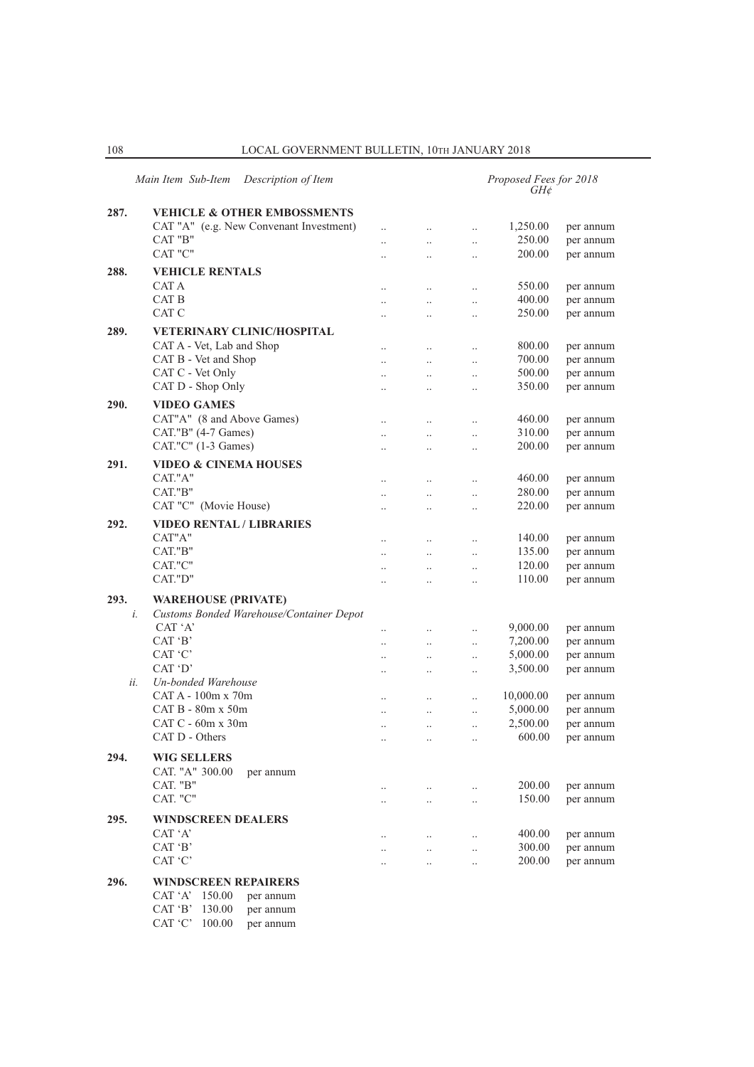| Main Item | Sub-Item | Description of Item | Proposed Fees for 2018 GH¢ | |
|---|---|---|---|---|
| **287.** | | **VEHICLE & OTHER EMBOSSMENTS** | | |
| | | CAT "A" (e.g. New Convenant Investment) | 1,250.00 | per annum |
| | | CAT "B" | 250.00 | per annum |
| | | CAT "C" | 200.00 | per annum |
| **288.** | | **VEHICLE RENTALS** | | |
| | | CAT A | 550.00 | per annum |
| | | CAT B | 400.00 | per annum |
| | | CAT C | 250.00 | per annum |
| **289.** | | **VETERINARY CLINIC/HOSPITAL** | | |
| | | CAT A - Vet, Lab and Shop | 800.00 | per annum |
| | | CAT B - Vet and Shop | 700.00 | per annum |
| | | CAT C - Vet Only | 500.00 | per annum |
| | | CAT D - Shop Only | 350.00 | per annum |
| **290.** | | **VIDEO GAMES** | | |
| | | CAT"A" (8 and Above Games) | 460.00 | per annum |
| | | CAT."B" (4-7 Games) | 310.00 | per annum |
| | | CAT."C" (1-3 Games) | 200.00 | per annum |
| **291.** | | **VIDEO & CINEMA HOUSES** | | |
| | | CAT."A" | 460.00 | per annum |
| | | CAT."B" | 280.00 | per annum |
| | | CAT "C" (Movie House) | 220.00 | per annum |
| **292.** | | **VIDEO RENTAL / LIBRARIES** | | |
| | | CAT"A" | 140.00 | per annum |
| | | CAT."B" | 135.00 | per annum |
| | | CAT."C" | 120.00 | per annum |
| | | CAT."D" | 110.00 | per annum |
| **293.** | | **WAREHOUSE (PRIVATE)** | | |
| | *i.* | *Customs Bonded Warehouse/Container Depot* | | |
| | | CAT 'A' | 9,000.00 | per annum |
| | | CAT 'B' | 7,200.00 | per annum |
| | | CAT 'C' | 5,000.00 | per annum |
| | | CAT 'D' | 3,500.00 | per annum |
| | *ii.* | *Un-bonded Warehouse* | | |
| | | CAT A - 100m x 70m | 10,000.00 | per annum |
| | | CAT B - 80m x 50m | 5,000.00 | per annum |
| | | CAT C - 60m x 30m | 2,500.00 | per annum |
| | | CAT D - Others | 600.00 | per annum |
| **294.** | | **WIG SELLERS** | | |
| | | CAT. "A" 300.00 per annum | | |
| | | CAT. "B" | 200.00 | per annum |
| | | CAT. "C" | 150.00 | per annum |
| **295.** | | **WINDSCREEN DEALERS** | | |
| | | CAT 'A' | 400.00 | per annum |
| | | CAT 'B' | 300.00 | per annum |
| | | CAT 'C' | 200.00 | per annum |
| **296.** | | **WINDSCREEN REPAIRERS** | | |
| | | CAT 'A' 150.00 per annum | | |
| | | CAT 'B' 130.00 per annum | | |
| | | CAT 'C' 100.00 per annum | | |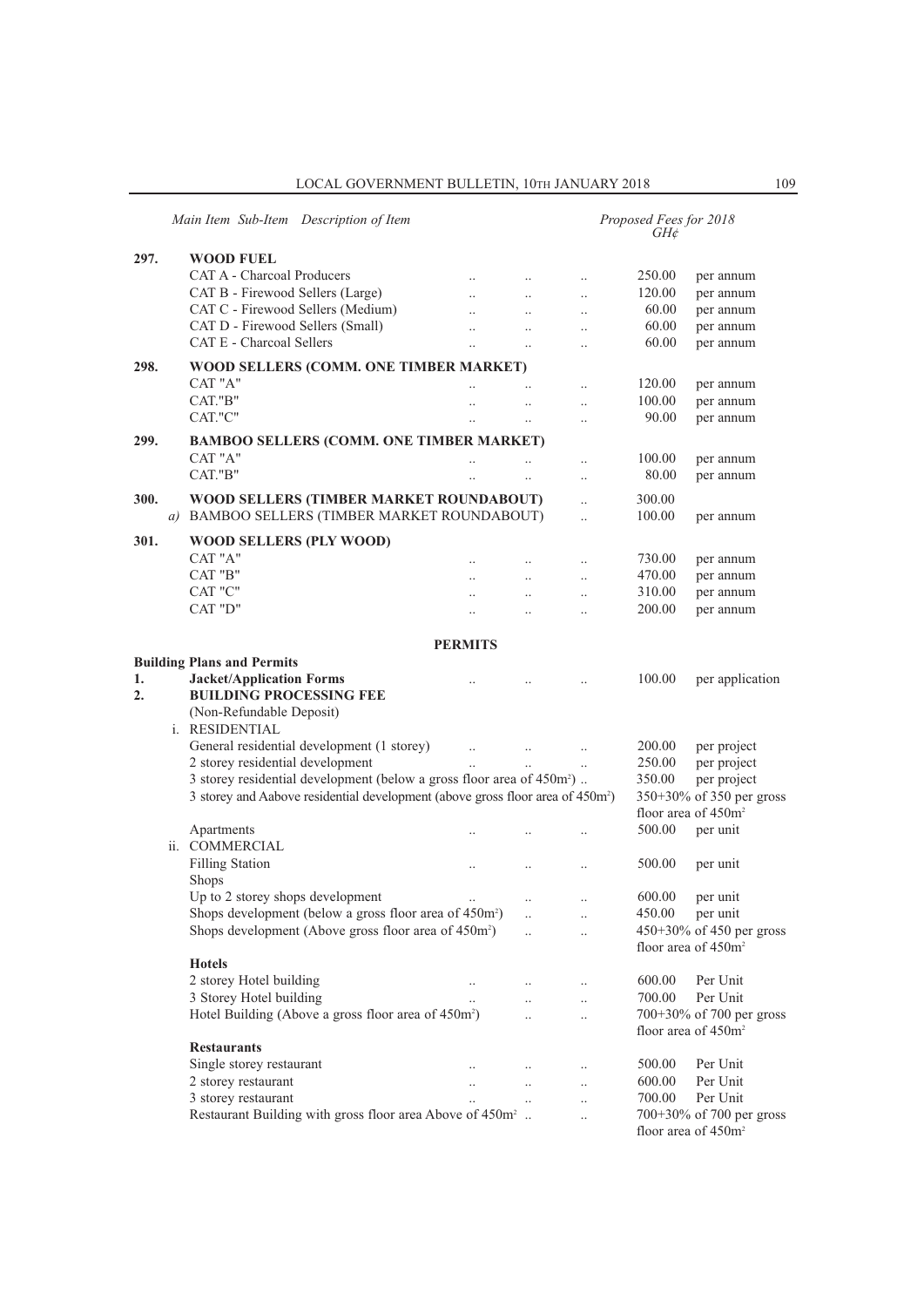| Main Item | Sub-Item | Description of Item | Proposed Fees for 2018 GH¢ | |
|---|---|---|---|---|
| **297.** | | **WOOD FUEL** | | |
| | | CAT A - Charcoal Producers | 250.00 | per annum |
| | | CAT B - Firewood Sellers (Large) | 120.00 | per annum |
| | | CAT C - Firewood Sellers (Medium) | 60.00 | per annum |
| | | CAT D - Firewood Sellers (Small) | 60.00 | per annum |
| | | CAT E - Charcoal Sellers | 60.00 | per annum |
| **298.** | | **WOOD SELLERS (COMM. ONE TIMBER MARKET)** | | |
| | | CAT "A" | 120.00 | per annum |
| | | CAT."B" | 100.00 | per annum |
| | | CAT."C" | 90.00 | per annum |
| **299.** | | **BAMBOO SELLERS (COMM. ONE TIMBER MARKET)** | | |
| | | CAT "A" | 100.00 | per annum |
| | | CAT."B" | 80.00 | per annum |
| **300.** | | **WOOD SELLERS (TIMBER MARKET ROUNDABOUT)** | 300.00 | |
| | *a)* | BAMBOO SELLERS (TIMBER MARKET ROUNDABOUT) | 100.00 | per annum |
| **301.** | | **WOOD SELLERS (PLY WOOD)** | | |
| | | CAT "A" | 730.00 | per annum |
| | | CAT "B" | 470.00 | per annum |
| | | CAT "C" | 310.00 | per annum |
| | | CAT "D" | 200.00 | per annum |

**PERMITS**

| Main Item | Sub-Item | Description of Item | Proposed Fees for 2018 GH¢ | |
|---|---|---|---|---|
| | | **Building Plans and Permits** | | |
| **1.** | | **Jacket/Application Forms** | 100.00 | per application |
| **2.** | | **BUILDING PROCESSING FEE** (Non-Refundable Deposit) | | |
| | i. | RESIDENTIAL | | |
| | | General residential development (1 storey) | 200.00 | per project |
| | | 2 storey residential development | 250.00 | per project |
| | | 3 storey residential development (below a gross floor area of 450m²) | 350.00 | per project |
| | | 3 storey and Aabove residential development (above gross floor area of 450m²) | 350+30% of 350 per gross floor area of 450m² | |
| | | Apartments | 500.00 | per unit |
| | ii. | COMMERCIAL | | |
| | | Filling Station | 500.00 | per unit |
| | | Shops | | |
| | | Up to 2 storey shops development | 600.00 | per unit |
| | | Shops development (below a gross floor area of 450m²) | 450.00 | per unit |
| | | Shops development (Above gross floor area of 450m²) | 450+30% of 450 per gross floor area of 450m² | |
| | | **Hotels** | | |
| | | 2 storey Hotel building | 600.00 | Per Unit |
| | | 3 Storey Hotel building | 700.00 | Per Unit |
| | | Hotel Building (Above a gross floor area of 450m²) | 700+30% of 700 per gross floor area of 450m² | |
| | | **Restaurants** | | |
| | | Single storey restaurant | 500.00 | Per Unit |
| | | 2 storey restaurant | 600.00 | Per Unit |
| | | 3 storey restaurant | 700.00 | Per Unit |
| | | Restaurant Building with gross floor area Above of 450m² | 700+30% of 700 per gross floor area of 450m² | |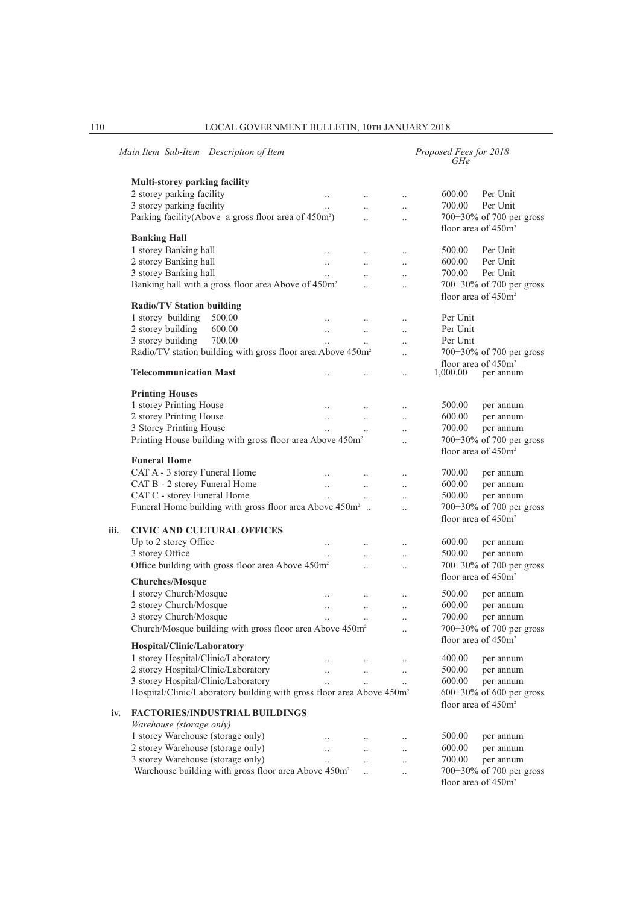| Main Item | Sub-Item | Description of Item | Proposed Fees for 2018 GH¢ |
|---|---|---|---|
| | | **Multi-storey parking facility** | |
| | | 2 storey parking facility .. .. .. | 600.00 Per Unit |
| | | 3 storey parking facility .. .. .. | 700.00 Per Unit |
| | | Parking facility(Above a gross floor area of 450m²) .. .. | 700+30% of 700 per gross floor area of 450m² |
| | | **Banking Hall** | |
| | | 1 storey Banking hall .. .. .. | 500.00 Per Unit |
| | | 2 storey Banking hall .. .. .. | 600.00 Per Unit |
| | | 3 storey Banking hall .. .. .. | 700.00 Per Unit |
| | | Banking hall with a gross floor area Above of 450m² .. .. | 700+30% of 700 per gross floor area of 450m² |
| | | **Radio/TV Station building** | |
| | | 1 storey building 500.00 .. .. .. | Per Unit |
| | | 2 storey building 600.00 .. .. .. | Per Unit |
| | | 3 storey building 700.00 .. .. .. | Per Unit |
| | | Radio/TV station building with gross floor area Above 450m² .. | 700+30% of 700 per gross floor area of 450m² |
| | | **Telecommunication Mast** .. .. .. | 1,000.00 per annum |
| | | **Printing Houses** | |
| | | 1 storey Printing House .. .. .. | 500.00 per annum |
| | | 2 storey Printing House .. .. .. | 600.00 per annum |
| | | 3 Storey Printing House .. .. .. | 700.00 per annum |
| | | Printing House building with gross floor area Above 450m² .. | 700+30% of 700 per gross floor area of 450m² |
| | | **Funeral Home** | |
| | | CAT A - 3 storey Funeral Home .. .. .. | 700.00 per annum |
| | | CAT B - 2 storey Funeral Home .. .. .. | 600.00 per annum |
| | | CAT C - storey Funeral Home .. .. .. | 500.00 per annum |
| | | Funeral Home building with gross floor area Above 450m² .. .. | 700+30% of 700 per gross floor area of 450m² |
| iii. | | **CIVIC AND CULTURAL OFFICES** | |
| | | Up to 2 storey Office .. .. .. | 600.00 per annum |
| | | 3 storey Office .. .. .. | 500.00 per annum |
| | | Office building with gross floor area Above 450m² .. .. | 700+30% of 700 per gross floor area of 450m² |
| | | **Churches/Mosque** | |
| | | 1 storey Church/Mosque .. .. .. | 500.00 per annum |
| | | 2 storey Church/Mosque .. .. .. | 600.00 per annum |
| | | 3 storey Church/Mosque .. .. .. | 700.00 per annum |
| | | Church/Mosque building with gross floor area Above 450m² .. | 700+30% of 700 per gross floor area of 450m² |
| | | **Hospital/Clinic/Laboratory** | |
| | | 1 storey Hospital/Clinic/Laboratory .. .. .. | 400.00 per annum |
| | | 2 storey Hospital/Clinic/Laboratory .. .. .. | 500.00 per annum |
| | | 3 storey Hospital/Clinic/Laboratory .. .. .. | 600.00 per annum |
| | | Hospital/Clinic/Laboratory building with gross floor area Above 450m² | 600+30% of 600 per gross floor area of 450m² |
| iv. | | **FACTORIES/INDUSTRIAL BUILDINGS** | |
| | | *Warehouse (storage only)* | |
| | | 1 storey Warehouse (storage only) .. .. .. | 500.00 per annum |
| | | 2 storey Warehouse (storage only) .. .. .. | 600.00 per annum |
| | | 3 storey Warehouse (storage only) .. .. .. | 700.00 per annum |
| | | Warehouse building with gross floor area Above 450m² .. .. | 700+30% of 700 per gross floor area of 450m² |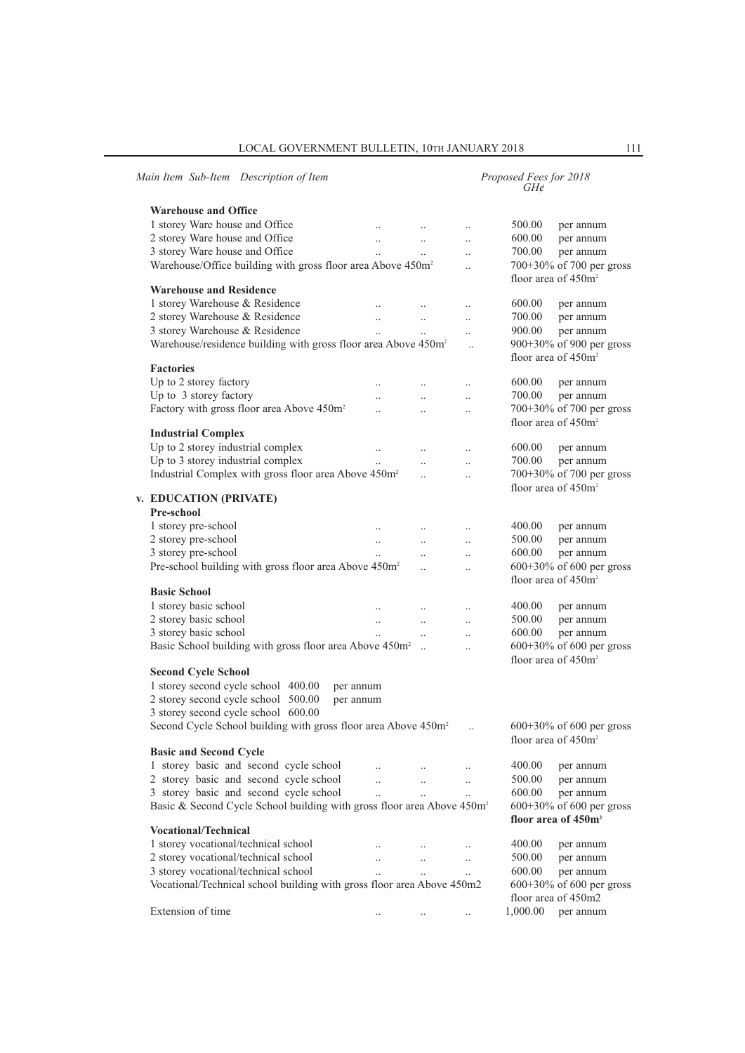| *Main Item Sub-Item Description of Item* | *Proposed Fees for 2018* *GH¢* |
|---|---|
| **Warehouse and Office** | |
| 1 storey Ware house and Office .. .. .. | 500.00 per annum |
| 2 storey Ware house and Office .. .. .. | 600.00 per annum |
| 3 storey Ware house and Office .. .. .. | 700.00 per annum |
| Warehouse/Office building with gross floor area Above 450m² .. | 700+30% of 700 per gross floor area of 450m² |
| **Warehouse and Residence** | |
| 1 storey Warehouse & Residence .. .. .. | 600.00 per annum |
| 2 storey Warehouse & Residence .. .. .. | 700.00 per annum |
| 3 storey Warehouse & Residence .. .. .. | 900.00 per annum |
| Warehouse/residence building with gross floor area Above 450m² .. | 900+30% of 900 per gross floor area of 450m² |
| **Factories** | |
| Up to 2 storey factory .. .. .. | 600.00 per annum |
| Up to 3 storey factory .. .. .. | 700.00 per annum |
| Factory with gross floor area Above 450m² .. .. .. | 700+30% of 700 per gross floor area of 450m² |
| **Industrial Complex** | |
| Up to 2 storey industrial complex .. .. .. | 600.00 per annum |
| Up to 3 storey industrial complex .. .. .. | 700.00 per annum |
| Industrial Complex with gross floor area Above 450m² .. .. | 700+30% of 700 per gross floor area of 450m² |
| **v. EDUCATION (PRIVATE)** | |
| **Pre-school** | |
| 1 storey pre-school .. .. .. | 400.00 per annum |
| 2 storey pre-school .. .. .. | 500.00 per annum |
| 3 storey pre-school .. .. .. | 600.00 per annum |
| Pre-school building with gross floor area Above 450m² .. .. | 600+30% of 600 per gross floor area of 450m² |
| **Basic School** | |
| 1 storey basic school .. .. .. | 400.00 per annum |
| 2 storey basic school .. .. .. | 500.00 per annum |
| 3 storey basic school .. .. .. | 600.00 per annum |
| Basic School building with gross floor area Above 450m² .. .. | 600+30% of 600 per gross floor area of 450m² |
| **Second Cycle School** | |
| 1 storey second cycle school 400.00 per annum | |
| 2 storey second cycle school 500.00 per annum | |
| 3 storey second cycle school 600.00 | |
| Second Cycle School building with gross floor area Above 450m² .. | 600+30% of 600 per gross floor area of 450m² |
| **Basic and Second Cycle** | |
| 1 storey basic and second cycle school .. .. .. | 400.00 per annum |
| 2 storey basic and second cycle school .. .. .. | 500.00 per annum |
| 3 storey basic and second cycle school .. .. .. | 600.00 per annum |
| Basic & Second Cycle School building with gross floor area Above 450m² | 600+30% of 600 per gross **floor area of 450m²** |
| **Vocational/Technical** | |
| 1 storey vocational/technical school .. .. .. | 400.00 per annum |
| 2 storey vocational/technical school .. .. .. | 500.00 per annum |
| 3 storey vocational/technical school .. .. .. | 600.00 per annum |
| Vocational/Technical school building with gross floor area Above 450m2 | 600+30% of 600 per gross floor area of 450m2 |
| Extension of time .. .. .. | 1,000.00 per annum |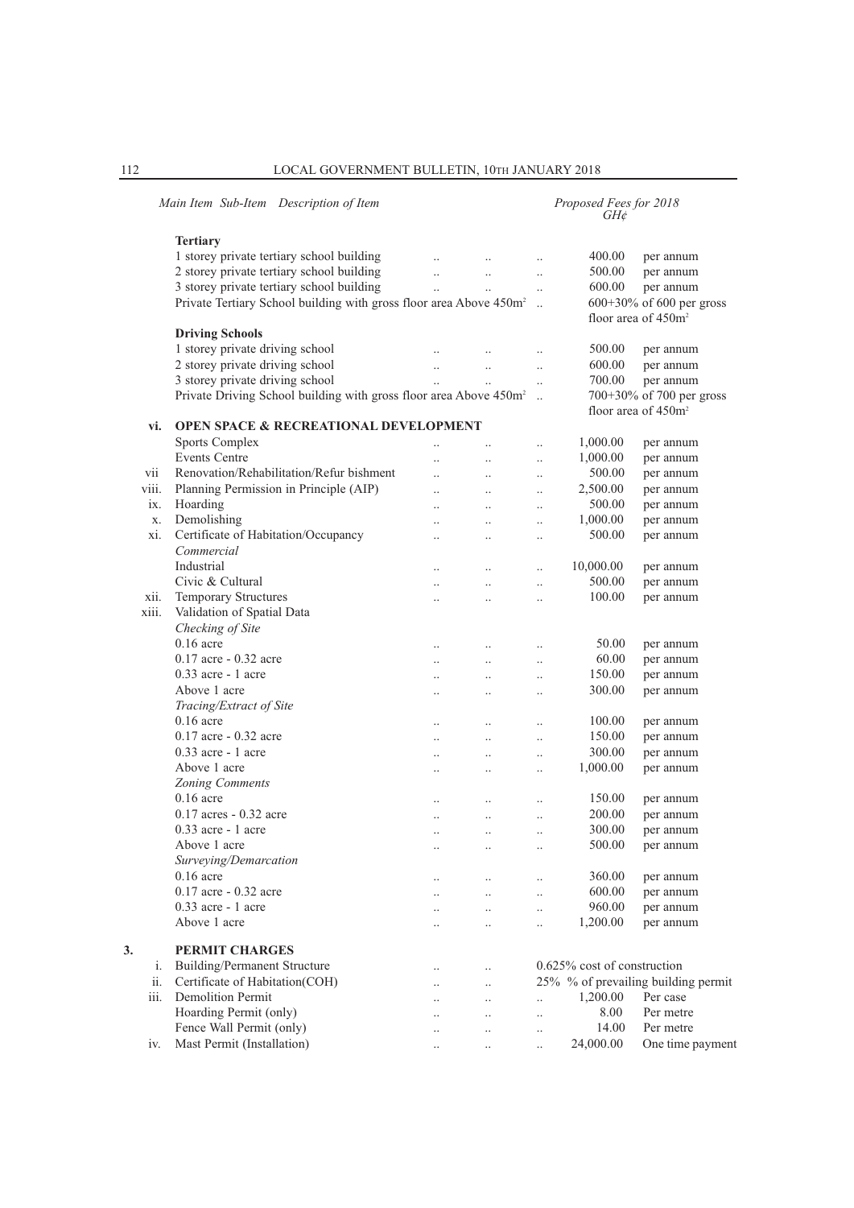| Main Item | Sub-Item | Description of Item | Proposed Fees for 2018 GH¢ | |
|---|---|---|---|---|
| | | **Tertiary** | | |
| | | 1 storey private tertiary school building | 400.00 | per annum |
| | | 2 storey private tertiary school building | 500.00 | per annum |
| | | 3 storey private tertiary school building | 600.00 | per annum |
| | | Private Tertiary School building with gross floor area Above 450m² | 600+30% of 600 per gross floor area of 450m² | |
| | | **Driving Schools** | | |
| | | 1 storey private driving school | 500.00 | per annum |
| | | 2 storey private driving school | 600.00 | per annum |
| | | 3 storey private driving school | 700.00 | per annum |
| | | Private Driving School building with gross floor area Above 450m² | 700+30% of 700 per gross floor area of 450m² | |
| | **vi.** | **OPEN SPACE & RECREATIONAL DEVELOPMENT** | | |
| | | Sports Complex | 1,000.00 | per annum |
| | | Events Centre | 1,000.00 | per annum |
| | vii | Renovation/Rehabilitation/Refur bishment | 500.00 | per annum |
| | viii. | Planning Permission in Principle (AIP) | 2,500.00 | per annum |
| | ix. | Hoarding | 500.00 | per annum |
| | x. | Demolishing | 1,000.00 | per annum |
| | xi. | Certificate of Habitation/Occupancy | 500.00 | per annum |
| | | *Commercial* | | |
| | | Industrial | 10,000.00 | per annum |
| | | Civic & Cultural | 500.00 | per annum |
| | xii. | Temporary Structures | 100.00 | per annum |
| | xiii. | Validation of Spatial Data | | |
| | | *Checking of Site* | | |
| | | 0.16 acre | 50.00 | per annum |
| | | 0.17 acre - 0.32 acre | 60.00 | per annum |
| | | 0.33 acre - 1 acre | 150.00 | per annum |
| | | Above 1 acre | 300.00 | per annum |
| | | *Tracing/Extract of Site* | | |
| | | 0.16 acre | 100.00 | per annum |
| | | 0.17 acre - 0.32 acre | 150.00 | per annum |
| | | 0.33 acre - 1 acre | 300.00 | per annum |
| | | Above 1 acre | 1,000.00 | per annum |
| | | *Zoning Comments* | | |
| | | 0.16 acre | 150.00 | per annum |
| | | 0.17 acres - 0.32 acre | 200.00 | per annum |
| | | 0.33 acre - 1 acre | 300.00 | per annum |
| | | Above 1 acre | 500.00 | per annum |
| | | *Surveying/Demarcation* | | |
| | | 0.16 acre | 360.00 | per annum |
| | | 0.17 acre - 0.32 acre | 600.00 | per annum |
| | | 0.33 acre - 1 acre | 960.00 | per annum |
| | | Above 1 acre | 1,200.00 | per annum |
| **3.** | | **PERMIT CHARGES** | | |
| | i. | Building/Permanent Structure | 0.625% cost of construction | |
| | ii. | Certificate of Habitation(COH) | 25% % of prevailing building permit | |
| | iii. | Demolition Permit | 1,200.00 | Per case |
| | | Hoarding Permit (only) | 8.00 | Per metre |
| | | Fence Wall Permit (only) | 14.00 | Per metre |
| | iv. | Mast Permit (Installation) | 24,000.00 | One time payment |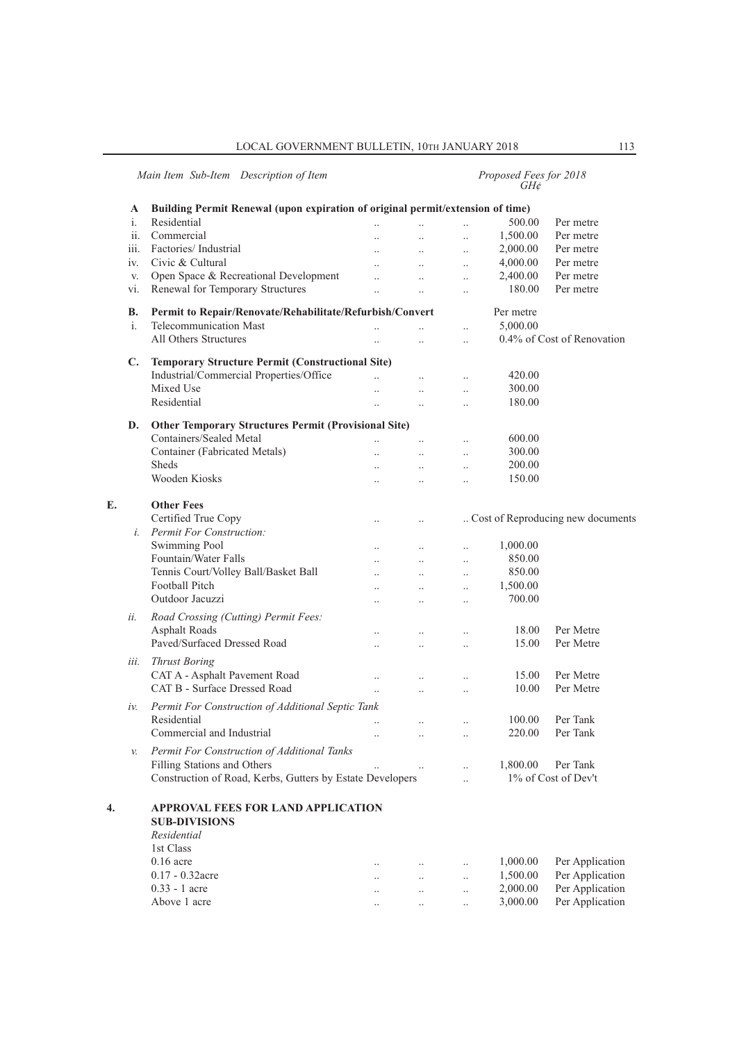| Main Item | Sub-Item | Description of Item | Proposed Fees for 2018 GH¢ | |
|---|---|---|---|---|
| **A** | | **Building Permit Renewal (upon expiration of original permit/extension of time)** | | |
| | i. | Residential | 500.00 | Per metre |
| | ii. | Commercial | 1,500.00 | Per metre |
| | iii. | Factories/ Industrial | 2,000.00 | Per metre |
| | iv. | Civic & Cultural | 4,000.00 | Per metre |
| | v. | Open Space & Recreational Development | 2,400.00 | Per metre |
| | vi. | Renewal for Temporary Structures | 180.00 | Per metre |
| **B.** | | **Permit to Repair/Renovate/Rehabilitate/Refurbish/Convert** | Per metre | |
| | i. | Telecommunication Mast | 5,000.00 | |
| | | All Others Structures | 0.4% of Cost of Renovation | |
| **C.** | | **Temporary Structure Permit (Constructional Site)** | | |
| | | Industrial/Commercial Properties/Office | 420.00 | |
| | | Mixed Use | 300.00 | |
| | | Residential | 180.00 | |
| **D.** | | **Other Temporary Structures Permit (Provisional Site)** | | |
| | | Containers/Sealed Metal | 600.00 | |
| | | Container (Fabricated Metals) | 300.00 | |
| | | Sheds | 200.00 | |
| | | Wooden Kiosks | 150.00 | |
| **E.** | | **Other Fees** | | |
| | | Certified True Copy | Cost of Reproducing new documents | |
| | *i.* | *Permit For Construction:* | | |
| | | Swimming Pool | 1,000.00 | |
| | | Fountain/Water Falls | 850.00 | |
| | | Tennis Court/Volley Ball/Basket Ball | 850.00 | |
| | | Football Pitch | 1,500.00 | |
| | | Outdoor Jacuzzi | 700.00 | |
| | *ii.* | *Road Crossing (Cutting) Permit Fees:* | | |
| | | Asphalt Roads | 18.00 | Per Metre |
| | | Paved/Surfaced Dressed Road | 15.00 | Per Metre |
| | *iii.* | *Thrust Boring* | | |
| | | CAT A - Asphalt Pavement Road | 15.00 | Per Metre |
| | | CAT B - Surface Dressed Road | 10.00 | Per Metre |
| | *iv.* | *Permit For Construction of Additional Septic Tank* | | |
| | | Residential | 100.00 | Per Tank |
| | | Commercial and Industrial | 220.00 | Per Tank |
| | *v.* | *Permit For Construction of Additional Tanks* | | |
| | | Filling Stations and Others | 1,800.00 | Per Tank |
| | | Construction of Road, Kerbs, Gutters by Estate Developers | 1% of Cost of Dev't | |
| **4.** | | **APPROVAL FEES FOR LAND APPLICATION** | | |
| | | **SUB-DIVISIONS** | | |
| | | *Residential* | | |
| | | 1st Class | | |
| | | 0.16 acre | 1,000.00 | Per Application |
| | | 0.17 - 0.32acre | 1,500.00 | Per Application |
| | | 0.33 - 1 acre | 2,000.00 | Per Application |
| | | Above 1 acre | 3,000.00 | Per Application |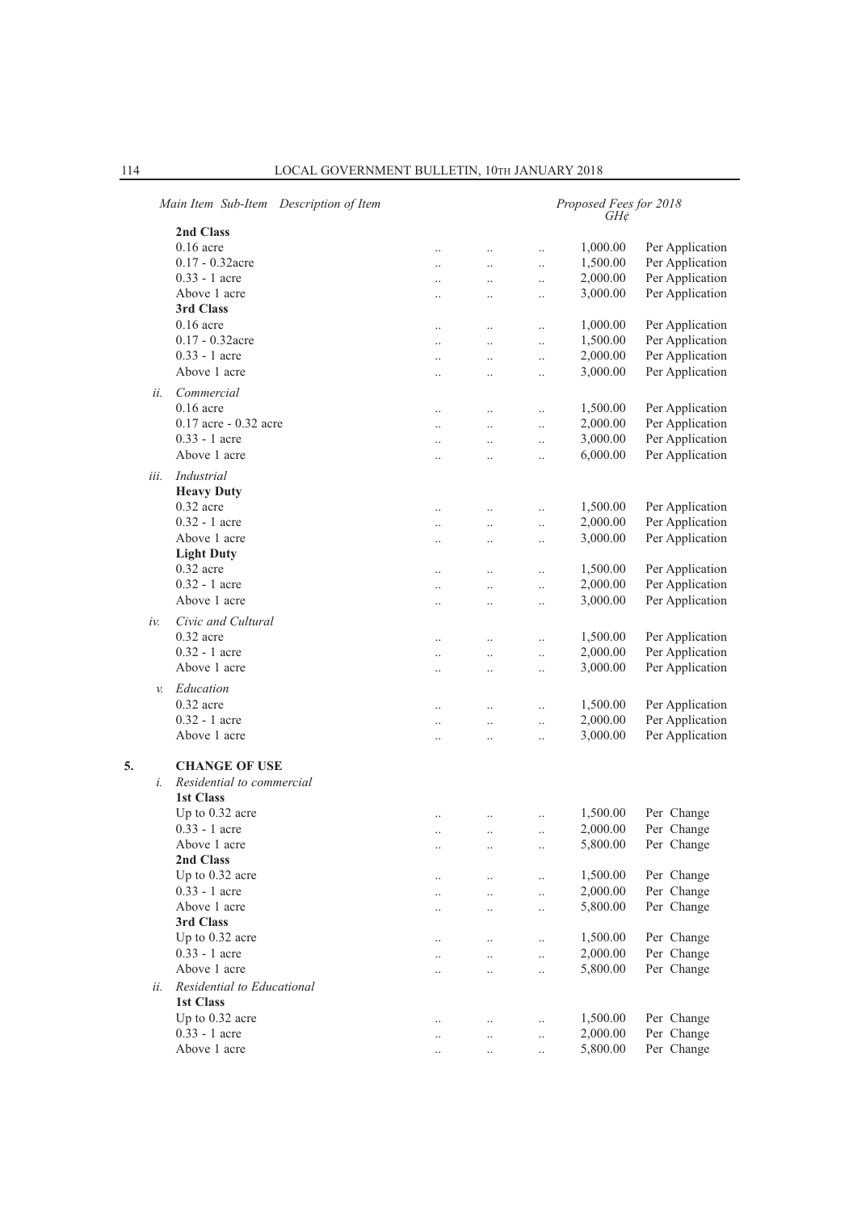| Main Item | Sub-Item | Description of Item | | | | Proposed Fees for 2018 GH¢ | |
|---|---|---|---|---|---|---|---|
| | | **2nd Class** | | | | | |
| | | 0.16 acre | .. | .. | .. | 1,000.00 | Per Application |
| | | 0.17 - 0.32acre | .. | .. | .. | 1,500.00 | Per Application |
| | | 0.33 - 1 acre | .. | .. | .. | 2,000.00 | Per Application |
| | | Above 1 acre | .. | .. | .. | 3,000.00 | Per Application |
| | | **3rd Class** | | | | | |
| | | 0.16 acre | .. | .. | .. | 1,000.00 | Per Application |
| | | 0.17 - 0.32acre | .. | .. | .. | 1,500.00 | Per Application |
| | | 0.33 - 1 acre | .. | .. | .. | 2,000.00 | Per Application |
| | | Above 1 acre | .. | .. | .. | 3,000.00 | Per Application |
| | *ii.* | *Commercial* | | | | | |
| | | 0.16 acre | .. | .. | .. | 1,500.00 | Per Application |
| | | 0.17 acre - 0.32 acre | .. | .. | .. | 2,000.00 | Per Application |
| | | 0.33 - 1 acre | .. | .. | .. | 3,000.00 | Per Application |
| | | Above 1 acre | .. | .. | .. | 6,000.00 | Per Application |
| | *iii.* | *Industrial* | | | | | |
| | | **Heavy Duty** | | | | | |
| | | 0.32 acre | .. | .. | .. | 1,500.00 | Per Application |
| | | 0.32 - 1 acre | .. | .. | .. | 2,000.00 | Per Application |
| | | Above 1 acre | .. | .. | .. | 3,000.00 | Per Application |
| | | **Light Duty** | | | | | |
| | | 0.32 acre | .. | .. | .. | 1,500.00 | Per Application |
| | | 0.32 - 1 acre | .. | .. | .. | 2,000.00 | Per Application |
| | | Above 1 acre | .. | .. | .. | 3,000.00 | Per Application |
| | *iv.* | *Civic and Cultural* | | | | | |
| | | 0.32 acre | .. | .. | .. | 1,500.00 | Per Application |
| | | 0.32 - 1 acre | .. | .. | .. | 2,000.00 | Per Application |
| | | Above 1 acre | .. | .. | .. | 3,000.00 | Per Application |
| | *v.* | *Education* | | | | | |
| | | 0.32 acre | .. | .. | .. | 1,500.00 | Per Application |
| | | 0.32 - 1 acre | .. | .. | .. | 2,000.00 | Per Application |
| | | Above 1 acre | .. | .. | .. | 3,000.00 | Per Application |
| **5.** | | **CHANGE OF USE** | | | | | |
| | *i.* | *Residential to commercial* | | | | | |
| | | **1st Class** | | | | | |
| | | Up to 0.32 acre | .. | .. | .. | 1,500.00 | Per Change |
| | | 0.33 - 1 acre | .. | .. | .. | 2,000.00 | Per Change |
| | | Above 1 acre | .. | .. | .. | 5,800.00 | Per Change |
| | | **2nd Class** | | | | | |
| | | Up to 0.32 acre | .. | .. | .. | 1,500.00 | Per Change |
| | | 0.33 - 1 acre | .. | .. | .. | 2,000.00 | Per Change |
| | | Above 1 acre | .. | .. | .. | 5,800.00 | Per Change |
| | | **3rd Class** | | | | | |
| | | Up to 0.32 acre | .. | .. | .. | 1,500.00 | Per Change |
| | | 0.33 - 1 acre | .. | .. | .. | 2,000.00 | Per Change |
| | | Above 1 acre | .. | .. | .. | 5,800.00 | Per Change |
| | *ii.* | *Residential to Educational* | | | | | |
| | | **1st Class** | | | | | |
| | | Up to 0.32 acre | .. | .. | .. | 1,500.00 | Per Change |
| | | 0.33 - 1 acre | .. | .. | .. | 2,000.00 | Per Change |
| | | Above 1 acre | .. | .. | .. | 5,800.00 | Per Change |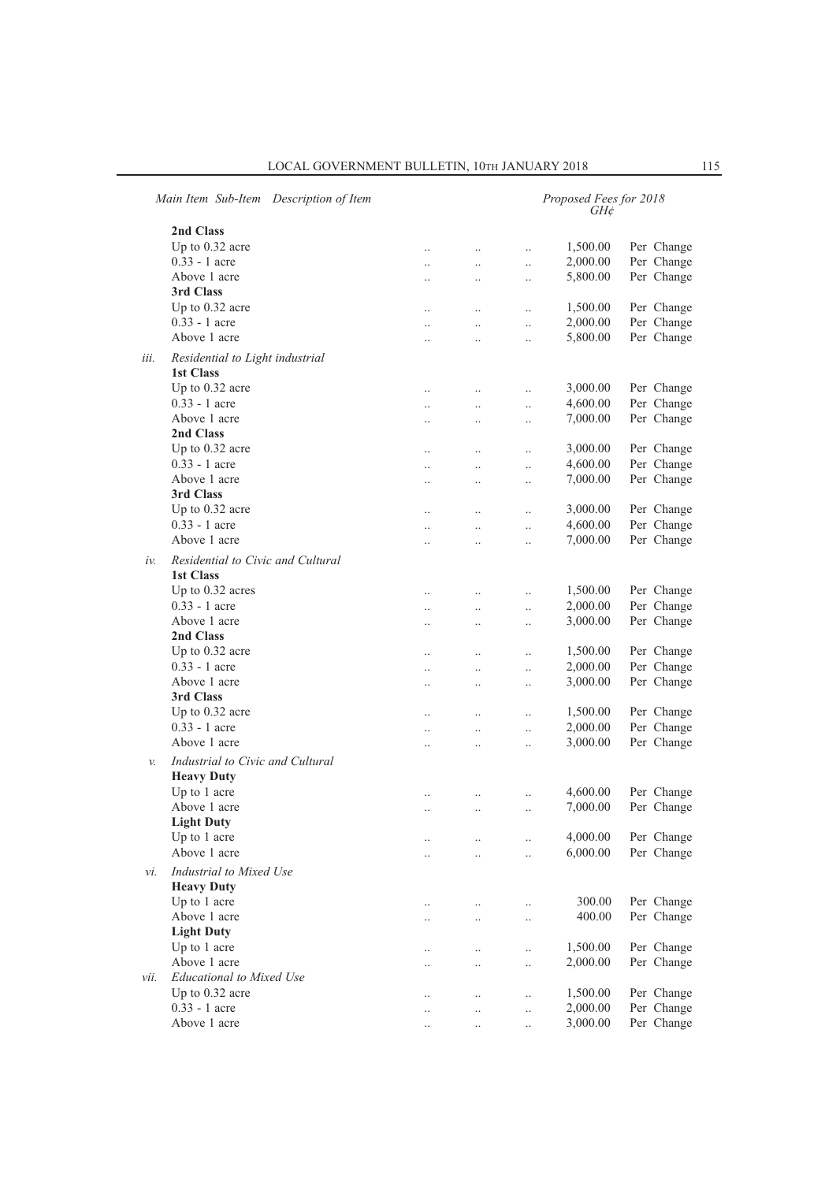| Main Item | Sub-Item | Description of Item | Proposed Fees for 2018 GH¢ | |
|---|---|---|---|---|
| | | **2nd Class** | | |
| | | Up to 0.32 acre | 1,500.00 | Per Change |
| | | 0.33 - 1 acre | 2,000.00 | Per Change |
| | | Above 1 acre | 5,800.00 | Per Change |
| | | **3rd Class** | | |
| | | Up to 0.32 acre | 1,500.00 | Per Change |
| | | 0.33 - 1 acre | 2,000.00 | Per Change |
| | | Above 1 acre | 5,800.00 | Per Change |
| | *iii.* | *Residential to Light industrial* | | |
| | | **1st Class** | | |
| | | Up to 0.32 acre | 3,000.00 | Per Change |
| | | 0.33 - 1 acre | 4,600.00 | Per Change |
| | | Above 1 acre | 7,000.00 | Per Change |
| | | **2nd Class** | | |
| | | Up to 0.32 acre | 3,000.00 | Per Change |
| | | 0.33 - 1 acre | 4,600.00 | Per Change |
| | | Above 1 acre | 7,000.00 | Per Change |
| | | **3rd Class** | | |
| | | Up to 0.32 acre | 3,000.00 | Per Change |
| | | 0.33 - 1 acre | 4,600.00 | Per Change |
| | | Above 1 acre | 7,000.00 | Per Change |
| | *iv.* | *Residential to Civic and Cultural* | | |
| | | **1st Class** | | |
| | | Up to 0.32 acres | 1,500.00 | Per Change |
| | | 0.33 - 1 acre | 2,000.00 | Per Change |
| | | Above 1 acre | 3,000.00 | Per Change |
| | | **2nd Class** | | |
| | | Up to 0.32 acre | 1,500.00 | Per Change |
| | | 0.33 - 1 acre | 2,000.00 | Per Change |
| | | Above 1 acre | 3,000.00 | Per Change |
| | | **3rd Class** | | |
| | | Up to 0.32 acre | 1,500.00 | Per Change |
| | | 0.33 - 1 acre | 2,000.00 | Per Change |
| | | Above 1 acre | 3,000.00 | Per Change |
| | *v.* | *Industrial to Civic and Cultural* | | |
| | | **Heavy Duty** | | |
| | | Up to 1 acre | 4,600.00 | Per Change |
| | | Above 1 acre | 7,000.00 | Per Change |
| | | **Light Duty** | | |
| | | Up to 1 acre | 4,000.00 | Per Change |
| | | Above 1 acre | 6,000.00 | Per Change |
| | *vi.* | *Industrial to Mixed Use* | | |
| | | **Heavy Duty** | | |
| | | Up to 1 acre | 300.00 | Per Change |
| | | Above 1 acre | 400.00 | Per Change |
| | | **Light Duty** | | |
| | | Up to 1 acre | 1,500.00 | Per Change |
| | | Above 1 acre | 2,000.00 | Per Change |
| | *vii.* | *Educational to Mixed Use* | | |
| | | Up to 0.32 acre | 1,500.00 | Per Change |
| | | 0.33 - 1 acre | 2,000.00 | Per Change |
| | | Above 1 acre | 3,000.00 | Per Change |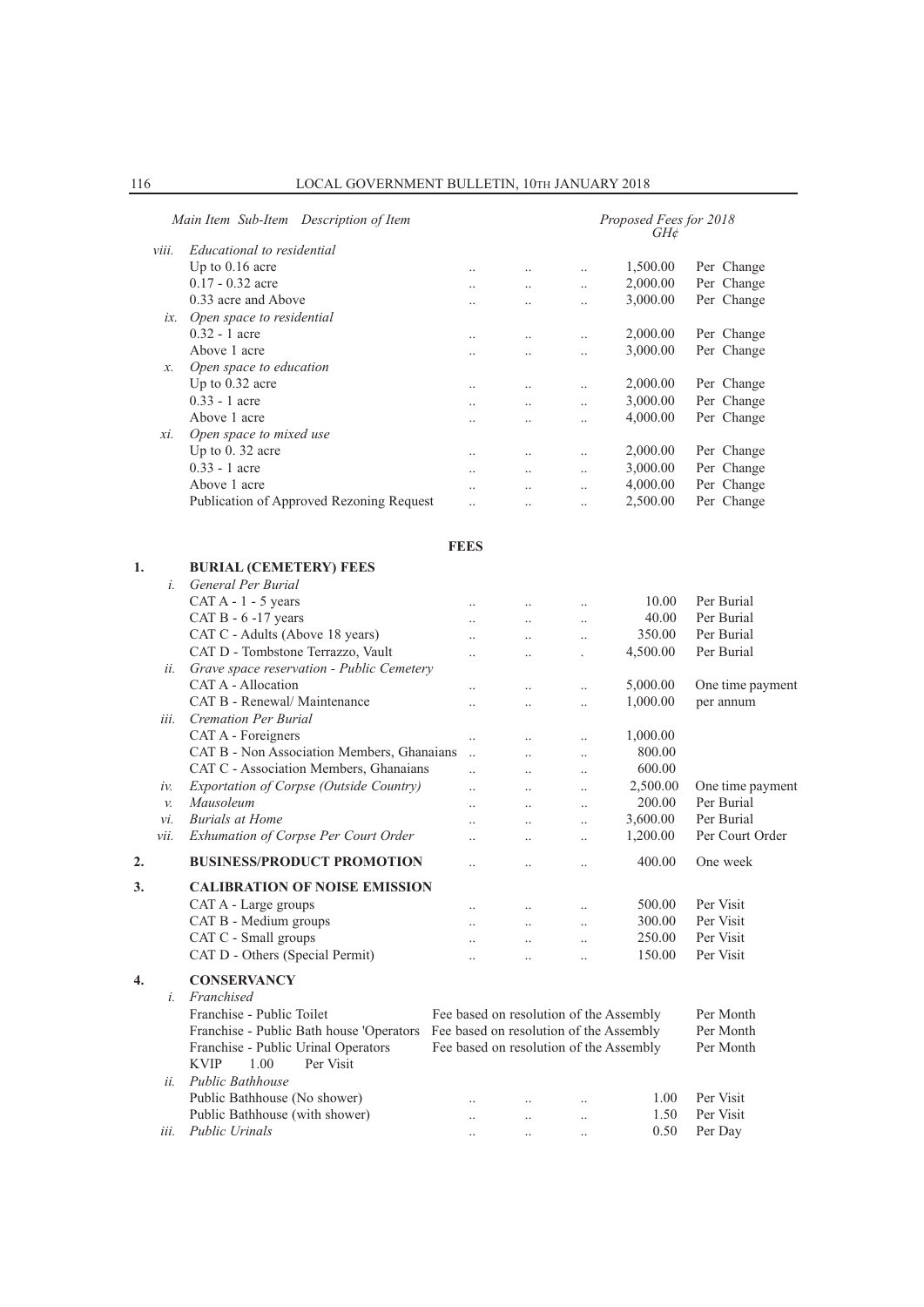| Main Item | Sub-Item | Description of Item | Proposed Fees for 2018 GH¢ | |
|---|---|---|---|---|
| | *viii.* | *Educational to residential* | | |
| | | Up to 0.16 acre | 1,500.00 | Per Change |
| | | 0.17 - 0.32 acre | 2,000.00 | Per Change |
| | | 0.33 acre and Above | 3,000.00 | Per Change |
| | *ix.* | *Open space to residential* | | |
| | | 0.32 - 1 acre | 2,000.00 | Per Change |
| | | Above 1 acre | 3,000.00 | Per Change |
| | *x.* | *Open space to education* | | |
| | | Up to 0.32 acre | 2,000.00 | Per Change |
| | | 0.33 - 1 acre | 3,000.00 | Per Change |
| | | Above 1 acre | 4,000.00 | Per Change |
| | *xi.* | *Open space to mixed use* | | |
| | | Up to 0. 32 acre | 2,000.00 | Per Change |
| | | 0.33 - 1 acre | 3,000.00 | Per Change |
| | | Above 1 acre | 4,000.00 | Per Change |
| | | Publication of Approved Rezoning Request | 2,500.00 | Per Change |

**FEES**

| Main Item | Sub-Item | Description of Item | Proposed Fees for 2018 GH¢ | |
|---|---|---|---|---|
| **1.** | | **BURIAL (CEMETERY) FEES** | | |
| | *i.* | *General Per Burial* | | |
| | | CAT A - 1 - 5 years | 10.00 | Per Burial |
| | | CAT B - 6 -17 years | 40.00 | Per Burial |
| | | CAT C - Adults (Above 18 years) | 350.00 | Per Burial |
| | | CAT D - Tombstone Terrazzo, Vault | 4,500.00 | Per Burial |
| | *ii.* | *Grave space reservation - Public Cemetery* | | |
| | | CAT A - Allocation | 5,000.00 | One time payment |
| | | CAT B - Renewal/ Maintenance | 1,000.00 | per annum |
| | *iii.* | *Cremation Per Burial* | | |
| | | CAT A - Foreigners | 1,000.00 | |
| | | CAT B - Non Association Members, Ghanaians | 800.00 | |
| | | CAT C - Association Members, Ghanaians | 600.00 | |
| | *iv.* | *Exportation of Corpse (Outside Country)* | 2,500.00 | One time payment |
| | *v.* | *Mausoleum* | 200.00 | Per Burial |
| | *vi.* | *Burials at Home* | 3,600.00 | Per Burial |
| | *vii.* | *Exhumation of Corpse Per Court Order* | 1,200.00 | Per Court Order |
| **2.** | | **BUSINESS/PRODUCT PROMOTION** | 400.00 | One week |
| **3.** | | **CALIBRATION OF NOISE EMISSION** | | |
| | | CAT A - Large groups | 500.00 | Per Visit |
| | | CAT B - Medium groups | 300.00 | Per Visit |
| | | CAT C - Small groups | 250.00 | Per Visit |
| | | CAT D - Others (Special Permit) | 150.00 | Per Visit |
| **4.** | | **CONSERVANCY** | | |
| | *i.* | *Franchised* | | |
| | | Franchise - Public Toilet | Fee based on resolution of the Assembly | Per Month |
| | | Franchise - Public Bath house 'Operators | Fee based on resolution of the Assembly | Per Month |
| | | Franchise - Public Urinal Operators | Fee based on resolution of the Assembly | Per Month |
| | | KVIP 1.00 Per Visit | | |
| | *ii.* | *Public Bathhouse* | | |
| | | Public Bathhouse (No shower) | 1.00 | Per Visit |
| | | Public Bathhouse (with shower) | 1.50 | Per Visit |
| | *iii.* | *Public Urinals* | 0.50 | Per Day |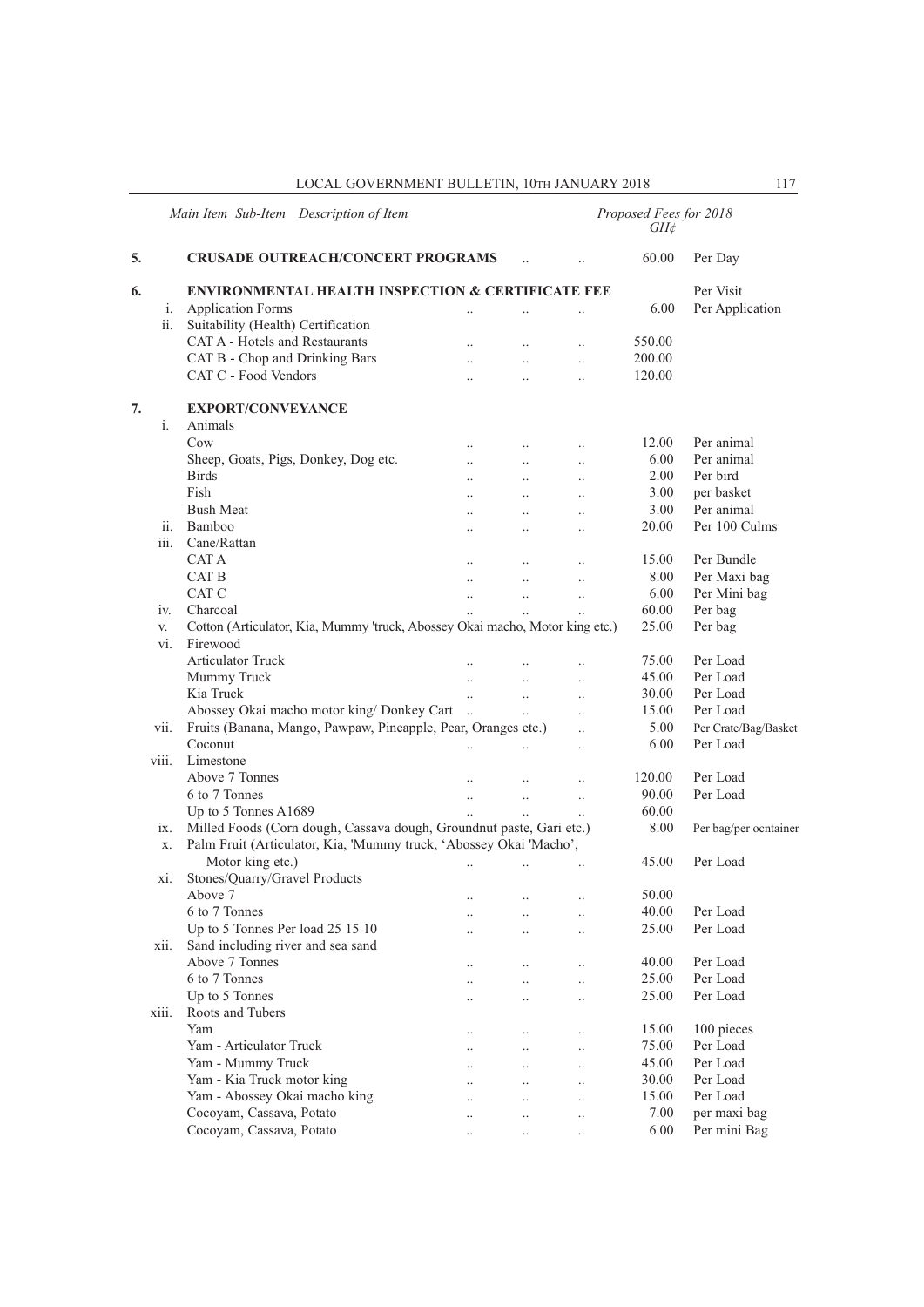| Main Item | Sub-Item | Description of Item | Proposed Fees for 2018 GH¢ | |
|---|---|---|---|---|
| 5. | | **CRUSADE OUTREACH/CONCERT PROGRAMS** .. .. | 60.00 | Per Day |
| 6. | | **ENVIRONMENTAL HEALTH INSPECTION & CERTIFICATE FEE** | | Per Visit |
| | i. | Application Forms .. .. .. | 6.00 | Per Application |
| | ii. | Suitability (Health) Certification | | |
| | | CAT A - Hotels and Restaurants .. .. .. | 550.00 | |
| | | CAT B - Chop and Drinking Bars .. .. .. | 200.00 | |
| | | CAT C - Food Vendors .. .. .. | 120.00 | |
| 7. | | **EXPORT/CONVEYANCE** | | |
| | i. | Animals | | |
| | | Cow .. .. .. | 12.00 | Per animal |
| | | Sheep, Goats, Pigs, Donkey, Dog etc. .. .. .. | 6.00 | Per animal |
| | | Birds .. .. .. | 2.00 | Per bird |
| | | Fish .. .. .. | 3.00 | per basket |
| | | Bush Meat .. .. .. | 3.00 | Per animal |
| | ii. | Bamboo .. .. .. | 20.00 | Per 100 Culms |
| | iii. | Cane/Rattan | | |
| | | CAT A .. .. .. | 15.00 | Per Bundle |
| | | CAT B .. .. .. | 8.00 | Per Maxi bag |
| | | CAT C .. .. .. | 6.00 | Per Mini bag |
| | iv. | Charcoal .. .. .. | 60.00 | Per bag |
| | v. | Cotton (Articulator, Kia, Mummy 'truck, Abossey Okai macho, Motor king etc.) | 25.00 | Per bag |
| | vi. | Firewood | | |
| | | Articulator Truck .. .. .. | 75.00 | Per Load |
| | | Mummy Truck .. .. .. | 45.00 | Per Load |
| | | Kia Truck .. .. .. | 30.00 | Per Load |
| | | Abossey Okai macho motor king/ Donkey Cart .. .. .. | 15.00 | Per Load |
| | vii. | Fruits (Banana, Mango, Pawpaw, Pineapple, Pear, Oranges etc.) .. | 5.00 | Per Crate/Bag/Basket |
| | | Coconut .. .. .. | 6.00 | Per Load |
| | viii. | Limestone | | |
| | | Above 7 Tonnes .. .. .. | 120.00 | Per Load |
| | | 6 to 7 Tonnes .. .. .. | 90.00 | Per Load |
| | | Up to 5 Tonnes A1689 .. .. .. | 60.00 | |
| | ix. | Milled Foods (Corn dough, Cassava dough, Groundnut paste, Gari etc.) | 8.00 | Per bag/per ocntainer |
| | x. | Palm Fruit (Articulator, Kia, 'Mummy truck, 'Abossey Okai 'Macho', Motor king etc.) .. .. .. | 45.00 | Per Load |
| | xi. | Stones/Quarry/Gravel Products | | |
| | | Above 7 .. .. .. | 50.00 | |
| | | 6 to 7 Tonnes .. .. .. | 40.00 | Per Load |
| | | Up to 5 Tonnes Per load 25 15 10 .. .. .. | 25.00 | Per Load |
| | xii. | Sand including river and sea sand | | |
| | | Above 7 Tonnes .. .. .. | 40.00 | Per Load |
| | | 6 to 7 Tonnes .. .. .. | 25.00 | Per Load |
| | | Up to 5 Tonnes .. .. .. | 25.00 | Per Load |
| | xiii. | Roots and Tubers | | |
| | | Yam .. .. .. | 15.00 | 100 pieces |
| | | Yam - Articulator Truck .. .. .. | 75.00 | Per Load |
| | | Yam - Mummy Truck .. .. .. | 45.00 | Per Load |
| | | Yam - Kia Truck motor king .. .. .. | 30.00 | Per Load |
| | | Yam - Abossey Okai macho king .. .. .. | 15.00 | Per Load |
| | | Cocoyam, Cassava, Potato .. .. .. | 7.00 | per maxi bag |
| | | Cocoyam, Cassava, Potato .. .. .. | 6.00 | Per mini Bag |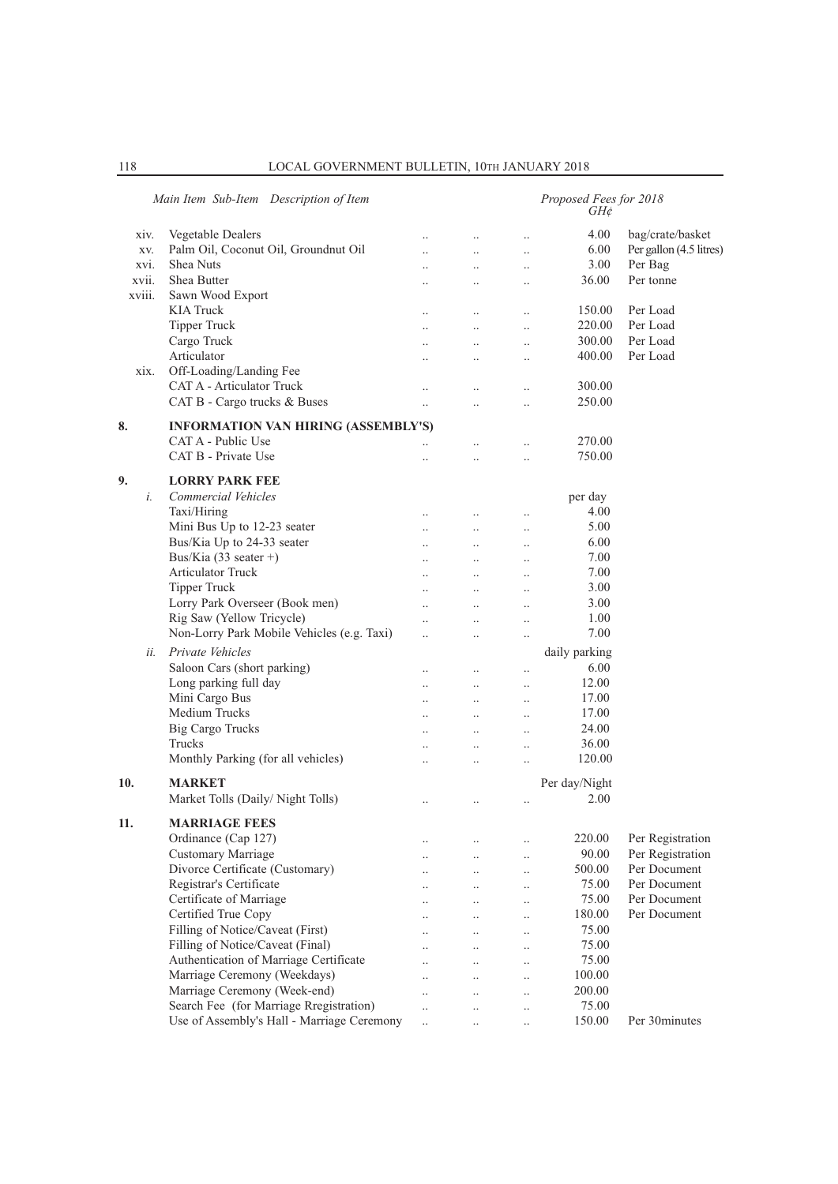| Main Item | Sub-Item | Description of Item | Proposed Fees for 2018 GH¢ | |
|---|---|---|---|---|
| | xiv. | Vegetable Dealers | 4.00 | bag/crate/basket |
| | xv. | Palm Oil, Coconut Oil, Groundnut Oil | 6.00 | Per gallon (4.5 litres) |
| | xvi. | Shea Nuts | 3.00 | Per Bag |
| | xvii. | Shea Butter | 36.00 | Per tonne |
| | xviii. | Sawn Wood Export | | |
| | | KIA Truck | 150.00 | Per Load |
| | | Tipper Truck | 220.00 | Per Load |
| | | Cargo Truck | 300.00 | Per Load |
| | | Articulator | 400.00 | Per Load |
| | xix. | Off-Loading/Landing Fee | | |
| | | CAT A - Articulator Truck | 300.00 | |
| | | CAT B - Cargo trucks & Buses | 250.00 | |
| **8.** | | **INFORMATION VAN HIRING (ASSEMBLY'S)** | | |
| | | CAT A - Public Use | 270.00 | |
| | | CAT B - Private Use | 750.00 | |
| **9.** | | **LORRY PARK FEE** | | |
| | *i.* | *Commercial Vehicles* | per day | |
| | | Taxi/Hiring | 4.00 | |
| | | Mini Bus Up to 12-23 seater | 5.00 | |
| | | Bus/Kia Up to 24-33 seater | 6.00 | |
| | | Bus/Kia (33 seater +) | 7.00 | |
| | | Articulator Truck | 7.00 | |
| | | Tipper Truck | 3.00 | |
| | | Lorry Park Overseer (Book men) | 3.00 | |
| | | Rig Saw (Yellow Tricycle) | 1.00 | |
| | | Non-Lorry Park Mobile Vehicles (e.g. Taxi) | 7.00 | |
| | *ii.* | *Private Vehicles* | daily parking | |
| | | Saloon Cars (short parking) | 6.00 | |
| | | Long parking full day | 12.00 | |
| | | Mini Cargo Bus | 17.00 | |
| | | Medium Trucks | 17.00 | |
| | | Big Cargo Trucks | 24.00 | |
| | | Trucks | 36.00 | |
| | | Monthly Parking (for all vehicles) | 120.00 | |
| **10.** | | **MARKET** | Per day/Night | |
| | | Market Tolls (Daily/ Night Tolls) | 2.00 | |
| **11.** | | **MARRIAGE FEES** | | |
| | | Ordinance (Cap 127) | 220.00 | Per Registration |
| | | Customary Marriage | 90.00 | Per Registration |
| | | Divorce Certificate (Customary) | 500.00 | Per Document |
| | | Registrar's Certificate | 75.00 | Per Document |
| | | Certificate of Marriage | 75.00 | Per Document |
| | | Certified True Copy | 180.00 | Per Document |
| | | Filling of Notice/Caveat (First) | 75.00 | |
| | | Filling of Notice/Caveat (Final) | 75.00 | |
| | | Authentication of Marriage Certificate | 75.00 | |
| | | Marriage Ceremony (Weekdays) | 100.00 | |
| | | Marriage Ceremony (Week-end) | 200.00 | |
| | | Search Fee (for Marriage Rregistration) | 75.00 | |
| | | Use of Assembly's Hall - Marriage Ceremony | 150.00 | Per 30minutes |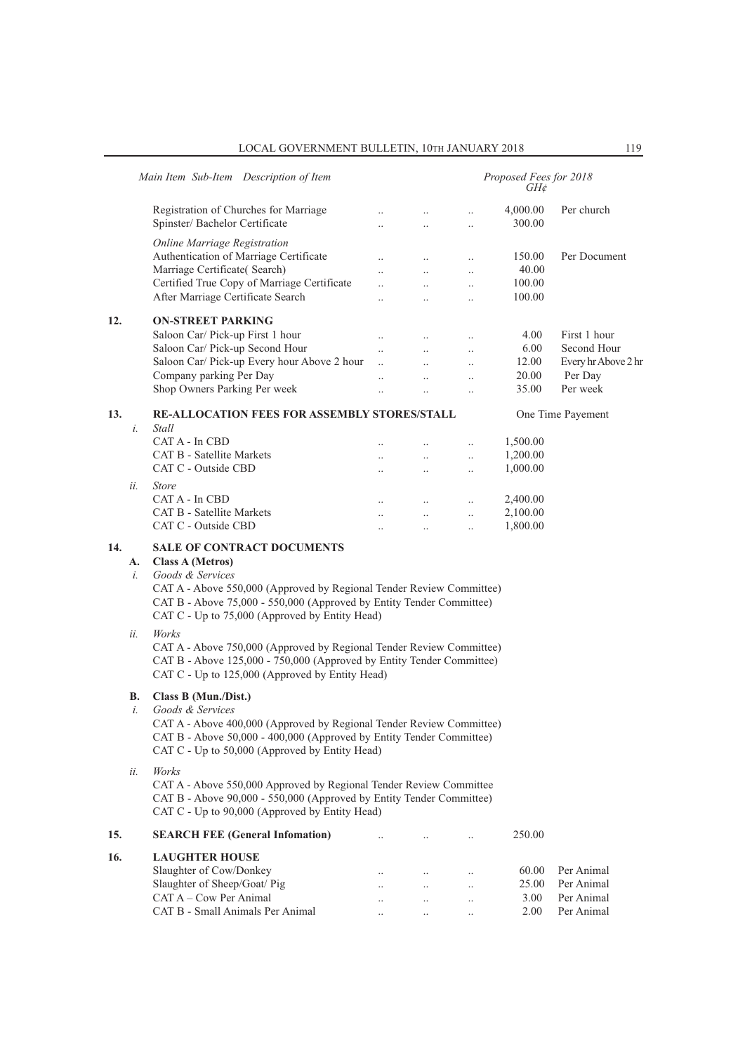| Main Item | Sub-Item | Description of Item | Proposed Fees for 2018 GH¢ | |
|---|---|---|---|---|
| | | Registration of Churches for Marriage .. .. .. | 4,000.00 | Per church |
| | | Spinster/ Bachelor Certificate .. .. .. | 300.00 | |
| | | *Online Marriage Registration* | | |
| | | Authentication of Marriage Certificate .. .. .. | 150.00 | Per Document |
| | | Marriage Certificate( Search) .. .. .. | 40.00 | |
| | | Certified True Copy of Marriage Certificate .. .. .. | 100.00 | |
| | | After Marriage Certificate Search .. .. .. | 100.00 | |
| 12. | | **ON-STREET PARKING** | | |
| | | Saloon Car/ Pick-up First 1 hour .. .. .. | 4.00 | First 1 hour |
| | | Saloon Car/ Pick-up Second Hour .. .. .. | 6.00 | Second Hour |
| | | Saloon Car/ Pick-up Every hour Above 2 hour .. .. .. | 12.00 | Every hr Above 2 hr |
| | | Company parking Per Day .. .. .. | 20.00 | Per Day |
| | | Shop Owners Parking Per week .. .. .. | 35.00 | Per week |
| 13. | | **RE-ALLOCATION FEES FOR ASSEMBLY STORES/STALL** | | One Time Payement |
| | *i.* | *Stall* | | |
| | | CAT A - In CBD .. .. .. | 1,500.00 | |
| | | CAT B - Satellite Markets .. .. .. | 1,200.00 | |
| | | CAT C - Outside CBD .. .. .. | 1,000.00 | |
| | *ii.* | *Store* | | |
| | | CAT A - In CBD .. .. .. | 2,400.00 | |
| | | CAT B - Satellite Markets .. .. .. | 2,100.00 | |
| | | CAT C - Outside CBD .. .. .. | 1,800.00 | |
| 14. | | **SALE OF CONTRACT DOCUMENTS** | | |
| | **A.** | **Class A (Metros)** | | |
| | *i.* | *Goods & Services* | | |
| | | CAT A - Above 550,000 (Approved by Regional Tender Review Committee) | | |
| | | CAT B - Above 75,000 - 550,000 (Approved by Entity Tender Committee) | | |
| | | CAT C - Up to 75,000 (Approved by Entity Head) | | |
| | *ii.* | *Works* | | |
| | | CAT A - Above 750,000 (Approved by Regional Tender Review Committee) | | |
| | | CAT B - Above 125,000 - 750,000 (Approved by Entity Tender Committee) | | |
| | | CAT C - Up to 125,000 (Approved by Entity Head) | | |
| | **B.** | **Class B (Mun./Dist.)** | | |
| | *i.* | *Goods & Services* | | |
| | | CAT A - Above 400,000 (Approved by Regional Tender Review Committee) | | |
| | | CAT B - Above 50,000 - 400,000 (Approved by Entity Tender Committee) | | |
| | | CAT C - Up to 50,000 (Approved by Entity Head) | | |
| | *ii.* | *Works* | | |
| | | CAT A - Above 550,000 Approved by Regional Tender Review Committee | | |
| | | CAT B - Above 90,000 - 550,000 (Approved by Entity Tender Committee) | | |
| | | CAT C - Up to 90,000 (Approved by Entity Head) | | |
| 15. | | **SEARCH FEE (General Infomation)** .. .. .. | 250.00 | |
| 16. | | **LAUGHTER HOUSE** | | |
| | | Slaughter of Cow/Donkey .. .. .. | 60.00 | Per Animal |
| | | Slaughter of Sheep/Goat/ Pig .. .. .. | 25.00 | Per Animal |
| | | CAT A – Cow Per Animal .. .. .. | 3.00 | Per Animal |
| | | CAT B - Small Animals Per Animal .. .. .. | 2.00 | Per Animal |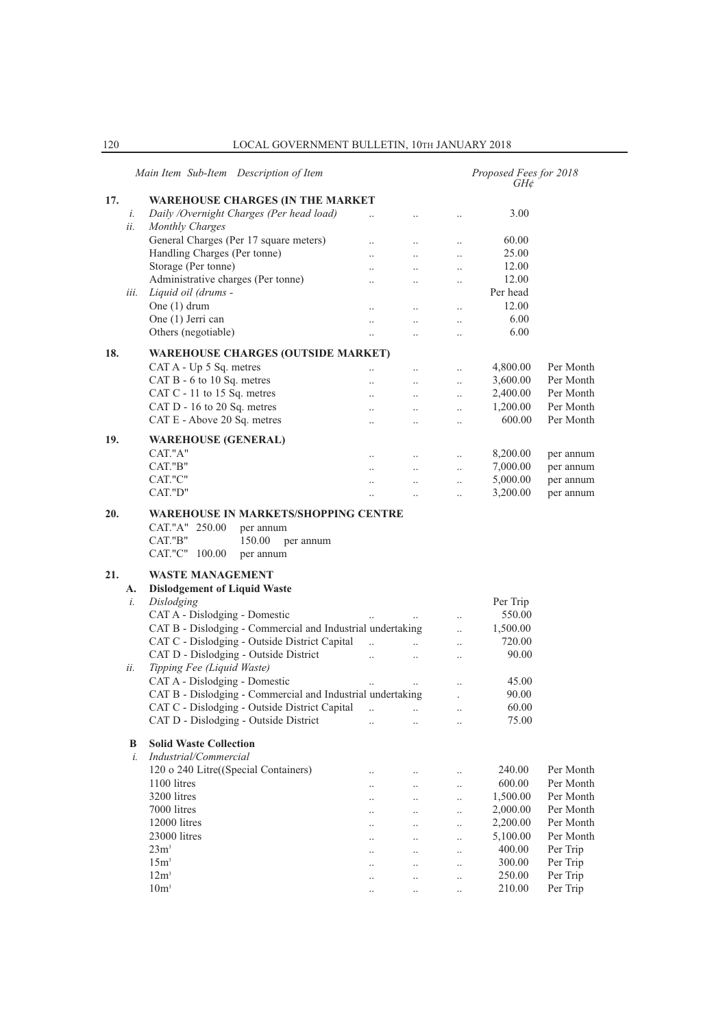| Main Item | Sub-Item | Description of Item | Proposed Fees for 2018 GH¢ | |
|---|---|---|---|---|
| **17.** | | **WAREHOUSE CHARGES (IN THE MARKET** | | |
| | *i.* | *Daily /Overnight Charges (Per head load)* | 3.00 | |
| | *ii.* | *Monthly Charges* | | |
| | | General Charges (Per 17 square meters) | 60.00 | |
| | | Handling Charges (Per tonne) | 25.00 | |
| | | Storage (Per tonne) | 12.00 | |
| | | Administrative charges (Per tonne) | 12.00 | |
| | *iii.* | *Liquid oil (drums -* | Per head | |
| | | One (1) drum | 12.00 | |
| | | One (1) Jerri can | 6.00 | |
| | | Others (negotiable) | 6.00 | |
| **18.** | | **WAREHOUSE CHARGES (OUTSIDE MARKET)** | | |
| | | CAT A - Up 5 Sq. metres | 4,800.00 | Per Month |
| | | CAT B - 6 to 10 Sq. metres | 3,600.00 | Per Month |
| | | CAT C - 11 to 15 Sq. metres | 2,400.00 | Per Month |
| | | CAT D - 16 to 20 Sq. metres | 1,200.00 | Per Month |
| | | CAT E - Above 20 Sq. metres | 600.00 | Per Month |
| **19.** | | **WAREHOUSE (GENERAL)** | | |
| | | CAT."A" | 8,200.00 | per annum |
| | | CAT."B" | 7,000.00 | per annum |
| | | CAT."C" | 5,000.00 | per annum |
| | | CAT."D" | 3,200.00 | per annum |
| **20.** | | **WAREHOUSE IN MARKETS/SHOPPING CENTRE** | | |
| | | CAT."A" 250.00 per annum | | |
| | | CAT."B" 150.00 per annum | | |
| | | CAT."C" 100.00 per annum | | |
| **21.** | | **WASTE MANAGEMENT** | | |
| | **A.** | **Dislodgement of Liquid Waste** | | |
| | *i.* | *Dislodging* | Per Trip | |
| | | CAT A - Dislodging - Domestic | 550.00 | |
| | | CAT B - Dislodging - Commercial and Industrial undertaking | 1,500.00 | |
| | | CAT C - Dislodging - Outside District Capital | 720.00 | |
| | | CAT D - Dislodging - Outside District | 90.00 | |
| | *ii.* | *Tipping Fee (Liquid Waste)* | | |
| | | CAT A - Dislodging - Domestic | 45.00 | |
| | | CAT B - Dislodging - Commercial and Industrial undertaking | 90.00 | |
| | | CAT C - Dislodging - Outside District Capital | 60.00 | |
| | | CAT D - Dislodging - Outside District | 75.00 | |
| | **B** | **Solid Waste Collection** | | |
| | *i.* | *Industrial/Commercial* | | |
| | | 120 o 240 Litre((Special Containers) | 240.00 | Per Month |
| | | 1100 litres | 600.00 | Per Month |
| | | 3200 litres | 1,500.00 | Per Month |
| | | 7000 litres | 2,000.00 | Per Month |
| | | 12000 litres | 2,200.00 | Per Month |
| | | 23000 litres | 5,100.00 | Per Month |
| | | $23m^3$ | 400.00 | Per Trip |
| | | $15m^3$ | 300.00 | Per Trip |
| | | $12m^3$ | 250.00 | Per Trip |
| | | $10m^3$ | 210.00 | Per Trip |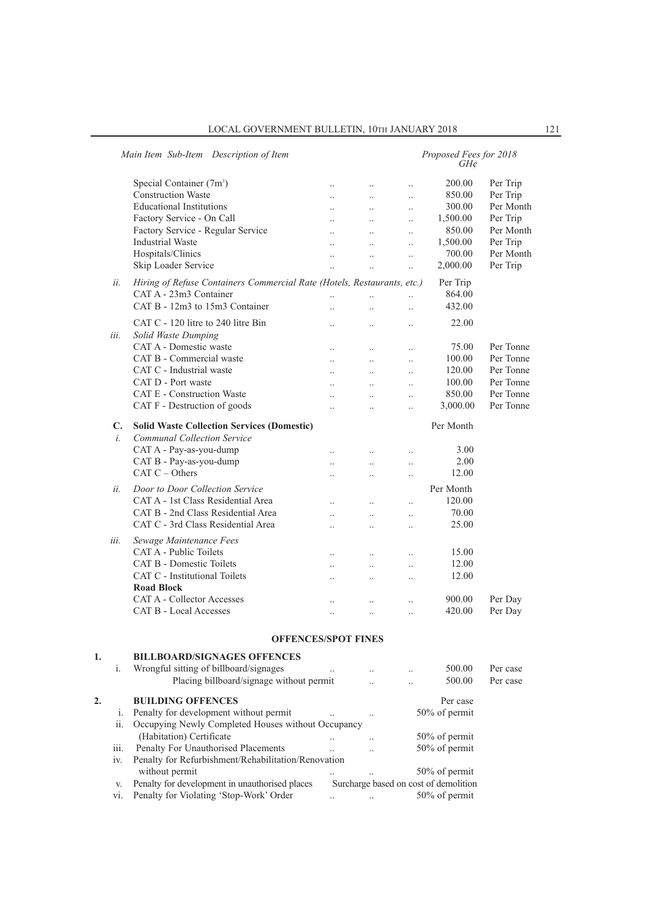| Main Item | Sub-Item | Description of Item | Proposed Fees for 2018 GH¢ | |
|---|---|---|---|---|
| | | Special Container ($7m^3$) | 200.00 | Per Trip |
| | | Construction Waste | 850.00 | Per Trip |
| | | Educational Institutions | 300.00 | Per Month |
| | | Factory Service - On Call | 1,500.00 | Per Trip |
| | | Factory Service - Regular Service | 850.00 | Per Month |
| | | Industrial Waste | 1,500.00 | Per Trip |
| | | Hospitals/Clinics | 700.00 | Per Month |
| | | Skip Loader Service | 2,000.00 | Per Trip |
| | *ii.* | *Hiring of Refuse Containers Commercial Rate (Hotels, Restaurants, etc.)* | Per Trip | |
| | | CAT A - 23m3 Container | 864.00 | |
| | | CAT B - 12m3 to 15m3 Container | 432.00 | |
| | | CAT C - 120 litre to 240 litre Bin | 22.00 | |
| | *iii.* | *Solid Waste Dumping* | | |
| | | CAT A - Domestic waste | 75.00 | Per Tonne |
| | | CAT B - Commercial waste | 100.00 | Per Tonne |
| | | CAT C - Industrial waste | 120.00 | Per Tonne |
| | | CAT D - Port waste | 100.00 | Per Tonne |
| | | CAT E - Construction Waste | 850.00 | Per Tonne |
| | | CAT F - Destruction of goods | 3,000.00 | Per Tonne |
| **C.** | | **Solid Waste Collection Services (Domestic)** | Per Month | |
| | *i.* | *Communal Collection Service* | | |
| | | CAT A - Pay-as-you-dump | 3.00 | |
| | | CAT B - Pay-as-you-dump | 2.00 | |
| | | CAT C – Others | 12.00 | |
| | *ii.* | *Door to Door Collection Service* | Per Month | |
| | | CAT A - 1st Class Residential Area | 120.00 | |
| | | CAT B - 2nd Class Residential Area | 70.00 | |
| | | CAT C - 3rd Class Residential Area | 25.00 | |
| | *iii.* | *Sewage Maintenance Fees* | | |
| | | CAT A - Public Toilets | 15.00 | |
| | | CAT B - Domestic Toilets | 12.00 | |
| | | CAT C - Institutional Toilets | 12.00 | |
| | | **Road Block** | | |
| | | CAT A - Collector Accesses | 900.00 | Per Day |
| | | CAT B - Local Accesses | 420.00 | Per Day |

**OFFENCES/SPOT FINES**

| | | Description | Fee | |
|---|---|---|---|---|
| **1.** | | **BILLBOARD/SIGNAGES OFFENCES** | | |
| | i. | Wrongful sitting of billboard/signages | 500.00 | Per case |
| | | Placing billboard/signage without permit | 500.00 | Per case |
| **2.** | | **BUILDING OFFENCES** | Per case | |
| | i. | Penalty for development without permit | 50% of permit | |
| | ii. | Occupying Newly Completed Houses without Occupancy (Habitation) Certificate | 50% of permit | |
| | iii. | Penalty For Unauthorised Placements | 50% of permit | |
| | iv. | Penalty for Refurbishment/Rehabilitation/Renovation without permit | 50% of permit | |
| | v. | Penalty for development in unauthorised places | Surcharge based on cost of demolition | |
| | vi. | Penalty for Violating 'Stop-Work' Order | 50% of permit | |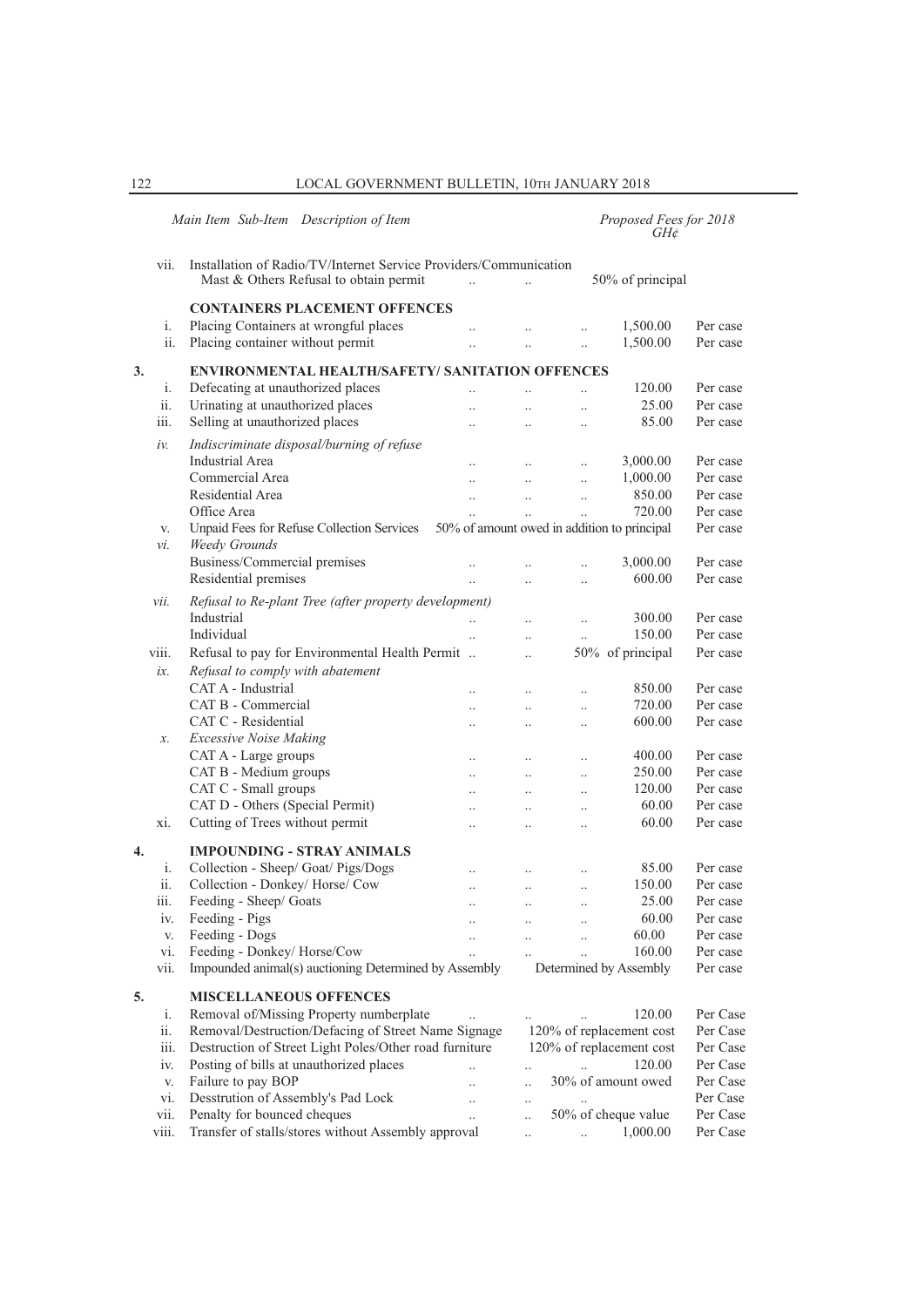| Main Item | Sub-Item | Description of Item | Proposed Fees for 2018 GH¢ | |
|---|---|---|---|---|
| | vii. | Installation of Radio/TV/Internet Service Providers/Communication Mast & Others Refusal to obtain permit | 50% of principal | |
| | | **CONTAINERS PLACEMENT OFFENCES** | | |
| | i. | Placing Containers at wrongful places | 1,500.00 | Per case |
| | ii. | Placing container without permit | 1,500.00 | Per case |
| **3.** | | **ENVIRONMENTAL HEALTH/SAFETY/ SANITATION OFFENCES** | | |
| | i. | Defecating at unauthorized places | 120.00 | Per case |
| | ii. | Urinating at unauthorized places | 25.00 | Per case |
| | iii. | Selling at unauthorized places | 85.00 | Per case |
| | *iv.* | *Indiscriminate disposal/burning of refuse* | | |
| | | Industrial Area | 3,000.00 | Per case |
| | | Commercial Area | 1,000.00 | Per case |
| | | Residential Area | 850.00 | Per case |
| | | Office Area | 720.00 | Per case |
| | v. | Unpaid Fees for Refuse Collection Services | 50% of amount owed in addition to principal | Per case |
| | *vi.* | *Weedy Grounds* | | |
| | | Business/Commercial premises | 3,000.00 | Per case |
| | | Residential premises | 600.00 | Per case |
| | *vii.* | *Refusal to Re-plant Tree (after property development)* | | |
| | | Industrial | 300.00 | Per case |
| | | Individual | 150.00 | Per case |
| | viii. | Refusal to pay for Environmental Health Permit | 50% of principal | Per case |
| | *ix.* | *Refusal to comply with abatement* | | |
| | | CAT A - Industrial | 850.00 | Per case |
| | | CAT B - Commercial | 720.00 | Per case |
| | | CAT C - Residential | 600.00 | Per case |
| | *x.* | *Excessive Noise Making* | | |
| | | CAT A - Large groups | 400.00 | Per case |
| | | CAT B - Medium groups | 250.00 | Per case |
| | | CAT C - Small groups | 120.00 | Per case |
| | | CAT D - Others (Special Permit) | 60.00 | Per case |
| | xi. | Cutting of Trees without permit | 60.00 | Per case |
| **4.** | | **IMPOUNDING - STRAY ANIMALS** | | |
| | i. | Collection - Sheep/ Goat/ Pigs/Dogs | 85.00 | Per case |
| | ii. | Collection - Donkey/ Horse/ Cow | 150.00 | Per case |
| | iii. | Feeding - Sheep/ Goats | 25.00 | Per case |
| | iv. | Feeding - Pigs | 60.00 | Per case |
| | v. | Feeding - Dogs | 60.00 | Per case |
| | vi. | Feeding - Donkey/ Horse/Cow | 160.00 | Per case |
| | vii. | Impounded animal(s) auctioning Determined by Assembly | Determined by Assembly | Per case |
| **5.** | | **MISCELLANEOUS OFFENCES** | | |
| | i. | Removal of/Missing Property numberplate | 120.00 | Per Case |
| | ii. | Removal/Destruction/Defacing of Street Name Signage | 120% of replacement cost | Per Case |
| | iii. | Destruction of Street Light Poles/Other road furniture | 120% of replacement cost | Per Case |
| | iv. | Posting of bills at unauthorized places | 120.00 | Per Case |
| | v. | Failure to pay BOP | 30% of amount owed | Per Case |
| | vi. | Desstrution of Assembly's Pad Lock | | Per Case |
| | vii. | Penalty for bounced cheques | 50% of cheque value | Per Case |
| | viii. | Transfer of stalls/stores without Assembly approval | 1,000.00 | Per Case |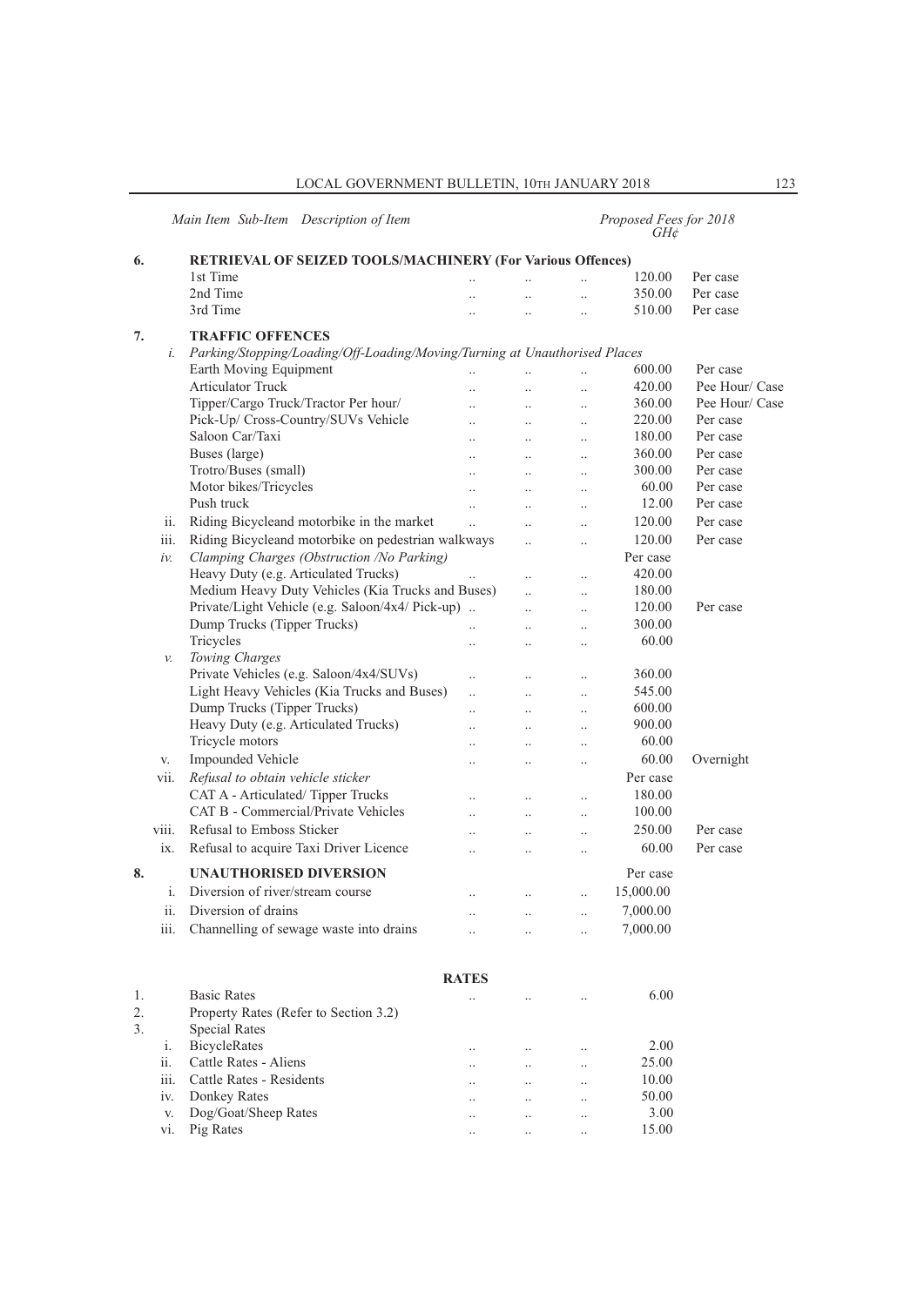| Main Item | Sub-Item | Description of Item | Proposed Fees for 2018 GH¢ | |
|---|---|---|---|---|
| **6.** | | **RETRIEVAL OF SEIZED TOOLS/MACHINERY (For Various Offences)** | | |
| | | 1st Time | 120.00 | Per case |
| | | 2nd Time | 350.00 | Per case |
| | | 3rd Time | 510.00 | Per case |
| **7.** | | **TRAFFIC OFFENCES** | | |
| | *i.* | *Parking/Stopping/Loading/Off-Loading/Moving/Turning at Unauthorised Places* | | |
| | | Earth Moving Equipment | 600.00 | Per case |
| | | Articulator Truck | 420.00 | Pee Hour/ Case |
| | | Tipper/Cargo Truck/Tractor Per hour/ | 360.00 | Pee Hour/ Case |
| | | Pick-Up/ Cross-Country/SUVs Vehicle | 220.00 | Per case |
| | | Saloon Car/Taxi | 180.00 | Per case |
| | | Buses (large) | 360.00 | Per case |
| | | Trotro/Buses (small) | 300.00 | Per case |
| | | Motor bikes/Tricycles | 60.00 | Per case |
| | | Push truck | 12.00 | Per case |
| | ii. | Riding Bicycleand motorbike in the market | 120.00 | Per case |
| | iii. | Riding Bicycleand motorbike on pedestrian walkways | 120.00 | Per case |
| | *iv.* | *Clamping Charges (Obstruction /No Parking)* | Per case | |
| | | Heavy Duty (e.g. Articulated Trucks) | 420.00 | |
| | | Medium Heavy Duty Vehicles (Kia Trucks and Buses) | 180.00 | |
| | | Private/Light Vehicle (e.g. Saloon/4x4/ Pick-up) | 120.00 | Per case |
| | | Dump Trucks (Tipper Trucks) | 300.00 | |
| | | Tricycles | 60.00 | |
| | *v.* | *Towing Charges* | | |
| | | Private Vehicles (e.g. Saloon/4x4/SUVs) | 360.00 | |
| | | Light Heavy Vehicles (Kia Trucks and Buses) | 545.00 | |
| | | Dump Trucks (Tipper Trucks) | 600.00 | |
| | | Heavy Duty (e.g. Articulated Trucks) | 900.00 | |
| | | Tricycle motors | 60.00 | |
| | v. | Impounded Vehicle | 60.00 | Overnight |
| | vii. | *Refusal to obtain vehicle sticker* | Per case | |
| | | CAT A - Articulated/ Tipper Trucks | 180.00 | |
| | | CAT B - Commercial/Private Vehicles | 100.00 | |
| | viii. | Refusal to Emboss Sticker | 250.00 | Per case |
| | ix. | Refusal to acquire Taxi Driver Licence | 60.00 | Per case |
| **8.** | | **UNAUTHORISED DIVERSION** | Per case | |
| | i. | Diversion of river/stream course | 15,000.00 | |
| | ii. | Diversion of drains | 7,000.00 | |
| | iii. | Channelling of sewage waste into drains | 7,000.00 | |

**RATES**

| Main Item | Sub-Item | Description of Item | Proposed Fees for 2018 GH¢ |
|---|---|---|---|
| 1. | | Basic Rates | 6.00 |
| 2. | | Property Rates (Refer to Section 3.2) | |
| 3. | | Special Rates | |
| | i. | BicycleRates | 2.00 |
| | ii. | Cattle Rates - Aliens | 25.00 |
| | iii. | Cattle Rates - Residents | 10.00 |
| | iv. | Donkey Rates | 50.00 |
| | v. | Dog/Goat/Sheep Rates | 3.00 |
| | vi. | Pig Rates | 15.00 |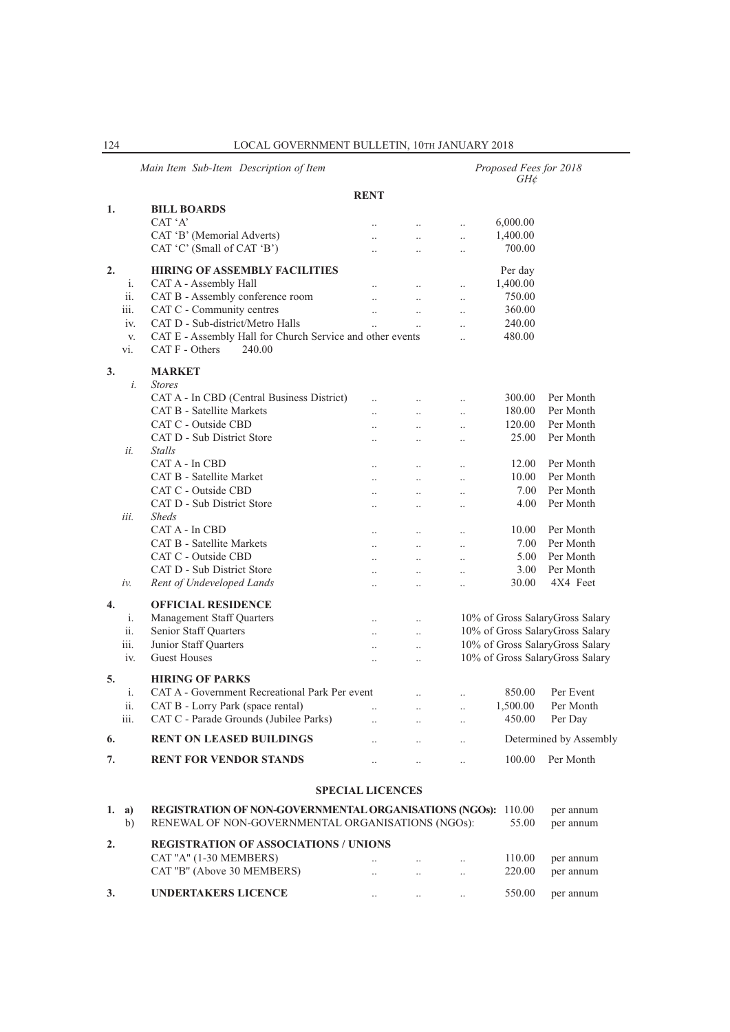| Main Item | Sub-Item | Description of Item | Proposed Fees for 2018 GH¢ | |
|---|---|---|---|---|
| | | **RENT** | | |
| **1.** | | **BILL BOARDS** | | |
| | | CAT 'A' | 6,000.00 | |
| | | CAT 'B' (Memorial Adverts) | 1,400.00 | |
| | | CAT 'C' (Small of CAT 'B') | 700.00 | |
| **2.** | | **HIRING OF ASSEMBLY FACILITIES** | Per day | |
| | i. | CAT A - Assembly Hall | 1,400.00 | |
| | ii. | CAT B - Assembly conference room | 750.00 | |
| | iii. | CAT C - Community centres | 360.00 | |
| | iv. | CAT D - Sub-district/Metro Halls | 240.00 | |
| | v. | CAT E - Assembly Hall for Church Service and other events | 480.00 | |
| | vi. | CAT F - Others 240.00 | | |
| **3.** | | **MARKET** | | |
| | *i.* | *Stores* | | |
| | | CAT A - In CBD (Central Business District) | 300.00 | Per Month |
| | | CAT B - Satellite Markets | 180.00 | Per Month |
| | | CAT C - Outside CBD | 120.00 | Per Month |
| | | CAT D - Sub District Store | 25.00 | Per Month |
| | *ii.* | *Stalls* | | |
| | | CAT A - In CBD | 12.00 | Per Month |
| | | CAT B - Satellite Market | 10.00 | Per Month |
| | | CAT C - Outside CBD | 7.00 | Per Month |
| | | CAT D - Sub District Store | 4.00 | Per Month |
| | *iii.* | *Sheds* | | |
| | | CAT A - In CBD | 10.00 | Per Month |
| | | CAT B - Satellite Markets | 7.00 | Per Month |
| | | CAT C - Outside CBD | 5.00 | Per Month |
| | | CAT D - Sub District Store | 3.00 | Per Month |
| | *iv.* | *Rent of Undeveloped Lands* | 30.00 | 4X4 Feet |
| **4.** | | **OFFICIAL RESIDENCE** | | |
| | i. | Management Staff Quarters | 10% of Gross SalaryGross Salary | |
| | ii. | Senior Staff Quarters | 10% of Gross SalaryGross Salary | |
| | iii. | Junior Staff Quarters | 10% of Gross SalaryGross Salary | |
| | iv. | Guest Houses | 10% of Gross SalaryGross Salary | |
| **5.** | | **HIRING OF PARKS** | | |
| | i. | CAT A - Government Recreational Park Per event | 850.00 | Per Event |
| | ii. | CAT B - Lorry Park (space rental) | 1,500.00 | Per Month |
| | iii. | CAT C - Parade Grounds (Jubilee Parks) | 450.00 | Per Day |
| **6.** | | **RENT ON LEASED BUILDINGS** | Determined by Assembly | |
| **7.** | | **RENT FOR VENDOR STANDS** | 100.00 | Per Month |
| | | **SPECIAL LICENCES** | | |
| **1.** | **a)** | **REGISTRATION OF NON-GOVERNMENTAL ORGANISATIONS (NGOs):** | 110.00 | per annum |
| | b) | RENEWAL OF NON-GOVERNMENTAL ORGANISATIONS (NGOs): | 55.00 | per annum |
| **2.** | | **REGISTRATION OF ASSOCIATIONS / UNIONS** | | |
| | | CAT "A" (1-30 MEMBERS) | 110.00 | per annum |
| | | CAT "B" (Above 30 MEMBERS) | 220.00 | per annum |
| **3.** | | **UNDERTAKERS LICENCE** | 550.00 | per annum |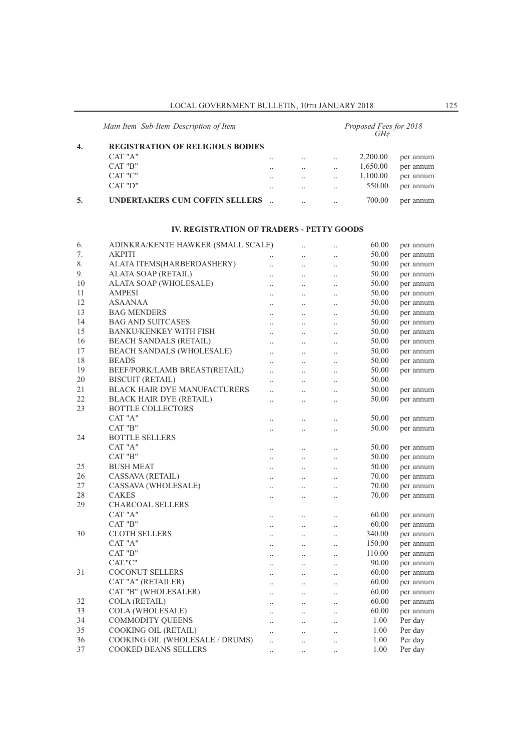| Main Item | Sub-Item Description of Item | Proposed Fees for 2018 GH¢ | |
|---|---|---|---|
| **4.** | **REGISTRATION OF RELIGIOUS BODIES** | | |
| | CAT "A" | 2,200.00 | per annum |
| | CAT "B" | 1,650.00 | per annum |
| | CAT "C" | 1,100.00 | per annum |
| | CAT "D" | 550.00 | per annum |
| **5.** | **UNDERTAKERS CUM COFFIN SELLERS** | 700.00 | per annum |

## IV. REGISTRATION OF TRADERS - PETTY GOODS

| Main Item | Sub-Item Description of Item | Proposed Fees for 2018 GH¢ | |
|---|---|---|---|
| 6. | ADINKRA/KENTE HAWKER (SMALL SCALE) | 60.00 | per annum |
| 7. | AKPITI | 50.00 | per annum |
| 8. | ALATA ITEMS(HARBERDASHERY) | 50.00 | per annum |
| 9. | ALATA SOAP (RETAIL) | 50.00 | per annum |
| 10 | ALATA SOAP (WHOLESALE) | 50.00 | per annum |
| 11 | AMPESI | 50.00 | per annum |
| 12 | ASAANAA | 50.00 | per annum |
| 13 | BAG MENDERS | 50.00 | per annum |
| 14 | BAG AND SUITCASES | 50.00 | per annum |
| 15 | BANKU/KENKEY WITH FISH | 50.00 | per annum |
| 16 | BEACH SANDALS (RETAIL) | 50.00 | per annum |
| 17 | BEACH SANDALS (WHOLESALE) | 50.00 | per annum |
| 18 | BEADS | 50.00 | per annum |
| 19 | BEEF/PORK/LAMB BREAST(RETAIL) | 50.00 | per annum |
| 20 | BISCUIT (RETAIL) | 50.00 | |
| 21 | BLACK HAIR DYE MANUFACTURERS | 50.00 | per annum |
| 22 | BLACK HAIR DYE (RETAIL) | 50.00 | per annum |
| 23 | BOTTLE COLLECTORS | | |
| | CAT "A" | 50.00 | per annum |
| | CAT "B" | 50.00 | per annum |
| 24 | BOTTLE SELLERS | | |
| | CAT "A" | 50.00 | per annum |
| | CAT "B" | 50.00 | per annum |
| 25 | BUSH MEAT | 50.00 | per annum |
| 26 | CASSAVA (RETAIL) | 70.00 | per annum |
| 27 | CASSAVA (WHOLESALE) | 70.00 | per annum |
| 28 | CAKES | 70.00 | per annum |
| 29 | CHARCOAL SELLERS | | |
| | CAT "A" | 60.00 | per annum |
| | CAT "B" | 60.00 | per annum |
| 30 | CLOTH SELLERS | 340.00 | per annum |
| | CAT "A" | 150.00 | per annum |
| | CAT "B" | 110.00 | per annum |
| | CAT."C" | 90.00 | per annum |
| 31 | COCONUT SELLERS | 60.00 | per annum |
| | CAT "A" (RETAILER) | 60.00 | per annum |
| | CAT "B" (WHOLESALER) | 60.00 | per annum |
| 32 | COLA (RETAIL) | 60.00 | per annum |
| 33 | COLA (WHOLESALE) | 60.00 | per annum |
| 34 | COMMODITY QUEENS | 1.00 | Per day |
| 35 | COOKING OIL (RETAIL) | 1.00 | Per day |
| 36 | COOKING OIL (WHOLESALE / DRUMS) | 1.00 | Per day |
| 37 | COOKED BEANS SELLERS | 1.00 | Per day |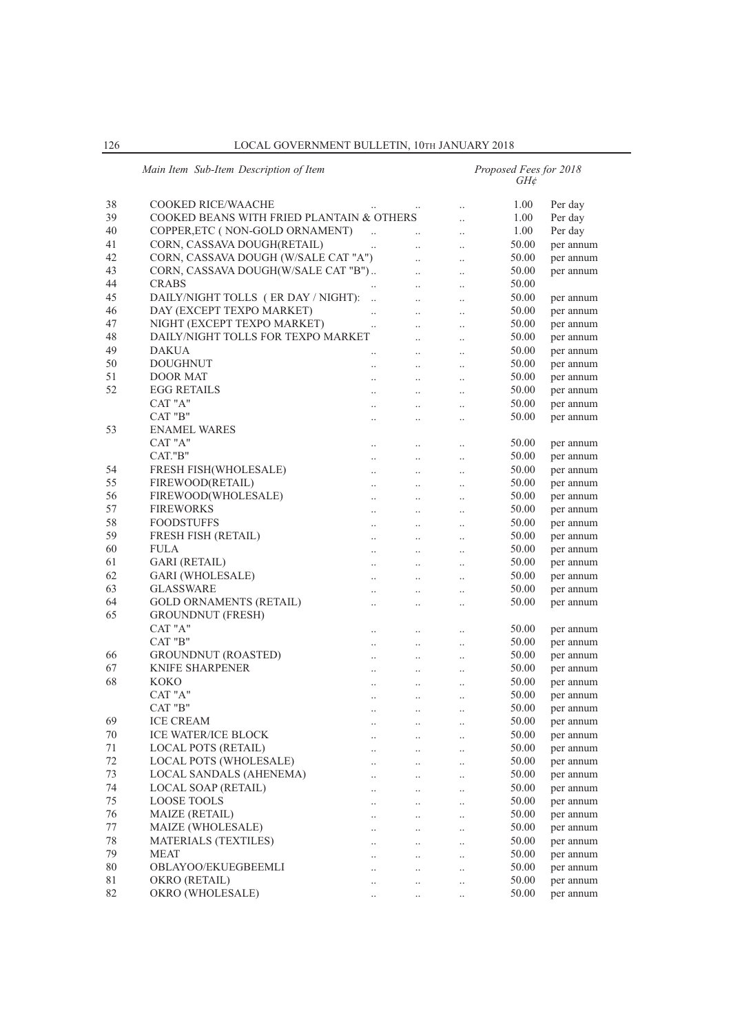| Main Item | Sub-Item Description of Item | Proposed Fees for 2018 GH¢ | |
|---|---|---|---|
| 38 | COOKED RICE/WAACHE | 1.00 | Per day |
| 39 | COOKED BEANS WITH FRIED PLANTAIN & OTHERS | 1.00 | Per day |
| 40 | COPPER,ETC ( NON-GOLD ORNAMENT) | 1.00 | Per day |
| 41 | CORN, CASSAVA DOUGH(RETAIL) | 50.00 | per annum |
| 42 | CORN, CASSAVA DOUGH (W/SALE CAT "A") | 50.00 | per annum |
| 43 | CORN, CASSAVA DOUGH(W/SALE CAT "B") | 50.00 | per annum |
| 44 | CRABS | 50.00 | |
| 45 | DAILY/NIGHT TOLLS ( ER DAY / NIGHT): | 50.00 | per annum |
| 46 | DAY (EXCEPT TEXPO MARKET) | 50.00 | per annum |
| 47 | NIGHT (EXCEPT TEXPO MARKET) | 50.00 | per annum |
| 48 | DAILY/NIGHT TOLLS FOR TEXPO MARKET | 50.00 | per annum |
| 49 | DAKUA | 50.00 | per annum |
| 50 | DOUGHNUT | 50.00 | per annum |
| 51 | DOOR MAT | 50.00 | per annum |
| 52 | EGG RETAILS | 50.00 | per annum |
| | CAT "A" | 50.00 | per annum |
| | CAT "B" | 50.00 | per annum |
| 53 | ENAMEL WARES | | |
| | CAT "A" | 50.00 | per annum |
| | CAT."B" | 50.00 | per annum |
| 54 | FRESH FISH(WHOLESALE) | 50.00 | per annum |
| 55 | FIREWOOD(RETAIL) | 50.00 | per annum |
| 56 | FIREWOOD(WHOLESALE) | 50.00 | per annum |
| 57 | FIREWORKS | 50.00 | per annum |
| 58 | FOODSTUFFS | 50.00 | per annum |
| 59 | FRESH FISH (RETAIL) | 50.00 | per annum |
| 60 | FULA | 50.00 | per annum |
| 61 | GARI (RETAIL) | 50.00 | per annum |
| 62 | GARI (WHOLESALE) | 50.00 | per annum |
| 63 | GLASSWARE | 50.00 | per annum |
| 64 | GOLD ORNAMENTS (RETAIL) | 50.00 | per annum |
| 65 | GROUNDNUT (FRESH) | | |
| | CAT "A" | 50.00 | per annum |
| | CAT "B" | 50.00 | per annum |
| 66 | GROUNDNUT (ROASTED) | 50.00 | per annum |
| 67 | KNIFE SHARPENER | 50.00 | per annum |
| 68 | KOKO | 50.00 | per annum |
| | CAT "A" | 50.00 | per annum |
| | CAT "B" | 50.00 | per annum |
| 69 | ICE CREAM | 50.00 | per annum |
| 70 | ICE WATER/ICE BLOCK | 50.00 | per annum |
| 71 | LOCAL POTS (RETAIL) | 50.00 | per annum |
| 72 | LOCAL POTS (WHOLESALE) | 50.00 | per annum |
| 73 | LOCAL SANDALS (AHENEMA) | 50.00 | per annum |
| 74 | LOCAL SOAP (RETAIL) | 50.00 | per annum |
| 75 | LOOSE TOOLS | 50.00 | per annum |
| 76 | MAIZE (RETAIL) | 50.00 | per annum |
| 77 | MAIZE (WHOLESALE) | 50.00 | per annum |
| 78 | MATERIALS (TEXTILES) | 50.00 | per annum |
| 79 | MEAT | 50.00 | per annum |
| 80 | OBLAYOO/EKUEGBEEMLI | 50.00 | per annum |
| 81 | OKRO (RETAIL) | 50.00 | per annum |
| 82 | OKRO (WHOLESALE) | 50.00 | per annum |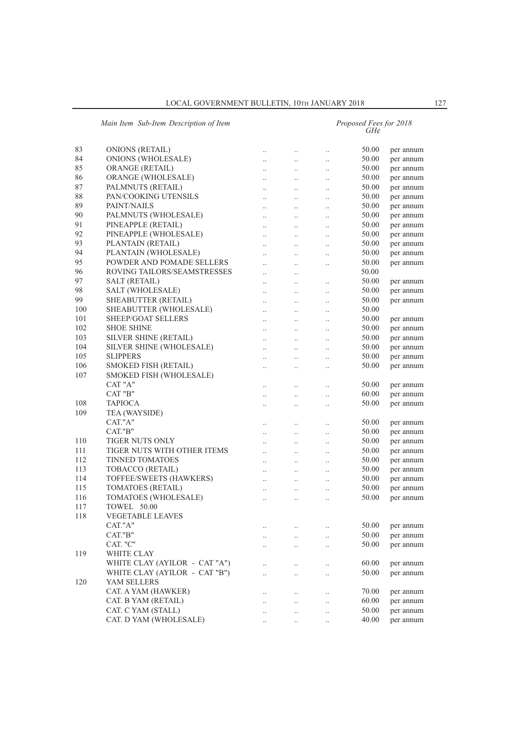| Main Item | Sub-Item Description of Item | Proposed Fees for 2018 GH¢ | |
|---|---|---|---|
| 83 | ONIONS (RETAIL) | 50.00 | per annum |
| 84 | ONIONS (WHOLESALE) | 50.00 | per annum |
| 85 | ORANGE (RETAIL) | 50.00 | per annum |
| 86 | ORANGE (WHOLESALE) | 50.00 | per annum |
| 87 | PALMNUTS (RETAIL) | 50.00 | per annum |
| 88 | PAN/COOKING UTENSILS | 50.00 | per annum |
| 89 | PAINT/NAILS | 50.00 | per annum |
| 90 | PALMNUTS (WHOLESALE) | 50.00 | per annum |
| 91 | PINEAPPLE (RETAIL) | 50.00 | per annum |
| 92 | PINEAPPLE (WHOLESALE) | 50.00 | per annum |
| 93 | PLANTAIN (RETAIL) | 50.00 | per annum |
| 94 | PLANTAIN (WHOLESALE) | 50.00 | per annum |
| 95 | POWDER AND POMADE SELLERS | 50.00 | per annum |
| 96 | ROVING TAILORS/SEAMSTRESSES | 50.00 | |
| 97 | SALT (RETAIL) | 50.00 | per annum |
| 98 | SALT (WHOLESALE) | 50.00 | per annum |
| 99 | SHEABUTTER (RETAIL) | 50.00 | per annum |
| 100 | SHEABUTTER (WHOLESALE) | 50.00 | |
| 101 | SHEEP/GOAT SELLERS | 50.00 | per annum |
| 102 | SHOE SHINE | 50.00 | per annum |
| 103 | SILVER SHINE (RETAIL) | 50.00 | per annum |
| 104 | SILVER SHINE (WHOLESALE) | 50.00 | per annum |
| 105 | SLIPPERS | 50.00 | per annum |
| 106 | SMOKED FISH (RETAIL) | 50.00 | per annum |
| 107 | SMOKED FISH (WHOLESALE) | | |
| | CAT "A" | 50.00 | per annum |
| | CAT "B" | 60.00 | per annum |
| 108 | TAPIOCA | 50.00 | per annum |
| 109 | TEA (WAYSIDE) | | |
| | CAT."A" | 50.00 | per annum |
| | CAT."B" | 50.00 | per annum |
| 110 | TIGER NUTS ONLY | 50.00 | per annum |
| 111 | TIGER NUTS WITH OTHER ITEMS | 50.00 | per annum |
| 112 | TINNED TOMATOES | 50.00 | per annum |
| 113 | TOBACCO (RETAIL) | 50.00 | per annum |
| 114 | TOFFEE/SWEETS (HAWKERS) | 50.00 | per annum |
| 115 | TOMATOES (RETAIL) | 50.00 | per annum |
| 116 | TOMATOES (WHOLESALE) | 50.00 | per annum |
| 117 | TOWEL 50.00 | | |
| 118 | VEGETABLE LEAVES | | |
| | CAT."A" | 50.00 | per annum |
| | CAT."B" | 50.00 | per annum |
| | CAT. "C" | 50.00 | per annum |
| 119 | WHITE CLAY | | |
| | WHITE CLAY (AYILOR - CAT "A") | 60.00 | per annum |
| | WHITE CLAY (AYILOR - CAT "B") | 50.00 | per annum |
| 120 | YAM SELLERS | | |
| | CAT. A YAM (HAWKER) | 70.00 | per annum |
| | CAT. B YAM (RETAIL) | 60.00 | per annum |
| | CAT. C YAM (STALL) | 50.00 | per annum |
| | CAT. D YAM (WHOLESALE) | 40.00 | per annum |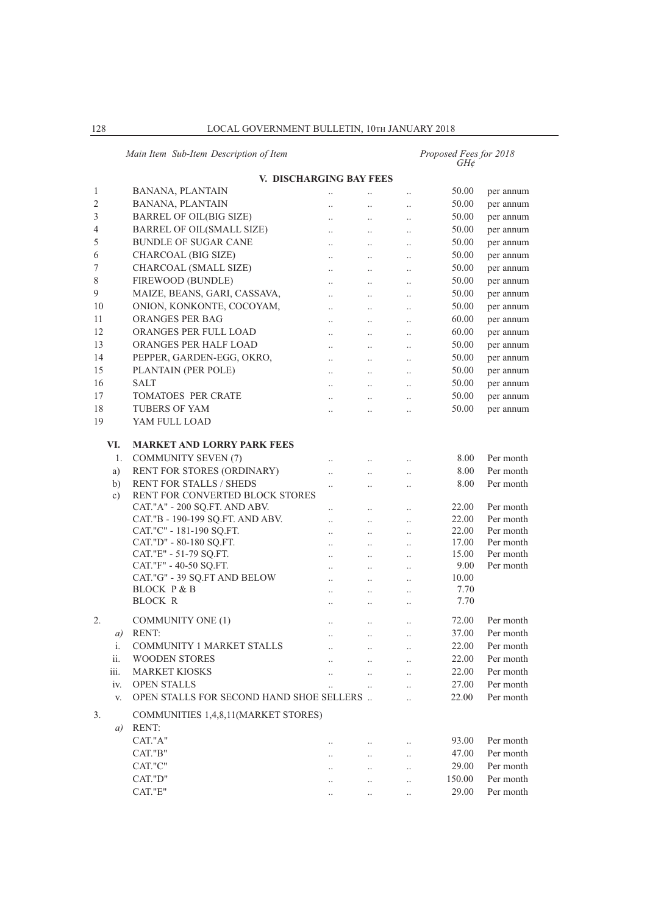| Main Item | Sub-Item | Description of Item | Proposed Fees for 2018 GH¢ | |
|---|---|---|---|---|
| | | **V. DISCHARGING BAY FEES** | | |
| 1 | | BANANA, PLANTAIN .. .. .. | 50.00 | per annum |
| 2 | | BANANA, PLANTAIN .. .. .. | 50.00 | per annum |
| 3 | | BARREL OF OIL(BIG SIZE) .. .. .. | 50.00 | per annum |
| 4 | | BARREL OF OIL(SMALL SIZE) .. .. .. | 50.00 | per annum |
| 5 | | BUNDLE OF SUGAR CANE .. .. .. | 50.00 | per annum |
| 6 | | CHARCOAL (BIG SIZE) .. .. .. | 50.00 | per annum |
| 7 | | CHARCOAL (SMALL SIZE) .. .. .. | 50.00 | per annum |
| 8 | | FIREWOOD (BUNDLE) .. .. .. | 50.00 | per annum |
| 9 | | MAIZE, BEANS, GARI, CASSAVA, .. .. .. | 50.00 | per annum |
| 10 | | ONION, KONKONTE, COCOYAM, .. .. .. | 50.00 | per annum |
| 11 | | ORANGES PER BAG .. .. .. | 60.00 | per annum |
| 12 | | ORANGES PER FULL LOAD .. .. .. | 60.00 | per annum |
| 13 | | ORANGES PER HALF LOAD .. .. .. | 50.00 | per annum |
| 14 | | PEPPER, GARDEN-EGG, OKRO, .. .. .. | 50.00 | per annum |
| 15 | | PLANTAIN (PER POLE) .. .. .. | 50.00 | per annum |
| 16 | | SALT .. .. .. | 50.00 | per annum |
| 17 | | TOMATOES PER CRATE .. .. .. | 50.00 | per annum |
| 18 | | TUBERS OF YAM .. .. .. | 50.00 | per annum |
| 19 | | YAM FULL LOAD | | |
| **VI.** | | **MARKET AND LORRY PARK FEES** | | |
| | 1. | COMMUNITY SEVEN (7) .. .. .. | 8.00 | Per month |
| | a) | RENT FOR STORES (ORDINARY) .. .. .. | 8.00 | Per month |
| | b) | RENT FOR STALLS / SHEDS .. .. .. | 8.00 | Per month |
| | c) | RENT FOR CONVERTED BLOCK STORES | | |
| | | CAT."A" - 200 SQ.FT. AND ABV. .. .. .. | 22.00 | Per month |
| | | CAT."B - 190-199 SQ.FT. AND ABV. .. .. .. | 22.00 | Per month |
| | | CAT."C" - 181-190 SQ.FT. .. .. .. | 22.00 | Per month |
| | | CAT."D" - 80-180 SQ.FT. .. .. .. | 17.00 | Per month |
| | | CAT."E" - 51-79 SQ.FT. .. .. .. | 15.00 | Per month |
| | | CAT."F" - 40-50 SQ.FT. .. .. .. | 9.00 | Per month |
| | | CAT."G" - 39 SQ.FT AND BELOW .. .. .. | 10.00 | |
| | | BLOCK P & B .. .. .. | 7.70 | |
| | | BLOCK R .. .. .. | 7.70 | |
| 2. | | COMMUNITY ONE (1) .. .. .. | 72.00 | Per month |
| | *a)* | RENT: .. .. .. | 37.00 | Per month |
| | i. | COMMUNITY 1 MARKET STALLS .. .. .. | 22.00 | Per month |
| | ii. | WOODEN STORES .. .. .. | 22.00 | Per month |
| | iii. | MARKET KIOSKS .. .. .. | 22.00 | Per month |
| | iv. | OPEN STALLS .. .. .. | 27.00 | Per month |
| | v. | OPEN STALLS FOR SECOND HAND SHOE SELLERS .. .. | 22.00 | Per month |
| 3. | | COMMUNITIES 1,4,8,11(MARKET STORES) | | |
| | *a)* | RENT: | | |
| | | CAT."A" .. .. .. | 93.00 | Per month |
| | | CAT."B" .. .. .. | 47.00 | Per month |
| | | CAT."C" .. .. .. | 29.00 | Per month |
| | | CAT."D" .. .. .. | 150.00 | Per month |
| | | CAT."E" .. .. .. | 29.00 | Per month |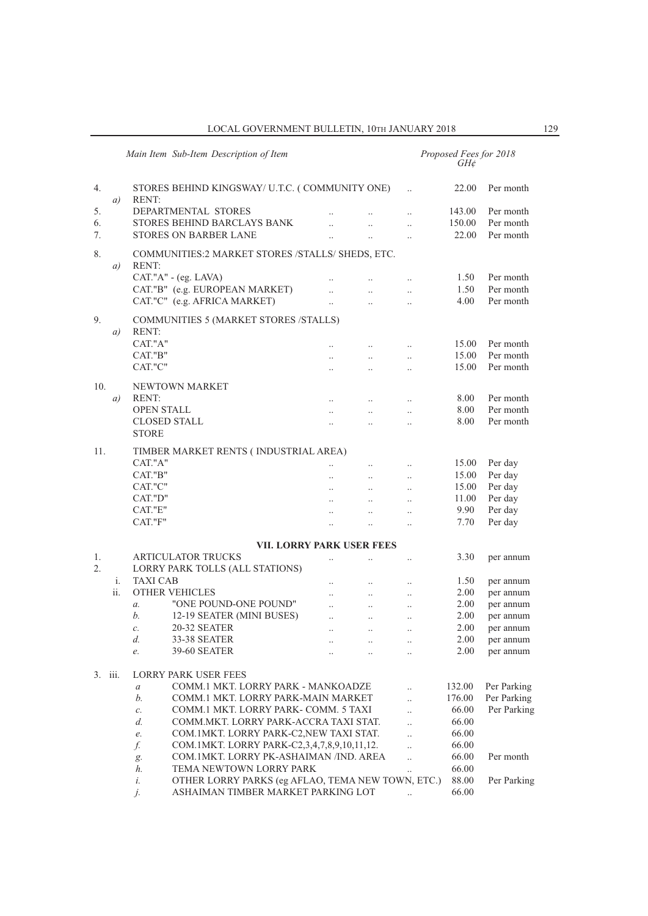| Main Item | Sub-Item | Description of Item | Proposed Fees for 2018 GH¢ | |
|---|---|---|---|---|
| 4. | | STORES BEHIND KINGSWAY/ U.T.C. ( COMMUNITY ONE) .. | 22.00 | Per month |
| | *a)* | RENT: | | |
| 5. | | DEPARTMENTAL STORES .. .. .. | 143.00 | Per month |
| 6. | | STORES BEHIND BARCLAYS BANK .. .. .. | 150.00 | Per month |
| 7. | | STORES ON BARBER LANE .. .. .. | 22.00 | Per month |
| 8. | | COMMUNITIES:2 MARKET STORES /STALLS/ SHEDS, ETC. | | |
| | *a)* | RENT: | | |
| | | CAT."A" - (eg. LAVA) .. .. .. | 1.50 | Per month |
| | | CAT."B" (e.g. EUROPEAN MARKET) .. .. .. | 1.50 | Per month |
| | | CAT."C" (e.g. AFRICA MARKET) .. .. .. | 4.00 | Per month |
| 9. | | COMMUNITIES 5 (MARKET STORES /STALLS) | | |
| | *a)* | RENT: | | |
| | | CAT."A" .. .. .. | 15.00 | Per month |
| | | CAT."B" .. .. .. | 15.00 | Per month |
| | | CAT."C" .. .. .. | 15.00 | Per month |
| 10. | | NEWTOWN MARKET | | |
| | *a)* | RENT: .. .. .. | 8.00 | Per month |
| | | OPEN STALL .. .. .. | 8.00 | Per month |
| | | CLOSED STALL .. .. .. | 8.00 | Per month |
| | | STORE | | |
| 11. | | TIMBER MARKET RENTS ( INDUSTRIAL AREA) | | |
| | | CAT."A" .. .. .. | 15.00 | Per day |
| | | CAT."B" .. .. .. | 15.00 | Per day |
| | | CAT."C" .. .. .. | 15.00 | Per day |
| | | CAT."D" .. .. .. | 11.00 | Per day |
| | | CAT."E" .. .. .. | 9.90 | Per day |
| | | CAT."F" .. .. .. | 7.70 | Per day |

## VII. LORRY PARK USER FEES

| Main Item | Sub-Item | Description of Item | Proposed Fees for 2018 GH¢ | |
|---|---|---|---|---|
| 1. | | ARTICULATOR TRUCKS .. .. .. | 3.30 | per annum |
| 2. | | LORRY PARK TOLLS (ALL STATIONS) | | |
| | i. | TAXI CAB .. .. .. | 1.50 | per annum |
| | ii. | OTHER VEHICLES .. .. .. | 2.00 | per annum |
| | | *a.* "ONE POUND-ONE POUND" .. .. .. | 2.00 | per annum |
| | | *b.* 12-19 SEATER (MINI BUSES) .. .. .. | 2.00 | per annum |
| | | *c.* 20-32 SEATER .. .. .. | 2.00 | per annum |
| | | *d.* 33-38 SEATER .. .. .. | 2.00 | per annum |
| | | *e.* 39-60 SEATER .. .. .. | 2.00 | per annum |
| 3. | iii. | LORRY PARK USER FEES | | |
| | | *a* COMM.1 MKT. LORRY PARK - MANKOADZE .. | 132.00 | Per Parking |
| | | *b.* COMM.1 MKT. LORRY PARK-MAIN MARKET .. | 176.00 | Per Parking |
| | | *c.* COMM.1 MKT. LORRY PARK- COMM. 5 TAXI .. | 66.00 | Per Parking |
| | | *d.* COMM.MKT. LORRY PARK-ACCRA TAXI STAT. .. | 66.00 | |
| | | *e.* COM.1MKT. LORRY PARK-C2,NEW TAXI STAT. .. | 66.00 | |
| | | *f.* COM.1MKT. LORRY PARK-C2,3,4,7,8,9,10,11,12. .. | 66.00 | |
| | | *g.* COM.1MKT. LORRY PK-ASHAIMAN /IND. AREA .. | 66.00 | Per month |
| | | *h.* TEMA NEWTOWN LORRY PARK .. | 66.00 | |
| | | *i.* OTHER LORRY PARKS (eg AFLAO, TEMA NEW TOWN, ETC.) | 88.00 | Per Parking |
| | | *j.* ASHAIMAN TIMBER MARKET PARKING LOT .. | 66.00 | |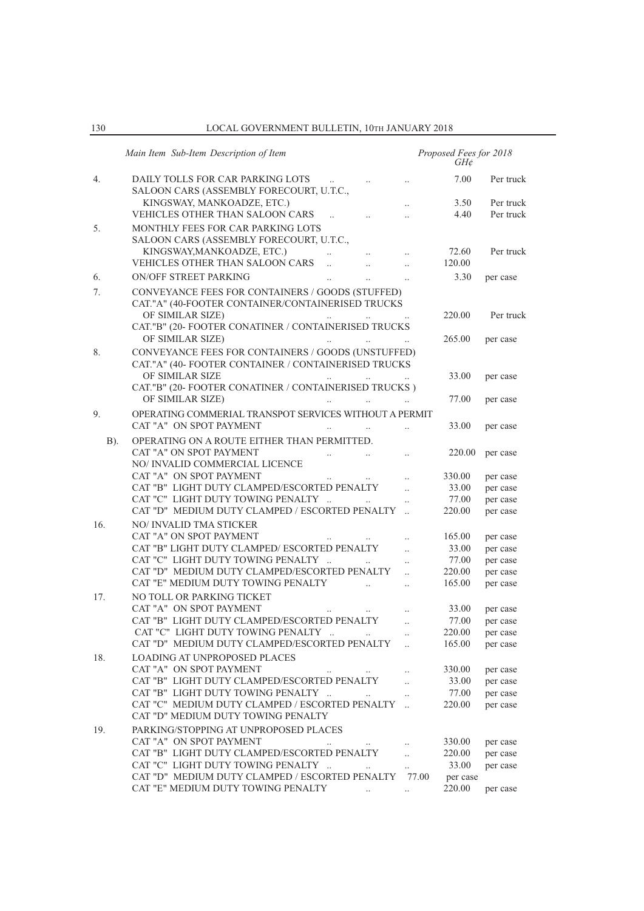| Main Item | Sub-Item Description of Item | Proposed Fees for 2018 GH¢ | |
|---|---|---|---|
| 4. | DAILY TOLLS FOR CAR PARKING LOTS .. .. .. | 7.00 | Per truck |
| | SALOON CARS (ASSEMBLY FORECOURT, U.T.C., KINGSWAY, MANKOADZE, ETC.) .. | 3.50 | Per truck |
| | VEHICLES OTHER THAN SALOON CARS .. .. .. | 4.40 | Per truck |
| 5. | MONTHLY FEES FOR CAR PARKING LOTS | | |
| | SALOON CARS (ASSEMBLY FORECOURT, U.T.C., KINGSWAY,MANKOADZE, ETC.) .. .. .. | 72.60 | Per truck |
| | VEHICLES OTHER THAN SALOON CARS .. .. .. | 120.00 | |
| 6. | ON/OFF STREET PARKING .. .. .. | 3.30 | per case |
| 7. | CONVEYANCE FEES FOR CONTAINERS / GOODS (STUFFED) | | |
| | CAT."A" (40-FOOTER CONTAINER/CONTAINERISED TRUCKS OF SIMILAR SIZE) .. .. .. | 220.00 | Per truck |
| | CAT."B" (20- FOOTER CONATINER / CONTAINERISED TRUCKS OF SIMILAR SIZE) .. .. .. | 265.00 | per case |
| 8. | CONVEYANCE FEES FOR CONTAINERS / GOODS (UNSTUFFED) | | |
| | CAT."A" (40- FOOTER CONTAINER / CONTAINERISED TRUCKS OF SIMILAR SIZE .. .. .. | 33.00 | per case |
| | CAT."B" (20- FOOTER CONATINER / CONTAINERISED TRUCKS ) OF SIMILAR SIZE) .. .. .. | 77.00 | per case |
| 9. | OPERATING COMMERIAL TRANSPOT SERVICES WITHOUT A PERMIT | | |
| | CAT "A" ON SPOT PAYMENT .. .. .. | 33.00 | per case |
| B). | OPERATING ON A ROUTE EITHER THAN PERMITTED. | | |
| | CAT "A" ON SPOT PAYMENT .. .. .. | 220.00 | per case |
| | NO/ INVALID COMMERCIAL LICENCE | | |
| | CAT "A" ON SPOT PAYMENT .. .. .. | 330.00 | per case |
| | CAT "B" LIGHT DUTY CLAMPED/ESCORTED PENALTY .. | 33.00 | per case |
| | CAT "C" LIGHT DUTY TOWING PENALTY .. .. .. | 77.00 | per case |
| | CAT "D" MEDIUM DUTY CLAMPED / ESCORTED PENALTY .. | 220.00 | per case |
| 16. | NO/ INVALID TMA STICKER | | |
| | CAT "A" ON SPOT PAYMENT .. .. .. | 165.00 | per case |
| | CAT "B" LIGHT DUTY CLAMPED/ ESCORTED PENALTY .. | 33.00 | per case |
| | CAT "C" LIGHT DUTY TOWING PENALTY .. .. .. | 77.00 | per case |
| | CAT "D" MEDIUM DUTY CLAMPED/ESCORTED PENALTY .. | 220.00 | per case |
| | CAT "E" MEDIUM DUTY TOWING PENALTY .. .. | 165.00 | per case |
| 17. | NO TOLL OR PARKING TICKET | | |
| | CAT "A" ON SPOT PAYMENT .. .. .. | 33.00 | per case |
| | CAT "B" LIGHT DUTY CLAMPED/ESCORTED PENALTY .. | 77.00 | per case |
| | CAT "C" LIGHT DUTY TOWING PENALTY .. .. .. | 220.00 | per case |
| | CAT "D" MEDIUM DUTY CLAMPED/ESCORTED PENALTY .. | 165.00 | per case |
| 18. | LOADING AT UNPROPOSED PLACES | | |
| | CAT "A" ON SPOT PAYMENT .. .. .. | 330.00 | per case |
| | CAT "B" LIGHT DUTY CLAMPED/ESCORTED PENALTY .. | 33.00 | per case |
| | CAT "B" LIGHT DUTY TOWING PENALTY .. .. .. | 77.00 | per case |
| | CAT "C" MEDIUM DUTY CLAMPED / ESCORTED PENALTY .. | 220.00 | per case |
| | CAT "D" MEDIUM DUTY TOWING PENALTY | | |
| 19. | PARKING/STOPPING AT UNPROPOSED PLACES | | |
| | CAT "A" ON SPOT PAYMENT .. .. .. | 330.00 | per case |
| | CAT "B" LIGHT DUTY CLAMPED/ESCORTED PENALTY .. | 220.00 | per case |
| | CAT "C" LIGHT DUTY TOWING PENALTY .. .. .. | 33.00 | per case |
| | CAT "D" MEDIUM DUTY CLAMPED / ESCORTED PENALTY 77.00 | per case | |
| | CAT "E" MEDIUM DUTY TOWING PENALTY .. .. | 220.00 | per case |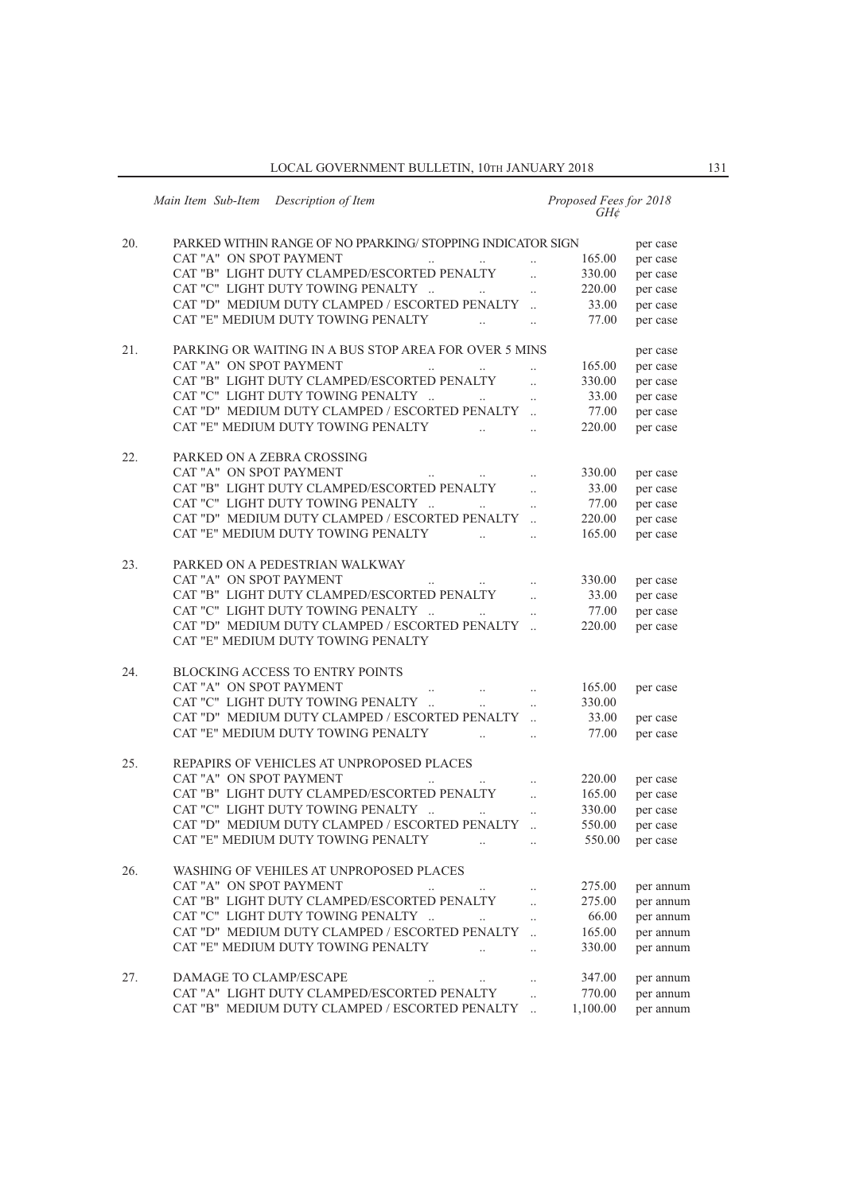| Main Item | Sub-Item | Description of Item | Proposed Fees for 2018 GH¢ | |
|---|---|---|---|---|
| 20. | | PARKED WITHIN RANGE OF NO PPARKING/ STOPPING INDICATOR SIGN | | per case |
| | | CAT "A" ON SPOT PAYMENT .. .. .. | 165.00 | per case |
| | | CAT "B" LIGHT DUTY CLAMPED/ESCORTED PENALTY .. | 330.00 | per case |
| | | CAT "C" LIGHT DUTY TOWING PENALTY .. .. .. | 220.00 | per case |
| | | CAT "D" MEDIUM DUTY CLAMPED / ESCORTED PENALTY .. | 33.00 | per case |
| | | CAT "E" MEDIUM DUTY TOWING PENALTY .. .. | 77.00 | per case |
| 21. | | PARKING OR WAITING IN A BUS STOP AREA FOR OVER 5 MINS | | per case |
| | | CAT "A" ON SPOT PAYMENT .. .. .. | 165.00 | per case |
| | | CAT "B" LIGHT DUTY CLAMPED/ESCORTED PENALTY .. | 330.00 | per case |
| | | CAT "C" LIGHT DUTY TOWING PENALTY .. .. .. | 33.00 | per case |
| | | CAT "D" MEDIUM DUTY CLAMPED / ESCORTED PENALTY .. | 77.00 | per case |
| | | CAT "E" MEDIUM DUTY TOWING PENALTY .. .. | 220.00 | per case |
| 22. | | PARKED ON A ZEBRA CROSSING | | |
| | | CAT "A" ON SPOT PAYMENT .. .. .. | 330.00 | per case |
| | | CAT "B" LIGHT DUTY CLAMPED/ESCORTED PENALTY .. | 33.00 | per case |
| | | CAT "C" LIGHT DUTY TOWING PENALTY .. .. .. | 77.00 | per case |
| | | CAT "D" MEDIUM DUTY CLAMPED / ESCORTED PENALTY .. | 220.00 | per case |
| | | CAT "E" MEDIUM DUTY TOWING PENALTY .. .. | 165.00 | per case |
| 23. | | PARKED ON A PEDESTRIAN WALKWAY | | |
| | | CAT "A" ON SPOT PAYMENT .. .. .. | 330.00 | per case |
| | | CAT "B" LIGHT DUTY CLAMPED/ESCORTED PENALTY .. | 33.00 | per case |
| | | CAT "C" LIGHT DUTY TOWING PENALTY .. .. .. | 77.00 | per case |
| | | CAT "D" MEDIUM DUTY CLAMPED / ESCORTED PENALTY .. | 220.00 | per case |
| | | CAT "E" MEDIUM DUTY TOWING PENALTY | | |
| 24. | | BLOCKING ACCESS TO ENTRY POINTS | | |
| | | CAT "A" ON SPOT PAYMENT .. .. .. | 165.00 | per case |
| | | CAT "C" LIGHT DUTY TOWING PENALTY .. .. .. | 330.00 | |
| | | CAT "D" MEDIUM DUTY CLAMPED / ESCORTED PENALTY .. | 33.00 | per case |
| | | CAT "E" MEDIUM DUTY TOWING PENALTY .. .. | 77.00 | per case |
| 25. | | REPAPIRS OF VEHICLES AT UNPROPOSED PLACES | | |
| | | CAT "A" ON SPOT PAYMENT .. .. .. | 220.00 | per case |
| | | CAT "B" LIGHT DUTY CLAMPED/ESCORTED PENALTY .. | 165.00 | per case |
| | | CAT "C" LIGHT DUTY TOWING PENALTY .. .. .. | 330.00 | per case |
| | | CAT "D" MEDIUM DUTY CLAMPED / ESCORTED PENALTY .. | 550.00 | per case |
| | | CAT "E" MEDIUM DUTY TOWING PENALTY .. .. | 550.00 | per case |
| 26. | | WASHING OF VEHILES AT UNPROPOSED PLACES | | |
| | | CAT "A" ON SPOT PAYMENT .. .. .. | 275.00 | per annum |
| | | CAT "B" LIGHT DUTY CLAMPED/ESCORTED PENALTY .. | 275.00 | per annum |
| | | CAT "C" LIGHT DUTY TOWING PENALTY .. .. .. | 66.00 | per annum |
| | | CAT "D" MEDIUM DUTY CLAMPED / ESCORTED PENALTY .. | 165.00 | per annum |
| | | CAT "E" MEDIUM DUTY TOWING PENALTY .. .. | 330.00 | per annum |
| 27. | | DAMAGE TO CLAMP/ESCAPE .. .. .. | 347.00 | per annum |
| | | CAT "A" LIGHT DUTY CLAMPED/ESCORTED PENALTY .. | 770.00 | per annum |
| | | CAT "B" MEDIUM DUTY CLAMPED / ESCORTED PENALTY .. | 1,100.00 | per annum |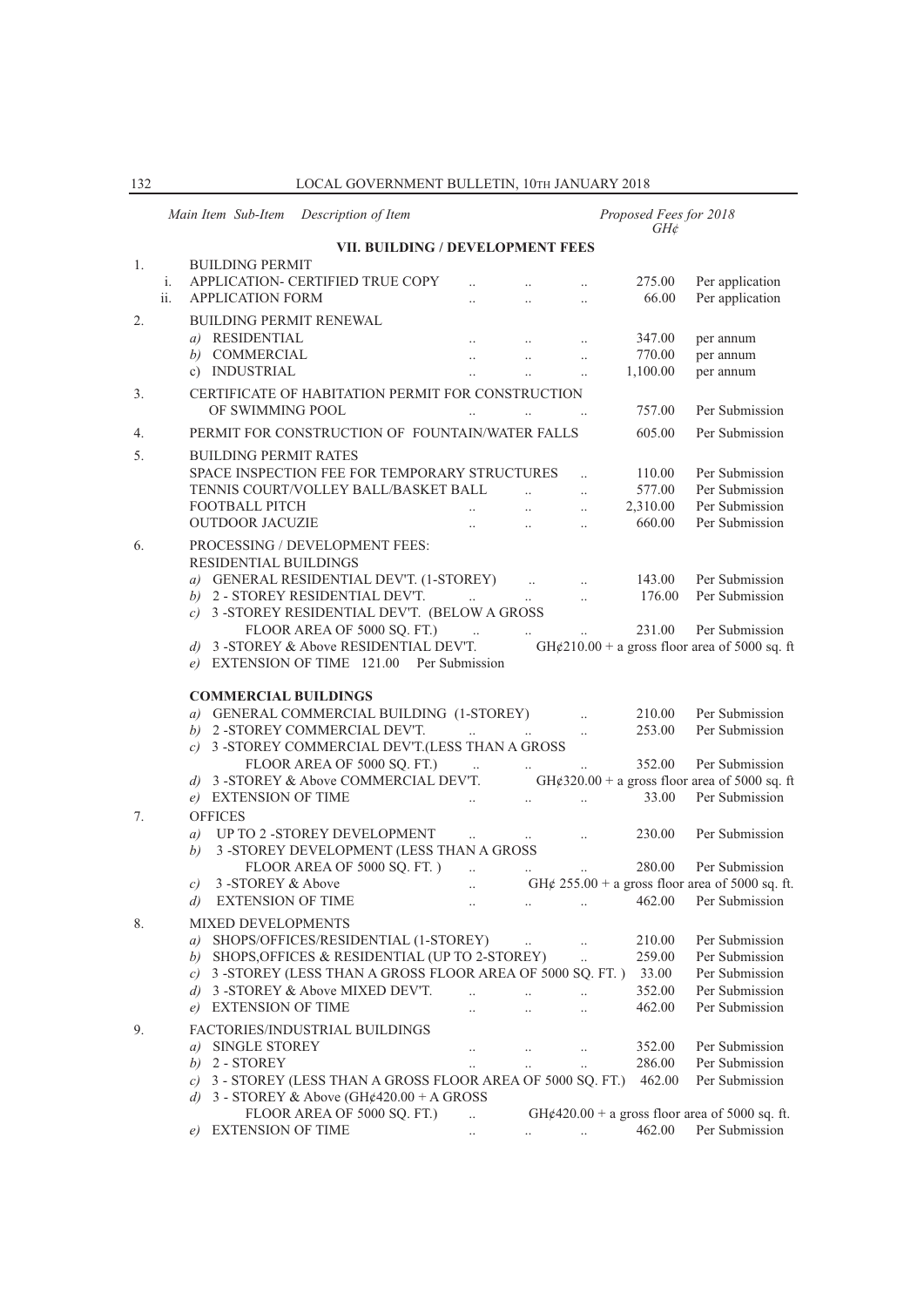| Main Item | Sub-Item | Description of Item | Proposed Fees for 2018 GH¢ | |
|---|---|---|---|---|
| | | **VII. BUILDING / DEVELOPMENT FEES** | | |
| 1. | | BUILDING PERMIT | | |
| | i. | APPLICATION- CERTIFIED TRUE COPY | 275.00 | Per application |
| | ii. | APPLICATION FORM | 66.00 | Per application |
| 2. | | BUILDING PERMIT RENEWAL | | |
| | | *a)* RESIDENTIAL | 347.00 | per annum |
| | | *b)* COMMERCIAL | 770.00 | per annum |
| | | c) INDUSTRIAL | 1,100.00 | per annum |
| 3. | | CERTIFICATE OF HABITATION PERMIT FOR CONSTRUCTION OF SWIMMING POOL | 757.00 | Per Submission |
| 4. | | PERMIT FOR CONSTRUCTION OF FOUNTAIN/WATER FALLS | 605.00 | Per Submission |
| 5. | | BUILDING PERMIT RATES | | |
| | | SPACE INSPECTION FEE FOR TEMPORARY STRUCTURES | 110.00 | Per Submission |
| | | TENNIS COURT/VOLLEY BALL/BASKET BALL | 577.00 | Per Submission |
| | | FOOTBALL PITCH | 2,310.00 | Per Submission |
| | | OUTDOOR JACUZIE | 660.00 | Per Submission |
| 6. | | PROCESSING / DEVELOPMENT FEES: | | |
| | | RESIDENTIAL BUILDINGS | | |
| | | *a)* GENERAL RESIDENTIAL DEV'T. (1-STOREY) | 143.00 | Per Submission |
| | | *b)* 2 - STOREY RESIDENTIAL DEV'T. | 176.00 | Per Submission |
| | | *c)* 3 -STOREY RESIDENTIAL DEV'T. (BELOW A GROSS FLOOR AREA OF 5000 SQ. FT.) | 231.00 | Per Submission |
| | | *d)* 3 -STOREY & Above RESIDENTIAL DEV'T. | GH¢210.00 + a gross floor area of 5000 sq. ft | |
| | | *e)* EXTENSION OF TIME 121.00 Per Submission | | |
| | | **COMMERCIAL BUILDINGS** | | |
| | | *a)* GENERAL COMMERCIAL BUILDING (1-STOREY) | 210.00 | Per Submission |
| | | *b)* 2 -STOREY COMMERCIAL DEV'T. | 253.00 | Per Submission |
| | | *c)* 3 -STOREY COMMERCIAL DEV'T.(LESS THAN A GROSS FLOOR AREA OF 5000 SQ. FT.) | 352.00 | Per Submission |
| | | *d)* 3 -STOREY & Above COMMERCIAL DEV'T. | GH¢320.00 + a gross floor area of 5000 sq. ft | |
| | | *e)* EXTENSION OF TIME | 33.00 | Per Submission |
| 7. | | OFFICES | | |
| | | *a)* UP TO 2 -STOREY DEVELOPMENT | 230.00 | Per Submission |
| | | *b)* 3 -STOREY DEVELOPMENT (LESS THAN A GROSS FLOOR AREA OF 5000 SQ. FT. ) | 280.00 | Per Submission |
| | | *c)* 3 -STOREY & Above | GH¢ 255.00 + a gross floor area of 5000 sq. ft. | |
| | | *d)* EXTENSION OF TIME | 462.00 | Per Submission |
| 8. | | MIXED DEVELOPMENTS | | |
| | | *a)* SHOPS/OFFICES/RESIDENTIAL (1-STOREY) | 210.00 | Per Submission |
| | | *b)* SHOPS,OFFICES & RESIDENTIAL (UP TO 2-STOREY) | 259.00 | Per Submission |
| | | *c)* 3 -STOREY (LESS THAN A GROSS FLOOR AREA OF 5000 SQ. FT. ) | 33.00 | Per Submission |
| | | *d)* 3 -STOREY & Above MIXED DEV'T. | 352.00 | Per Submission |
| | | *e)* EXTENSION OF TIME | 462.00 | Per Submission |
| 9. | | FACTORIES/INDUSTRIAL BUILDINGS | | |
| | | *a)* SINGLE STOREY | 352.00 | Per Submission |
| | | *b)* 2 - STOREY | 286.00 | Per Submission |
| | | *c)* 3 - STOREY (LESS THAN A GROSS FLOOR AREA OF 5000 SQ. FT.) | 462.00 | Per Submission |
| | | *d)* 3 - STOREY & Above (GH¢420.00 + A GROSS FLOOR AREA OF 5000 SQ. FT.) | GH¢420.00 + a gross floor area of 5000 sq. ft. | |
| | | *e)* EXTENSION OF TIME | 462.00 | Per Submission |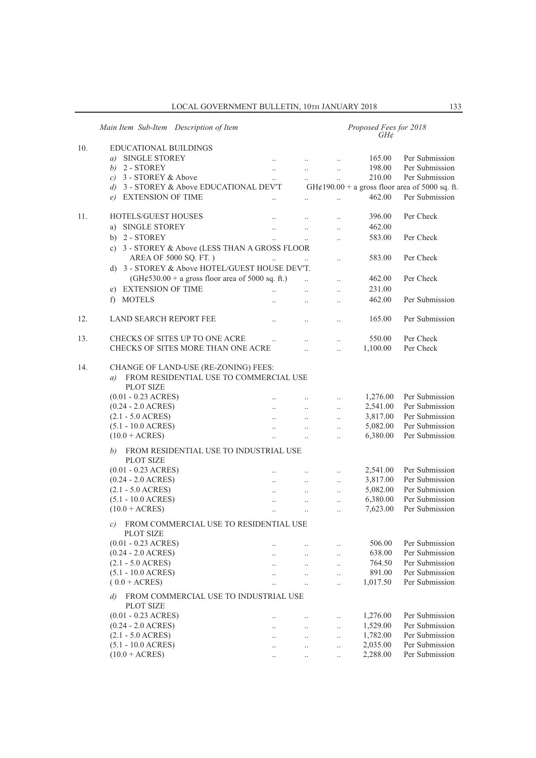| Main Item | Sub-Item Description of Item | Proposed Fees for 2018 GH¢ | |
|---|---|---|---|
| 10. | EDUCATIONAL BUILDINGS | | |
| | *a)* SINGLE STOREY .. .. .. | 165.00 | Per Submission |
| | *b)* 2 - STOREY .. .. .. | 198.00 | Per Submission |
| | *c)* 3 - STOREY & Above .. .. .. | 210.00 | Per Submission |
| | *d)* 3 - STOREY & Above EDUCATIONAL DEV'T | GH¢190.00 + a gross floor area of 5000 sq. ft. | |
| | *e)* EXTENSION OF TIME .. .. .. | 462.00 | Per Submission |
| 11. | HOTELS/GUEST HOUSES .. .. .. | 396.00 | Per Check |
| | a) SINGLE STOREY .. .. .. | 462.00 | |
| | b) 2 - STOREY .. .. .. | 583.00 | Per Check |
| | c) 3 - STOREY & Above (LESS THAN A GROSS FLOOR AREA OF 5000 SQ. FT. ) .. .. .. | 583.00 | Per Check |
| | d) 3 - STOREY & Above HOTEL/GUEST HOUSE DEV'T. (GH¢530.00 + a gross floor area of 5000 sq. ft.) .. .. | 462.00 | Per Check |
| | e) EXTENSION OF TIME .. .. .. | 231.00 | |
| | f) MOTELS .. .. .. | 462.00 | Per Submission |
| 12. | LAND SEARCH REPORT FEE .. .. .. | 165.00 | Per Submission |
| 13. | CHECKS OF SITES UP TO ONE ACRE .. .. .. | 550.00 | Per Check |
| | CHECKS OF SITES MORE THAN ONE ACRE .. .. | 1,100.00 | Per Check |
| 14. | CHANGE OF LAND-USE (RE-ZONING) FEES: | | |
| | *a)* FROM RESIDENTIAL USE TO COMMERCIAL USE PLOT SIZE | | |
| | (0.01 - 0.23 ACRES) .. .. .. | 1,276.00 | Per Submission |
| | (0.24 - 2.0 ACRES) .. .. .. | 2,541.00 | Per Submission |
| | (2.1 - 5.0 ACRES) .. .. .. | 3,817.00 | Per Submission |
| | (5.1 - 10.0 ACRES) .. .. .. | 5,082.00 | Per Submission |
| | (10.0 + ACRES) .. .. .. | 6,380.00 | Per Submission |
| | *b)* FROM RESIDENTIAL USE TO INDUSTRIAL USE PLOT SIZE | | |
| | (0.01 - 0.23 ACRES) .. .. .. | 2,541.00 | Per Submission |
| | (0.24 - 2.0 ACRES) .. .. .. | 3,817.00 | Per Submission |
| | (2.1 - 5.0 ACRES) .. .. .. | 5,082.00 | Per Submission |
| | (5.1 - 10.0 ACRES) .. .. .. | 6,380.00 | Per Submission |
| | (10.0 + ACRES) .. .. .. | 7,623.00 | Per Submission |
| | *c)* FROM COMMERCIAL USE TO RESIDENTIAL USE PLOT SIZE | | |
| | (0.01 - 0.23 ACRES) .. .. .. | 506.00 | Per Submission |
| | (0.24 - 2.0 ACRES) .. .. .. | 638.00 | Per Submission |
| | (2.1 - 5.0 ACRES) .. .. .. | 764.50 | Per Submission |
| | (5.1 - 10.0 ACRES) .. .. .. | 891.00 | Per Submission |
| | ( 0.0 + ACRES) .. .. .. | 1,017.50 | Per Submission |
| | *d)* FROM COMMERCIAL USE TO INDUSTRIAL USE PLOT SIZE | | |
| | (0.01 - 0.23 ACRES) .. .. .. | 1,276.00 | Per Submission |
| | (0.24 - 2.0 ACRES) .. .. .. | 1,529.00 | Per Submission |
| | (2.1 - 5.0 ACRES) .. .. .. | 1,782.00 | Per Submission |
| | (5.1 - 10.0 ACRES) .. .. .. | 2,035.00 | Per Submission |
| | (10.0 + ACRES) .. .. .. | 2,288.00 | Per Submission |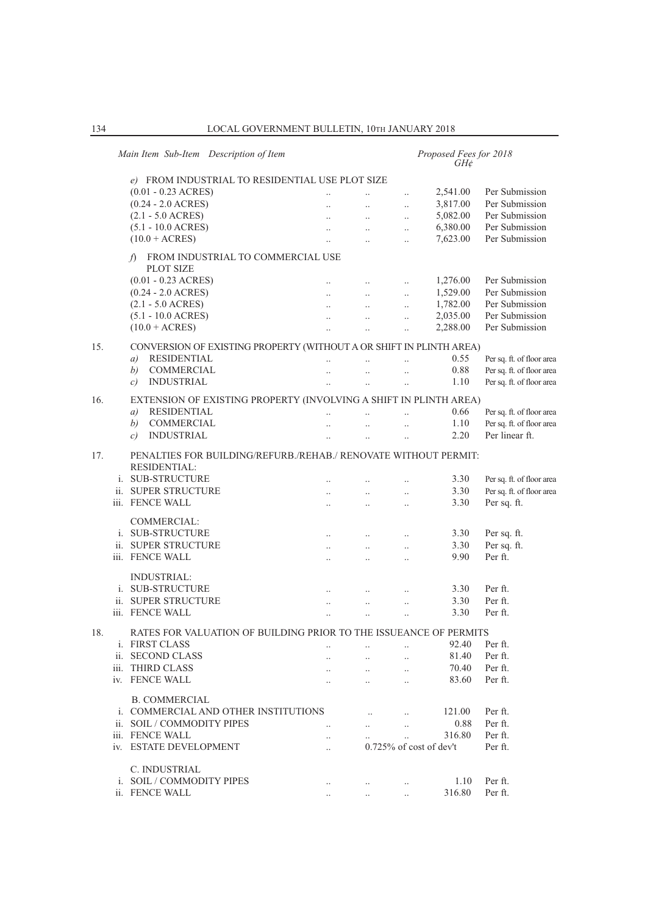| Main Item | Sub-Item | Description of Item | Proposed Fees for 2018 GH¢ | |
|---|---|---|---|---|
| | *e)* | FROM INDUSTRIAL TO RESIDENTIAL USE PLOT SIZE | | |
| | | (0.01 - 0.23 ACRES) | 2,541.00 | Per Submission |
| | | (0.24 - 2.0 ACRES) | 3,817.00 | Per Submission |
| | | (2.1 - 5.0 ACRES) | 5,082.00 | Per Submission |
| | | (5.1 - 10.0 ACRES) | 6,380.00 | Per Submission |
| | | (10.0 + ACRES) | 7,623.00 | Per Submission |
| | *f)* | FROM INDUSTRIAL TO COMMERCIAL USE PLOT SIZE | | |
| | | (0.01 - 0.23 ACRES) | 1,276.00 | Per Submission |
| | | (0.24 - 2.0 ACRES) | 1,529.00 | Per Submission |
| | | (2.1 - 5.0 ACRES) | 1,782.00 | Per Submission |
| | | (5.1 - 10.0 ACRES) | 2,035.00 | Per Submission |
| | | (10.0 + ACRES) | 2,288.00 | Per Submission |
| 15. | | CONVERSION OF EXISTING PROPERTY (WITHOUT A OR SHIFT IN PLINTH AREA) | | |
| | *a)* | RESIDENTIAL | 0.55 | Per sq. ft. of floor area |
| | *b)* | COMMERCIAL | 0.88 | Per sq. ft. of floor area |
| | *c)* | INDUSTRIAL | 1.10 | Per sq. ft. of floor area |
| 16. | | EXTENSION OF EXISTING PROPERTY (INVOLVING A SHIFT IN PLINTH AREA) | | |
| | *a)* | RESIDENTIAL | 0.66 | Per sq. ft. of floor area |
| | *b)* | COMMERCIAL | 1.10 | Per sq. ft. of floor area |
| | *c)* | INDUSTRIAL | 2.20 | Per linear ft. |
| 17. | | PENALTIES FOR BUILDING/REFURB./REHAB./ RENOVATE WITHOUT PERMIT: | | |
| | | RESIDENTIAL: | | |
| | i. | SUB-STRUCTURE | 3.30 | Per sq. ft. of floor area |
| | ii. | SUPER STRUCTURE | 3.30 | Per sq. ft. of floor area |
| | iii. | FENCE WALL | 3.30 | Per sq. ft. |
| | | COMMERCIAL: | | |
| | i. | SUB-STRUCTURE | 3.30 | Per sq. ft. |
| | ii. | SUPER STRUCTURE | 3.30 | Per sq. ft. |
| | iii. | FENCE WALL | 9.90 | Per ft. |
| | | INDUSTRIAL: | | |
| | i. | SUB-STRUCTURE | 3.30 | Per ft. |
| | ii. | SUPER STRUCTURE | 3.30 | Per ft. |
| | iii. | FENCE WALL | 3.30 | Per ft. |
| 18. | | RATES FOR VALUATION OF BUILDING PRIOR TO THE ISSUEANCE OF PERMITS | | |
| | i. | FIRST CLASS | 92.40 | Per ft. |
| | ii. | SECOND CLASS | 81.40 | Per ft. |
| | iii. | THIRD CLASS | 70.40 | Per ft. |
| | iv. | FENCE WALL | 83.60 | Per ft. |
| | | B. COMMERCIAL | | |
| | i. | COMMERCIAL AND OTHER INSTITUTIONS | 121.00 | Per ft. |
| | ii. | SOIL / COMMODITY PIPES | 0.88 | Per ft. |
| | iii. | FENCE WALL | 316.80 | Per ft. |
| | iv. | ESTATE DEVELOPMENT | 0.725% of cost of dev't | Per ft. |
| | | C. INDUSTRIAL | | |
| | i. | SOIL / COMMODITY PIPES | 1.10 | Per ft. |
| | ii. | FENCE WALL | 316.80 | Per ft. |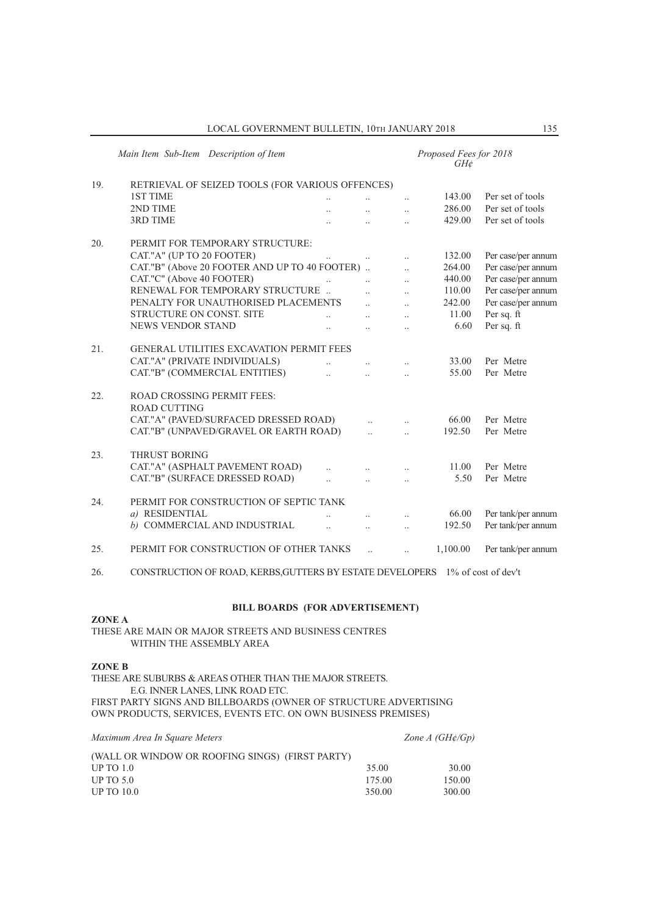| Main Item | Sub-Item Description of Item | Proposed Fees for 2018 GH¢ | |
|---|---|---|---|
| 19. | RETRIEVAL OF SEIZED TOOLS (FOR VARIOUS OFFENCES) | | |
| | 1ST TIME | 143.00 | Per set of tools |
| | 2ND TIME | 286.00 | Per set of tools |
| | 3RD TIME | 429.00 | Per set of tools |
| 20. | PERMIT FOR TEMPORARY STRUCTURE: | | |
| | CAT."A" (UP TO 20 FOOTER) | 132.00 | Per case/per annum |
| | CAT."B" (Above 20 FOOTER AND UP TO 40 FOOTER) | 264.00 | Per case/per annum |
| | CAT."C" (Above 40 FOOTER) | 440.00 | Per case/per annum |
| | RENEWAL FOR TEMPORARY STRUCTURE | 110.00 | Per case/per annum |
| | PENALTY FOR UNAUTHORISED PLACEMENTS | 242.00 | Per case/per annum |
| | STRUCTURE ON CONST. SITE | 11.00 | Per sq. ft |
| | NEWS VENDOR STAND | 6.60 | Per sq. ft |
| 21. | GENERAL UTILITIES EXCAVATION PERMIT FEES | | |
| | CAT."A" (PRIVATE INDIVIDUALS) | 33.00 | Per Metre |
| | CAT."B" (COMMERCIAL ENTITIES) | 55.00 | Per Metre |
| 22. | ROAD CROSSING PERMIT FEES: | | |
| | ROAD CUTTING | | |
| | CAT."A" (PAVED/SURFACED DRESSED ROAD) | 66.00 | Per Metre |
| | CAT."B" (UNPAVED/GRAVEL OR EARTH ROAD) | 192.50 | Per Metre |
| 23. | THRUST BORING | | |
| | CAT."A" (ASPHALT PAVEMENT ROAD) | 11.00 | Per Metre |
| | CAT."B" (SURFACE DRESSED ROAD) | 5.50 | Per Metre |
| 24. | PERMIT FOR CONSTRUCTION OF SEPTIC TANK | | |
| | *a)* RESIDENTIAL | 66.00 | Per tank/per annum |
| | *b)* COMMERCIAL AND INDUSTRIAL | 192.50 | Per tank/per annum |
| 25. | PERMIT FOR CONSTRUCTION OF OTHER TANKS | 1,100.00 | Per tank/per annum |
| 26. | CONSTRUCTION OF ROAD, KERBS,GUTTERS BY ESTATE DEVELOPERS | 1% of cost of dev't | |

## BILL BOARDS (FOR ADVERTISEMENT)

**ZONE A**

THESE ARE MAIN OR MAJOR STREETS AND BUSINESS CENTRES WITHIN THE ASSEMBLY AREA

**ZONE B**

THESE ARE SUBURBS & AREAS OTHER THAN THE MAJOR STREETS. E.G. INNER LANES, LINK ROAD ETC.

FIRST PARTY SIGNS AND BILLBOARDS (OWNER OF STRUCTURE ADVERTISING OWN PRODUCTS, SERVICES, EVENTS ETC. ON OWN BUSINESS PREMISES)

| *Maximum Area In Square Meters* | | *Zone A (GH¢/Gp)* |
|---|---|---|
| (WALL OR WINDOW OR ROOFING SINGS) (FIRST PARTY) | | |
| UP TO 1.0 | 35.00 | 30.00 |
| UP TO 5.0 | 175.00 | 150.00 |
| UP TO 10.0 | 350.00 | 300.00 |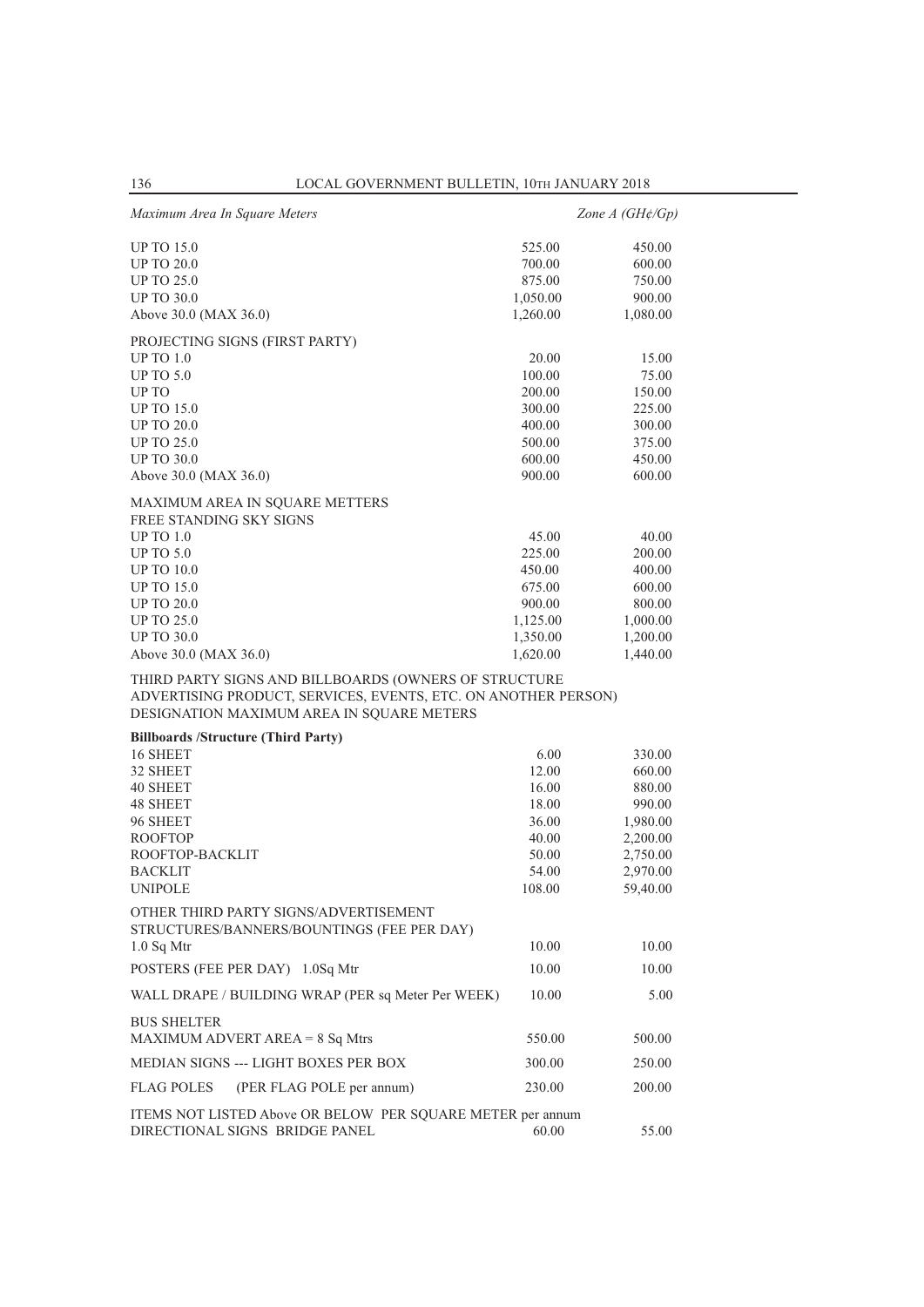| *Maximum Area In Square Meters* | | *Zone A (GH¢/Gp)* |
|---|---|---|
| UP TO 15.0 | 525.00 | 450.00 |
| UP TO 20.0 | 700.00 | 600.00 |
| UP TO 25.0 | 875.00 | 750.00 |
| UP TO 30.0 | 1,050.00 | 900.00 |
| Above 30.0 (MAX 36.0) | 1,260.00 | 1,080.00 |
| PROJECTING SIGNS (FIRST PARTY) | | |
| UP TO 1.0 | 20.00 | 15.00 |
| UP TO 5.0 | 100.00 | 75.00 |
| UP TO | 200.00 | 150.00 |
| UP TO 15.0 | 300.00 | 225.00 |
| UP TO 20.0 | 400.00 | 300.00 |
| UP TO 25.0 | 500.00 | 375.00 |
| UP TO 30.0 | 600.00 | 450.00 |
| Above 30.0 (MAX 36.0) | 900.00 | 600.00 |
| MAXIMUM AREA IN SQUARE METTERS | | |
| FREE STANDING SKY SIGNS | | |
| UP TO 1.0 | 45.00 | 40.00 |
| UP TO 5.0 | 225.00 | 200.00 |
| UP TO 10.0 | 450.00 | 400.00 |
| UP TO 15.0 | 675.00 | 600.00 |
| UP TO 20.0 | 900.00 | 800.00 |
| UP TO 25.0 | 1,125.00 | 1,000.00 |
| UP TO 30.0 | 1,350.00 | 1,200.00 |
| Above 30.0 (MAX 36.0) | 1,620.00 | 1,440.00 |

THIRD PARTY SIGNS AND BILLBOARDS (OWNERS OF STRUCTURE ADVERTISING PRODUCT, SERVICES, EVENTS, ETC. ON ANOTHER PERSON)
DESIGNATION MAXIMUM AREA IN SQUARE METERS

| **Billboards /Structure (Third Party)** | | |
|---|---|---|
| 16 SHEET | 6.00 | 330.00 |
| 32 SHEET | 12.00 | 660.00 |
| 40 SHEET | 16.00 | 880.00 |
| 48 SHEET | 18.00 | 990.00 |
| 96 SHEET | 36.00 | 1,980.00 |
| ROOFTOP | 40.00 | 2,200.00 |
| ROOFTOP-BACKLIT | 50.00 | 2,750.00 |
| BACKLIT | 54.00 | 2,970.00 |
| UNIPOLE | 108.00 | 59,40.00 |
| OTHER THIRD PARTY SIGNS/ADVERTISEMENT STRUCTURES/BANNERS/BOUNTINGS (FEE PER DAY) | | |
| 1.0 Sq Mtr | 10.00 | 10.00 |
| POSTERS (FEE PER DAY) 1.0Sq Mtr | 10.00 | 10.00 |
| WALL DRAPE / BUILDING WRAP (PER sq Meter Per WEEK) | 10.00 | 5.00 |
| BUS SHELTER | | |
| MAXIMUM ADVERT AREA = 8 Sq Mtrs | 550.00 | 500.00 |
| MEDIAN SIGNS --- LIGHT BOXES PER BOX | 300.00 | 250.00 |
| FLAG POLES (PER FLAG POLE per annum) | 230.00 | 200.00 |
| ITEMS NOT LISTED Above OR BELOW PER SQUARE METER per annum | | |
| DIRECTIONAL SIGNS BRIDGE PANEL | 60.00 | 55.00 |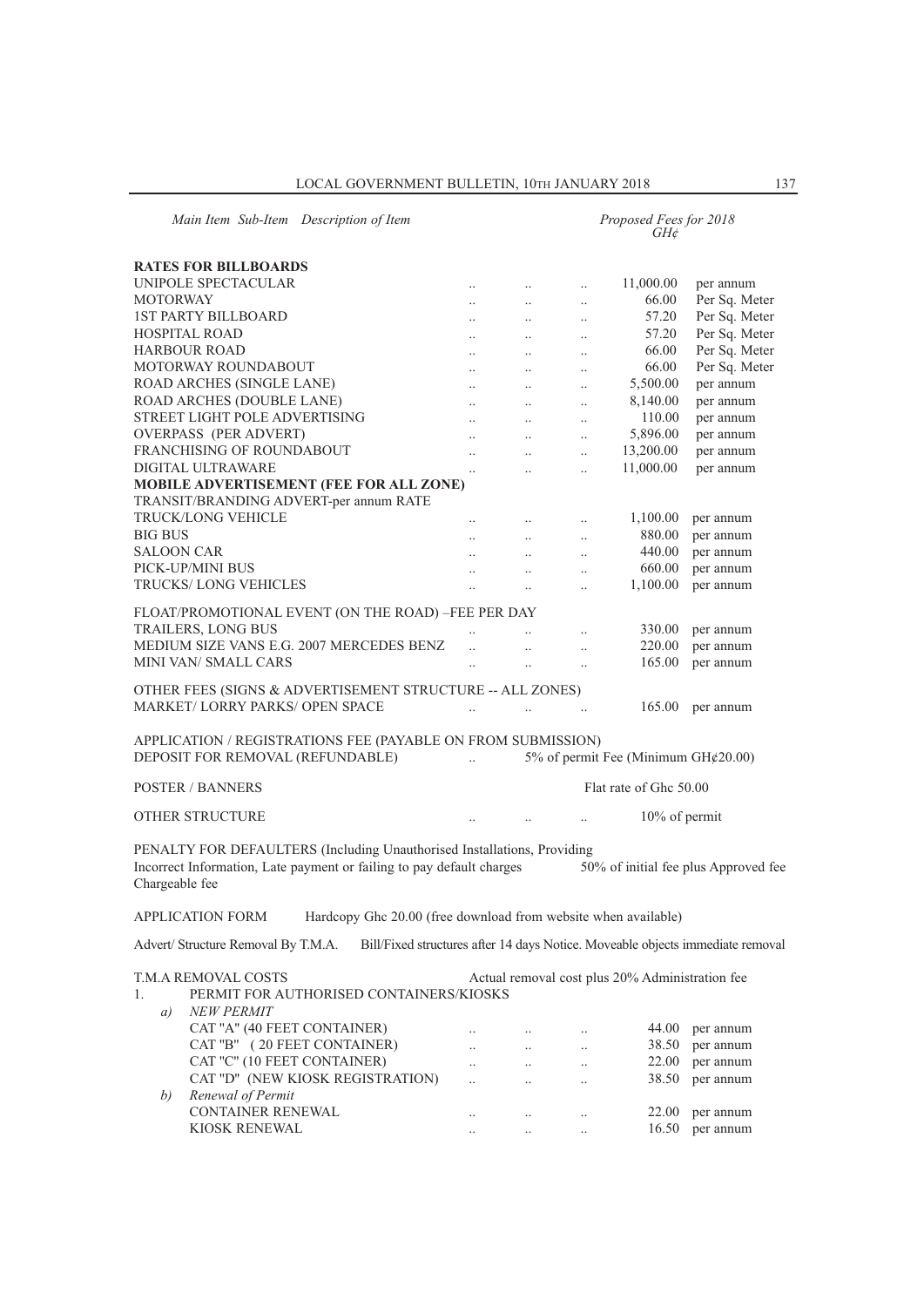| *Main Item Sub-Item Description of Item* | *Proposed Fees for 2018 GH¢* | |
|---|---|---|
| **RATES FOR BILLBOARDS** | | |
| UNIPOLE SPECTACULAR | 11,000.00 | per annum |
| MOTORWAY | 66.00 | Per Sq. Meter |
| 1ST PARTY BILLBOARD | 57.20 | Per Sq. Meter |
| HOSPITAL ROAD | 57.20 | Per Sq. Meter |
| HARBOUR ROAD | 66.00 | Per Sq. Meter |
| MOTORWAY ROUNDABOUT | 66.00 | Per Sq. Meter |
| ROAD ARCHES (SINGLE LANE) | 5,500.00 | per annum |
| ROAD ARCHES (DOUBLE LANE) | 8,140.00 | per annum |
| STREET LIGHT POLE ADVERTISING | 110.00 | per annum |
| OVERPASS (PER ADVERT) | 5,896.00 | per annum |
| FRANCHISING OF ROUNDABOUT | 13,200.00 | per annum |
| DIGITAL ULTRAWARE | 11,000.00 | per annum |
| **MOBILE ADVERTISEMENT (FEE FOR ALL ZONE)** | | |
| TRANSIT/BRANDING ADVERT-per annum RATE | | |
| TRUCK/LONG VEHICLE | 1,100.00 | per annum |
| BIG BUS | 880.00 | per annum |
| SALOON CAR | 440.00 | per annum |
| PICK-UP/MINI BUS | 660.00 | per annum |
| TRUCKS/ LONG VEHICLES | 1,100.00 | per annum |
| FLOAT/PROMOTIONAL EVENT (ON THE ROAD) –FEE PER DAY | | |
| TRAILERS, LONG BUS | 330.00 | per annum |
| MEDIUM SIZE VANS E.G. 2007 MERCEDES BENZ | 220.00 | per annum |
| MINI VAN/ SMALL CARS | 165.00 | per annum |
| OTHER FEES (SIGNS & ADVERTISEMENT STRUCTURE -- ALL ZONES) | | |
| MARKET/ LORRY PARKS/ OPEN SPACE | 165.00 | per annum |
| APPLICATION / REGISTRATIONS FEE (PAYABLE ON FROM SUBMISSION) | | |
| DEPOSIT FOR REMOVAL (REFUNDABLE) | 5% of permit Fee (Minimum GH¢20.00) | |
| POSTER / BANNERS | Flat rate of Ghc 50.00 | |
| OTHER STRUCTURE | 10% of permit | |

PENALTY FOR DEFAULTERS (Including Unauthorised Installations, Providing Incorrect Information, Late payment or failing to pay default charges — 50% of initial fee plus Approved fee Chargeable fee

APPLICATION FORM — Hardcopy Ghc 20.00 (free download from website when available)

Advert/ Structure Removal By T.M.A. — Bill/Fixed structures after 14 days Notice. Moveable objects immediate removal

T.M.A REMOVAL COSTS — Actual removal cost plus 20% Administration fee

| | | |
|---|---|---|
| 1. PERMIT FOR AUTHORISED CONTAINERS/KIOSKS | | |
| *a) NEW PERMIT* | | |
| CAT "A" (40 FEET CONTAINER) | 44.00 | per annum |
| CAT "B" ( 20 FEET CONTAINER) | 38.50 | per annum |
| CAT "C" (10 FEET CONTAINER) | 22.00 | per annum |
| CAT "D" (NEW KIOSK REGISTRATION) | 38.50 | per annum |
| *b) Renewal of Permit* | | |
| CONTAINER RENEWAL | 22.00 | per annum |
| KIOSK RENEWAL | 16.50 | per annum |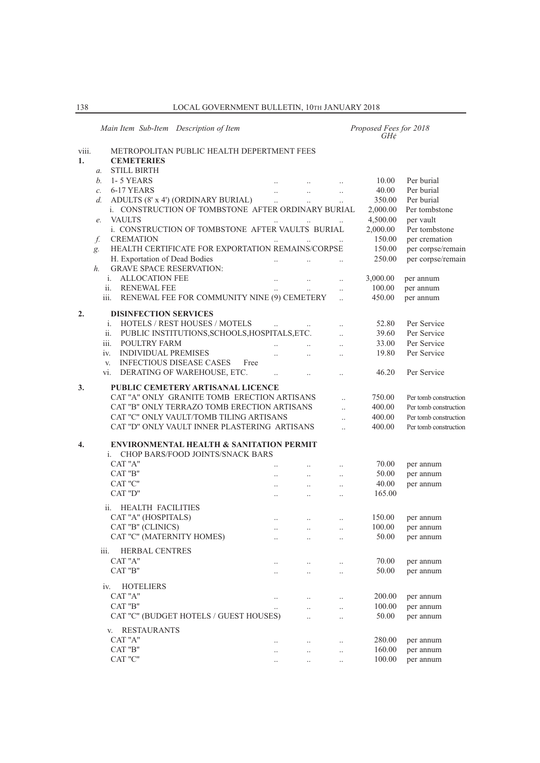| Main Item | Sub-Item | Description of Item | Proposed Fees for 2018 GH¢ | |
|---|---|---|---|---|
| viii. | | METROPOLITAN PUBLIC HEALTH DEPERTMENT FEES | | |
| 1. | | **CEMETERIES** | | |
| | a. | STILL BIRTH | | |
| | b. | 1- 5 YEARS | 10.00 | Per burial |
| | c. | 6-17 YEARS | 40.00 | Per burial |
| | d. | ADULTS (8' x 4') (ORDINARY BURIAL) | 350.00 | Per burial |
| | | i. CONSTRUCTION OF TOMBSTONE AFTER ORDINARY BURIAL | 2,000.00 | Per tombstone |
| | e. | VAULTS | 4,500.00 | per vault |
| | | i. CONSTRUCTION OF TOMBSTONE AFTER VAULTS BURIAL | 2,000.00 | Per tombstone |
| | f. | CREMATION | 150.00 | per cremation |
| | g. | HEALTH CERTIFICATE FOR EXPORTATION REMAINS/CORPSE | 150.00 | per corpse/remain |
| | | H. Exportation of Dead Bodies | 250.00 | per corpse/remain |
| | h. | GRAVE SPACE RESERVATION: | | |
| | | i. ALLOCATION FEE | 3,000.00 | per annum |
| | | ii. RENEWAL FEE | 100.00 | per annum |
| | | iii. RENEWAL FEE FOR COMMUNITY NINE (9) CEMETERY | 450.00 | per annum |
| 2. | | **DISINFECTION SERVICES** | | |
| | | i. HOTELS / REST HOUSES / MOTELS | 52.80 | Per Service |
| | | ii. PUBLIC INSTITUTIONS,SCHOOLS,HOSPITALS,ETC. | 39.60 | Per Service |
| | | iii. POULTRY FARM | 33.00 | Per Service |
| | | iv. INDIVIDUAL PREMISES | 19.80 | Per Service |
| | | v. INFECTIOUS DISEASE CASES Free | | |
| | | vi. DERATING OF WAREHOUSE, ETC. | 46.20 | Per Service |
| 3. | | **PUBLIC CEMETERY ARTISANAL LICENCE** | | |
| | | CAT "A" ONLY GRANITE TOMB ERECTION ARTISANS | 750.00 | Per tomb construction |
| | | CAT "B" ONLY TERRAZO TOMB ERECTION ARTISANS | 400.00 | Per tomb construction |
| | | CAT "C" ONLY VAULT/TOMB TILING ARTISANS | 400.00 | Per tomb construction |
| | | CAT "D" ONLY VAULT INNER PLASTERING ARTISANS | 400.00 | Per tomb construction |
| 4. | | **ENVIRONMENTAL HEALTH & SANITATION PERMIT** | | |
| | | i. CHOP BARS/FOOD JOINTS/SNACK BARS | | |
| | | CAT "A" | 70.00 | per annum |
| | | CAT "B" | 50.00 | per annum |
| | | CAT "C" | 40.00 | per annum |
| | | CAT "D" | 165.00 | |
| | | ii. HEALTH FACILITIES | | |
| | | CAT "A" (HOSPITALS) | 150.00 | per annum |
| | | CAT "B" (CLINICS) | 100.00 | per annum |
| | | CAT "C" (MATERNITY HOMES) | 50.00 | per annum |
| | | iii. HERBAL CENTRES | | |
| | | CAT "A" | 70.00 | per annum |
| | | CAT "B" | 50.00 | per annum |
| | | iv. HOTELIERS | | |
| | | CAT "A" | 200.00 | per annum |
| | | CAT "B" | 100.00 | per annum |
| | | CAT "C" (BUDGET HOTELS / GUEST HOUSES) | 50.00 | per annum |
| | | v. RESTAURANTS | | |
| | | CAT "A" | 280.00 | per annum |
| | | CAT "B" | 160.00 | per annum |
| | | CAT "C" | 100.00 | per annum |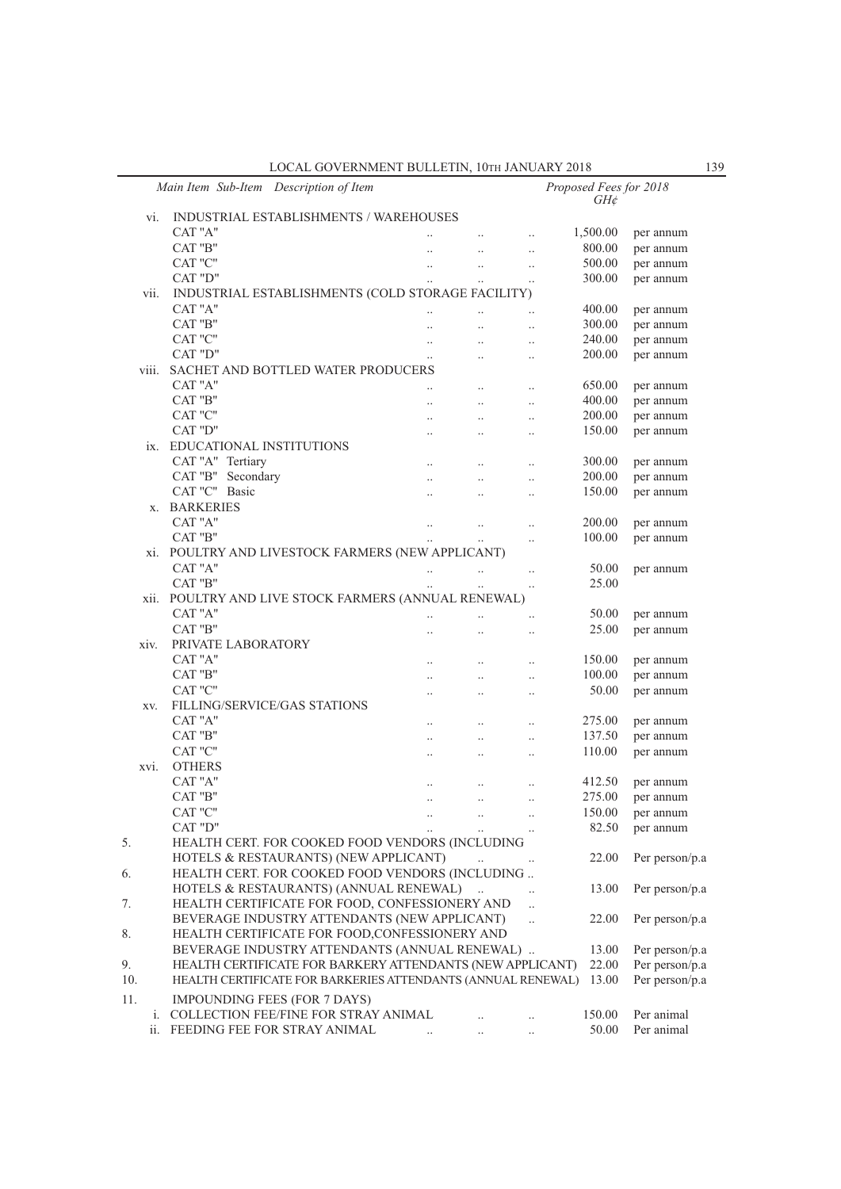| Main Item | Sub-Item | Description of Item | Proposed Fees for 2018 GH¢ | |
|---|---|---|---|---|
| | vi. | INDUSTRIAL ESTABLISHMENTS / WAREHOUSES | | |
| | | CAT "A" | 1,500.00 | per annum |
| | | CAT "B" | 800.00 | per annum |
| | | CAT "C" | 500.00 | per annum |
| | | CAT "D" | 300.00 | per annum |
| | vii. | INDUSTRIAL ESTABLISHMENTS (COLD STORAGE FACILITY) | | |
| | | CAT "A" | 400.00 | per annum |
| | | CAT "B" | 300.00 | per annum |
| | | CAT "C" | 240.00 | per annum |
| | | CAT "D" | 200.00 | per annum |
| | viii. | SACHET AND BOTTLED WATER PRODUCERS | | |
| | | CAT "A" | 650.00 | per annum |
| | | CAT "B" | 400.00 | per annum |
| | | CAT "C" | 200.00 | per annum |
| | | CAT "D" | 150.00 | per annum |
| | ix. | EDUCATIONAL INSTITUTIONS | | |
| | | CAT "A" Tertiary | 300.00 | per annum |
| | | CAT "B" Secondary | 200.00 | per annum |
| | | CAT "C" Basic | 150.00 | per annum |
| | x. | BARKERIES | | |
| | | CAT "A" | 200.00 | per annum |
| | | CAT "B" | 100.00 | per annum |
| | xi. | POULTRY AND LIVESTOCK FARMERS (NEW APPLICANT) | | |
| | | CAT "A" | 50.00 | per annum |
| | | CAT "B" | 25.00 | |
| | xii. | POULTRY AND LIVE STOCK FARMERS (ANNUAL RENEWAL) | | |
| | | CAT "A" | 50.00 | per annum |
| | | CAT "B" | 25.00 | per annum |
| | xiv. | PRIVATE LABORATORY | | |
| | | CAT "A" | 150.00 | per annum |
| | | CAT "B" | 100.00 | per annum |
| | | CAT "C" | 50.00 | per annum |
| | xv. | FILLING/SERVICE/GAS STATIONS | | |
| | | CAT "A" | 275.00 | per annum |
| | | CAT "B" | 137.50 | per annum |
| | | CAT "C" | 110.00 | per annum |
| | xvi. | OTHERS | | |
| | | CAT "A" | 412.50 | per annum |
| | | CAT "B" | 275.00 | per annum |
| | | CAT "C" | 150.00 | per annum |
| | | CAT "D" | 82.50 | per annum |
| 5. | | HEALTH CERT. FOR COOKED FOOD VENDORS (INCLUDING HOTELS & RESTAURANTS) (NEW APPLICANT) | 22.00 | Per person/p.a |
| 6. | | HEALTH CERT. FOR COOKED FOOD VENDORS (INCLUDING HOTELS & RESTAURANTS) (ANNUAL RENEWAL) | 13.00 | Per person/p.a |
| 7. | | HEALTH CERTIFICATE FOR FOOD, CONFESSIONERY AND BEVERAGE INDUSTRY ATTENDANTS (NEW APPLICANT) | 22.00 | Per person/p.a |
| 8. | | HEALTH CERTIFICATE FOR FOOD,CONFESSIONERY AND BEVERAGE INDUSTRY ATTENDANTS (ANNUAL RENEWAL) | 13.00 | Per person/p.a |
| 9. | | HEALTH CERTIFICATE FOR BARKERY ATTENDANTS (NEW APPLICANT) | 22.00 | Per person/p.a |
| 10. | | HEALTH CERTIFICATE FOR BARKERIES ATTENDANTS (ANNUAL RENEWAL) | 13.00 | Per person/p.a |
| 11. | | IMPOUNDING FEES (FOR 7 DAYS) | | |
| | i. | COLLECTION FEE/FINE FOR STRAY ANIMAL | 150.00 | Per animal |
| | ii. | FEEDING FEE FOR STRAY ANIMAL | 50.00 | Per animal |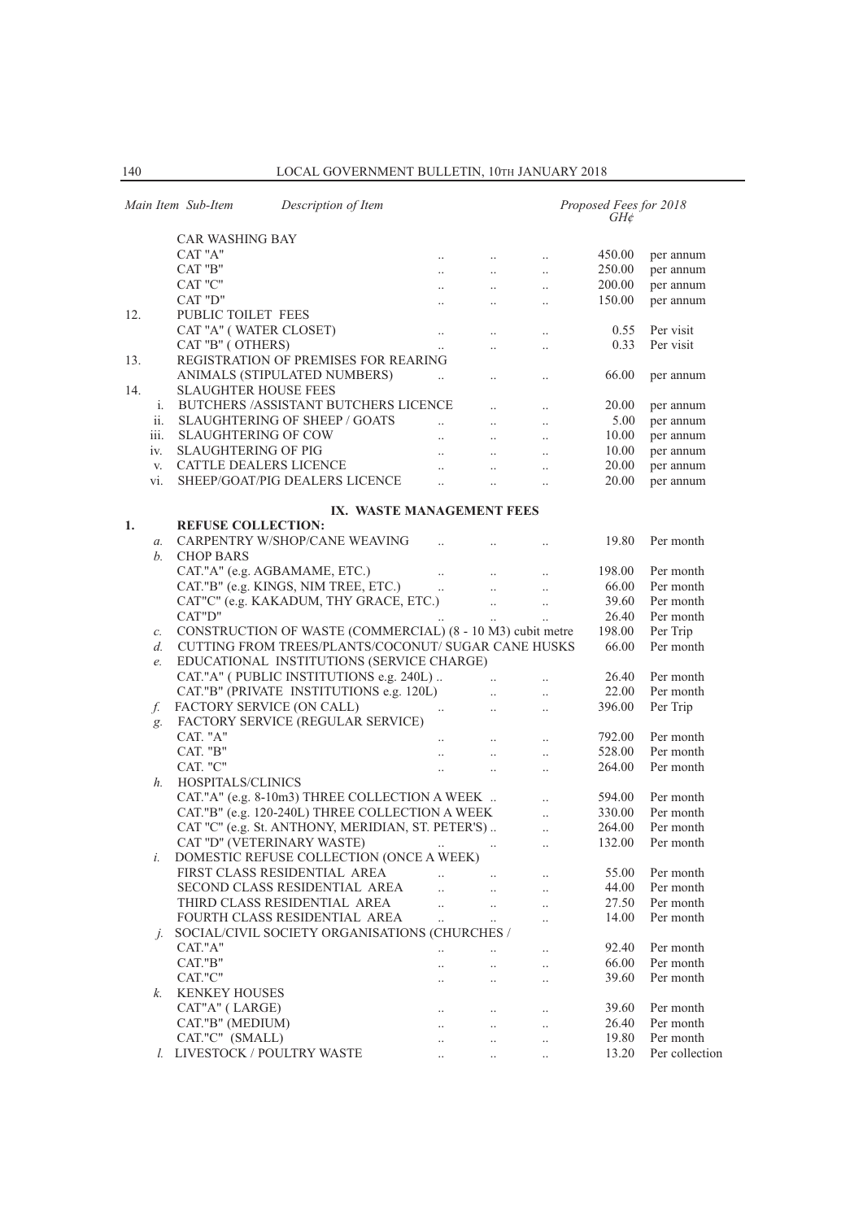| Main Item | Sub-Item | Description of Item | Proposed Fees for 2018 GH¢ | |
|---|---|---|---|---|
| | | CAR WASHING BAY | | |
| | | CAT "A" | 450.00 | per annum |
| | | CAT "B" | 250.00 | per annum |
| | | CAT "C" | 200.00 | per annum |
| | | CAT "D" | 150.00 | per annum |
| 12. | | PUBLIC TOILET FEES | | |
| | | CAT "A" ( WATER CLOSET) | 0.55 | Per visit |
| | | CAT "B" ( OTHERS) | 0.33 | Per visit |
| 13. | | REGISTRATION OF PREMISES FOR REARING ANIMALS (STIPULATED NUMBERS) | 66.00 | per annum |
| 14. | | SLAUGHTER HOUSE FEES | | |
| | i. | BUTCHERS /ASSISTANT BUTCHERS LICENCE | 20.00 | per annum |
| | ii. | SLAUGHTERING OF SHEEP / GOATS | 5.00 | per annum |
| | iii. | SLAUGHTERING OF COW | 10.00 | per annum |
| | iv. | SLAUGHTERING OF PIG | 10.00 | per annum |
| | v. | CATTLE DEALERS LICENCE | 20.00 | per annum |
| | vi. | SHEEP/GOAT/PIG DEALERS LICENCE | 20.00 | per annum |
| | | **IX. WASTE MANAGEMENT FEES** | | |
| **1.** | | **REFUSE COLLECTION:** | | |
| | *a.* | CARPENTRY W/SHOP/CANE WEAVING | 19.80 | Per month |
| | *b.* | CHOP BARS | | |
| | | CAT."A" (e.g. AGBAMAME, ETC.) | 198.00 | Per month |
| | | CAT."B" (e.g. KINGS, NIM TREE, ETC.) | 66.00 | Per month |
| | | CAT"C" (e.g. KAKADUM, THY GRACE, ETC.) | 39.60 | Per month |
| | | CAT"D" | 26.40 | Per month |
| | *c.* | CONSTRUCTION OF WASTE (COMMERCIAL) (8 - 10 M3) cubit metre | 198.00 | Per Trip |
| | *d.* | CUTTING FROM TREES/PLANTS/COCONUT/ SUGAR CANE HUSKS | 66.00 | Per month |
| | *e.* | EDUCATIONAL INSTITUTIONS (SERVICE CHARGE) | | |
| | | CAT."A" ( PUBLIC INSTITUTIONS e.g. 240L) | 26.40 | Per month |
| | | CAT."B" (PRIVATE INSTITUTIONS e.g. 120L) | 22.00 | Per month |
| | *f.* | FACTORY SERVICE (ON CALL) | 396.00 | Per Trip |
| | *g.* | FACTORY SERVICE (REGULAR SERVICE) | | |
| | | CAT. "A" | 792.00 | Per month |
| | | CAT. "B" | 528.00 | Per month |
| | | CAT. "C" | 264.00 | Per month |
| | *h.* | HOSPITALS/CLINICS | | |
| | | CAT."A" (e.g. 8-10m3) THREE COLLECTION A WEEK | 594.00 | Per month |
| | | CAT."B" (e.g. 120-240L) THREE COLLECTION A WEEK | 330.00 | Per month |
| | | CAT "C" (e.g. St. ANTHONY, MERIDIAN, ST. PETER'S) | 264.00 | Per month |
| | | CAT "D" (VETERINARY WASTE) | 132.00 | Per month |
| | *i.* | DOMESTIC REFUSE COLLECTION (ONCE A WEEK) | | |
| | | FIRST CLASS RESIDENTIAL AREA | 55.00 | Per month |
| | | SECOND CLASS RESIDENTIAL AREA | 44.00 | Per month |
| | | THIRD CLASS RESIDENTIAL AREA | 27.50 | Per month |
| | | FOURTH CLASS RESIDENTIAL AREA | 14.00 | Per month |
| | *j.* | SOCIAL/CIVIL SOCIETY ORGANISATIONS (CHURCHES / | | |
| | | CAT."A" | 92.40 | Per month |
| | | CAT."B" | 66.00 | Per month |
| | | CAT."C" | 39.60 | Per month |
| | *k.* | KENKEY HOUSES | | |
| | | CAT"A" ( LARGE) | 39.60 | Per month |
| | | CAT."B" (MEDIUM) | 26.40 | Per month |
| | | CAT."C" (SMALL) | 19.80 | Per month |
| | *l.* | LIVESTOCK / POULTRY WASTE | 13.20 | Per collection |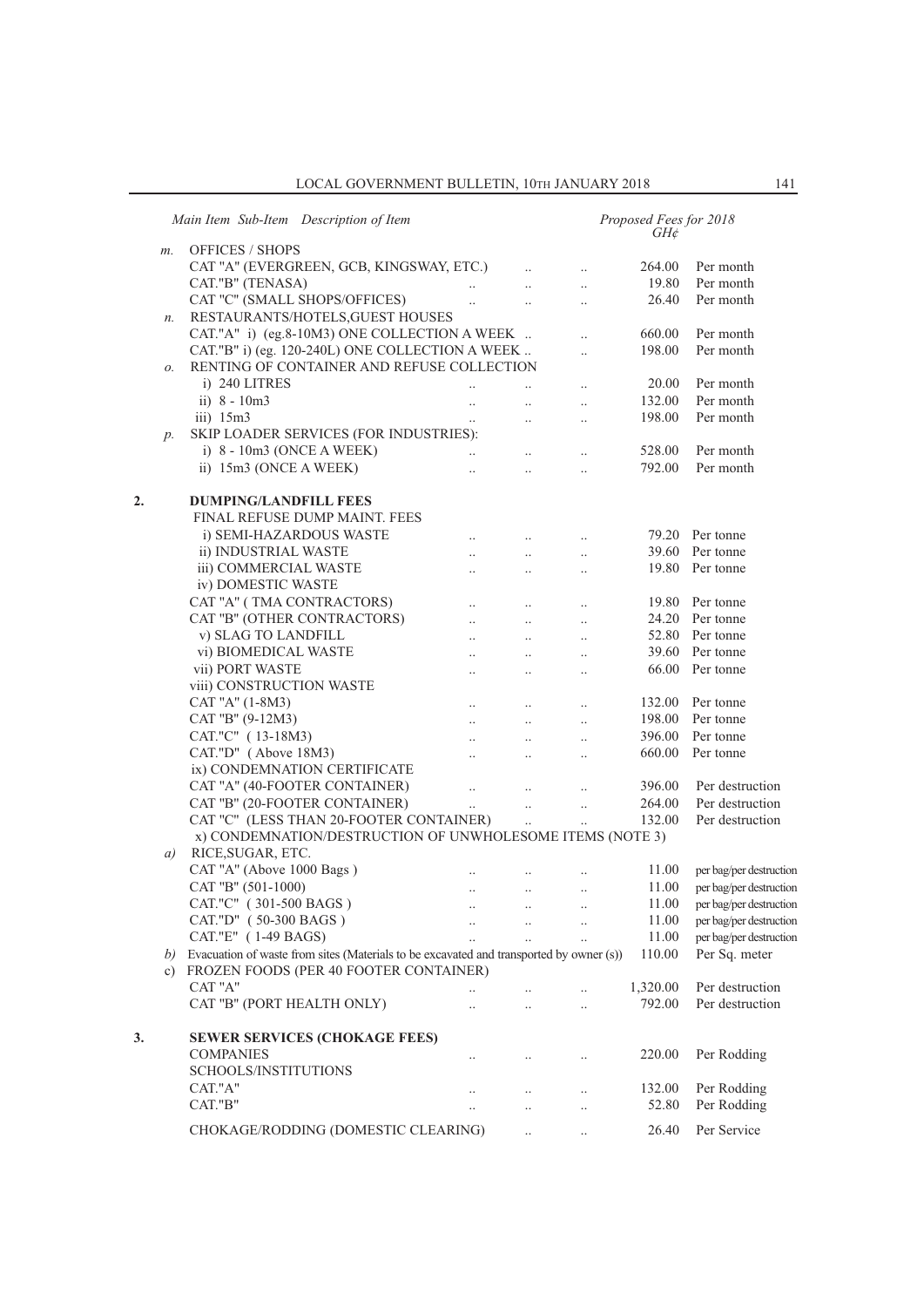| Main Item | Sub-Item | Description of Item | Proposed Fees for 2018 GH¢ | |
|---|---|---|---|---|
| | *m.* | OFFICES / SHOPS | | |
| | | CAT "A" (EVERGREEN, GCB, KINGSWAY, ETC.) | 264.00 | Per month |
| | | CAT."B" (TENASA) | 19.80 | Per month |
| | | CAT "C" (SMALL SHOPS/OFFICES) | 26.40 | Per month |
| | *n.* | RESTAURANTS/HOTELS,GUEST HOUSES | | |
| | | CAT."A" i) (eg.8-10M3) ONE COLLECTION A WEEK | 660.00 | Per month |
| | | CAT."B" i) (eg. 120-240L) ONE COLLECTION A WEEK | 198.00 | Per month |
| | *o.* | RENTING OF CONTAINER AND REFUSE COLLECTION | | |
| | | i) 240 LITRES | 20.00 | Per month |
| | | ii) 8 - 10m3 | 132.00 | Per month |
| | | iii) 15m3 | 198.00 | Per month |
| | *p.* | SKIP LOADER SERVICES (FOR INDUSTRIES): | | |
| | | i) 8 - 10m3 (ONCE A WEEK) | 528.00 | Per month |
| | | ii) 15m3 (ONCE A WEEK) | 792.00 | Per month |
| **2.** | | **DUMPING/LANDFILL FEES** | | |
| | | FINAL REFUSE DUMP MAINT. FEES | | |
| | | i) SEMI-HAZARDOUS WASTE | 79.20 | Per tonne |
| | | ii) INDUSTRIAL WASTE | 39.60 | Per tonne |
| | | iii) COMMERCIAL WASTE | 19.80 | Per tonne |
| | | iv) DOMESTIC WASTE | | |
| | | CAT "A" ( TMA CONTRACTORS) | 19.80 | Per tonne |
| | | CAT "B" (OTHER CONTRACTORS) | 24.20 | Per tonne |
| | | v) SLAG TO LANDFILL | 52.80 | Per tonne |
| | | vi) BIOMEDICAL WASTE | 39.60 | Per tonne |
| | | vii) PORT WASTE | 66.00 | Per tonne |
| | | viii) CONSTRUCTION WASTE | | |
| | | CAT "A" (1-8M3) | 132.00 | Per tonne |
| | | CAT "B" (9-12M3) | 198.00 | Per tonne |
| | | CAT."C" ( 13-18M3) | 396.00 | Per tonne |
| | | CAT."D" ( Above 18M3) | 660.00 | Per tonne |
| | | ix) CONDEMNATION CERTIFICATE | | |
| | | CAT "A" (40-FOOTER CONTAINER) | 396.00 | Per destruction |
| | | CAT "B" (20-FOOTER CONTAINER) | 264.00 | Per destruction |
| | | CAT "C" (LESS THAN 20-FOOTER CONTAINER) | 132.00 | Per destruction |
| | | x) CONDEMNATION/DESTRUCTION OF UNWHOLESOME ITEMS (NOTE 3) | | |
| | *a)* | RICE,SUGAR, ETC. | | |
| | | CAT "A" (Above 1000 Bags ) | 11.00 | per bag/per destruction |
| | | CAT "B" (501-1000) | 11.00 | per bag/per destruction |
| | | CAT."C" ( 301-500 BAGS ) | 11.00 | per bag/per destruction |
| | | CAT."D" ( 50-300 BAGS ) | 11.00 | per bag/per destruction |
| | | CAT."E" ( 1-49 BAGS) | 11.00 | per bag/per destruction |
| | *b)* | Evacuation of waste from sites (Materials to be excavated and transported by owner (s)) | 110.00 | Per Sq. meter |
| | c) | FROZEN FOODS (PER 40 FOOTER CONTAINER) | | |
| | | CAT "A" | 1,320.00 | Per destruction |
| | | CAT "B" (PORT HEALTH ONLY) | 792.00 | Per destruction |
| **3.** | | **SEWER SERVICES (CHOKAGE FEES)** | | |
| | | COMPANIES | 220.00 | Per Rodding |
| | | SCHOOLS/INSTITUTIONS | | |
| | | CAT."A" | 132.00 | Per Rodding |
| | | CAT."B" | 52.80 | Per Rodding |
| | | CHOKAGE/RODDING (DOMESTIC CLEARING) | 26.40 | Per Service |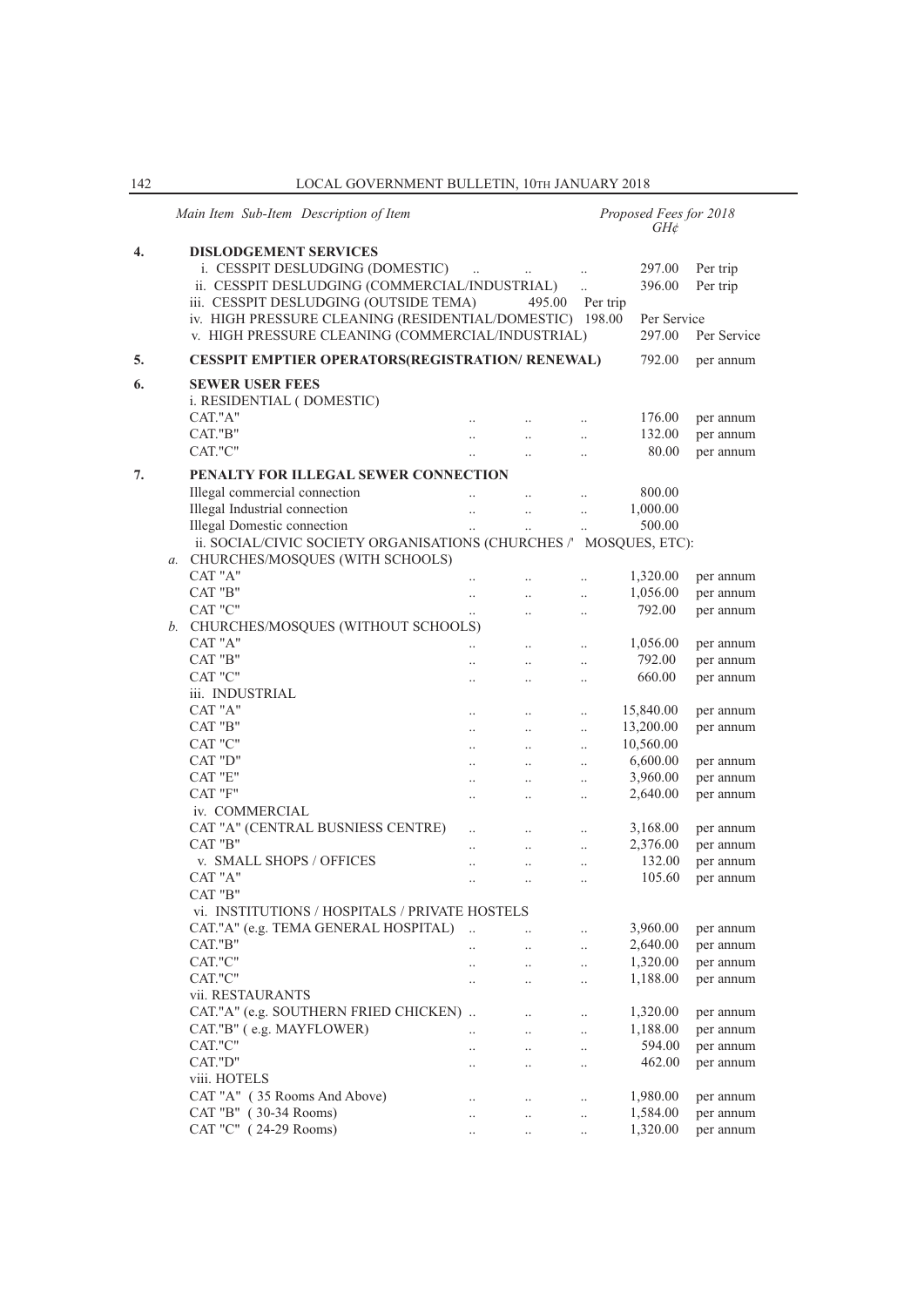| Main Item | Sub-Item | Description of Item | Proposed Fees for 2018 GH¢ | |
|---|---|---|---|---|
| **4.** | | **DISLODGEMENT SERVICES** | | |
| | | i. CESSPIT DESLUDGING (DOMESTIC) .. .. .. | 297.00 | Per trip |
| | | ii. CESSPIT DESLUDGING (COMMERCIAL/INDUSTRIAL) .. | 396.00 | Per trip |
| | | iii. CESSPIT DESLUDGING (OUTSIDE TEMA) | 495.00 | Per trip |
| | | iv. HIGH PRESSURE CLEANING (RESIDENTIAL/DOMESTIC) | 198.00 | Per Service |
| | | v. HIGH PRESSURE CLEANING (COMMERCIAL/INDUSTRIAL) | 297.00 | Per Service |
| **5.** | | **CESSPIT EMPTIER OPERATORS(REGISTRATION/ RENEWAL)** | 792.00 | per annum |
| **6.** | | **SEWER USER FEES** | | |
| | | i. RESIDENTIAL ( DOMESTIC) | | |
| | | CAT."A" .. .. .. | 176.00 | per annum |
| | | CAT."B" .. .. .. | 132.00 | per annum |
| | | CAT."C" .. .. .. | 80.00 | per annum |
| **7.** | | **PENALTY FOR ILLEGAL SEWER CONNECTION** | | |
| | | Illegal commercial connection .. .. .. | 800.00 | |
| | | Illegal Industrial connection .. .. .. | 1,000.00 | |
| | | Illegal Domestic connection .. .. .. | 500.00 | |
| | | ii. SOCIAL/CIVIC SOCIETY ORGANISATIONS (CHURCHES /' MOSQUES, ETC): | | |
| | *a.* | CHURCHES/MOSQUES (WITH SCHOOLS) | | |
| | | CAT "A" .. .. .. | 1,320.00 | per annum |
| | | CAT "B" .. .. .. | 1,056.00 | per annum |
| | | CAT "C" .. .. .. | 792.00 | per annum |
| | *b.* | CHURCHES/MOSQUES (WITHOUT SCHOOLS) | | |
| | | CAT "A" .. .. .. | 1,056.00 | per annum |
| | | CAT "B" .. .. .. | 792.00 | per annum |
| | | CAT "C" .. .. .. | 660.00 | per annum |
| | | iii. INDUSTRIAL | | |
| | | CAT "A" .. .. .. | 15,840.00 | per annum |
| | | CAT "B" .. .. .. | 13,200.00 | per annum |
| | | CAT "C" .. .. .. | 10,560.00 | |
| | | CAT "D" .. .. .. | 6,600.00 | per annum |
| | | CAT "E" .. .. .. | 3,960.00 | per annum |
| | | CAT "F" .. .. .. | 2,640.00 | per annum |
| | | iv. COMMERCIAL | | |
| | | CAT "A" (CENTRAL BUSNIESS CENTRE) .. .. .. | 3,168.00 | per annum |
| | | CAT "B" .. .. .. | 2,376.00 | per annum |
| | | v. SMALL SHOPS / OFFICES .. .. .. | 132.00 | per annum |
| | | CAT "A" .. .. .. | 105.60 | per annum |
| | | CAT "B" | | |
| | | vi. INSTITUTIONS / HOSPITALS / PRIVATE HOSTELS | | |
| | | CAT."A" (e.g. TEMA GENERAL HOSPITAL) .. .. | 3,960.00 | per annum |
| | | CAT."B" .. .. .. | 2,640.00 | per annum |
| | | CAT."C" .. .. .. | 1,320.00 | per annum |
| | | CAT."C" .. .. .. | 1,188.00 | per annum |
| | | vii. RESTAURANTS | | |
| | | CAT."A" (e.g. SOUTHERN FRIED CHICKEN) .. .. .. | 1,320.00 | per annum |
| | | CAT."B" ( e.g. MAYFLOWER) .. .. .. | 1,188.00 | per annum |
| | | CAT."C" .. .. .. | 594.00 | per annum |
| | | CAT."D" .. .. .. | 462.00 | per annum |
| | | viii. HOTELS | | |
| | | CAT "A" ( 35 Rooms And Above) .. .. .. | 1,980.00 | per annum |
| | | CAT "B" ( 30-34 Rooms) .. .. .. | 1,584.00 | per annum |
| | | CAT "C" ( 24-29 Rooms) .. .. .. | 1,320.00 | per annum |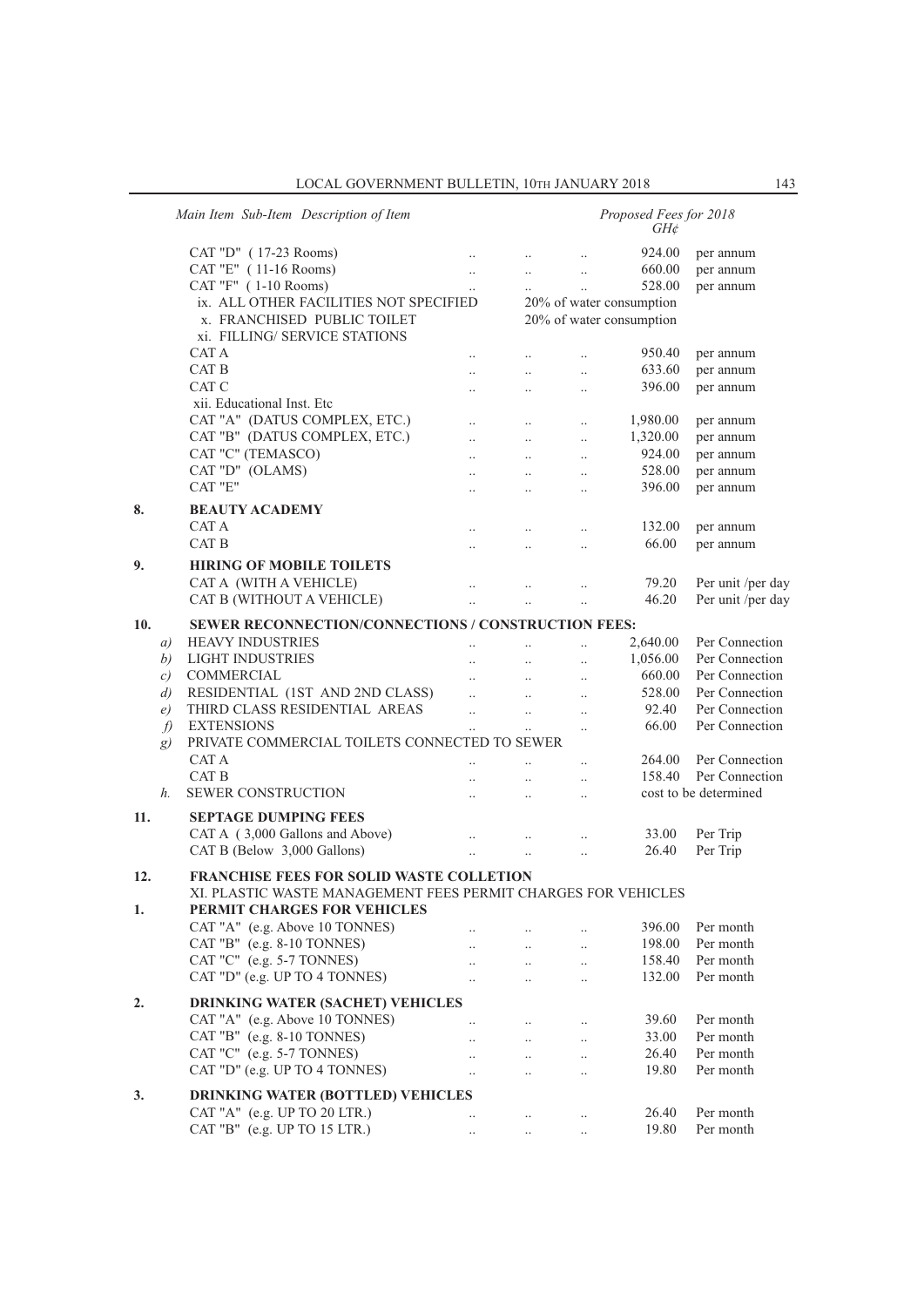| Main Item | Sub-Item | Description of Item | Proposed Fees for 2018 GH¢ | |
|---|---|---|---|---|
| | | CAT "D" ( 17-23 Rooms) | 924.00 | per annum |
| | | CAT "E" ( 11-16 Rooms) | 660.00 | per annum |
| | | CAT "F" ( 1-10 Rooms) | 528.00 | per annum |
| | | ix. ALL OTHER FACILITIES NOT SPECIFIED | 20% of water consumption | |
| | | x. FRANCHISED PUBLIC TOILET | 20% of water consumption | |
| | | xi. FILLING/ SERVICE STATIONS | | |
| | | CAT A | 950.40 | per annum |
| | | CAT B | 633.60 | per annum |
| | | CAT C | 396.00 | per annum |
| | | xii. Educational Inst. Etc | | |
| | | CAT "A" (DATUS COMPLEX, ETC.) | 1,980.00 | per annum |
| | | CAT "B" (DATUS COMPLEX, ETC.) | 1,320.00 | per annum |
| | | CAT "C" (TEMASCO) | 924.00 | per annum |
| | | CAT "D" (OLAMS) | 528.00 | per annum |
| | | CAT "E" | 396.00 | per annum |
| 8. | | **BEAUTY ACADEMY** | | |
| | | CAT A | 132.00 | per annum |
| | | CAT B | 66.00 | per annum |
| 9. | | **HIRING OF MOBILE TOILETS** | | |
| | | CAT A (WITH A VEHICLE) | 79.20 | Per unit /per day |
| | | CAT B (WITHOUT A VEHICLE) | 46.20 | Per unit /per day |
| 10. | | **SEWER RECONNECTION/CONNECTIONS / CONSTRUCTION FEES:** | | |
| | *a)* | HEAVY INDUSTRIES | 2,640.00 | Per Connection |
| | *b)* | LIGHT INDUSTRIES | 1,056.00 | Per Connection |
| | *c)* | COMMERCIAL | 660.00 | Per Connection |
| | *d)* | RESIDENTIAL (1ST AND 2ND CLASS) | 528.00 | Per Connection |
| | *e)* | THIRD CLASS RESIDENTIAL AREAS | 92.40 | Per Connection |
| | *f)* | EXTENSIONS | 66.00 | Per Connection |
| | *g)* | PRIVATE COMMERCIAL TOILETS CONNECTED TO SEWER | | |
| | | CAT A | 264.00 | Per Connection |
| | | CAT B | 158.40 | Per Connection |
| | *h.* | SEWER CONSTRUCTION | cost to be determined | |
| 11. | | **SEPTAGE DUMPING FEES** | | |
| | | CAT A ( 3,000 Gallons and Above) | 33.00 | Per Trip |
| | | CAT B (Below 3,000 Gallons) | 26.40 | Per Trip |
| 12. | | **FRANCHISE FEES FOR SOLID WASTE COLLETION** | | |
| | | XI. PLASTIC WASTE MANAGEMENT FEES PERMIT CHARGES FOR VEHICLES | | |
| 1. | | **PERMIT CHARGES FOR VEHICLES** | | |
| | | CAT "A" (e.g. Above 10 TONNES) | 396.00 | Per month |
| | | CAT "B" (e.g. 8-10 TONNES) | 198.00 | Per month |
| | | CAT "C" (e.g. 5-7 TONNES) | 158.40 | Per month |
| | | CAT "D" (e.g. UP TO 4 TONNES) | 132.00 | Per month |
| 2. | | **DRINKING WATER (SACHET) VEHICLES** | | |
| | | CAT "A" (e.g. Above 10 TONNES) | 39.60 | Per month |
| | | CAT "B" (e.g. 8-10 TONNES) | 33.00 | Per month |
| | | CAT "C" (e.g. 5-7 TONNES) | 26.40 | Per month |
| | | CAT "D" (e.g. UP TO 4 TONNES) | 19.80 | Per month |
| 3. | | **DRINKING WATER (BOTTLED) VEHICLES** | | |
| | | CAT "A" (e.g. UP TO 20 LTR.) | 26.40 | Per month |
| | | CAT "B" (e.g. UP TO 15 LTR.) | 19.80 | Per month |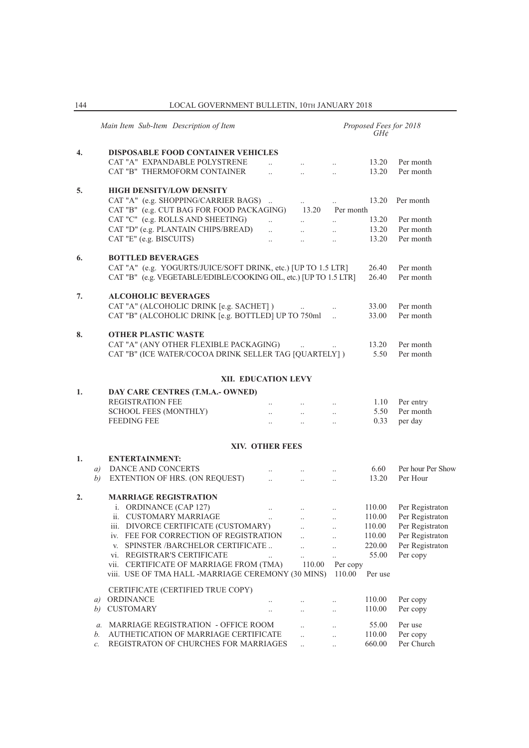| Main Item | Sub-Item | Description of Item | Proposed Fees for 2018 GH¢ | |
|---|---|---|---|---|
| **4.** | | **DISPOSABLE FOOD CONTAINER VEHICLES** | | |
| | | CAT "A" EXPANDABLE POLYSTRENE .. .. .. | 13.20 | Per month |
| | | CAT "B" THERMOFORM CONTAINER .. .. .. | 13.20 | Per month |
| **5.** | | **HIGH DENSITY/LOW DENSITY** | | |
| | | CAT "A" (e.g. SHOPPING/CARRIER BAGS) .. .. .. | 13.20 | Per month |
| | | CAT "B" (e.g. CUT BAG FOR FOOD PACKAGING) | 13.20 | Per month |
| | | CAT "C" (e.g. ROLLS AND SHEETING) .. .. .. | 13.20 | Per month |
| | | CAT "D" (e.g. PLANTAIN CHIPS/BREAD) .. .. .. | 13.20 | Per month |
| | | CAT "E" (e.g. BISCUITS) .. .. .. | 13.20 | Per month |
| **6.** | | **BOTTLED BEVERAGES** | | |
| | | CAT "A" (e.g. YOGURTS/JUICE/SOFT DRINK, etc.) [UP TO 1.5 LTR] | 26.40 | Per month |
| | | CAT "B" (e.g. VEGETABLE/EDIBLE/COOKING OIL, etc.) [UP TO 1.5 LTR] | 26.40 | Per month |
| **7.** | | **ALCOHOLIC BEVERAGES** | | |
| | | CAT "A" (ALCOHOLIC DRINK [e.g. SACHET] ) .. .. | 33.00 | Per month |
| | | CAT "B" (ALCOHOLIC DRINK [e.g. BOTTLED] UP TO 750ml .. | 33.00 | Per month |
| **8.** | | **OTHER PLASTIC WASTE** | | |
| | | CAT "A" (ANY OTHER FLEXIBLE PACKAGING) .. .. | 13.20 | Per month |
| | | CAT "B" (ICE WATER/COCOA DRINK SELLER TAG [QUARTELY] ) | 5.50 | Per month |

### XII. EDUCATION LEVY

| Main Item | Sub-Item | Description of Item | Proposed Fees for 2018 GH¢ | |
|---|---|---|---|---|
| **1.** | | **DAY CARE CENTRES (T.M.A.- OWNED)** | | |
| | | REGISTRATION FEE .. .. .. | 1.10 | Per entry |
| | | SCHOOL FEES (MONTHLY) .. .. .. | 5.50 | Per month |
| | | FEEDING FEE .. .. .. | 0.33 | per day |

### XIV. OTHER FEES

| Main Item | Sub-Item | Description of Item | Proposed Fees for 2018 GH¢ | |
|---|---|---|---|---|
| **1.** | | **ENTERTAINMENT:** | | |
| | *a)* | DANCE AND CONCERTS .. .. .. | 6.60 | Per hour Per Show |
| | *b)* | EXTENTION OF HRS. (ON REQUEST) .. .. .. | 13.20 | Per Hour |
| **2.** | | **MARRIAGE REGISTRATION** | | |
| | i. | ORDINANCE (CAP 127) .. .. .. | 110.00 | Per Registraton |
| | ii. | CUSTOMARY MARRIAGE .. .. .. | 110.00 | Per Registraton |
| | iii. | DIVORCE CERTIFICATE (CUSTOMARY) .. .. | 110.00 | Per Registraton |
| | iv. | FEE FOR CORRECTION OF REGISTRATION .. .. | 110.00 | Per Registraton |
| | v. | SPINSTER /BARCHELOR CERTIFICATE .. .. .. | 220.00 | Per Registraton |
| | vi. | REGISTRAR'S CERTIFICATE .. .. .. | 55.00 | Per copy |
| | vii. | CERTIFICATE OF MARRIAGE FROM (TMA) | 110.00 | Per copy |
| | viii. | USE OF TMA HALL -MARRIAGE CEREMONY (30 MINS) | 110.00 | Per use |
| | | CERTIFICATE (CERTIFIED TRUE COPY) | | |
| | *a)* | ORDINANCE .. .. .. | 110.00 | Per copy |
| | *b)* | CUSTOMARY .. .. .. | 110.00 | Per copy |
| | *a.* | MARRIAGE REGISTRATION - OFFICE ROOM .. .. | 55.00 | Per use |
| | *b.* | AUTHETICATION OF MARRIAGE CERTIFICATE .. .. | 110.00 | Per copy |
| | *c.* | REGISTRATON OF CHURCHES FOR MARRIAGES .. .. | 660.00 | Per Church |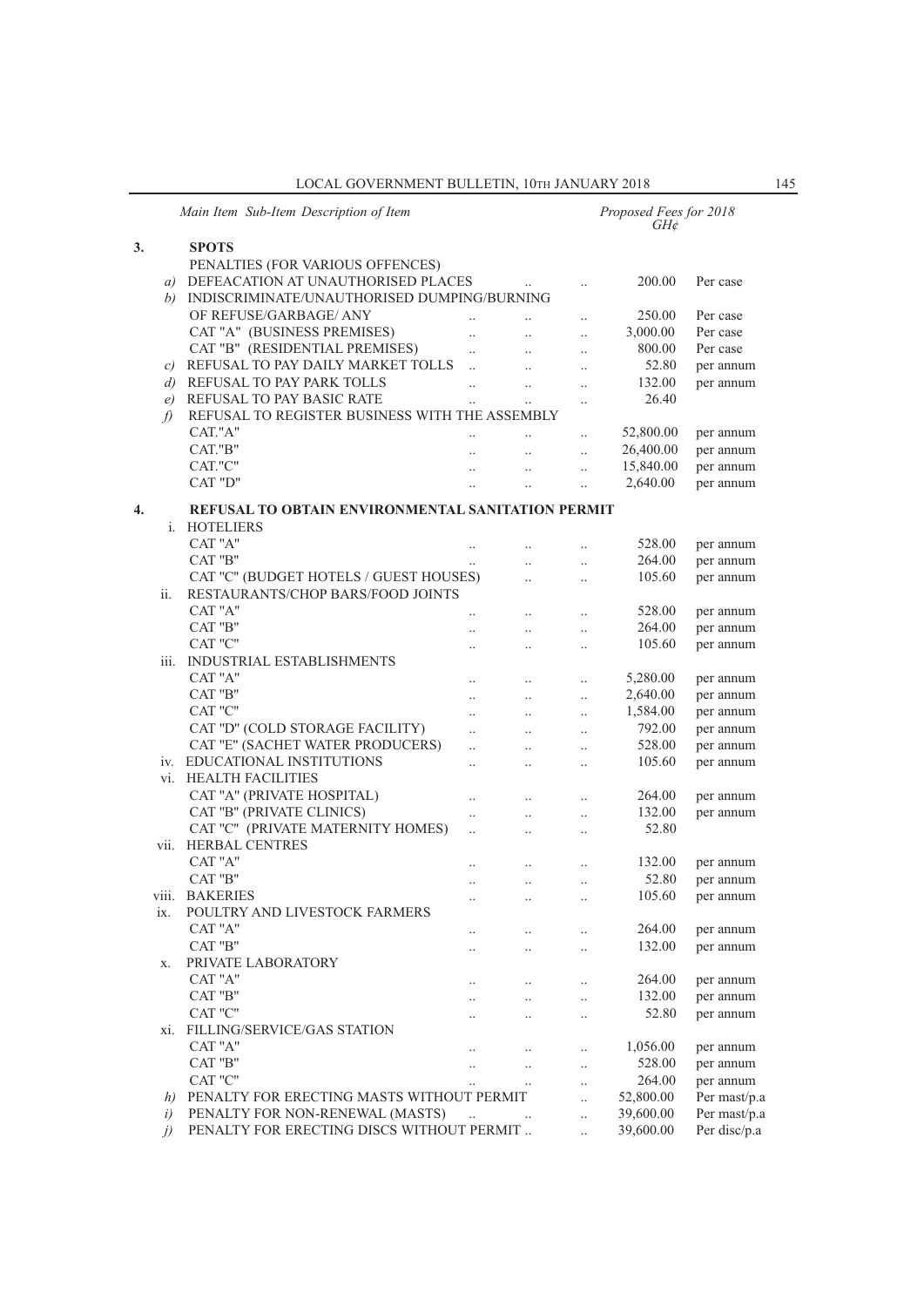| Main Item | Sub-Item | Description of Item | Proposed Fees for 2018 GH¢ | |
|---|---|---|---|---|
| **3.** | | **SPOTS** | | |
| | | PENALTIES (FOR VARIOUS OFFENCES) | | |
| | *a)* | DEFEACATION AT UNAUTHORISED PLACES | 200.00 | Per case |
| | *b)* | INDISCRIMINATE/UNAUTHORISED DUMPING/BURNING OF REFUSE/GARBAGE/ ANY | 250.00 | Per case |
| | | CAT "A" (BUSINESS PREMISES) | 3,000.00 | Per case |
| | | CAT "B" (RESIDENTIAL PREMISES) | 800.00 | Per case |
| | *c)* | REFUSAL TO PAY DAILY MARKET TOLLS | 52.80 | per annum |
| | *d)* | REFUSAL TO PAY PARK TOLLS | 132.00 | per annum |
| | *e)* | REFUSAL TO PAY BASIC RATE | 26.40 | |
| | *f)* | REFUSAL TO REGISTER BUSINESS WITH THE ASSEMBLY | | |
| | | CAT."A" | 52,800.00 | per annum |
| | | CAT."B" | 26,400.00 | per annum |
| | | CAT."C" | 15,840.00 | per annum |
| | | CAT "D" | 2,640.00 | per annum |
| **4.** | | **REFUSAL TO OBTAIN ENVIRONMENTAL SANITATION PERMIT** | | |
| | i. | HOTELIERS | | |
| | | CAT "A" | 528.00 | per annum |
| | | CAT "B" | 264.00 | per annum |
| | | CAT "C" (BUDGET HOTELS / GUEST HOUSES) | 105.60 | per annum |
| | ii. | RESTAURANTS/CHOP BARS/FOOD JOINTS | | |
| | | CAT "A" | 528.00 | per annum |
| | | CAT "B" | 264.00 | per annum |
| | | CAT "C" | 105.60 | per annum |
| | iii. | INDUSTRIAL ESTABLISHMENTS | | |
| | | CAT "A" | 5,280.00 | per annum |
| | | CAT "B" | 2,640.00 | per annum |
| | | CAT "C" | 1,584.00 | per annum |
| | | CAT "D" (COLD STORAGE FACILITY) | 792.00 | per annum |
| | | CAT "E" (SACHET WATER PRODUCERS) | 528.00 | per annum |
| | iv. | EDUCATIONAL INSTITUTIONS | 105.60 | per annum |
| | vi. | HEALTH FACILITIES | | |
| | | CAT "A" (PRIVATE HOSPITAL) | 264.00 | per annum |
| | | CAT "B" (PRIVATE CLINICS) | 132.00 | per annum |
| | | CAT "C" (PRIVATE MATERNITY HOMES) | 52.80 | |
| | vii. | HERBAL CENTRES | | |
| | | CAT "A" | 132.00 | per annum |
| | | CAT "B" | 52.80 | per annum |
| | viii. | BAKERIES | 105.60 | per annum |
| | ix. | POULTRY AND LIVESTOCK FARMERS | | |
| | | CAT "A" | 264.00 | per annum |
| | | CAT "B" | 132.00 | per annum |
| | x. | PRIVATE LABORATORY | | |
| | | CAT "A" | 264.00 | per annum |
| | | CAT "B" | 132.00 | per annum |
| | | CAT "C" | 52.80 | per annum |
| | xi. | FILLING/SERVICE/GAS STATION | | |
| | | CAT "A" | 1,056.00 | per annum |
| | | CAT "B" | 528.00 | per annum |
| | | CAT "C" | 264.00 | per annum |
| | *h)* | PENALTY FOR ERECTING MASTS WITHOUT PERMIT | 52,800.00 | Per mast/p.a |
| | *i)* | PENALTY FOR NON-RENEWAL (MASTS) | 39,600.00 | Per mast/p.a |
| | *j)* | PENALTY FOR ERECTING DISCS WITHOUT PERMIT | 39,600.00 | Per disc/p.a |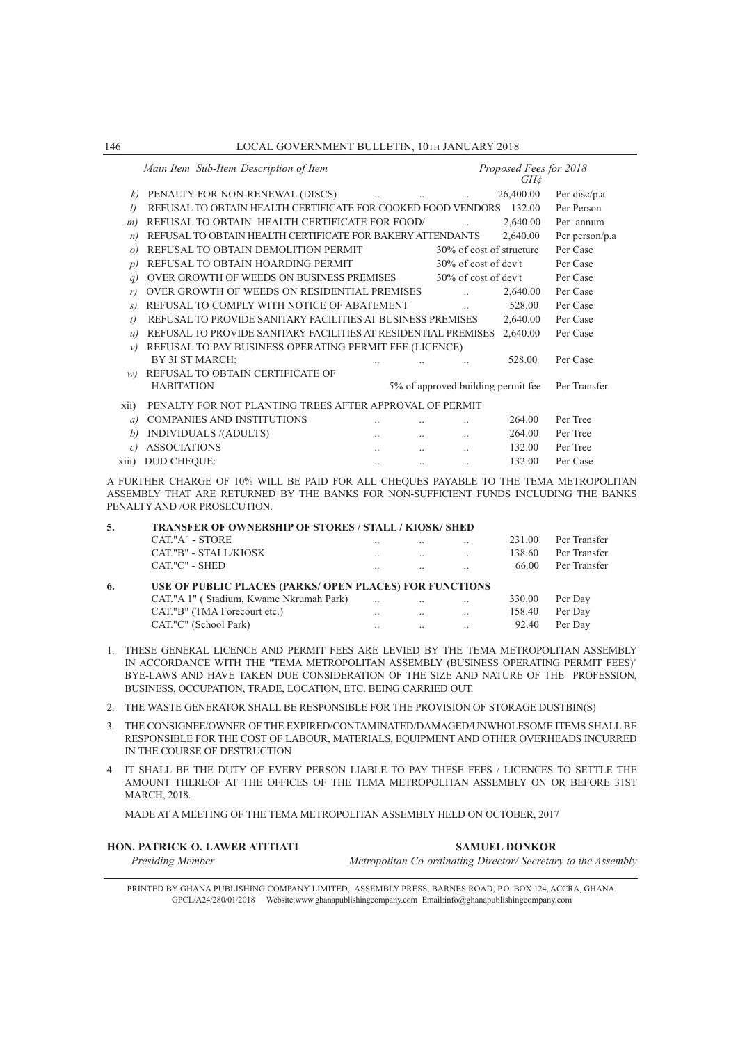| Main Item Sub-Item Description of Item | Proposed Fees for 2018 GH¢ | |
|---|---|---|
| *k)* PENALTY FOR NON-RENEWAL (DISCS) .. .. .. | 26,400.00 | Per disc/p.a |
| *l)* REFUSAL TO OBTAIN HEALTH CERTIFICATE FOR COOKED FOOD VENDORS | 132.00 | Per Person |
| *m)* REFUSAL TO OBTAIN HEALTH CERTIFICATE FOR FOOD/ .. | 2,640.00 | Per annum |
| *n)* REFUSAL TO OBTAIN HEALTH CERTIFICATE FOR BAKERY ATTENDANTS | 2,640.00 | Per person/p.a |
| *o)* REFUSAL TO OBTAIN DEMOLITION PERMIT | 30% of cost of structure | Per Case |
| *p)* REFUSAL TO OBTAIN HOARDING PERMIT | 30% of cost of dev't | Per Case |
| *q)* OVER GROWTH OF WEEDS ON BUSINESS PREMISES | 30% of cost of dev't | Per Case |
| *r)* OVER GROWTH OF WEEDS ON RESIDENTIAL PREMISES .. | 2,640.00 | Per Case |
| *s)* REFUSAL TO COMPLY WITH NOTICE OF ABATEMENT .. | 528.00 | Per Case |
| *t)* REFUSAL TO PROVIDE SANITARY FACILITIES AT BUSINESS PREMISES | 2,640.00 | Per Case |
| *u)* REFUSAL TO PROVIDE SANITARY FACILITIES AT RESIDENTIAL PREMISES | 2,640.00 | Per Case |
| *v)* REFUSAL TO PAY BUSINESS OPERATING PERMIT FEE (LICENCE) BY 3I ST MARCH: .. .. .. | 528.00 | Per Case |
| *w)* REFUSAL TO OBTAIN CERTIFICATE OF HABITATION | 5% of approved building permit fee | Per Transfer |
| xii) PENALTY FOR NOT PLANTING TREES AFTER APPROVAL OF PERMIT | | |
| *a)* COMPANIES AND INSTITUTIONS .. .. .. | 264.00 | Per Tree |
| *b)* INDIVIDUALS /(ADULTS) .. .. .. | 264.00 | Per Tree |
| *c)* ASSOCIATIONS .. .. .. | 132.00 | Per Tree |
| xiii) DUD CHEQUE: .. .. .. | 132.00 | Per Case |

A FURTHER CHARGE OF 10% WILL BE PAID FOR ALL CHEQUES PAYABLE TO THE TEMA METROPOLITAN ASSEMBLY THAT ARE RETURNED BY THE BANKS FOR NON-SUFFICIENT FUNDS INCLUDING THE BANKS PENALTY AND /OR PROSECUTION.

| | | | |
|---|---|---|---|
| **5.** | **TRANSFER OF OWNERSHIP OF STORES / STALL / KIOSK/ SHED** | | |
| | CAT."A" - STORE .. .. .. | 231.00 | Per Transfer |
| | CAT."B" - STALL/KIOSK .. .. .. | 138.60 | Per Transfer |
| | CAT."C" - SHED .. .. .. | 66.00 | Per Transfer |
| **6.** | **USE OF PUBLIC PLACES (PARKS/ OPEN PLACES) FOR FUNCTIONS** | | |
| | CAT."A 1" ( Stadium, Kwame Nkrumah Park) .. .. .. | 330.00 | Per Day |
| | CAT."B" (TMA Forecourt etc.) .. .. .. | 158.40 | Per Day |
| | CAT."C" (School Park) .. .. .. | 92.40 | Per Day |

1. THESE GENERAL LICENCE AND PERMIT FEES ARE LEVIED BY THE TEMA METROPOLITAN ASSEMBLY IN ACCORDANCE WITH THE "TEMA METROPOLITAN ASSEMBLY (BUSINESS OPERATING PERMIT FEES)" BYE-LAWS AND HAVE TAKEN DUE CONSIDERATION OF THE SIZE AND NATURE OF THE PROFESSION, BUSINESS, OCCUPATION, TRADE, LOCATION, ETC. BEING CARRIED OUT.
2. THE WASTE GENERATOR SHALL BE RESPONSIBLE FOR THE PROVISION OF STORAGE DUSTBIN(S)
3. THE CONSIGNEE/OWNER OF THE EXPIRED/CONTAMINATED/DAMAGED/UNWHOLESOME ITEMS SHALL BE RESPONSIBLE FOR THE COST OF LABOUR, MATERIALS, EQUIPMENT AND OTHER OVERHEADS INCURRED IN THE COURSE OF DESTRUCTION
4. IT SHALL BE THE DUTY OF EVERY PERSON LIABLE TO PAY THESE FEES / LICENCES TO SETTLE THE AMOUNT THEREOF AT THE OFFICES OF THE TEMA METROPOLITAN ASSEMBLY ON OR BEFORE 31ST MARCH, 2018.

MADE AT A MEETING OF THE TEMA METROPOLITAN ASSEMBLY HELD ON OCTOBER, 2017

**HON. PATRICK O. LAWER ATITIATI**
*Presiding Member*

**SAMUEL DONKOR**
*Metropolitan Co-ordinating Director/ Secretary to the Assembly*

PRINTED BY GHANA PUBLISHING COMPANY LIMITED, ASSEMBLY PRESS, BARNES ROAD, P.O. BOX 124, ACCRA, GHANA.
GPCL/A24/280/01/2018 Website:www.ghanapublishingcompany.com Email:info@ghanapublishingcompany.com